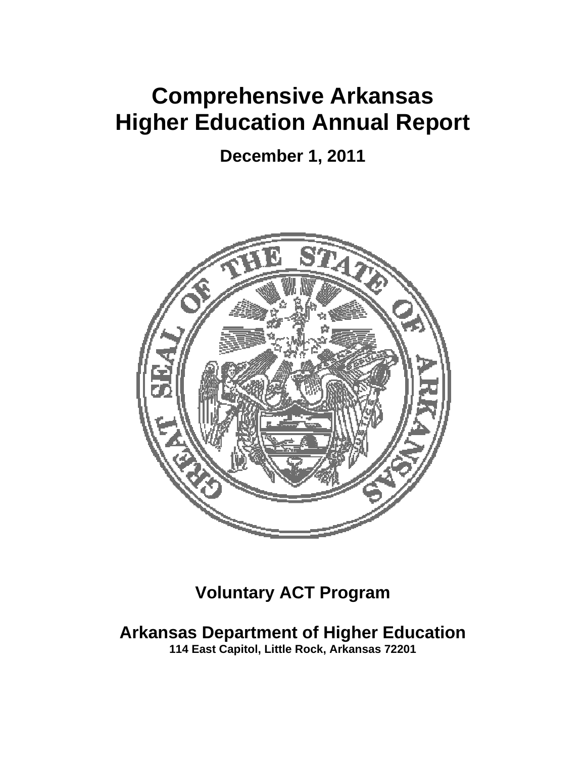# Comprehensive Arkansas Higher Education Annual Report

## December 1, 2011

## Voluntary ACT Program

## Arkansas Department of Higher Education

**114 East Capitol, Little Rock, Arkansas 72201**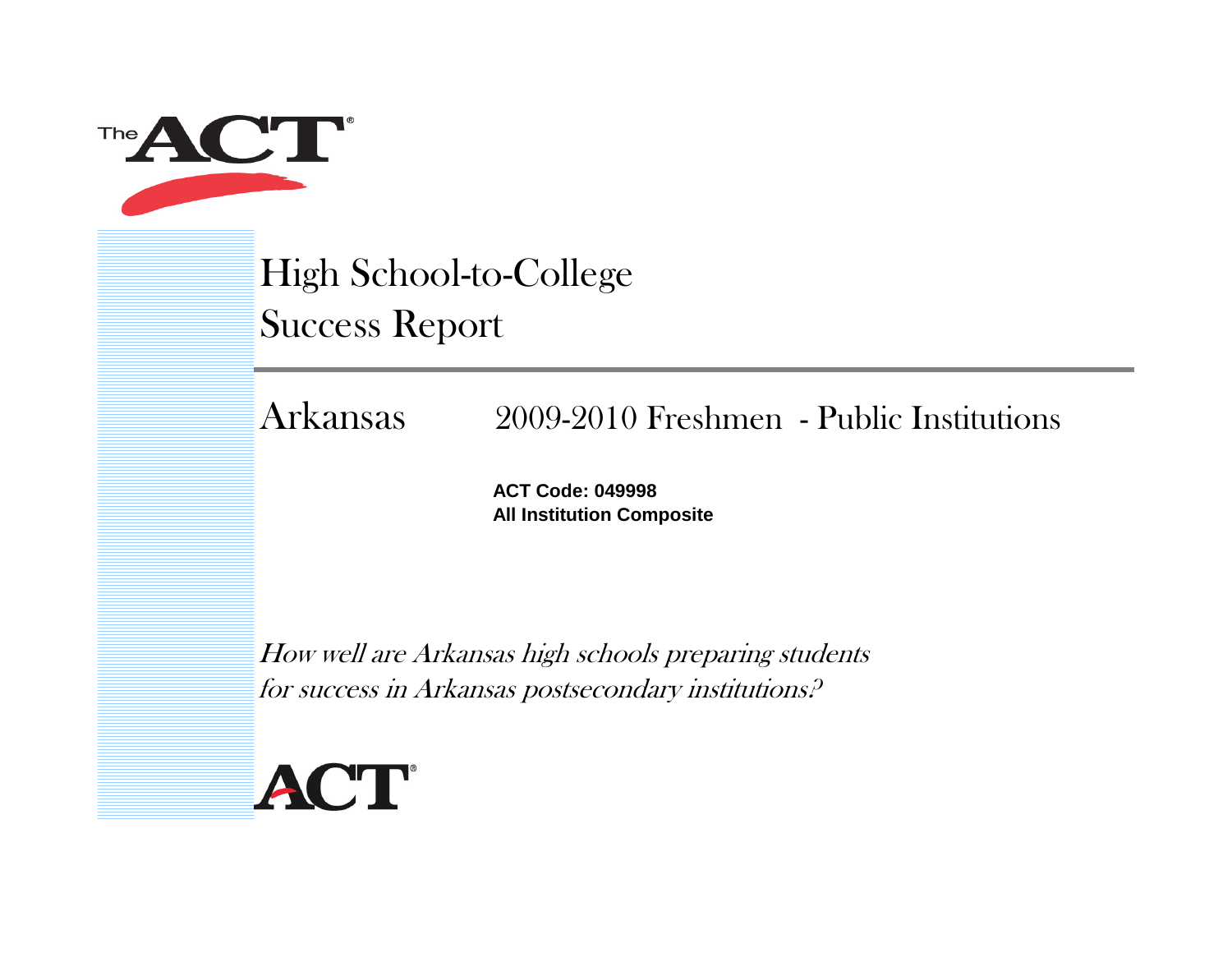# High School-to-College Success Report

## Arkansas 2009-2010 Freshmen - Public Institutions

**ACT Code: 049998**
**All Institution Composite**

*How well are Arkansas high schools preparing students for success in Arkansas postsecondary institutions?*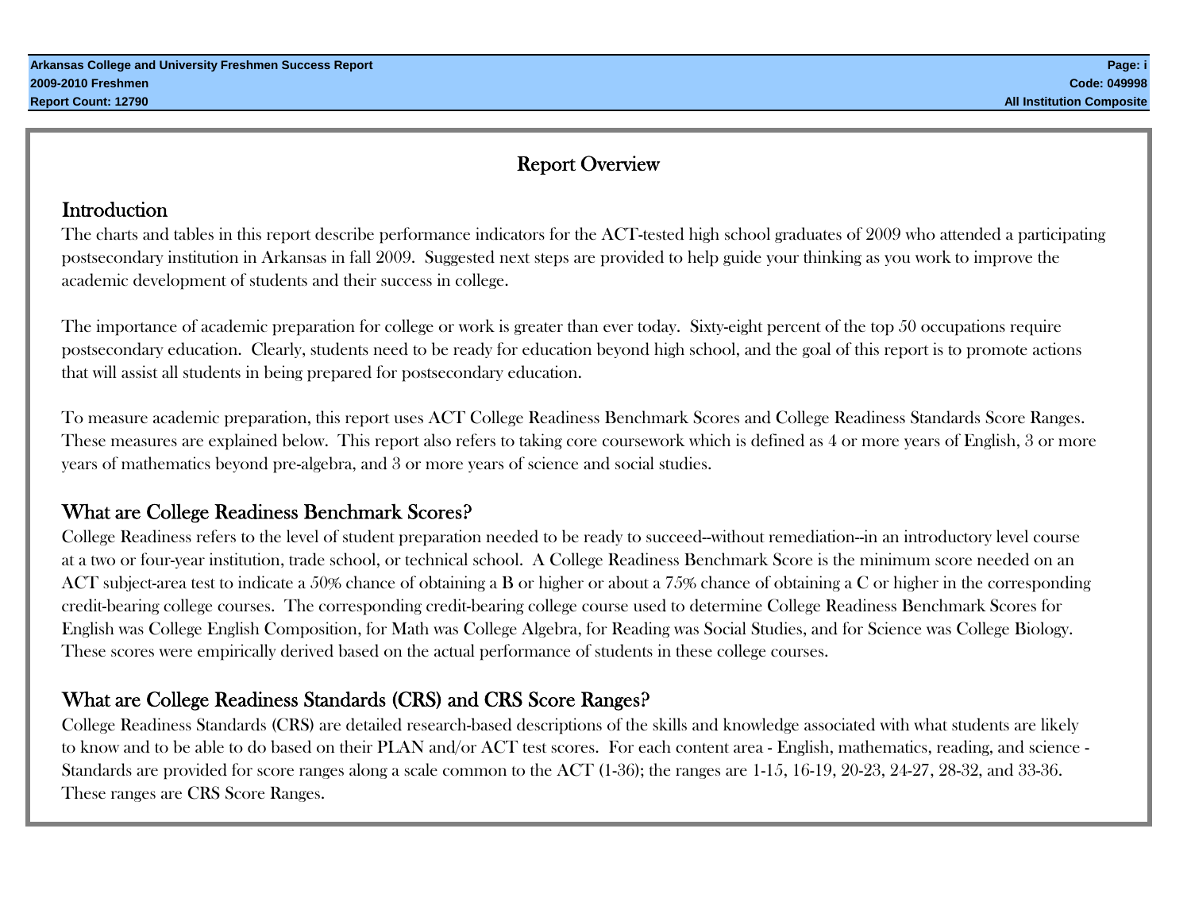# Report Overview

## Introduction

The charts and tables in this report describe performance indicators for the ACT-tested high school graduates of 2009 who attended a participating postsecondary institution in Arkansas in fall 2009. Suggested next steps are provided to help guide your thinking as you work to improve the academic development of students and their success in college.

The importance of academic preparation for college or work is greater than ever today. Sixty-eight percent of the top 50 occupations require postsecondary education. Clearly, students need to be ready for education beyond high school, and the goal of this report is to promote actions that will assist all students in being prepared for postsecondary education.

To measure academic preparation, this report uses ACT College Readiness Benchmark Scores and College Readiness Standards Score Ranges. These measures are explained below. This report also refers to taking core coursework which is defined as 4 or more years of English, 3 or more years of mathematics beyond pre-algebra, and 3 or more years of science and social studies.

## What are College Readiness Benchmark Scores?

College Readiness refers to the level of student preparation needed to be ready to succeed--without remediation--in an introductory level course at a two or four-year institution, trade school, or technical school. A College Readiness Benchmark Score is the minimum score needed on an ACT subject-area test to indicate a 50% chance of obtaining a B or higher or about a 75% chance of obtaining a C or higher in the corresponding credit-bearing college courses. The corresponding credit-bearing college course used to determine College Readiness Benchmark Scores for English was College English Composition, for Math was College Algebra, for Reading was Social Studies, and for Science was College Biology. These scores were empirically derived based on the actual performance of students in these college courses.

## What are College Readiness Standards (CRS) and CRS Score Ranges?

College Readiness Standards (CRS) are detailed research-based descriptions of the skills and knowledge associated with what students are likely to know and to be able to do based on their PLAN and/or ACT test scores. For each content area - English, mathematics, reading, and science - Standards are provided for score ranges along a scale common to the ACT (1-36); the ranges are 1-15, 16-19, 20-23, 24-27, 28-32, and 33-36. These ranges are CRS Score Ranges.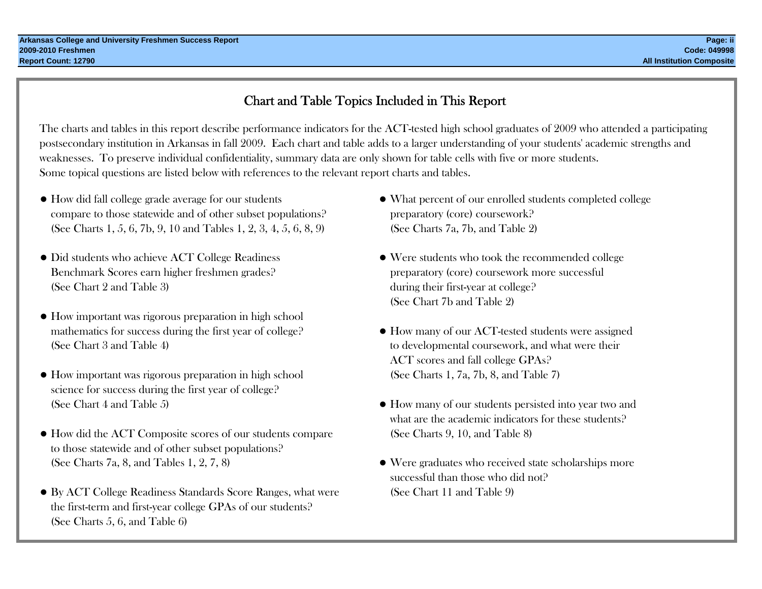# Chart and Table Topics Included in This Report

The charts and tables in this report describe performance indicators for the ACT-tested high school graduates of 2009 who attended a participating postsecondary institution in Arkansas in fall 2009. Each chart and table adds to a larger understanding of your students' academic strengths and weaknesses. To preserve individual confidentiality, summary data are only shown for table cells with five or more students.
Some topical questions are listed below with references to the relevant report charts and tables.

- How did fall college grade average for our students compare to those statewide and of other subset populations? (See Charts 1, 5, 6, 7b, 9, 10 and Tables 1, 2, 3, 4, 5, 6, 8, 9)

- Did students who achieve ACT College Readiness Benchmark Scores earn higher freshmen grades? (See Chart 2 and Table 3)

- How important was rigorous preparation in high school mathematics for success during the first year of college? (See Chart 3 and Table 4)

- How important was rigorous preparation in high school science for success during the first year of college? (See Chart 4 and Table 5)

- How did the ACT Composite scores of our students compare to those statewide and of other subset populations? (See Charts 7a, 8, and Tables 1, 2, 7, 8)

- By ACT College Readiness Standards Score Ranges, what were the first-term and first-year college GPAs of our students? (See Charts 5, 6, and Table 6)

- What percent of our enrolled students completed college preparatory (core) coursework? (See Charts 7a, 7b, and Table 2)

- Were students who took the recommended college preparatory (core) coursework more successful during their first-year at college? (See Chart 7b and Table 2)

- How many of our ACT-tested students were assigned to developmental coursework, and what were their ACT scores and fall college GPAs? (See Charts 1, 7a, 7b, 8, and Table 7)

- How many of our students persisted into year two and what are the academic indicators for these students? (See Charts 9, 10, and Table 8)

- Were graduates who received state scholarships more successful than those who did not? (See Chart 11 and Table 9)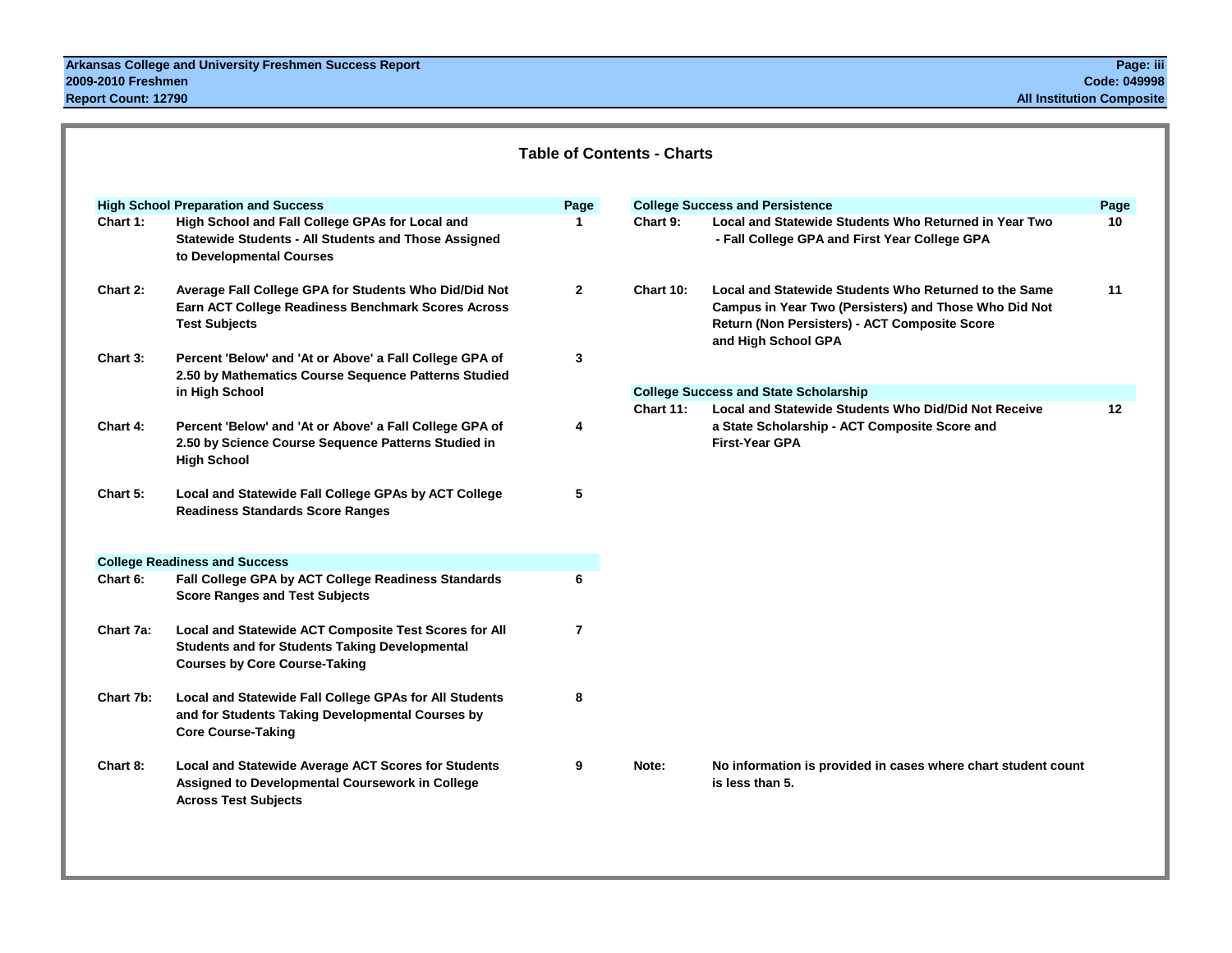## Table of Contents - Charts

| High School Preparation and Success | | Page |
|---|---|---|
| Chart 1: | High School and Fall College GPAs for Local and Statewide Students - All Students and Those Assigned to Developmental Courses | 1 |
| Chart 2: | Average Fall College GPA for Students Who Did/Did Not Earn ACT College Readiness Benchmark Scores Across Test Subjects | 2 |
| Chart 3: | Percent 'Below' and 'At or Above' a Fall College GPA of 2.50 by Mathematics Course Sequence Patterns Studied in High School | 3 |
| Chart 4: | Percent 'Below' and 'At or Above' a Fall College GPA of 2.50 by Science Course Sequence Patterns Studied in High School | 4 |
| Chart 5: | Local and Statewide Fall College GPAs by ACT College Readiness Standards Score Ranges | 5 |

| College Readiness and Success | | Page |
|---|---|---|
| Chart 6: | Fall College GPA by ACT College Readiness Standards Score Ranges and Test Subjects | 6 |
| Chart 7a: | Local and Statewide ACT Composite Test Scores for All Students and for Students Taking Developmental Courses by Core Course-Taking | 7 |
| Chart 7b: | Local and Statewide Fall College GPAs for All Students and for Students Taking Developmental Courses by Core Course-Taking | 8 |
| Chart 8: | Local and Statewide Average ACT Scores for Students Assigned to Developmental Coursework in College Across Test Subjects | 9 |

| College Success and Persistence | | Page |
|---|---|---|
| Chart 9: | Local and Statewide Students Who Returned in Year Two - Fall College GPA and First Year College GPA | 10 |
| Chart 10: | Local and Statewide Students Who Returned to the Same Campus in Year Two (Persisters) and Those Who Did Not Return (Non Persisters) - ACT Composite Score and High School GPA | 11 |

| College Success and State Scholarship | | Page |
|---|---|---|
| Chart 11: | Local and Statewide Students Who Did/Did Not Receive a State Scholarship - ACT Composite Score and First-Year GPA | 12 |

**Note:** No information is provided in cases where chart student count is less than 5.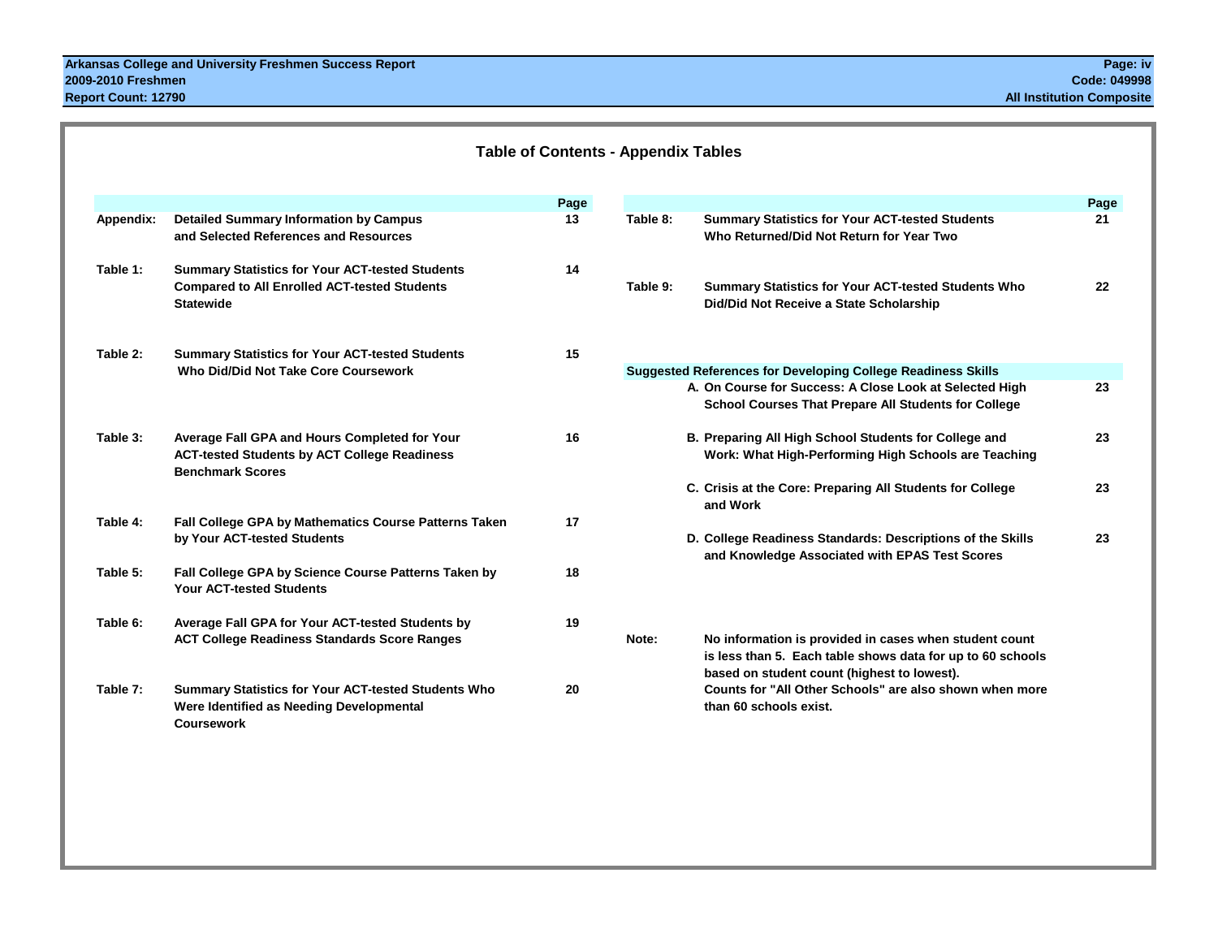# Table of Contents - Appendix Tables

| | | Page |
|---|---|---|
| Appendix: | Detailed Summary Information by Campus and Selected References and Resources | 13 |
| Table 1: | Summary Statistics for Your ACT-tested Students Compared to All Enrolled ACT-tested Students Statewide | 14 |
| Table 2: | Summary Statistics for Your ACT-tested Students Who Did/Did Not Take Core Coursework | 15 |
| Table 3: | Average Fall GPA and Hours Completed for Your ACT-tested Students by ACT College Readiness Benchmark Scores | 16 |
| Table 4: | Fall College GPA by Mathematics Course Patterns Taken by Your ACT-tested Students | 17 |
| Table 5: | Fall College GPA by Science Course Patterns Taken by Your ACT-tested Students | 18 |
| Table 6: | Average Fall GPA for Your ACT-tested Students by ACT College Readiness Standards Score Ranges | 19 |
| Table 7: | Summary Statistics for Your ACT-tested Students Who Were Identified as Needing Developmental Coursework | 20 |
| Table 8: | Summary Statistics for Your ACT-tested Students Who Returned/Did Not Return for Year Two | 21 |
| Table 9: | Summary Statistics for Your ACT-tested Students Who Did/Did Not Receive a State Scholarship | 22 |

| Suggested References for Developing College Readiness Skills | Page |
|---|---|
| A. On Course for Success: A Close Look at Selected High School Courses That Prepare All Students for College | 23 |
| B. Preparing All High School Students for College and Work: What High-Performing High Schools are Teaching | 23 |
| C. Crisis at the Core: Preparing All Students for College and Work | 23 |
| D. College Readiness Standards: Descriptions of the Skills and Knowledge Associated with EPAS Test Scores | 23 |

**Note:** No information is provided in cases when student count is less than 5. Each table shows data for up to 60 schools based on student count (highest to lowest). Counts for "All Other Schools" are also shown when more than 60 schools exist.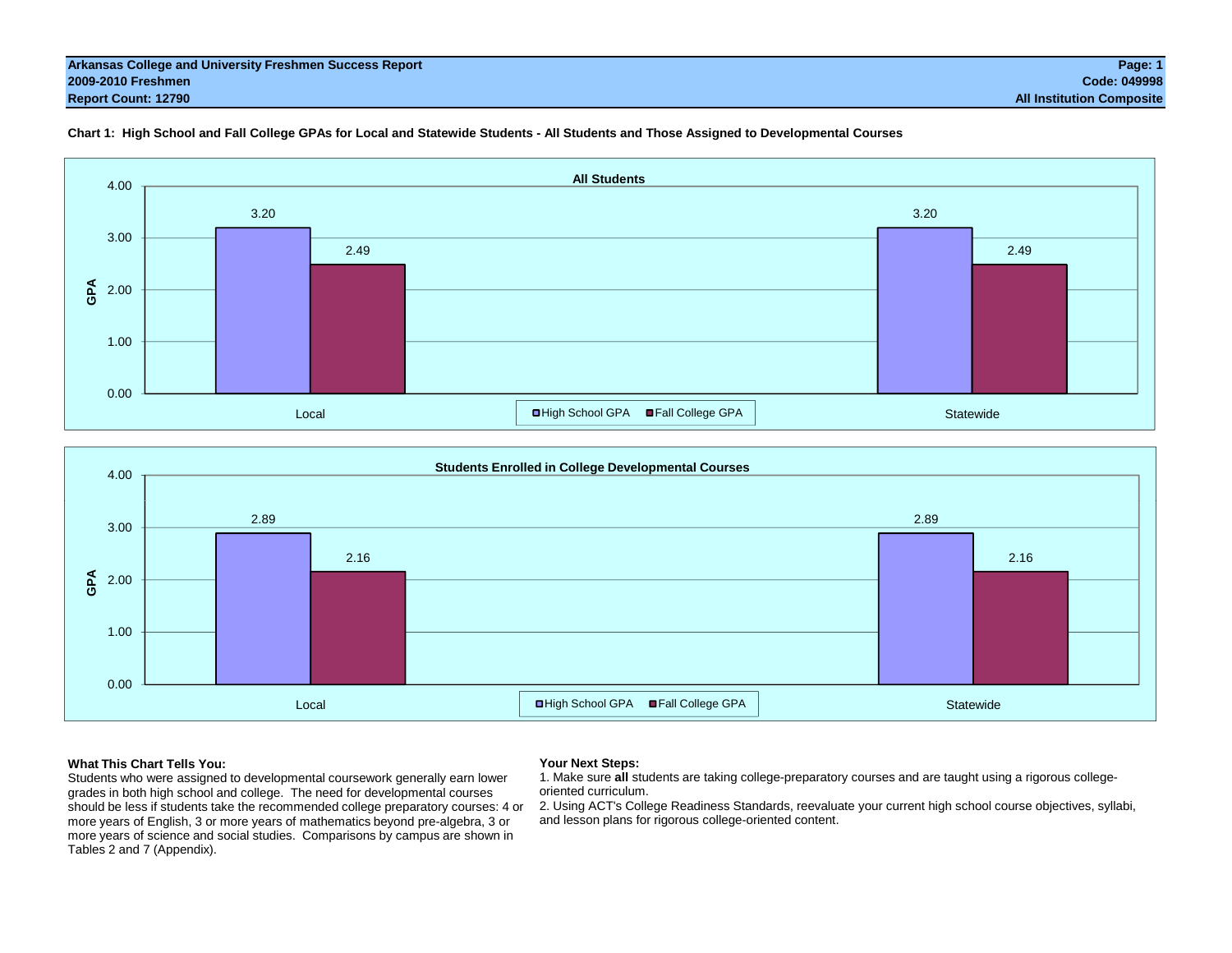**Arkansas College and University Freshmen Success Report**
**2009-2010 Freshmen**
**Report Count: 12790**

**Code: 049998**
**All Institution Composite**

**Chart 1: High School and Fall College GPAs for Local and Statewide Students - All Students and Those Assigned to Developmental Courses**

All Students

GPA

4.00
3.00
2.00
1.00
0.00

3.20
2.49
3.20
2.49

Local
Statewide

High School GPA
Fall College GPA

Students Enrolled in College Developmental Courses

GPA

4.00
3.00
2.00
1.00
0.00

2.89
2.16
2.89
2.16

Local
Statewide

High School GPA
Fall College GPA

**What This Chart Tells You:**

Students who were assigned to developmental coursework generally earn lower grades in both high school and college. The need for developmental courses should be less if students take the recommended college preparatory courses: 4 or more years of English, 3 or more years of mathematics beyond pre-algebra, 3 or more years of science and social studies. Comparisons by campus are shown in Tables 2 and 7 (Appendix).

**Your Next Steps:**

1. Make sure **all** students are taking college-preparatory courses and are taught using a rigorous college-oriented curriculum.
2. Using ACT's College Readiness Standards, reevaluate your current high school course objectives, syllabi, and lesson plans for rigorous college-oriented content.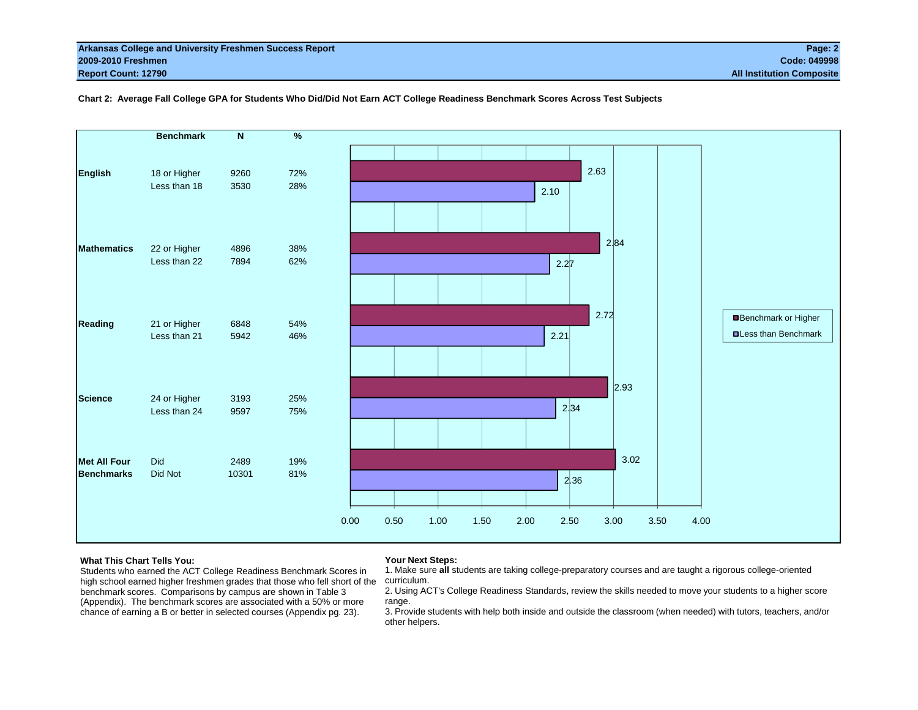**Chart 2: Average Fall College GPA for Students Who Did/Did Not Earn ACT College Readiness Benchmark Scores Across Test Subjects**

| | Benchmark | N | % |
|---|---|---|---|
| **English** | 18 or Higher | 9260 | 72% |
| | Less than 18 | 3530 | 28% |
| **Mathematics** | 22 or Higher | 4896 | 38% |
| | Less than 22 | 7894 | 62% |
| **Reading** | 21 or Higher | 6848 | 54% |
| | Less than 21 | 5942 | 46% |
| **Science** | 24 or Higher | 3193 | 25% |
| | Less than 24 | 9597 | 75% |
| **Met All Four Benchmarks** | Did | 2489 | 19% |
| | Did Not | 10301 | 81% |

2.63
2.10
2.84
2.27
2.72
2.21
2.93
2.34
3.02
2.36

0.00 0.50 1.00 1.50 2.00 2.50 3.00 3.50 4.00

Benchmark or Higher
Less than Benchmark

**What This Chart Tells You:**

Students who earned the ACT College Readiness Benchmark Scores in high school earned higher freshmen grades that those who fell short of the benchmark scores. Comparisons by campus are shown in Table 3 (Appendix). The benchmark scores are associated with a 50% or more chance of earning a B or better in selected courses (Appendix pg. 23).

**Your Next Steps:**

1. Make sure **all** students are taking college-preparatory courses and are taught a rigorous college-oriented curriculum.
2. Using ACT's College Readiness Standards, review the skills needed to move your students to a higher score range.
3. Provide students with help both inside and outside the classroom (when needed) with tutors, teachers, and/or other helpers.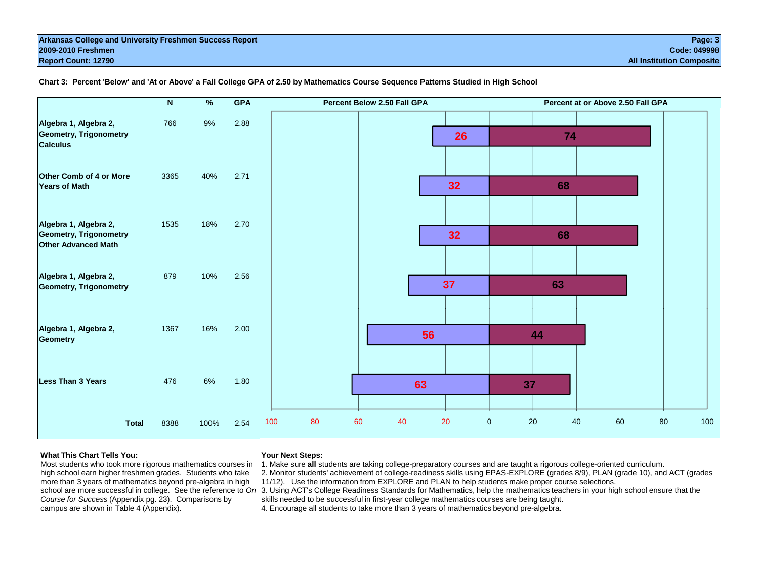**Chart 3: Percent 'Below' and 'At or Above' a Fall College GPA of 2.50 by Mathematics Course Sequence Patterns Studied in High School**

N | % | GPA

Percent Below 2.50 Fall GPA

Percent at or Above 2.50 Fall GPA

Algebra 1, Algebra 2, Geometry, Trigonometry Calculus 766 9% 2.88

26 74

Other Comb of 4 or More Years of Math 3365 40% 2.71

32 68

Algebra 1, Algebra 2, Geometry, Trigonometry Other Advanced Math 1535 18% 2.70

32 68

Algebra 1, Algebra 2, Geometry, Trigonometry 879 10% 2.56

37 63

Algebra 1, Algebra 2, Geometry 1367 16% 2.00

56 44

Less Than 3 Years 476 6% 1.80

63 37

Total 8388 100% 2.54

100 80 60 40 20 0 20 40 60 80 100

**What This Chart Tells You:**

Most students who took more rigorous mathematics courses in high school earn higher freshmen grades. Students who take more than 3 years of mathematics beyond pre-algebra in high school are more successful in college. See the reference to *On Course for Success* (Appendix pg. 23). Comparisons by campus are shown in Table 4 (Appendix).

**Your Next Steps:**

1. Make sure **all** students are taking college-preparatory courses and are taught a rigorous college-oriented curriculum.
2. Monitor students' achievement of college-readiness skills using EPAS-EXPLORE (grades 8/9), PLAN (grade 10), and ACT (grades 11/12). Use the information from EXPLORE and PLAN to help students make proper course selections.
3. Using ACT's College Readiness Standards for Mathematics, help the mathematics teachers in your high school ensure that the skills needed to be successful in first-year college mathematics courses are being taught.
4. Encourage all students to take more than 3 years of mathematics beyond pre-algebra.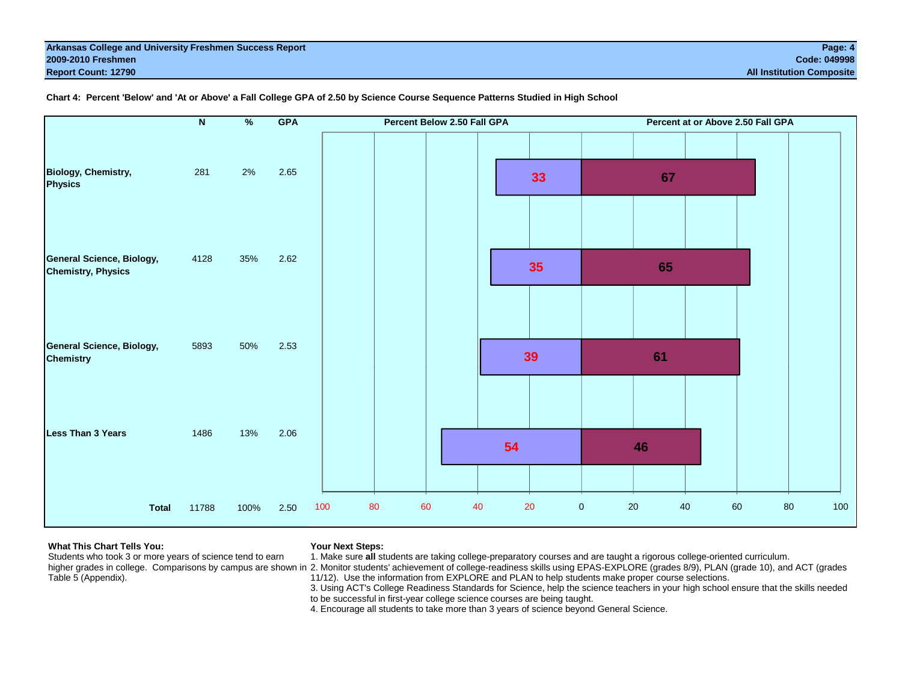**Chart 4: Percent 'Below' and 'At or Above' a Fall College GPA of 2.50 by Science Course Sequence Patterns Studied in High School**

N % GPA

Percent Below 2.50 Fall GPA

Percent at or Above 2.50 Fall GPA

Biology, Chemistry, Physics 281 2% 2.65

33 67

General Science, Biology, Chemistry, Physics 4128 35% 2.62

35 65

General Science, Biology, Chemistry 5893 50% 2.53

39 61

Less Than 3 Years 1486 13% 2.06

54 46

Total 11788 100% 2.50

100 80 60 40 20 0 20 40 60 80 100

**What This Chart Tells You:**

Students who took 3 or more years of science tend to earn higher grades in college. Comparisons by campus are shown in Table 5 (Appendix).

**Your Next Steps:**

1. Make sure **all** students are taking college-preparatory courses and are taught a rigorous college-oriented curriculum.
2. Monitor students' achievement of college-readiness skills using EPAS-EXPLORE (grades 8/9), PLAN (grade 10), and ACT (grades 11/12). Use the information from EXPLORE and PLAN to help students make proper course selections.
3. Using ACT's College Readiness Standards for Science, help the science teachers in your high school ensure that the skills needed to be successful in first-year college science courses are being taught.
4. Encourage all students to take more than 3 years of science beyond General Science.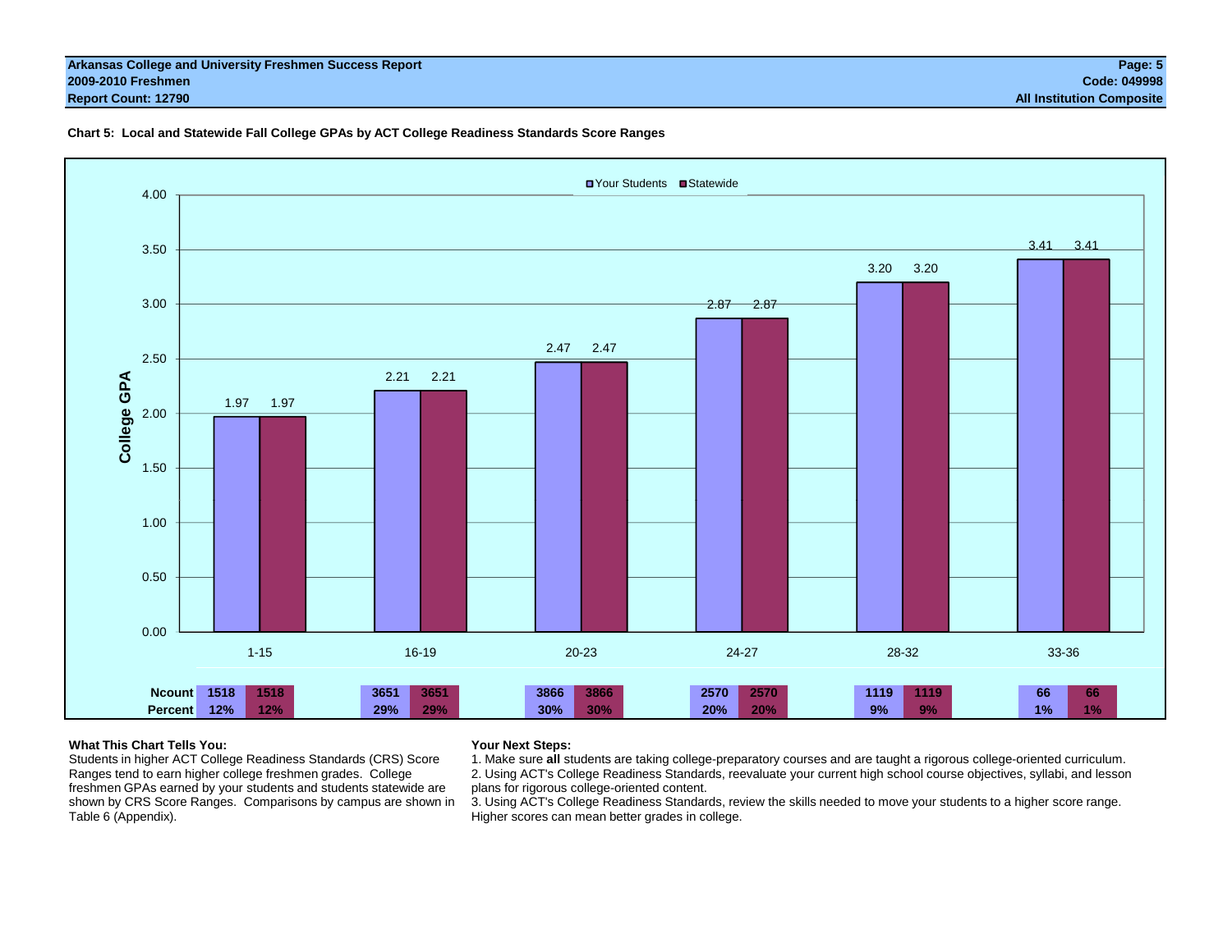**Chart 5: Local and Statewide Fall College GPAs by ACT College Readiness Standards Score Ranges**

Your Students  Statewide

College GPA

4.00
3.50
3.00
2.50
2.00
1.50
1.00
0.50
0.00

1.97 1.97
2.21 2.21
2.47 2.47
2.87 2.87
3.20 3.20
3.41 3.41

1-15
16-19
20-23
24-27
28-32
33-36

Ncount 1518 1518 3651 3651 3866 3866 2570 2570 1119 1119 66 66
Percent 12% 12% 29% 29% 30% 30% 20% 20% 9% 9% 1% 1%

**What This Chart Tells You:**
Students in higher ACT College Readiness Standards (CRS) Score Ranges tend to earn higher college freshmen grades. College freshmen GPAs earned by your students and students statewide are shown by CRS Score Ranges. Comparisons by campus are shown in Table 6 (Appendix).

**Your Next Steps:**
1. Make sure **all** students are taking college-preparatory courses and are taught a rigorous college-oriented curriculum.
2. Using ACT's College Readiness Standards, reevaluate your current high school course objectives, syllabi, and lesson plans for rigorous college-oriented content.
3. Using ACT's College Readiness Standards, review the skills needed to move your students to a higher score range. Higher scores can mean better grades in college.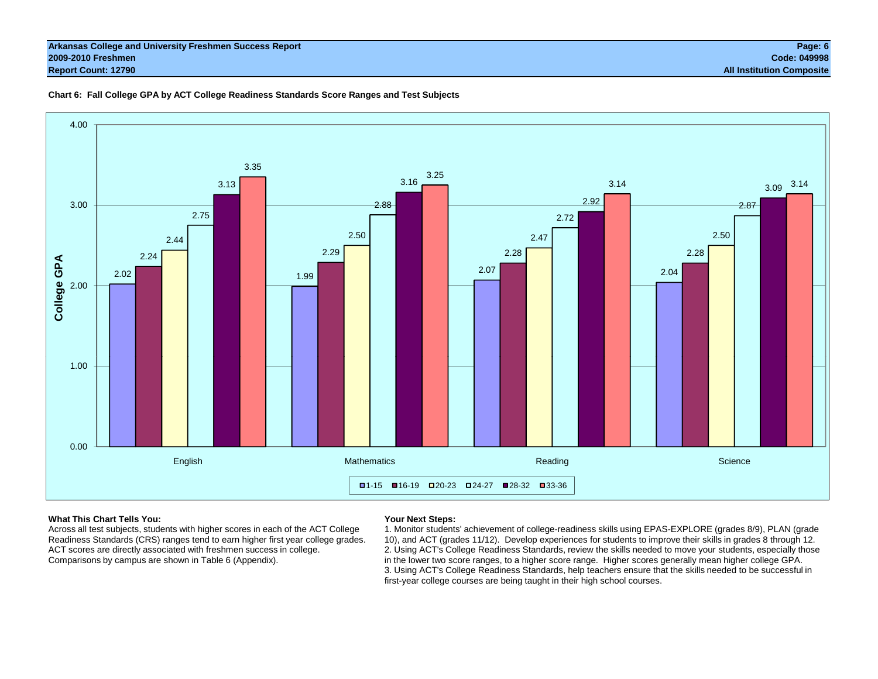### Chart 6: Fall College GPA by ACT College Readiness Standards Score Ranges and Test Subjects

College GPA

4.00
3.00
2.00
1.00
0.00

English: 2.02, 2.24, 2.44, 2.75, 3.13, 3.35

Mathematics: 1.99, 2.29, 2.50, 2.88, 3.16, 3.25

Reading: 2.07, 2.28, 2.47, 2.72, 2.92, 3.14

Science: 2.04, 2.28, 2.50, 2.87, 3.09, 3.14

1-15 16-19 20-23 24-27 28-32 33-36

**What This Chart Tells You:**

Across all test subjects, students with higher scores in each of the ACT College Readiness Standards (CRS) ranges tend to earn higher first year college grades. ACT scores are directly associated with freshmen success in college. Comparisons by campus are shown in Table 6 (Appendix).

**Your Next Steps:**

1. Monitor students' achievement of college-readiness skills using EPAS-EXPLORE (grades 8/9), PLAN (grade 10), and ACT (grades 11/12). Develop experiences for students to improve their skills in grades 8 through 12.
2. Using ACT's College Readiness Standards, review the skills needed to move your students, especially those in the lower two score ranges, to a higher score range. Higher scores generally mean higher college GPA.
3. Using ACT's College Readiness Standards, help teachers ensure that the skills needed to be successful in first-year college courses are being taught in their high school courses.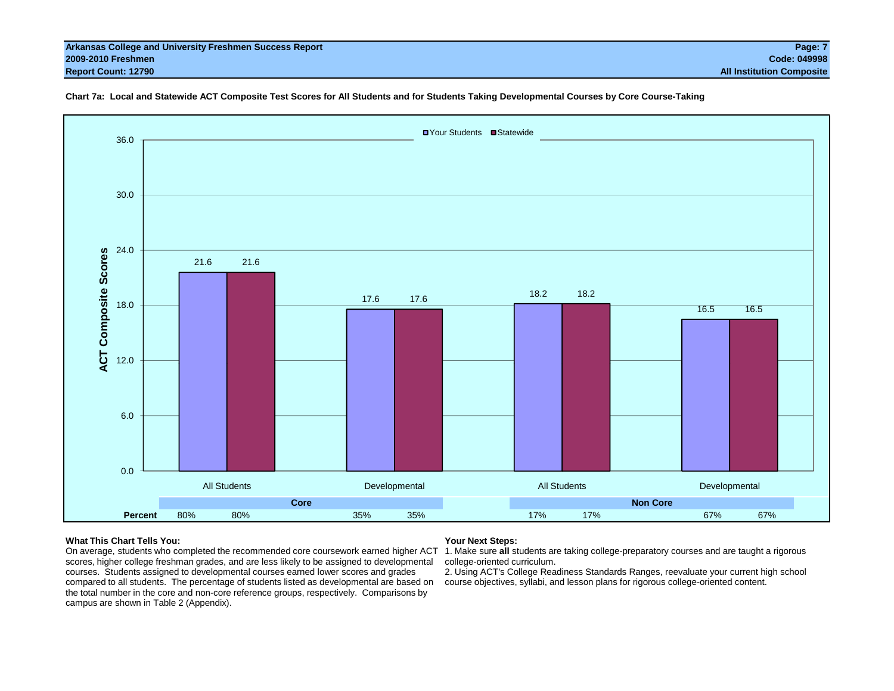**Chart 7a: Local and Statewide ACT Composite Test Scores for All Students and for Students Taking Developmental Courses by Core Course-Taking**

Your Students ■Statewide

ACT Composite Scores

36.0
30.0
24.0
18.0
12.0
6.0
0.0

21.6 21.6
17.6 17.6
18.2 18.2
16.5 16.5

All Students
Developmental
All Students
Developmental

Core
Non Core

Percent 80% 80% 35% 35% 17% 17% 67% 67%

**What This Chart Tells You:**
On average, students who completed the recommended core coursework earned higher ACT scores, higher college freshman grades, and are less likely to be assigned to developmental courses. Students assigned to developmental courses earned lower scores and grades compared to all students. The percentage of students listed as developmental are based on the total number in the core and non-core reference groups, respectively. Comparisons by campus are shown in Table 2 (Appendix).

**Your Next Steps:**
1. Make sure **all** students are taking college-preparatory courses and are taught a rigorous college-oriented curriculum.
2. Using ACT's College Readiness Standards Ranges, reevaluate your current high school course objectives, syllabi, and lesson plans for rigorous college-oriented content.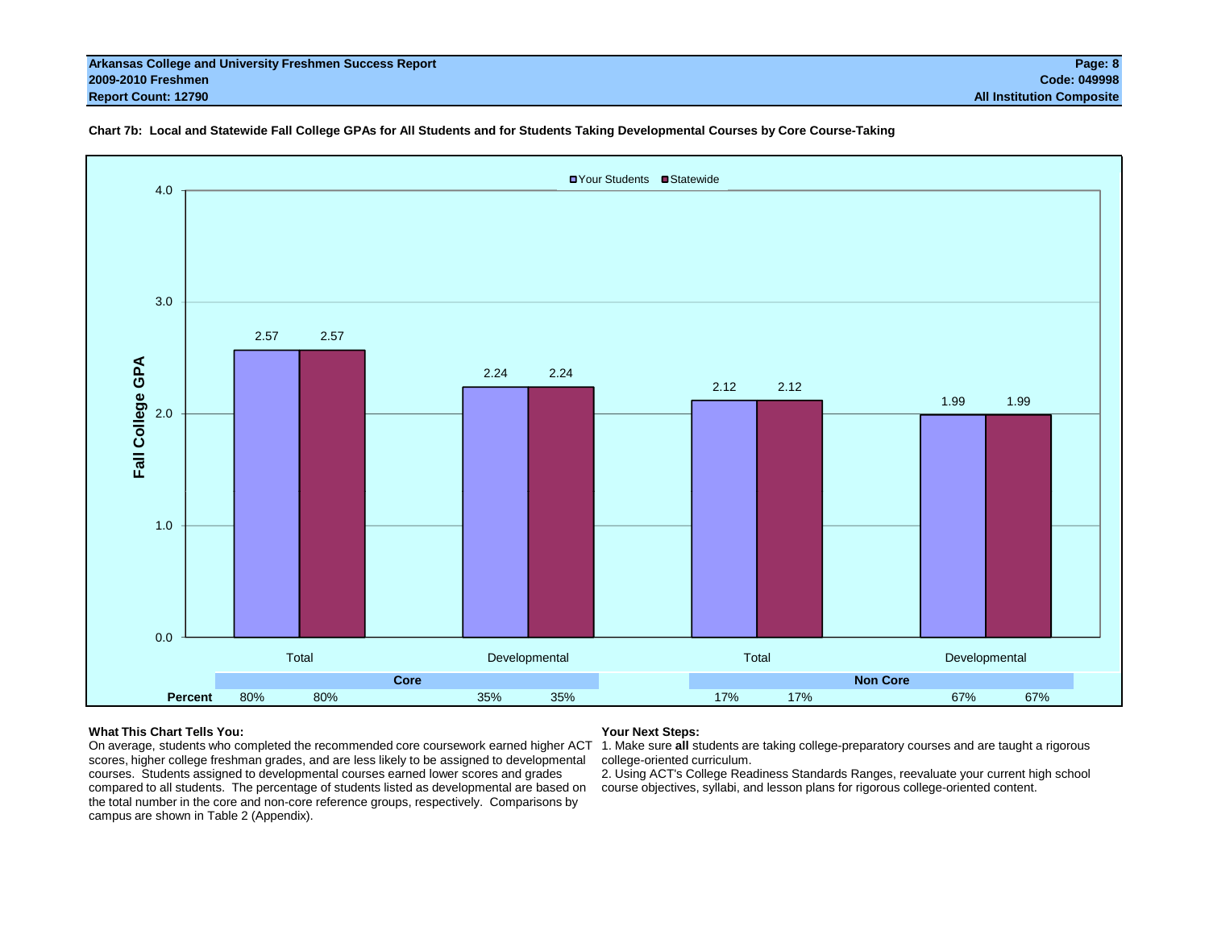**Chart 7b: Local and Statewide Fall College GPAs for All Students and for Students Taking Developmental Courses by Core Course-Taking**

Your Students
Statewide

Fall College GPA

4.0
3.0
2.0
1.0
0.0

2.57 2.57
2.24 2.24
2.12 2.12
1.99 1.99

Total
Developmental
Total
Developmental

Core
Non Core

Percent 80% 80% 35% 35% 17% 17% 67% 67%

**What This Chart Tells You:**
On average, students who completed the recommended core coursework earned higher ACT scores, higher college freshman grades, and are less likely to be assigned to developmental courses. Students assigned to developmental courses earned lower scores and grades compared to all students. The percentage of students listed as developmental are based on the total number in the core and non-core reference groups, respectively. Comparisons by campus are shown in Table 2 (Appendix).

**Your Next Steps:**
1. Make sure **all** students are taking college-preparatory courses and are taught a rigorous college-oriented curriculum.
2. Using ACT's College Readiness Standards Ranges, reevaluate your current high school course objectives, syllabi, and lesson plans for rigorous college-oriented content.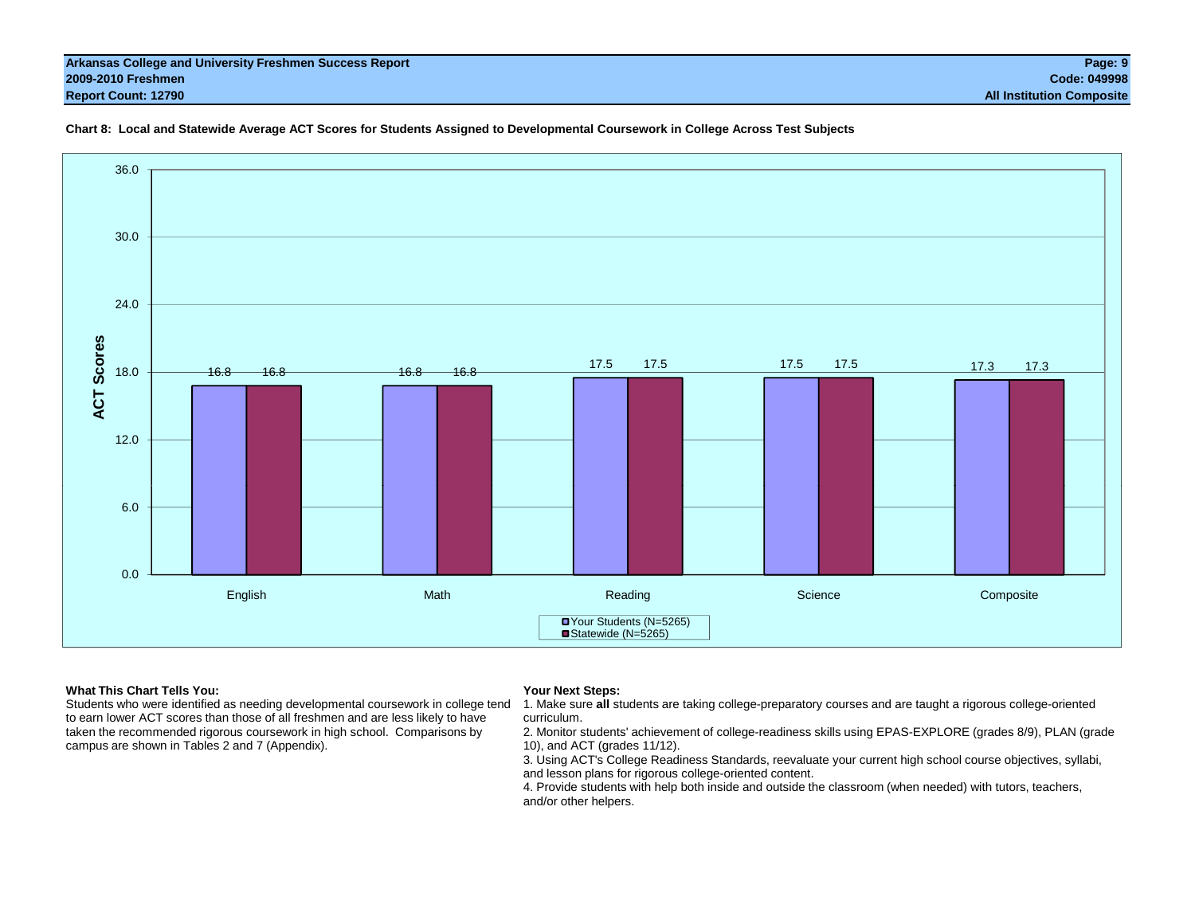Chart 8: Local and Statewide Average ACT Scores for Students Assigned to Developmental Coursework in College Across Test Subjects

ACT Scores

36.0
30.0
24.0
18.0
12.0
6.0
0.0

16.8 16.8
16.8 16.8
17.5 17.5
17.5 17.5
17.3 17.3

English
Math
Reading
Science
Composite

Your Students (N=5265)
Statewide (N=5265)

**What This Chart Tells You:**
Students who were identified as needing developmental coursework in college tend to earn lower ACT scores than those of all freshmen and are less likely to have taken the recommended rigorous coursework in high school. Comparisons by campus are shown in Tables 2 and 7 (Appendix).

**Your Next Steps:**
1. Make sure **all** students are taking college-preparatory courses and are taught a rigorous college-oriented curriculum.
2. Monitor students' achievement of college-readiness skills using EPAS-EXPLORE (grades 8/9), PLAN (grade 10), and ACT (grades 11/12).
3. Using ACT's College Readiness Standards, reevaluate your current high school course objectives, syllabi, and lesson plans for rigorous college-oriented content.
4. Provide students with help both inside and outside the classroom (when needed) with tutors, teachers, and/or other helpers.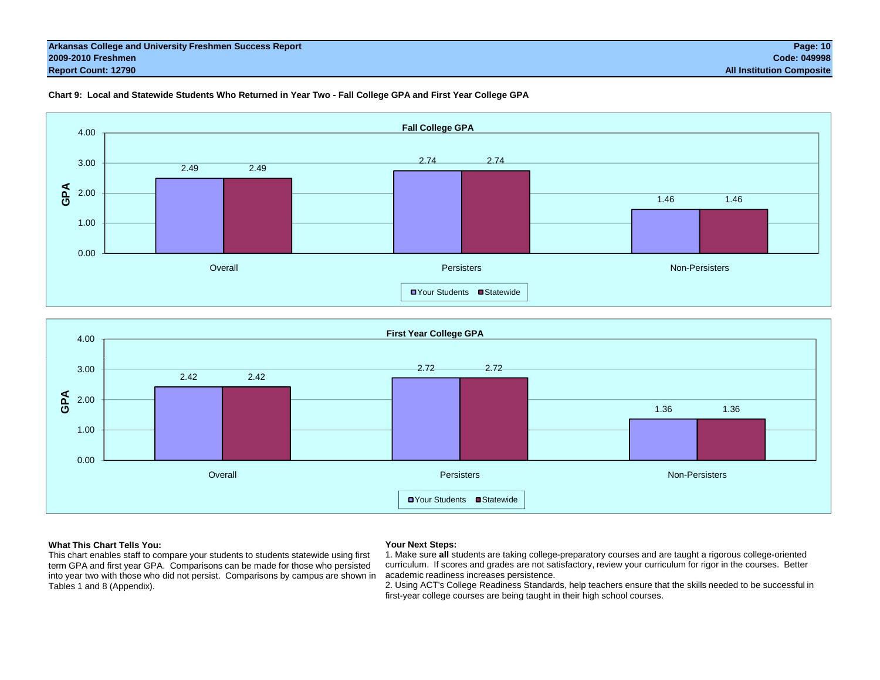**Chart 9: Local and Statewide Students Who Returned in Year Two - Fall College GPA and First Year College GPA**

Fall College GPA

GPA

4.00
3.00
2.00
1.00
0.00

2.49 2.49
2.74 2.74
1.46 1.46

Overall
Persisters
Non-Persisters

Your Students
Statewide

First Year College GPA

GPA

4.00
3.00
2.00
1.00
0.00

2.42 2.42
2.72 2.72
1.36 1.36

Overall
Persisters
Non-Persisters

Your Students
Statewide

**What This Chart Tells You:**
This chart enables staff to compare your students to students statewide using first term GPA and first year GPA. Comparisons can be made for those who persisted into year two with those who did not persist. Comparisons by campus are shown in Tables 1 and 8 (Appendix).

**Your Next Steps:**
1. Make sure **all** students are taking college-preparatory courses and are taught a rigorous college-oriented curriculum. If scores and grades are not satisfactory, review your curriculum for rigor in the courses. Better academic readiness increases persistence.
2. Using ACT's College Readiness Standards, help teachers ensure that the skills needed to be successful in first-year college courses are being taught in their high school courses.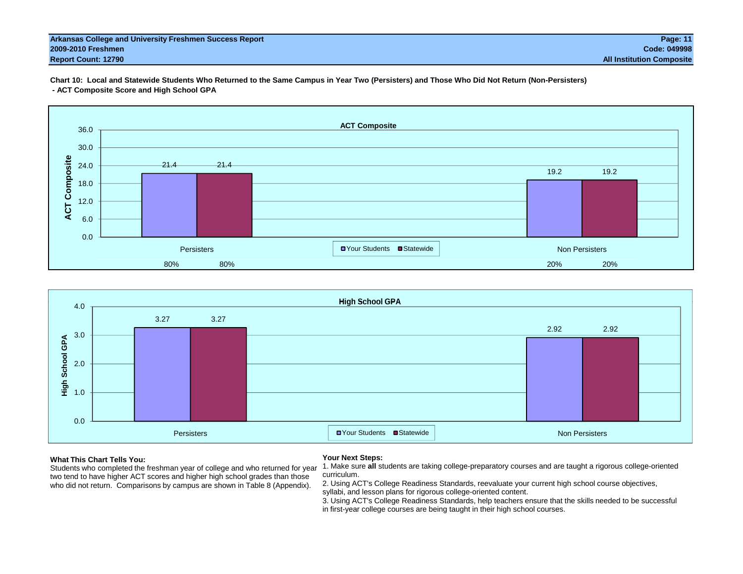**Chart 10: Local and Statewide Students Who Returned to the Same Campus in Year Two (Persisters) and Those Who Did Not Return (Non-Persisters) - ACT Composite Score and High School GPA**

ACT Composite

ACT Composite

36.0
30.0
24.0
18.0
12.0
6.0
0.0

21.4 21.4
19.2 19.2

Persisters
Non Persisters

Your Students
Statewide

80% 80%
20% 20%

High School GPA

High School GPA

4.0
3.0
2.0
1.0
0.0

3.27 3.27
2.92 2.92

Persisters
Non Persisters

Your Students
Statewide

**What This Chart Tells You:**

Students who completed the freshman year of college and who returned for year two tend to have higher ACT scores and higher high school grades than those who did not return. Comparisons by campus are shown in Table 8 (Appendix).

**Your Next Steps:**

1. Make sure **all** students are taking college-preparatory courses and are taught a rigorous college-oriented curriculum.
2. Using ACT's College Readiness Standards, reevaluate your current high school course objectives, syllabi, and lesson plans for rigorous college-oriented content.
3. Using ACT's College Readiness Standards, help teachers ensure that the skills needed to be successful in first-year college courses are being taught in their high school courses.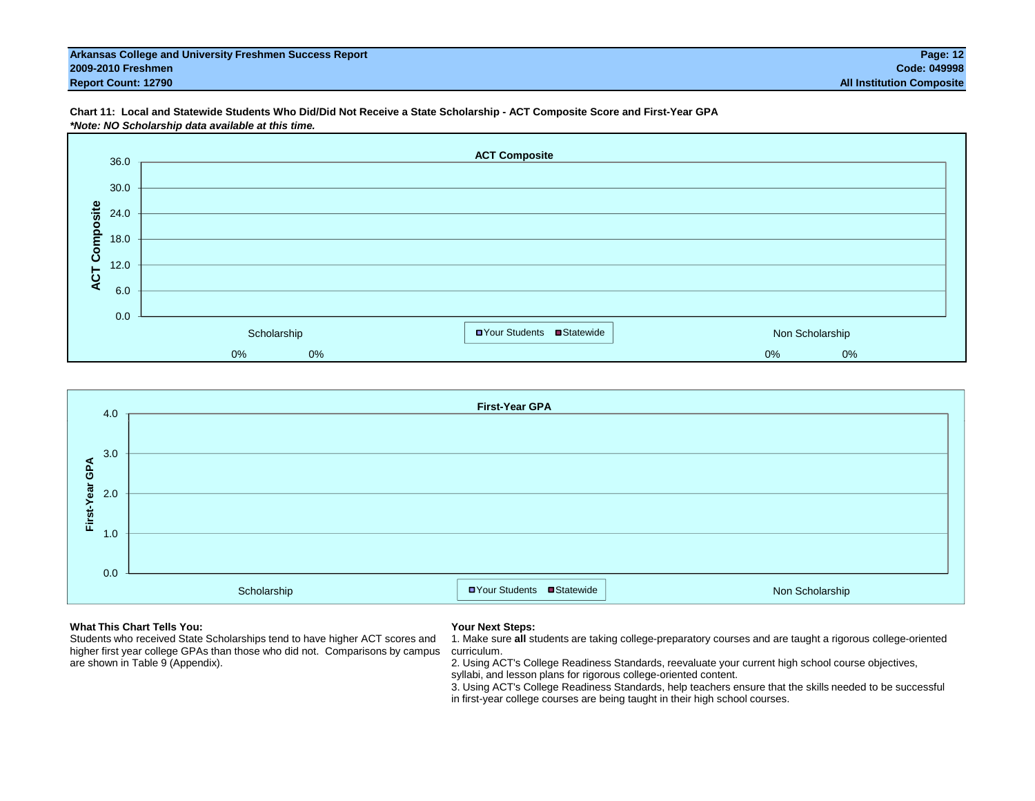Chart 11: Local and Statewide Students Who Did/Did Not Receive a State Scholarship - ACT Composite Score and First-Year GPA

***Note: NO Scholarship data available at this time.***

ACT Composite

ACT Composite

36.0
30.0
24.0
18.0
12.0
6.0
0.0

Scholarship

Your Students Statewide

Non Scholarship

0% 0% 0% 0%

First-Year GPA

First-Year GPA

4.0
3.0
2.0
1.0
0.0

Scholarship

Your Students Statewide

Non Scholarship

**What This Chart Tells You:**

Students who received State Scholarships tend to have higher ACT scores and higher first year college GPAs than those who did not. Comparisons by campus are shown in Table 9 (Appendix).

**Your Next Steps:**

1. Make sure **all** students are taking college-preparatory courses and are taught a rigorous college-oriented curriculum.
2. Using ACT's College Readiness Standards, reevaluate your current high school course objectives, syllabi, and lesson plans for rigorous college-oriented content.
3. Using ACT's College Readiness Standards, help teachers ensure that the skills needed to be successful in first-year college courses are being taught in their high school courses.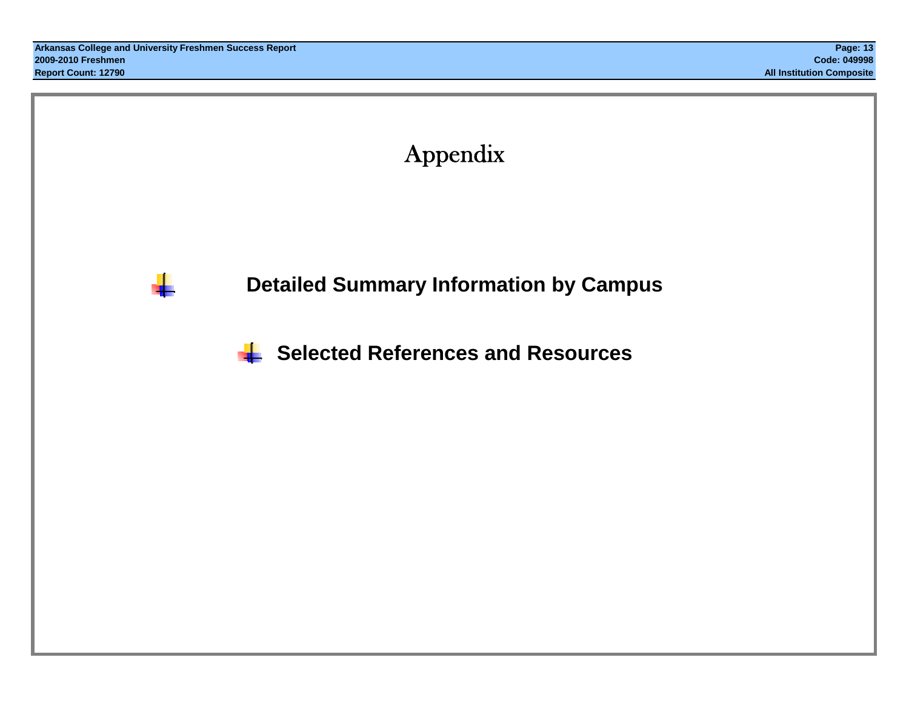# Appendix

- **Detailed Summary Information by Campus**
- **Selected References and Resources**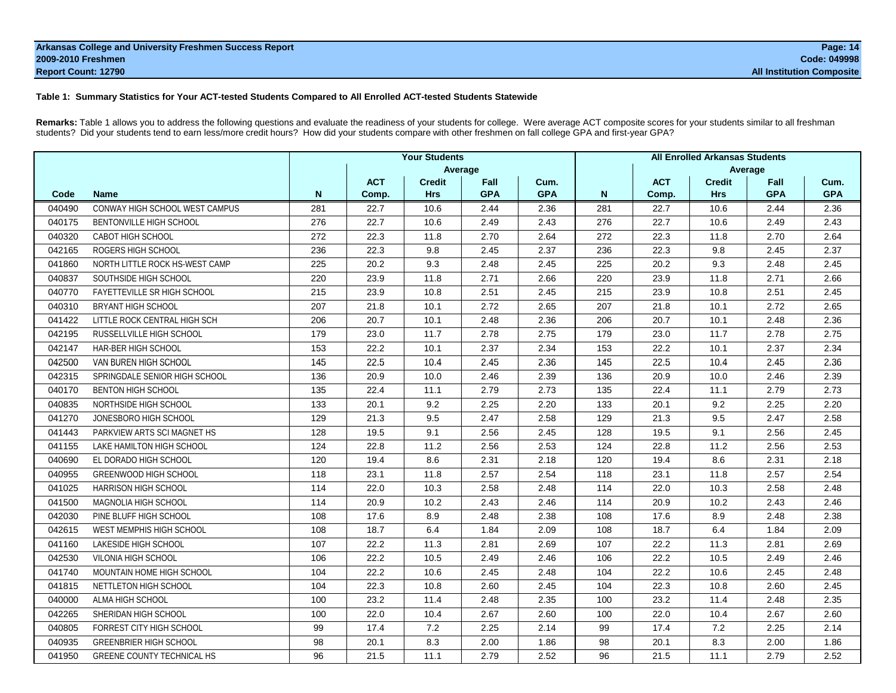**Table 1: Summary Statistics for Your ACT-tested Students Compared to All Enrolled ACT-tested Students Statewide**

**Remarks:** Table 1 allows you to address the following questions and evaluate the readiness of your students for college. Were average ACT composite scores for your students similar to all freshman students? Did your students tend to earn less/more credit hours? How did your students compare with other freshmen on fall college GPA and first-year GPA?

| | | Your Students | | | | | All Enrolled Arkansas Students | | | | |
|---|---|---|---|---|---|---|---|---|---|---|---|
| | | | Average | | | | | Average | | | |
| Code | Name | N | ACT Comp. | Credit Hrs | Fall GPA | Cum. GPA | N | ACT Comp. | Credit Hrs | Fall GPA | Cum. GPA |
| 040490 | CONWAY HIGH SCHOOL WEST CAMPUS | 281 | 22.7 | 10.6 | 2.44 | 2.36 | 281 | 22.7 | 10.6 | 2.44 | 2.36 |
| 040175 | BENTONVILLE HIGH SCHOOL | 276 | 22.7 | 10.6 | 2.49 | 2.43 | 276 | 22.7 | 10.6 | 2.49 | 2.43 |
| 040320 | CABOT HIGH SCHOOL | 272 | 22.3 | 11.8 | 2.70 | 2.64 | 272 | 22.3 | 11.8 | 2.70 | 2.64 |
| 042165 | ROGERS HIGH SCHOOL | 236 | 22.3 | 9.8 | 2.45 | 2.37 | 236 | 22.3 | 9.8 | 2.45 | 2.37 |
| 041860 | NORTH LITTLE ROCK HS-WEST CAMP | 225 | 20.2 | 9.3 | 2.48 | 2.45 | 225 | 20.2 | 9.3 | 2.48 | 2.45 |
| 040837 | SOUTHSIDE HIGH SCHOOL | 220 | 23.9 | 11.8 | 2.71 | 2.66 | 220 | 23.9 | 11.8 | 2.71 | 2.66 |
| 040770 | FAYETTEVILLE SR HIGH SCHOOL | 215 | 23.9 | 10.8 | 2.51 | 2.45 | 215 | 23.9 | 10.8 | 2.51 | 2.45 |
| 040310 | BRYANT HIGH SCHOOL | 207 | 21.8 | 10.1 | 2.72 | 2.65 | 207 | 21.8 | 10.1 | 2.72 | 2.65 |
| 041422 | LITTLE ROCK CENTRAL HIGH SCH | 206 | 20.7 | 10.1 | 2.48 | 2.36 | 206 | 20.7 | 10.1 | 2.48 | 2.36 |
| 042195 | RUSSELLVILLE HIGH SCHOOL | 179 | 23.0 | 11.7 | 2.78 | 2.75 | 179 | 23.0 | 11.7 | 2.78 | 2.75 |
| 042147 | HAR-BER HIGH SCHOOL | 153 | 22.2 | 10.1 | 2.37 | 2.34 | 153 | 22.2 | 10.1 | 2.37 | 2.34 |
| 042500 | VAN BUREN HIGH SCHOOL | 145 | 22.5 | 10.4 | 2.45 | 2.36 | 145 | 22.5 | 10.4 | 2.45 | 2.36 |
| 042315 | SPRINGDALE SENIOR HIGH SCHOOL | 136 | 20.9 | 10.0 | 2.46 | 2.39 | 136 | 20.9 | 10.0 | 2.46 | 2.39 |
| 040170 | BENTON HIGH SCHOOL | 135 | 22.4 | 11.1 | 2.79 | 2.73 | 135 | 22.4 | 11.1 | 2.79 | 2.73 |
| 040835 | NORTHSIDE HIGH SCHOOL | 133 | 20.1 | 9.2 | 2.25 | 2.20 | 133 | 20.1 | 9.2 | 2.25 | 2.20 |
| 041270 | JONESBORO HIGH SCHOOL | 129 | 21.3 | 9.5 | 2.47 | 2.58 | 129 | 21.3 | 9.5 | 2.47 | 2.58 |
| 041443 | PARKVIEW ARTS SCI MAGNET HS | 128 | 19.5 | 9.1 | 2.56 | 2.45 | 128 | 19.5 | 9.1 | 2.56 | 2.45 |
| 041155 | LAKE HAMILTON HIGH SCHOOL | 124 | 22.8 | 11.2 | 2.56 | 2.53 | 124 | 22.8 | 11.2 | 2.56 | 2.53 |
| 040690 | EL DORADO HIGH SCHOOL | 120 | 19.4 | 8.6 | 2.31 | 2.18 | 120 | 19.4 | 8.6 | 2.31 | 2.18 |
| 040955 | GREENWOOD HIGH SCHOOL | 118 | 23.1 | 11.8 | 2.57 | 2.54 | 118 | 23.1 | 11.8 | 2.57 | 2.54 |
| 041025 | HARRISON HIGH SCHOOL | 114 | 22.0 | 10.3 | 2.58 | 2.48 | 114 | 22.0 | 10.3 | 2.58 | 2.48 |
| 041500 | MAGNOLIA HIGH SCHOOL | 114 | 20.9 | 10.2 | 2.43 | 2.46 | 114 | 20.9 | 10.2 | 2.43 | 2.46 |
| 042030 | PINE BLUFF HIGH SCHOOL | 108 | 17.6 | 8.9 | 2.48 | 2.38 | 108 | 17.6 | 8.9 | 2.48 | 2.38 |
| 042615 | WEST MEMPHIS HIGH SCHOOL | 108 | 18.7 | 6.4 | 1.84 | 2.09 | 108 | 18.7 | 6.4 | 1.84 | 2.09 |
| 041160 | LAKESIDE HIGH SCHOOL | 107 | 22.2 | 11.3 | 2.81 | 2.69 | 107 | 22.2 | 11.3 | 2.81 | 2.69 |
| 042530 | VILONIA HIGH SCHOOL | 106 | 22.2 | 10.5 | 2.49 | 2.46 | 106 | 22.2 | 10.5 | 2.49 | 2.46 |
| 041740 | MOUNTAIN HOME HIGH SCHOOL | 104 | 22.2 | 10.6 | 2.45 | 2.48 | 104 | 22.2 | 10.6 | 2.45 | 2.48 |
| 041815 | NETTLETON HIGH SCHOOL | 104 | 22.3 | 10.8 | 2.60 | 2.45 | 104 | 22.3 | 10.8 | 2.60 | 2.45 |
| 040000 | ALMA HIGH SCHOOL | 100 | 23.2 | 11.4 | 2.48 | 2.35 | 100 | 23.2 | 11.4 | 2.48 | 2.35 |
| 042265 | SHERIDAN HIGH SCHOOL | 100 | 22.0 | 10.4 | 2.67 | 2.60 | 100 | 22.0 | 10.4 | 2.67 | 2.60 |
| 040805 | FORREST CITY HIGH SCHOOL | 99 | 17.4 | 7.2 | 2.25 | 2.14 | 99 | 17.4 | 7.2 | 2.25 | 2.14 |
| 040935 | GREENBRIER HIGH SCHOOL | 98 | 20.1 | 8.3 | 2.00 | 1.86 | 98 | 20.1 | 8.3 | 2.00 | 1.86 |
| 041950 | GREENE COUNTY TECHNICAL HS | 96 | 21.5 | 11.1 | 2.79 | 2.52 | 96 | 21.5 | 11.1 | 2.79 | 2.52 |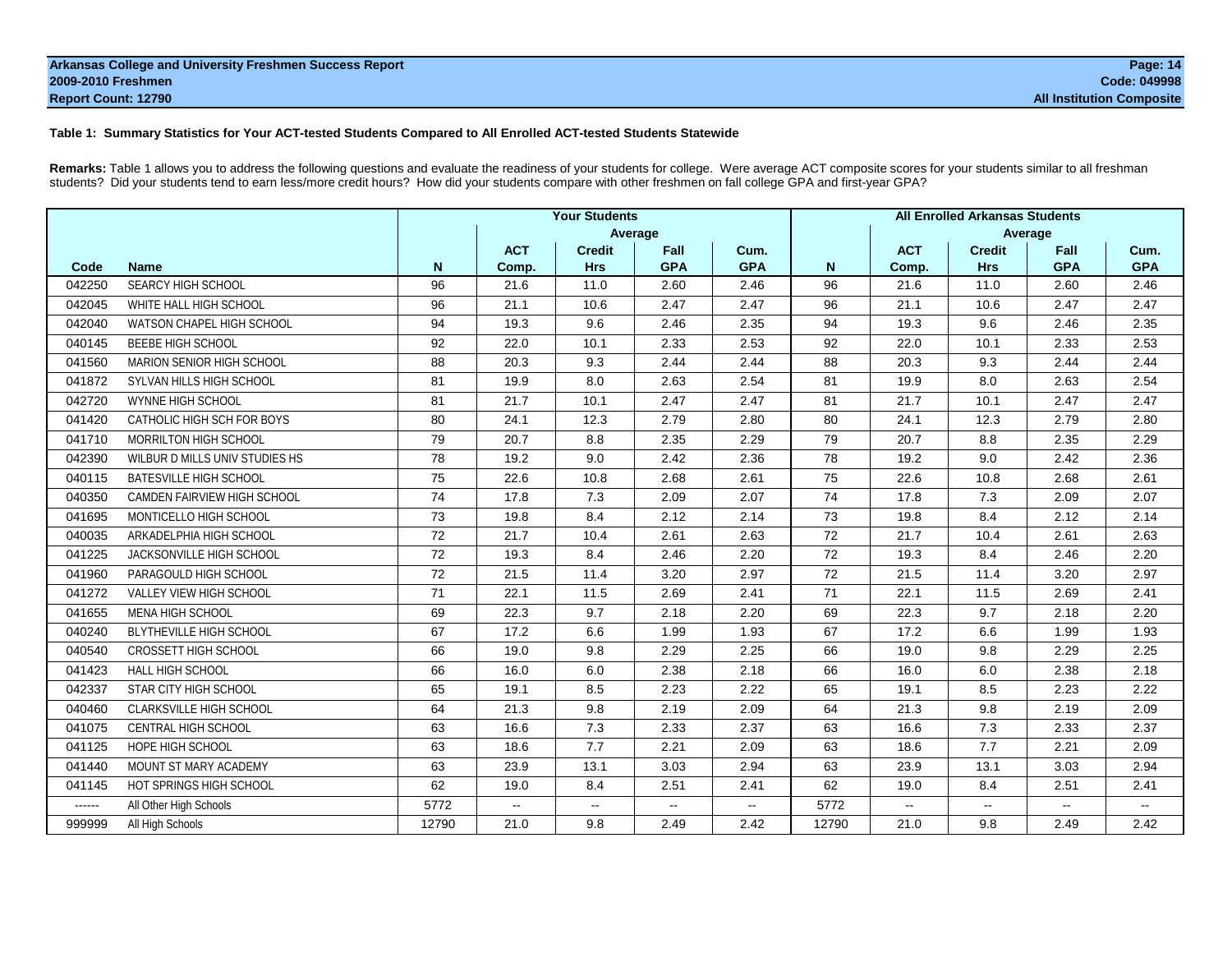**Arkansas College and University Freshmen Success Report**
**2009-2010 Freshmen**
**Report Count: 12790**

**Code: 049998**
**All Institution Composite**

### Table 1: Summary Statistics for Your ACT-tested Students Compared to All Enrolled ACT-tested Students Statewide

**Remarks:** Table 1 allows you to address the following questions and evaluate the readiness of your students for college. Were average ACT composite scores for your students similar to all freshman students? Did your students tend to earn less/more credit hours? How did your students compare with other freshmen on fall college GPA and first-year GPA?

| | | Your Students | | | | | All Enrolled Arkansas Students | | | | |
|---|---|---|---|---|---|---|---|---|---|---|---|
| | | | Average | | | | | Average | | | |
| | | | ACT | Credit | Fall | Cum. | | ACT | Credit | Fall | Cum. |
| Code | Name | N | Comp. | Hrs | GPA | GPA | N | Comp. | Hrs | GPA | GPA |
| 042250 | SEARCY HIGH SCHOOL | 96 | 21.6 | 11.0 | 2.60 | 2.46 | 96 | 21.6 | 11.0 | 2.60 | 2.46 |
| 042045 | WHITE HALL HIGH SCHOOL | 96 | 21.1 | 10.6 | 2.47 | 2.47 | 96 | 21.1 | 10.6 | 2.47 | 2.47 |
| 042040 | WATSON CHAPEL HIGH SCHOOL | 94 | 19.3 | 9.6 | 2.46 | 2.35 | 94 | 19.3 | 9.6 | 2.46 | 2.35 |
| 040145 | BEEBE HIGH SCHOOL | 92 | 22.0 | 10.1 | 2.33 | 2.53 | 92 | 22.0 | 10.1 | 2.33 | 2.53 |
| 041560 | MARION SENIOR HIGH SCHOOL | 88 | 20.3 | 9.3 | 2.44 | 2.44 | 88 | 20.3 | 9.3 | 2.44 | 2.44 |
| 041872 | SYLVAN HILLS HIGH SCHOOL | 81 | 19.9 | 8.0 | 2.63 | 2.54 | 81 | 19.9 | 8.0 | 2.63 | 2.54 |
| 042720 | WYNNE HIGH SCHOOL | 81 | 21.7 | 10.1 | 2.47 | 2.47 | 81 | 21.7 | 10.1 | 2.47 | 2.47 |
| 041420 | CATHOLIC HIGH SCH FOR BOYS | 80 | 24.1 | 12.3 | 2.79 | 2.80 | 80 | 24.1 | 12.3 | 2.79 | 2.80 |
| 041710 | MORRILTON HIGH SCHOOL | 79 | 20.7 | 8.8 | 2.35 | 2.29 | 79 | 20.7 | 8.8 | 2.35 | 2.29 |
| 042390 | WILBUR D MILLS UNIV STUDIES HS | 78 | 19.2 | 9.0 | 2.42 | 2.36 | 78 | 19.2 | 9.0 | 2.42 | 2.36 |
| 040115 | BATESVILLE HIGH SCHOOL | 75 | 22.6 | 10.8 | 2.68 | 2.61 | 75 | 22.6 | 10.8 | 2.68 | 2.61 |
| 040350 | CAMDEN FAIRVIEW HIGH SCHOOL | 74 | 17.8 | 7.3 | 2.09 | 2.07 | 74 | 17.8 | 7.3 | 2.09 | 2.07 |
| 041695 | MONTICELLO HIGH SCHOOL | 73 | 19.8 | 8.4 | 2.12 | 2.14 | 73 | 19.8 | 8.4 | 2.12 | 2.14 |
| 040035 | ARKADELPHIA HIGH SCHOOL | 72 | 21.7 | 10.4 | 2.61 | 2.63 | 72 | 21.7 | 10.4 | 2.61 | 2.63 |
| 041225 | JACKSONVILLE HIGH SCHOOL | 72 | 19.3 | 8.4 | 2.46 | 2.20 | 72 | 19.3 | 8.4 | 2.46 | 2.20 |
| 041960 | PARAGOULD HIGH SCHOOL | 72 | 21.5 | 11.4 | 3.20 | 2.97 | 72 | 21.5 | 11.4 | 3.20 | 2.97 |
| 041272 | VALLEY VIEW HIGH SCHOOL | 71 | 22.1 | 11.5 | 2.69 | 2.41 | 71 | 22.1 | 11.5 | 2.69 | 2.41 |
| 041655 | MENA HIGH SCHOOL | 69 | 22.3 | 9.7 | 2.18 | 2.20 | 69 | 22.3 | 9.7 | 2.18 | 2.20 |
| 040240 | BLYTHEVILLE HIGH SCHOOL | 67 | 17.2 | 6.6 | 1.99 | 1.93 | 67 | 17.2 | 6.6 | 1.99 | 1.93 |
| 040540 | CROSSETT HIGH SCHOOL | 66 | 19.0 | 9.8 | 2.29 | 2.25 | 66 | 19.0 | 9.8 | 2.29 | 2.25 |
| 041423 | HALL HIGH SCHOOL | 66 | 16.0 | 6.0 | 2.38 | 2.18 | 66 | 16.0 | 6.0 | 2.38 | 2.18 |
| 042337 | STAR CITY HIGH SCHOOL | 65 | 19.1 | 8.5 | 2.23 | 2.22 | 65 | 19.1 | 8.5 | 2.23 | 2.22 |
| 040460 | CLARKSVILLE HIGH SCHOOL | 64 | 21.3 | 9.8 | 2.19 | 2.09 | 64 | 21.3 | 9.8 | 2.19 | 2.09 |
| 041075 | CENTRAL HIGH SCHOOL | 63 | 16.6 | 7.3 | 2.33 | 2.37 | 63 | 16.6 | 7.3 | 2.33 | 2.37 |
| 041125 | HOPE HIGH SCHOOL | 63 | 18.6 | 7.7 | 2.21 | 2.09 | 63 | 18.6 | 7.7 | 2.21 | 2.09 |
| 041440 | MOUNT ST MARY ACADEMY | 63 | 23.9 | 13.1 | 3.03 | 2.94 | 63 | 23.9 | 13.1 | 3.03 | 2.94 |
| 041145 | HOT SPRINGS HIGH SCHOOL | 62 | 19.0 | 8.4 | 2.51 | 2.41 | 62 | 19.0 | 8.4 | 2.51 | 2.41 |
| ------ | All Other High Schools | 5772 | -- | -- | -- | -- | 5772 | -- | -- | -- | -- |
| 999999 | All High Schools | 12790 | 21.0 | 9.8 | 2.49 | 2.42 | 12790 | 21.0 | 9.8 | 2.49 | 2.42 |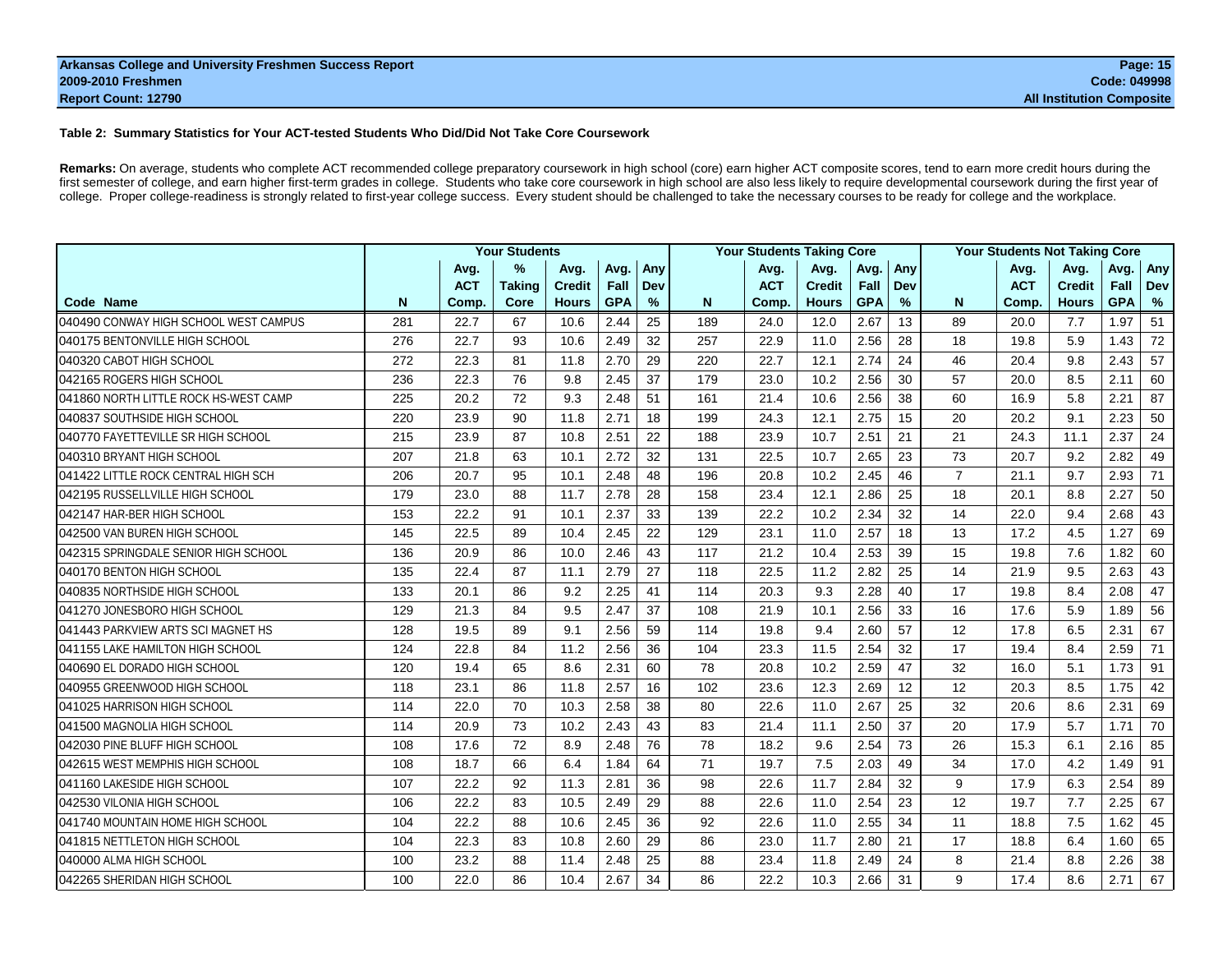**Arkansas College and University Freshmen Success Report**
**2009-2010 Freshmen**
**Report Count: 12790**

**Code: 049998**
**All Institution Composite**

#### Table 2: Summary Statistics for Your ACT-tested Students Who Did/Did Not Take Core Coursework

**Remarks:** On average, students who complete ACT recommended college preparatory coursework in high school (core) earn higher ACT composite scores, tend to earn more credit hours during the first semester of college, and earn higher first-term grades in college. Students who take core coursework in high school are also less likely to require developmental coursework during the first year of college. Proper college-readiness is strongly related to first-year college success. Every student should be challenged to take the necessary courses to be ready for college and the workplace.

| | Your Students | | | | | | Your Students Taking Core | | | | | Your Students Not Taking Core | | | | |
|---|---|---|---|---|---|---|---|---|---|---|---|---|---|---|---|---|
| Code Name | N | Avg. ACT Comp. | % Taking Core | Avg. Credit Hours | Avg. Fall GPA | Any Dev % | N | Avg. ACT Comp. | Avg. Credit Hours | Avg. Fall GPA | Any Dev % | N | Avg. ACT Comp. | Avg. Credit Hours | Avg. Fall GPA | Any Dev % |
| 040490 CONWAY HIGH SCHOOL WEST CAMPUS | 281 | 22.7 | 67 | 10.6 | 2.44 | 25 | 189 | 24.0 | 12.0 | 2.67 | 13 | 89 | 20.0 | 7.7 | 1.97 | 51 |
| 040175 BENTONVILLE HIGH SCHOOL | 276 | 22.7 | 93 | 10.6 | 2.49 | 32 | 257 | 22.9 | 11.0 | 2.56 | 28 | 18 | 19.8 | 5.9 | 1.43 | 72 |
| 040320 CABOT HIGH SCHOOL | 272 | 22.3 | 81 | 11.8 | 2.70 | 29 | 220 | 22.7 | 12.1 | 2.74 | 24 | 46 | 20.4 | 9.8 | 2.43 | 57 |
| 042165 ROGERS HIGH SCHOOL | 236 | 22.3 | 76 | 9.8 | 2.45 | 37 | 179 | 23.0 | 10.2 | 2.56 | 30 | 57 | 20.0 | 8.5 | 2.11 | 60 |
| 041860 NORTH LITTLE ROCK HS-WEST CAMP | 225 | 20.2 | 72 | 9.3 | 2.48 | 51 | 161 | 21.4 | 10.6 | 2.56 | 38 | 60 | 16.9 | 5.8 | 2.21 | 87 |
| 040837 SOUTHSIDE HIGH SCHOOL | 220 | 23.9 | 90 | 11.8 | 2.71 | 18 | 199 | 24.3 | 12.1 | 2.75 | 15 | 20 | 20.2 | 9.1 | 2.23 | 50 |
| 040770 FAYETTEVILLE SR HIGH SCHOOL | 215 | 23.9 | 87 | 10.8 | 2.51 | 22 | 188 | 23.9 | 10.7 | 2.51 | 21 | 21 | 24.3 | 11.1 | 2.37 | 24 |
| 040310 BRYANT HIGH SCHOOL | 207 | 21.8 | 63 | 10.1 | 2.72 | 32 | 131 | 22.5 | 10.7 | 2.65 | 23 | 73 | 20.7 | 9.2 | 2.82 | 49 |
| 041422 LITTLE ROCK CENTRAL HIGH SCH | 206 | 20.7 | 95 | 10.1 | 2.48 | 48 | 196 | 20.8 | 10.2 | 2.45 | 46 | 7 | 21.1 | 9.7 | 2.93 | 71 |
| 042195 RUSSELLVILLE HIGH SCHOOL | 179 | 23.0 | 88 | 11.7 | 2.78 | 28 | 158 | 23.4 | 12.1 | 2.86 | 25 | 18 | 20.1 | 8.8 | 2.27 | 50 |
| 042147 HAR-BER HIGH SCHOOL | 153 | 22.2 | 91 | 10.1 | 2.37 | 33 | 139 | 22.2 | 10.2 | 2.34 | 32 | 14 | 22.0 | 9.4 | 2.68 | 43 |
| 042500 VAN BUREN HIGH SCHOOL | 145 | 22.5 | 89 | 10.4 | 2.45 | 22 | 129 | 23.1 | 11.0 | 2.57 | 18 | 13 | 17.2 | 4.5 | 1.27 | 69 |
| 042315 SPRINGDALE SENIOR HIGH SCHOOL | 136 | 20.9 | 86 | 10.0 | 2.46 | 43 | 117 | 21.2 | 10.4 | 2.53 | 39 | 15 | 19.8 | 7.6 | 1.82 | 60 |
| 040170 BENTON HIGH SCHOOL | 135 | 22.4 | 87 | 11.1 | 2.79 | 27 | 118 | 22.5 | 11.2 | 2.82 | 25 | 14 | 21.9 | 9.5 | 2.63 | 43 |
| 040835 NORTHSIDE HIGH SCHOOL | 133 | 20.1 | 86 | 9.2 | 2.25 | 41 | 114 | 20.3 | 9.3 | 2.28 | 40 | 17 | 19.8 | 8.4 | 2.08 | 47 |
| 041270 JONESBORO HIGH SCHOOL | 129 | 21.3 | 84 | 9.5 | 2.47 | 37 | 108 | 21.9 | 10.1 | 2.56 | 33 | 16 | 17.6 | 5.9 | 1.89 | 56 |
| 041443 PARKVIEW ARTS SCI MAGNET HS | 128 | 19.5 | 89 | 9.1 | 2.56 | 59 | 114 | 19.8 | 9.4 | 2.60 | 57 | 12 | 17.8 | 6.5 | 2.31 | 67 |
| 041155 LAKE HAMILTON HIGH SCHOOL | 124 | 22.8 | 84 | 11.2 | 2.56 | 36 | 104 | 23.3 | 11.5 | 2.54 | 32 | 17 | 19.4 | 8.4 | 2.59 | 71 |
| 040690 EL DORADO HIGH SCHOOL | 120 | 19.4 | 65 | 8.6 | 2.31 | 60 | 78 | 20.8 | 10.2 | 2.59 | 47 | 32 | 16.0 | 5.1 | 1.73 | 91 |
| 040955 GREENWOOD HIGH SCHOOL | 118 | 23.1 | 86 | 11.8 | 2.57 | 16 | 102 | 23.6 | 12.3 | 2.69 | 12 | 12 | 20.3 | 8.5 | 1.75 | 42 |
| 041025 HARRISON HIGH SCHOOL | 114 | 22.0 | 70 | 10.3 | 2.58 | 38 | 80 | 22.6 | 11.0 | 2.67 | 25 | 32 | 20.6 | 8.6 | 2.31 | 69 |
| 041500 MAGNOLIA HIGH SCHOOL | 114 | 20.9 | 73 | 10.2 | 2.43 | 43 | 83 | 21.4 | 11.1 | 2.50 | 37 | 20 | 17.9 | 5.7 | 1.71 | 70 |
| 042030 PINE BLUFF HIGH SCHOOL | 108 | 17.6 | 72 | 8.9 | 2.48 | 76 | 78 | 18.2 | 9.6 | 2.54 | 73 | 26 | 15.3 | 6.1 | 2.16 | 85 |
| 042615 WEST MEMPHIS HIGH SCHOOL | 108 | 18.7 | 66 | 6.4 | 1.84 | 64 | 71 | 19.7 | 7.5 | 2.03 | 49 | 34 | 17.0 | 4.2 | 1.49 | 91 |
| 041160 LAKESIDE HIGH SCHOOL | 107 | 22.2 | 92 | 11.3 | 2.81 | 36 | 98 | 22.6 | 11.7 | 2.84 | 32 | 9 | 17.9 | 6.3 | 2.54 | 89 |
| 042530 VILONIA HIGH SCHOOL | 106 | 22.2 | 83 | 10.5 | 2.49 | 29 | 88 | 22.6 | 11.0 | 2.54 | 23 | 12 | 19.7 | 7.7 | 2.25 | 67 |
| 041740 MOUNTAIN HOME HIGH SCHOOL | 104 | 22.2 | 88 | 10.6 | 2.45 | 36 | 92 | 22.6 | 11.0 | 2.55 | 34 | 11 | 18.8 | 7.5 | 1.62 | 45 |
| 041815 NETTLETON HIGH SCHOOL | 104 | 22.3 | 83 | 10.8 | 2.60 | 29 | 86 | 23.0 | 11.7 | 2.80 | 21 | 17 | 18.8 | 6.4 | 1.60 | 65 |
| 040000 ALMA HIGH SCHOOL | 100 | 23.2 | 88 | 11.4 | 2.48 | 25 | 88 | 23.4 | 11.8 | 2.49 | 24 | 8 | 21.4 | 8.8 | 2.26 | 38 |
| 042265 SHERIDAN HIGH SCHOOL | 100 | 22.0 | 86 | 10.4 | 2.67 | 34 | 86 | 22.2 | 10.3 | 2.66 | 31 | 9 | 17.4 | 8.6 | 2.71 | 67 |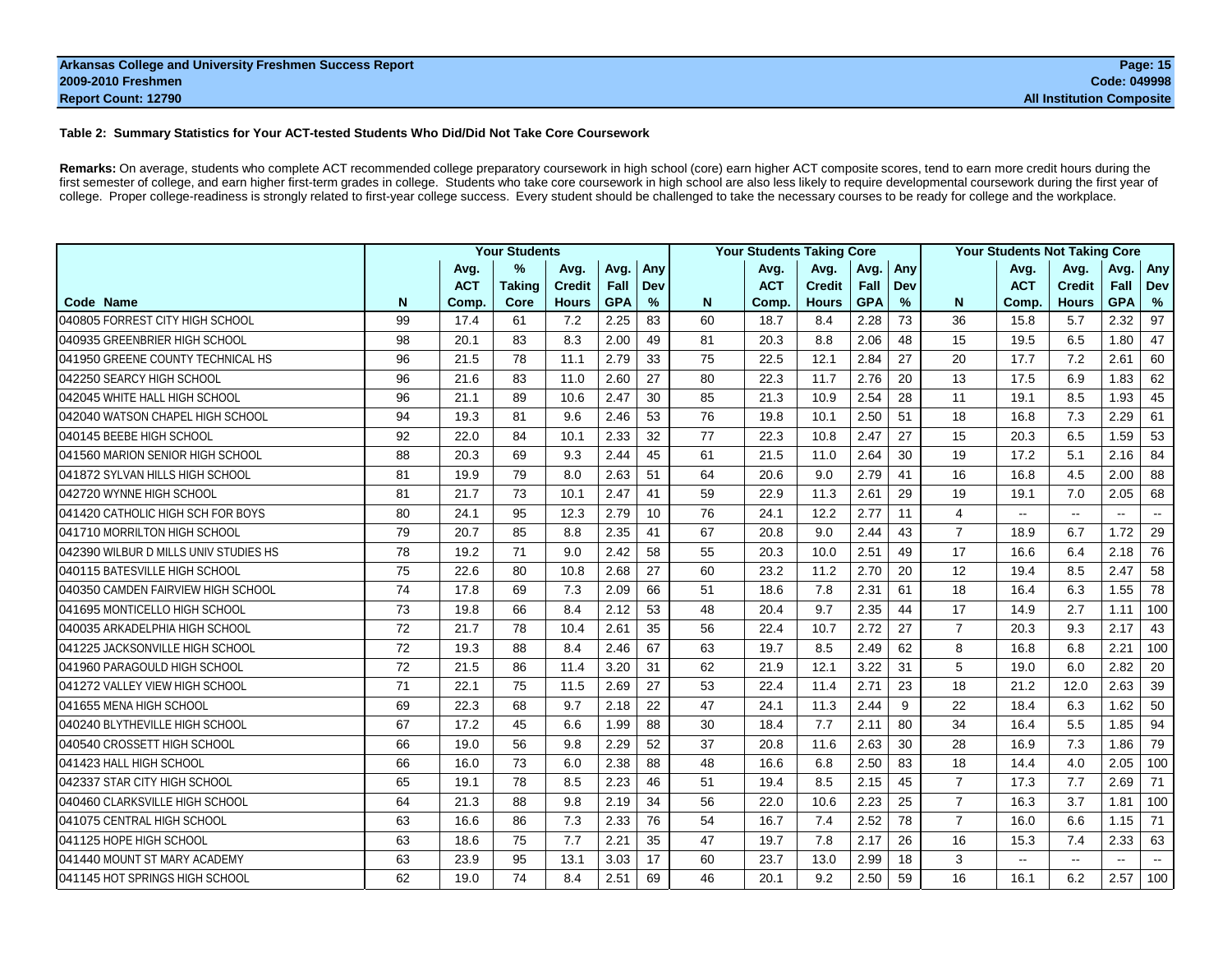**Table 2: Summary Statistics for Your ACT-tested Students Who Did/Did Not Take Core Coursework**

**Remarks:** On average, students who complete ACT recommended college preparatory coursework in high school (core) earn higher ACT composite scores, tend to earn more credit hours during the first semester of college, and earn higher first-term grades in college. Students who take core coursework in high school are also less likely to require developmental coursework during the first year of college. Proper college-readiness is strongly related to first-year college success. Every student should be challenged to take the necessary courses to be ready for college and the workplace.

| | Your Students | | | | | | Your Students Taking Core | | | | | Your Students Not Taking Core | | | | |
|---|---|---|---|---|---|---|---|---|---|---|---|---|---|---|---|---|
| Code Name | N | Avg. ACT Comp. | % Taking Core | Avg. Credit Hours | Avg. Fall GPA | Any Dev % | N | Avg. ACT Comp. | Avg. Credit Hours | Avg. Fall GPA | Any Dev % | N | Avg. ACT Comp. | Avg. Credit Hours | Avg. Fall GPA | Any Dev % |
| 040805 FORREST CITY HIGH SCHOOL | 99 | 17.4 | 61 | 7.2 | 2.25 | 83 | 60 | 18.7 | 8.4 | 2.28 | 73 | 36 | 15.8 | 5.7 | 2.32 | 97 |
| 040935 GREENBRIER HIGH SCHOOL | 98 | 20.1 | 83 | 8.3 | 2.00 | 49 | 81 | 20.3 | 8.8 | 2.06 | 48 | 15 | 19.5 | 6.5 | 1.80 | 47 |
| 041950 GREENE COUNTY TECHNICAL HS | 96 | 21.5 | 78 | 11.1 | 2.79 | 33 | 75 | 22.5 | 12.1 | 2.84 | 27 | 20 | 17.7 | 7.2 | 2.61 | 60 |
| 042250 SEARCY HIGH SCHOOL | 96 | 21.6 | 83 | 11.0 | 2.60 | 27 | 80 | 22.3 | 11.7 | 2.76 | 20 | 13 | 17.5 | 6.9 | 1.83 | 62 |
| 042045 WHITE HALL HIGH SCHOOL | 96 | 21.1 | 89 | 10.6 | 2.47 | 30 | 85 | 21.3 | 10.9 | 2.54 | 28 | 11 | 19.1 | 8.5 | 1.93 | 45 |
| 042040 WATSON CHAPEL HIGH SCHOOL | 94 | 19.3 | 81 | 9.6 | 2.46 | 53 | 76 | 19.8 | 10.1 | 2.50 | 51 | 18 | 16.8 | 7.3 | 2.29 | 61 |
| 040145 BEEBE HIGH SCHOOL | 92 | 22.0 | 84 | 10.1 | 2.33 | 32 | 77 | 22.3 | 10.8 | 2.47 | 27 | 15 | 20.3 | 6.5 | 1.59 | 53 |
| 041560 MARION SENIOR HIGH SCHOOL | 88 | 20.3 | 69 | 9.3 | 2.44 | 45 | 61 | 21.5 | 11.0 | 2.64 | 30 | 19 | 17.2 | 5.1 | 2.16 | 84 |
| 041872 SYLVAN HILLS HIGH SCHOOL | 81 | 19.9 | 79 | 8.0 | 2.63 | 51 | 64 | 20.6 | 9.0 | 2.79 | 41 | 16 | 16.8 | 4.5 | 2.00 | 88 |
| 042720 WYNNE HIGH SCHOOL | 81 | 21.7 | 73 | 10.1 | 2.47 | 41 | 59 | 22.9 | 11.3 | 2.61 | 29 | 19 | 19.1 | 7.0 | 2.05 | 68 |
| 041420 CATHOLIC HIGH SCH FOR BOYS | 80 | 24.1 | 95 | 12.3 | 2.79 | 10 | 76 | 24.1 | 12.2 | 2.77 | 11 | 4 | -- | -- | -- | -- |
| 041710 MORRILTON HIGH SCHOOL | 79 | 20.7 | 85 | 8.8 | 2.35 | 41 | 67 | 20.8 | 9.0 | 2.44 | 43 | 7 | 18.9 | 6.7 | 1.72 | 29 |
| 042390 WILBUR D MILLS UNIV STUDIES HS | 78 | 19.2 | 71 | 9.0 | 2.42 | 58 | 55 | 20.3 | 10.0 | 2.51 | 49 | 17 | 16.6 | 6.4 | 2.18 | 76 |
| 040115 BATESVILLE HIGH SCHOOL | 75 | 22.6 | 80 | 10.8 | 2.68 | 27 | 60 | 23.2 | 11.2 | 2.70 | 20 | 12 | 19.4 | 8.5 | 2.47 | 58 |
| 040350 CAMDEN FAIRVIEW HIGH SCHOOL | 74 | 17.8 | 69 | 7.3 | 2.09 | 66 | 51 | 18.6 | 7.8 | 2.31 | 61 | 18 | 16.4 | 6.3 | 1.55 | 78 |
| 041695 MONTICELLO HIGH SCHOOL | 73 | 19.8 | 66 | 8.4 | 2.12 | 53 | 48 | 20.4 | 9.7 | 2.35 | 44 | 17 | 14.9 | 2.7 | 1.11 | 100 |
| 040035 ARKADELPHIA HIGH SCHOOL | 72 | 21.7 | 78 | 10.4 | 2.61 | 35 | 56 | 22.4 | 10.7 | 2.72 | 27 | 7 | 20.3 | 9.3 | 2.17 | 43 |
| 041225 JACKSONVILLE HIGH SCHOOL | 72 | 19.3 | 88 | 8.4 | 2.46 | 67 | 63 | 19.7 | 8.5 | 2.49 | 62 | 8 | 16.8 | 6.8 | 2.21 | 100 |
| 041960 PARAGOULD HIGH SCHOOL | 72 | 21.5 | 86 | 11.4 | 3.20 | 31 | 62 | 21.9 | 12.1 | 3.22 | 31 | 5 | 19.0 | 6.0 | 2.82 | 20 |
| 041272 VALLEY VIEW HIGH SCHOOL | 71 | 22.1 | 75 | 11.5 | 2.69 | 27 | 53 | 22.4 | 11.4 | 2.71 | 23 | 18 | 21.2 | 12.0 | 2.63 | 39 |
| 041655 MENA HIGH SCHOOL | 69 | 22.3 | 68 | 9.7 | 2.18 | 22 | 47 | 24.1 | 11.3 | 2.44 | 9 | 22 | 18.4 | 6.3 | 1.62 | 50 |
| 040240 BLYTHEVILLE HIGH SCHOOL | 67 | 17.2 | 45 | 6.6 | 1.99 | 88 | 30 | 18.4 | 7.7 | 2.11 | 80 | 34 | 16.4 | 5.5 | 1.85 | 94 |
| 040540 CROSSETT HIGH SCHOOL | 66 | 19.0 | 56 | 9.8 | 2.29 | 52 | 37 | 20.8 | 11.6 | 2.63 | 30 | 28 | 16.9 | 7.3 | 1.86 | 79 |
| 041423 HALL HIGH SCHOOL | 66 | 16.0 | 73 | 6.0 | 2.38 | 88 | 48 | 16.6 | 6.8 | 2.50 | 83 | 18 | 14.4 | 4.0 | 2.05 | 100 |
| 042337 STAR CITY HIGH SCHOOL | 65 | 19.1 | 78 | 8.5 | 2.23 | 46 | 51 | 19.4 | 8.5 | 2.15 | 45 | 7 | 17.3 | 7.7 | 2.69 | 71 |
| 040460 CLARKSVILLE HIGH SCHOOL | 64 | 21.3 | 88 | 9.8 | 2.19 | 34 | 56 | 22.0 | 10.6 | 2.23 | 25 | 7 | 16.3 | 3.7 | 1.81 | 100 |
| 041075 CENTRAL HIGH SCHOOL | 63 | 16.6 | 86 | 7.3 | 2.33 | 76 | 54 | 16.7 | 7.4 | 2.52 | 78 | 7 | 16.0 | 6.6 | 1.15 | 71 |
| 041125 HOPE HIGH SCHOOL | 63 | 18.6 | 75 | 7.7 | 2.21 | 35 | 47 | 19.7 | 7.8 | 2.17 | 26 | 16 | 15.3 | 7.4 | 2.33 | 63 |
| 041440 MOUNT ST MARY ACADEMY | 63 | 23.9 | 95 | 13.1 | 3.03 | 17 | 60 | 23.7 | 13.0 | 2.99 | 18 | 3 | -- | -- | -- | -- |
| 041145 HOT SPRINGS HIGH SCHOOL | 62 | 19.0 | 74 | 8.4 | 2.51 | 69 | 46 | 20.1 | 9.2 | 2.50 | 59 | 16 | 16.1 | 6.2 | 2.57 | 100 |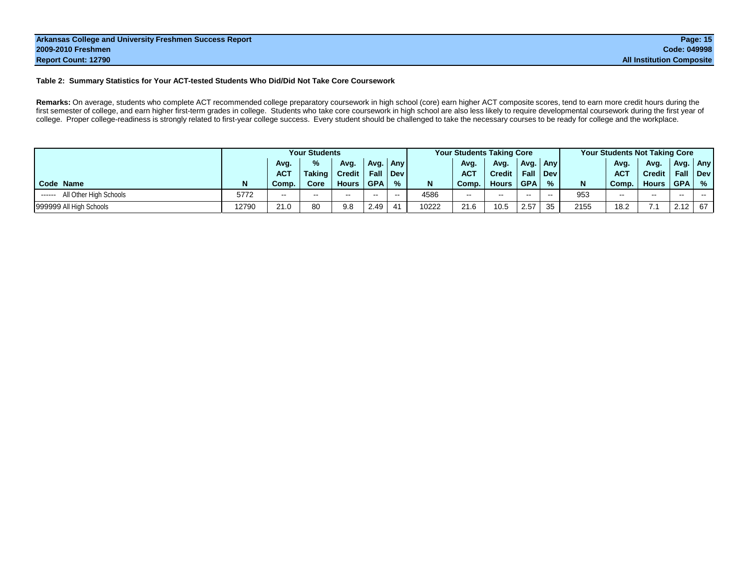**Table 2: Summary Statistics for Your ACT-tested Students Who Did/Did Not Take Core Coursework**

**Remarks:** On average, students who complete ACT recommended college preparatory coursework in high school (core) earn higher ACT composite scores, tend to earn more credit hours during the first semester of college, and earn higher first-term grades in college. Students who take core coursework in high school are also less likely to require developmental coursework during the first year of college. Proper college-readiness is strongly related to first-year college success. Every student should be challenged to take the necessary courses to be ready for college and the workplace.

| | Your Students | | | | | | Your Students Taking Core | | | | | Your Students Not Taking Core | | | | |
|---|---|---|---|---|---|---|---|---|---|---|---|---|---|---|---|---|
| Code Name | N | Avg. ACT Comp. | % Taking Core | Avg. Credit Hours | Avg. Fall GPA | Any Dev % | N | Avg. ACT Comp. | Avg. Credit Hours | Avg. Fall GPA | Any Dev % | N | Avg. ACT Comp. | Avg. Credit Hours | Avg. Fall GPA | Any Dev % |
| ------ All Other High Schools | 5772 | -- | -- | -- | -- | -- | 4586 | -- | -- | -- | -- | 953 | -- | -- | -- | -- |
| 999999 All High Schools | 12790 | 21.0 | 80 | 9.8 | 2.49 | 41 | 10222 | 21.6 | 10.5 | 2.57 | 35 | 2155 | 18.2 | 7.1 | 2.12 | 67 |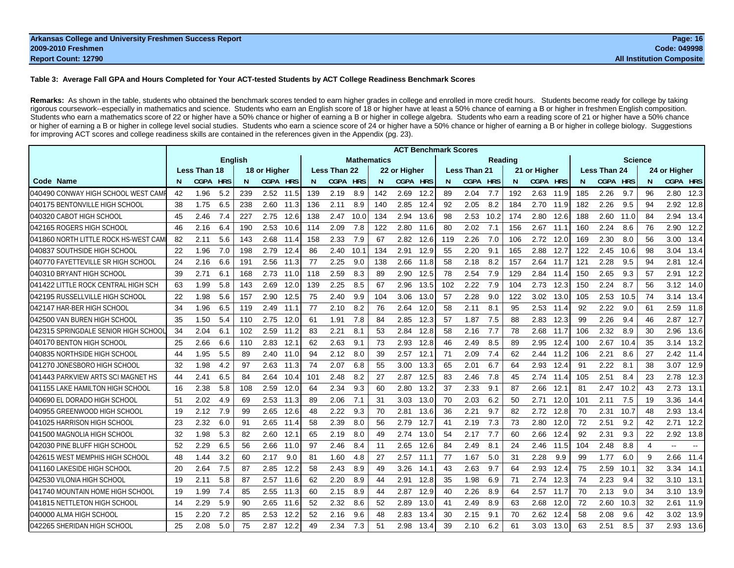**Arkansas College and University Freshmen Success Report**
**2009-2010 Freshmen**
**Report Count: 12790**

**Code: 049998**
**All Institution Composite**

**Table 3: Average Fall GPA and Hours Completed for Your ACT-tested Students by ACT College Readiness Benchmark Scores**

**Remarks:** As shown in the table, students who obtained the benchmark scores tended to earn higher grades in college and enrolled in more credit hours. Students become ready for college by taking rigorous coursework--especially in mathematics and science. Students who earn an English score of 18 or higher have at least a 50% chance of earning a B or higher in freshmen English composition. Students who earn a mathematics score of 22 or higher have a 50% chance or higher of earning a B or higher in college algebra. Students who earn a reading score of 21 or higher have a 50% chance or higher of earning a B or higher in college level social studies. Students who earn a science score of 24 or higher have a 50% chance or higher of earning a B or higher in college biology. Suggestions for improving ACT scores and college readiness skills are contained in the references given in the Appendix (pg. 23).

| | ACT Benchmark Scores | | | | | | | | | | | | | | | | | | | | | | | |
|---|---|---|---|---|---|---|---|---|---|---|---|---|---|---|---|---|---|---|---|---|---|---|---|---|
| | English | | | | | | Mathematics | | | | | | Reading | | | | | | Science | | | | | |
| | Less Than 18 | | | 18 or Higher | | | Less Than 22 | | | 22 or Higher | | | Less Than 21 | | | 21 or Higher | | | Less Than 24 | | | 24 or Higher | | |
| Code Name | N | CGPA | HRS | N | CGPA | HRS | N | CGPA | HRS | N | CGPA | HRS | N | CGPA | HRS | N | CGPA | HRS | N | CGPA | HRS | N | CGPA | HRS |
| 040490 CONWAY HIGH SCHOOL WEST CAMP | 42 | 1.96 | 5.2 | 239 | 2.52 | 11.5 | 139 | 2.19 | 8.9 | 142 | 2.69 | 12.2 | 89 | 2.04 | 7.7 | 192 | 2.63 | 11.9 | 185 | 2.26 | 9.7 | 96 | 2.80 | 12.3 |
| 040175 BENTONVILLE HIGH SCHOOL | 38 | 1.75 | 6.5 | 238 | 2.60 | 11.3 | 136 | 2.11 | 8.9 | 140 | 2.85 | 12.4 | 92 | 2.05 | 8.2 | 184 | 2.70 | 11.9 | 182 | 2.26 | 9.5 | 94 | 2.92 | 12.8 |
| 040320 CABOT HIGH SCHOOL | 45 | 2.46 | 7.4 | 227 | 2.75 | 12.6 | 138 | 2.47 | 10.0 | 134 | 2.94 | 13.6 | 98 | 2.53 | 10.2 | 174 | 2.80 | 12.6 | 188 | 2.60 | 11.0 | 84 | 2.94 | 13.4 |
| 042165 ROGERS HIGH SCHOOL | 46 | 2.16 | 6.4 | 190 | 2.53 | 10.6 | 114 | 2.09 | 7.8 | 122 | 2.80 | 11.6 | 80 | 2.02 | 7.1 | 156 | 2.67 | 11.1 | 160 | 2.24 | 8.6 | 76 | 2.90 | 12.2 |
| 041860 NORTH LITTLE ROCK HS-WEST CAM | 82 | 2.11 | 5.6 | 143 | 2.68 | 11.4 | 158 | 2.33 | 7.9 | 67 | 2.82 | 12.6 | 119 | 2.26 | 7.0 | 106 | 2.72 | 12.0 | 169 | 2.30 | 8.0 | 56 | 3.00 | 13.4 |
| 040837 SOUTHSIDE HIGH SCHOOL | 22 | 1.96 | 7.0 | 198 | 2.79 | 12.4 | 86 | 2.40 | 10.1 | 134 | 2.91 | 12.9 | 55 | 2.20 | 9.1 | 165 | 2.88 | 12.7 | 122 | 2.45 | 10.6 | 98 | 3.04 | 13.4 |
| 040770 FAYETTEVILLE SR HIGH SCHOOL | 24 | 2.16 | 6.6 | 191 | 2.56 | 11.3 | 77 | 2.25 | 9.0 | 138 | 2.66 | 11.8 | 58 | 2.18 | 8.2 | 157 | 2.64 | 11.7 | 121 | 2.28 | 9.5 | 94 | 2.81 | 12.4 |
| 040310 BRYANT HIGH SCHOOL | 39 | 2.71 | 6.1 | 168 | 2.73 | 11.0 | 118 | 2.59 | 8.3 | 89 | 2.90 | 12.5 | 78 | 2.54 | 7.9 | 129 | 2.84 | 11.4 | 150 | 2.65 | 9.3 | 57 | 2.91 | 12.2 |
| 041422 LITTLE ROCK CENTRAL HIGH SCH | 63 | 1.99 | 5.8 | 143 | 2.69 | 12.0 | 139 | 2.25 | 8.5 | 67 | 2.96 | 13.5 | 102 | 2.22 | 7.9 | 104 | 2.73 | 12.3 | 150 | 2.24 | 8.7 | 56 | 3.12 | 14.0 |
| 042195 RUSSELLVILLE HIGH SCHOOL | 22 | 1.98 | 5.6 | 157 | 2.90 | 12.5 | 75 | 2.40 | 9.9 | 104 | 3.06 | 13.0 | 57 | 2.28 | 9.0 | 122 | 3.02 | 13.0 | 105 | 2.53 | 10.5 | 74 | 3.14 | 13.4 |
| 042147 HAR-BER HIGH SCHOOL | 34 | 1.96 | 6.5 | 119 | 2.49 | 11.1 | 77 | 2.10 | 8.2 | 76 | 2.64 | 12.0 | 58 | 2.11 | 8.1 | 95 | 2.53 | 11.4 | 92 | 2.22 | 9.0 | 61 | 2.59 | 11.8 |
| 042500 VAN BUREN HIGH SCHOOL | 35 | 1.50 | 5.4 | 110 | 2.75 | 12.0 | 61 | 1.91 | 7.8 | 84 | 2.85 | 12.3 | 57 | 1.87 | 7.5 | 88 | 2.83 | 12.3 | 99 | 2.26 | 9.4 | 46 | 2.87 | 12.7 |
| 042315 SPRINGDALE SENIOR HIGH SCHOOL | 34 | 2.04 | 6.1 | 102 | 2.59 | 11.2 | 83 | 2.21 | 8.1 | 53 | 2.84 | 12.8 | 58 | 2.16 | 7.7 | 78 | 2.68 | 11.7 | 106 | 2.32 | 8.9 | 30 | 2.96 | 13.6 |
| 040170 BENTON HIGH SCHOOL | 25 | 2.66 | 6.6 | 110 | 2.83 | 12.1 | 62 | 2.63 | 9.1 | 73 | 2.93 | 12.8 | 46 | 2.49 | 8.5 | 89 | 2.95 | 12.4 | 100 | 2.67 | 10.4 | 35 | 3.14 | 13.2 |
| 040835 NORTHSIDE HIGH SCHOOL | 44 | 1.95 | 5.5 | 89 | 2.40 | 11.0 | 94 | 2.12 | 8.0 | 39 | 2.57 | 12.1 | 71 | 2.09 | 7.4 | 62 | 2.44 | 11.2 | 106 | 2.21 | 8.6 | 27 | 2.42 | 11.4 |
| 041270 JONESBORO HIGH SCHOOL | 32 | 1.98 | 4.2 | 97 | 2.63 | 11.3 | 74 | 2.07 | 6.8 | 55 | 3.00 | 13.3 | 65 | 2.01 | 6.7 | 64 | 2.93 | 12.4 | 91 | 2.22 | 8.1 | 38 | 3.07 | 12.9 |
| 041443 PARKVIEW ARTS SCI MAGNET HS | 44 | 2.41 | 6.5 | 84 | 2.64 | 10.4 | 101 | 2.48 | 8.2 | 27 | 2.87 | 12.5 | 83 | 2.46 | 7.8 | 45 | 2.74 | 11.4 | 105 | 2.51 | 8.4 | 23 | 2.78 | 12.3 |
| 041155 LAKE HAMILTON HIGH SCHOOL | 16 | 2.38 | 5.8 | 108 | 2.59 | 12.0 | 64 | 2.34 | 9.3 | 60 | 2.80 | 13.2 | 37 | 2.33 | 9.1 | 87 | 2.66 | 12.1 | 81 | 2.47 | 10.2 | 43 | 2.73 | 13.1 |
| 040690 EL DORADO HIGH SCHOOL | 51 | 2.02 | 4.9 | 69 | 2.53 | 11.3 | 89 | 2.06 | 7.1 | 31 | 3.03 | 13.0 | 70 | 2.03 | 6.2 | 50 | 2.71 | 12.0 | 101 | 2.11 | 7.5 | 19 | 3.36 | 14.4 |
| 040955 GREENWOOD HIGH SCHOOL | 19 | 2.12 | 7.9 | 99 | 2.65 | 12.6 | 48 | 2.22 | 9.3 | 70 | 2.81 | 13.6 | 36 | 2.21 | 9.7 | 82 | 2.72 | 12.8 | 70 | 2.31 | 10.7 | 48 | 2.93 | 13.4 |
| 041025 HARRISON HIGH SCHOOL | 23 | 2.32 | 6.0 | 91 | 2.65 | 11.4 | 58 | 2.39 | 8.0 | 56 | 2.79 | 12.7 | 41 | 2.19 | 7.3 | 73 | 2.80 | 12.0 | 72 | 2.51 | 9.2 | 42 | 2.71 | 12.2 |
| 041500 MAGNOLIA HIGH SCHOOL | 32 | 1.98 | 5.3 | 82 | 2.60 | 12.1 | 65 | 2.19 | 8.0 | 49 | 2.74 | 13.0 | 54 | 2.17 | 7.7 | 60 | 2.66 | 12.4 | 92 | 2.31 | 9.3 | 22 | 2.92 | 13.8 |
| 042030 PINE BLUFF HIGH SCHOOL | 52 | 2.29 | 6.5 | 56 | 2.66 | 11.0 | 97 | 2.46 | 8.4 | 11 | 2.65 | 12.6 | 84 | 2.49 | 8.1 | 24 | 2.46 | 11.5 | 104 | 2.48 | 8.8 | 4 | -- | -- |
| 042615 WEST MEMPHIS HIGH SCHOOL | 48 | 1.44 | 3.2 | 60 | 2.17 | 9.0 | 81 | 1.60 | 4.8 | 27 | 2.57 | 11.1 | 77 | 1.67 | 5.0 | 31 | 2.28 | 9.9 | 99 | 1.77 | 6.0 | 9 | 2.66 | 11.4 |
| 041160 LAKESIDE HIGH SCHOOL | 20 | 2.64 | 7.5 | 87 | 2.85 | 12.2 | 58 | 2.43 | 8.9 | 49 | 3.26 | 14.1 | 43 | 2.63 | 9.7 | 64 | 2.93 | 12.4 | 75 | 2.59 | 10.1 | 32 | 3.34 | 14.1 |
| 042530 VILONIA HIGH SCHOOL | 19 | 2.11 | 5.8 | 87 | 2.57 | 11.6 | 62 | 2.20 | 8.9 | 44 | 2.91 | 12.8 | 35 | 1.98 | 6.9 | 71 | 2.74 | 12.3 | 74 | 2.23 | 9.4 | 32 | 3.10 | 13.1 |
| 041740 MOUNTAIN HOME HIGH SCHOOL | 19 | 1.99 | 7.4 | 85 | 2.55 | 11.3 | 60 | 2.15 | 8.9 | 44 | 2.87 | 12.9 | 40 | 2.26 | 8.9 | 64 | 2.57 | 11.7 | 70 | 2.13 | 9.0 | 34 | 3.10 | 13.9 |
| 041815 NETTLETON HIGH SCHOOL | 14 | 2.29 | 5.9 | 90 | 2.65 | 11.6 | 52 | 2.32 | 8.6 | 52 | 2.89 | 13.0 | 41 | 2.49 | 8.9 | 63 | 2.68 | 12.0 | 72 | 2.60 | 10.3 | 32 | 2.61 | 11.9 |
| 040000 ALMA HIGH SCHOOL | 15 | 2.20 | 7.2 | 85 | 2.53 | 12.2 | 52 | 2.16 | 9.6 | 48 | 2.83 | 13.4 | 30 | 2.15 | 9.1 | 70 | 2.62 | 12.4 | 58 | 2.08 | 9.6 | 42 | 3.02 | 13.9 |
| 042265 SHERIDAN HIGH SCHOOL | 25 | 2.08 | 5.0 | 75 | 2.87 | 12.2 | 49 | 2.34 | 7.3 | 51 | 2.98 | 13.4 | 39 | 2.10 | 6.2 | 61 | 3.03 | 13.0 | 63 | 2.51 | 8.5 | 37 | 2.93 | 13.6 |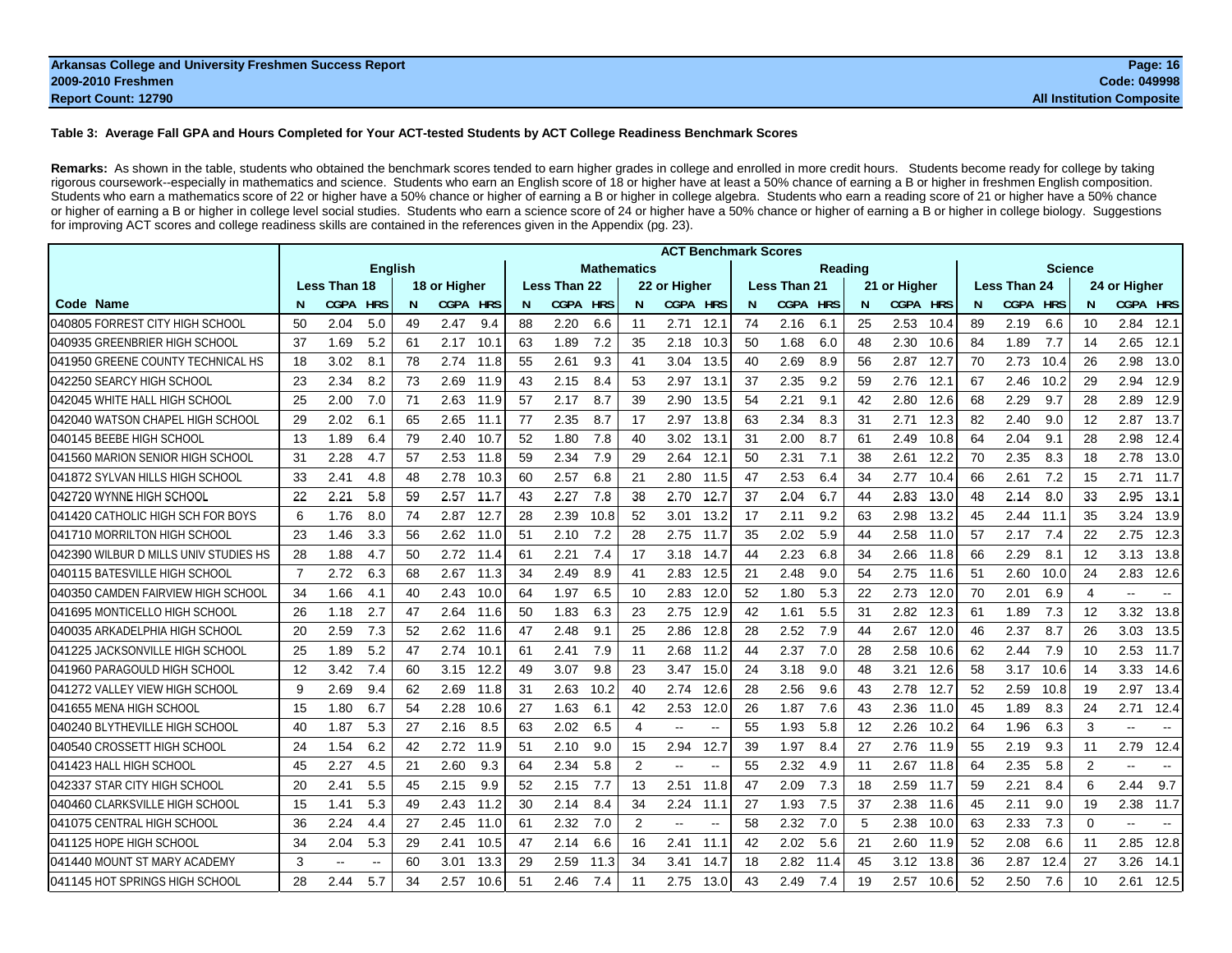## Table 3: Average Fall GPA and Hours Completed for Your ACT-tested Students by ACT College Readiness Benchmark Scores

**Remarks:** As shown in the table, students who obtained the benchmark scores tended to earn higher grades in college and enrolled in more credit hours. Students become ready for college by taking rigorous coursework--especially in mathematics and science. Students who earn an English score of 18 or higher have at least a 50% chance of earning a B or higher in freshmen English composition. Students who earn a mathematics score of 22 or higher have a 50% chance or higher of earning a B or higher in college algebra. Students who earn a reading score of 21 or higher have a 50% chance or higher of earning a B or higher in college level social studies. Students who earn a science score of 24 or higher have a 50% chance or higher of earning a B or higher in college biology. Suggestions for improving ACT scores and college readiness skills are contained in the references given in the Appendix (pg. 23).

| | ACT Benchmark Scores | | | | | | | | | | | | | | | | | | | | | | | |
|---|---|---|---|---|---|---|---|---|---|---|---|---|---|---|---|---|---|---|---|---|---|---|---|---|
| | English | | | | | | Mathematics | | | | | | Reading | | | | | | Science | | | | | |
| | Less Than 18 | | | 18 or Higher | | | Less Than 22 | | | 22 or Higher | | | Less Than 21 | | | 21 or Higher | | | Less Than 24 | | | 24 or Higher | | |
| Code Name | N | CGPA | HRS | N | CGPA | HRS | N | CGPA | HRS | N | CGPA | HRS | N | CGPA | HRS | N | CGPA | HRS | N | CGPA | HRS | N | CGPA | HRS |
| 040805 FORREST CITY HIGH SCHOOL | 50 | 2.04 | 5.0 | 49 | 2.47 | 9.4 | 88 | 2.20 | 6.6 | 11 | 2.71 | 12.1 | 74 | 2.16 | 6.1 | 25 | 2.53 | 10.4 | 89 | 2.19 | 6.6 | 10 | 2.84 | 12.1 |
| 040935 GREENBRIER HIGH SCHOOL | 37 | 1.69 | 5.2 | 61 | 2.17 | 10.1 | 63 | 1.89 | 7.2 | 35 | 2.18 | 10.3 | 50 | 1.68 | 6.0 | 48 | 2.30 | 10.6 | 84 | 1.89 | 7.7 | 14 | 2.65 | 12.1 |
| 041950 GREENE COUNTY TECHNICAL HS | 18 | 3.02 | 8.1 | 78 | 2.74 | 11.8 | 55 | 2.61 | 9.3 | 41 | 3.04 | 13.5 | 40 | 2.69 | 8.9 | 56 | 2.87 | 12.7 | 70 | 2.73 | 10.4 | 26 | 2.98 | 13.0 |
| 042250 SEARCY HIGH SCHOOL | 23 | 2.34 | 8.2 | 73 | 2.69 | 11.9 | 43 | 2.15 | 8.4 | 53 | 2.97 | 13.1 | 37 | 2.35 | 9.2 | 59 | 2.76 | 12.1 | 67 | 2.46 | 10.2 | 29 | 2.94 | 12.9 |
| 042045 WHITE HALL HIGH SCHOOL | 25 | 2.00 | 7.0 | 71 | 2.63 | 11.9 | 57 | 2.17 | 8.7 | 39 | 2.90 | 13.5 | 54 | 2.21 | 9.1 | 42 | 2.80 | 12.6 | 68 | 2.29 | 9.7 | 28 | 2.89 | 12.9 |
| 042040 WATSON CHAPEL HIGH SCHOOL | 29 | 2.02 | 6.1 | 65 | 2.65 | 11.1 | 77 | 2.35 | 8.7 | 17 | 2.97 | 13.8 | 63 | 2.34 | 8.3 | 31 | 2.71 | 12.3 | 82 | 2.40 | 9.0 | 12 | 2.87 | 13.7 |
| 040145 BEEBE HIGH SCHOOL | 13 | 1.89 | 6.4 | 79 | 2.40 | 10.7 | 52 | 1.80 | 7.8 | 40 | 3.02 | 13.1 | 31 | 2.00 | 8.7 | 61 | 2.49 | 10.8 | 64 | 2.04 | 9.1 | 28 | 2.98 | 12.4 |
| 041560 MARION SENIOR HIGH SCHOOL | 31 | 2.28 | 4.7 | 57 | 2.53 | 11.8 | 59 | 2.34 | 7.9 | 29 | 2.64 | 12.1 | 50 | 2.31 | 7.1 | 38 | 2.61 | 12.2 | 70 | 2.35 | 8.3 | 18 | 2.78 | 13.0 |
| 041872 SYLVAN HILLS HIGH SCHOOL | 33 | 2.41 | 4.8 | 48 | 2.78 | 10.3 | 60 | 2.57 | 6.8 | 21 | 2.80 | 11.5 | 47 | 2.53 | 6.4 | 34 | 2.77 | 10.4 | 66 | 2.61 | 7.2 | 15 | 2.71 | 11.7 |
| 042720 WYNNE HIGH SCHOOL | 22 | 2.21 | 5.8 | 59 | 2.57 | 11.7 | 43 | 2.27 | 7.8 | 38 | 2.70 | 12.7 | 37 | 2.04 | 6.7 | 44 | 2.83 | 13.0 | 48 | 2.14 | 8.0 | 33 | 2.95 | 13.1 |
| 041420 CATHOLIC HIGH SCH FOR BOYS | 6 | 1.76 | 8.0 | 74 | 2.87 | 12.7 | 28 | 2.39 | 10.8 | 52 | 3.01 | 13.2 | 17 | 2.11 | 9.2 | 63 | 2.98 | 13.2 | 45 | 2.44 | 11.1 | 35 | 3.24 | 13.9 |
| 041710 MORRILTON HIGH SCHOOL | 23 | 1.46 | 3.3 | 56 | 2.62 | 11.0 | 51 | 2.10 | 7.2 | 28 | 2.75 | 11.7 | 35 | 2.02 | 5.9 | 44 | 2.58 | 11.0 | 57 | 2.17 | 7.4 | 22 | 2.75 | 12.3 |
| 042390 WILBUR D MILLS UNIV STUDIES HS | 28 | 1.88 | 4.7 | 50 | 2.72 | 11.4 | 61 | 2.21 | 7.4 | 17 | 3.18 | 14.7 | 44 | 2.23 | 6.8 | 34 | 2.66 | 11.8 | 66 | 2.29 | 8.1 | 12 | 3.13 | 13.8 |
| 040115 BATESVILLE HIGH SCHOOL | 7 | 2.72 | 6.3 | 68 | 2.67 | 11.3 | 34 | 2.49 | 8.9 | 41 | 2.83 | 12.5 | 21 | 2.48 | 9.0 | 54 | 2.75 | 11.6 | 51 | 2.60 | 10.0 | 24 | 2.83 | 12.6 |
| 040350 CAMDEN FAIRVIEW HIGH SCHOOL | 34 | 1.66 | 4.1 | 40 | 2.43 | 10.0 | 64 | 1.97 | 6.5 | 10 | 2.83 | 12.0 | 52 | 1.80 | 5.3 | 22 | 2.73 | 12.0 | 70 | 2.01 | 6.9 | 4 | -- | -- |
| 041695 MONTICELLO HIGH SCHOOL | 26 | 1.18 | 2.7 | 47 | 2.64 | 11.6 | 50 | 1.83 | 6.3 | 23 | 2.75 | 12.9 | 42 | 1.61 | 5.5 | 31 | 2.82 | 12.3 | 61 | 1.89 | 7.3 | 12 | 3.32 | 13.8 |
| 040035 ARKADELPHIA HIGH SCHOOL | 20 | 2.59 | 7.3 | 52 | 2.62 | 11.6 | 47 | 2.48 | 9.1 | 25 | 2.86 | 12.8 | 28 | 2.52 | 7.9 | 44 | 2.67 | 12.0 | 46 | 2.37 | 8.7 | 26 | 3.03 | 13.5 |
| 041225 JACKSONVILLE HIGH SCHOOL | 25 | 1.89 | 5.2 | 47 | 2.74 | 10.1 | 61 | 2.41 | 7.9 | 11 | 2.68 | 11.2 | 44 | 2.37 | 7.0 | 28 | 2.58 | 10.6 | 62 | 2.44 | 7.9 | 10 | 2.53 | 11.7 |
| 041960 PARAGOULD HIGH SCHOOL | 12 | 3.42 | 7.4 | 60 | 3.15 | 12.2 | 49 | 3.07 | 9.8 | 23 | 3.47 | 15.0 | 24 | 3.18 | 9.0 | 48 | 3.21 | 12.6 | 58 | 3.17 | 10.6 | 14 | 3.33 | 14.6 |
| 041272 VALLEY VIEW HIGH SCHOOL | 9 | 2.69 | 9.4 | 62 | 2.69 | 11.8 | 31 | 2.63 | 10.2 | 40 | 2.74 | 12.6 | 28 | 2.56 | 9.6 | 43 | 2.78 | 12.7 | 52 | 2.59 | 10.8 | 19 | 2.97 | 13.4 |
| 041655 MENA HIGH SCHOOL | 15 | 1.80 | 6.7 | 54 | 2.28 | 10.6 | 27 | 1.63 | 6.1 | 42 | 2.53 | 12.0 | 26 | 1.87 | 7.6 | 43 | 2.36 | 11.0 | 45 | 1.89 | 8.3 | 24 | 2.71 | 12.4 |
| 040240 BLYTHEVILLE HIGH SCHOOL | 40 | 1.87 | 5.3 | 27 | 2.16 | 8.5 | 63 | 2.02 | 6.5 | 4 | -- | -- | 55 | 1.93 | 5.8 | 12 | 2.26 | 10.2 | 64 | 1.96 | 6.3 | 3 | -- | -- |
| 040540 CROSSETT HIGH SCHOOL | 24 | 1.54 | 6.2 | 42 | 2.72 | 11.9 | 51 | 2.10 | 9.0 | 15 | 2.94 | 12.7 | 39 | 1.97 | 8.4 | 27 | 2.76 | 11.9 | 55 | 2.19 | 9.3 | 11 | 2.79 | 12.4 |
| 041423 HALL HIGH SCHOOL | 45 | 2.27 | 4.5 | 21 | 2.60 | 9.3 | 64 | 2.34 | 5.8 | 2 | -- | -- | 55 | 2.32 | 4.9 | 11 | 2.67 | 11.8 | 64 | 2.35 | 5.8 | 2 | -- | -- |
| 042337 STAR CITY HIGH SCHOOL | 20 | 2.41 | 5.5 | 45 | 2.15 | 9.9 | 52 | 2.15 | 7.7 | 13 | 2.51 | 11.8 | 47 | 2.09 | 7.3 | 18 | 2.59 | 11.7 | 59 | 2.21 | 8.4 | 6 | 2.44 | 9.7 |
| 040460 CLARKSVILLE HIGH SCHOOL | 15 | 1.41 | 5.3 | 49 | 2.43 | 11.2 | 30 | 2.14 | 8.4 | 34 | 2.24 | 11.1 | 27 | 1.93 | 7.5 | 37 | 2.38 | 11.6 | 45 | 2.11 | 9.0 | 19 | 2.38 | 11.7 |
| 041075 CENTRAL HIGH SCHOOL | 36 | 2.24 | 4.4 | 27 | 2.45 | 11.0 | 61 | 2.32 | 7.0 | 2 | -- | -- | 58 | 2.32 | 7.0 | 5 | 2.38 | 10.0 | 63 | 2.33 | 7.3 | 0 | -- | -- |
| 041125 HOPE HIGH SCHOOL | 34 | 2.04 | 5.3 | 29 | 2.41 | 10.5 | 47 | 2.14 | 6.6 | 16 | 2.41 | 11.1 | 42 | 2.02 | 5.6 | 21 | 2.60 | 11.9 | 52 | 2.08 | 6.6 | 11 | 2.85 | 12.8 |
| 041440 MOUNT ST MARY ACADEMY | 3 | -- | -- | 60 | 3.01 | 13.3 | 29 | 2.59 | 11.3 | 34 | 3.41 | 14.7 | 18 | 2.82 | 11.4 | 45 | 3.12 | 13.8 | 36 | 2.87 | 12.4 | 27 | 3.26 | 14.1 |
| 041145 HOT SPRINGS HIGH SCHOOL | 28 | 2.44 | 5.7 | 34 | 2.57 | 10.6 | 51 | 2.46 | 7.4 | 11 | 2.75 | 13.0 | 43 | 2.49 | 7.4 | 19 | 2.57 | 10.6 | 52 | 2.50 | 7.6 | 10 | 2.61 | 12.5 |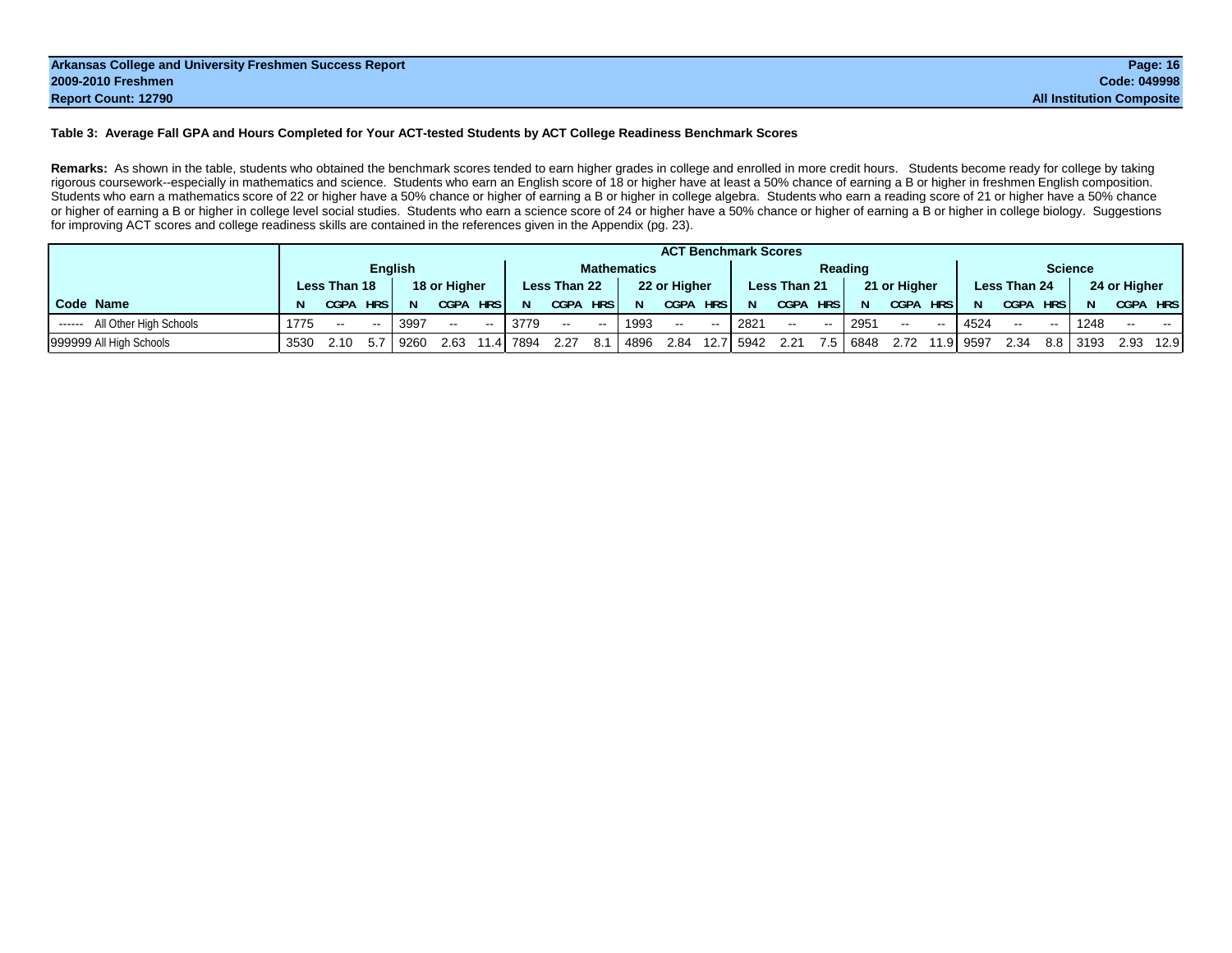**Arkansas College and University Freshmen Success Report**
**2009-2010 Freshmen**
**Report Count: 12790**

**Code: 049998**
**All Institution Composite**

**Table 3: Average Fall GPA and Hours Completed for Your ACT-tested Students by ACT College Readiness Benchmark Scores**

**Remarks:** As shown in the table, students who obtained the benchmark scores tended to earn higher grades in college and enrolled in more credit hours. Students become ready for college by taking rigorous coursework--especially in mathematics and science. Students who earn an English score of 18 or higher have at least a 50% chance of earning a B or higher in freshmen English composition. Students who earn a mathematics score of 22 or higher have a 50% chance or higher of earning a B or higher in college algebra. Students who earn a reading score of 21 or higher have a 50% chance or higher of earning a B or higher in college level social studies. Students who earn a science score of 24 or higher have a 50% chance or higher of earning a B or higher in college biology. Suggestions for improving ACT scores and college readiness skills are contained in the references given in the Appendix (pg. 23).

| | ACT Benchmark Scores | | | | | | | | | | | | | | | | | | | | | | | |
|---|---|---|---|---|---|---|---|---|---|---|---|---|---|---|---|---|---|---|---|---|---|---|---|---|
| | English | | | | | | Mathematics | | | | | | Reading | | | | | | Science | | | | | |
| | Less Than 18 | | | 18 or Higher | | | Less Than 22 | | | 22 or Higher | | | Less Than 21 | | | 21 or Higher | | | Less Than 24 | | | 24 or Higher | | |
| Code Name | N | CGPA | HRS | N | CGPA | HRS | N | CGPA | HRS | N | CGPA | HRS | N | CGPA | HRS | N | CGPA | HRS | N | CGPA | HRS | N | CGPA | HRS |
| ------ All Other High Schools | 1775 | -- | -- | 3997 | -- | -- | 3779 | -- | -- | 1993 | -- | -- | 2821 | -- | -- | 2951 | -- | -- | 4524 | -- | -- | 1248 | -- | -- |
| 999999 All High Schools | 3530 | 2.10 | 5.7 | 9260 | 2.63 | 11.4 | 7894 | 2.27 | 8.1 | 4896 | 2.84 | 12.7 | 5942 | 2.21 | 7.5 | 6848 | 2.72 | 11.9 | 9597 | 2.34 | 8.8 | 3193 | 2.93 | 12.9 |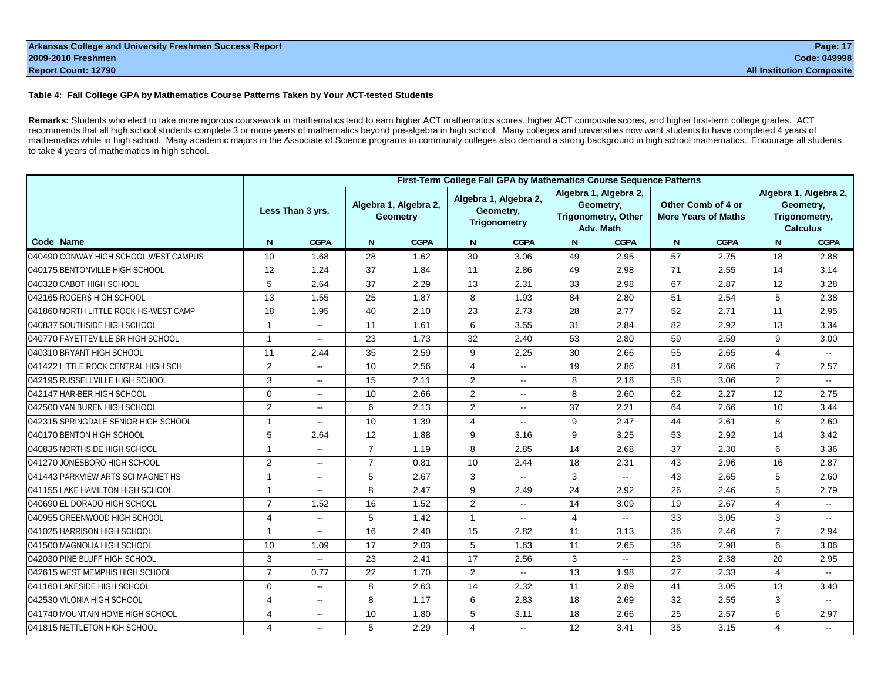**Arkansas College and University Freshmen Success Report**
**2009-2010 Freshmen**
**Report Count: 12790**

**Code: 049998**
**All Institution Composite**

### Table 4: Fall College GPA by Mathematics Course Patterns Taken by Your ACT-tested Students

**Remarks:** Students who elect to take more rigorous coursework in mathematics tend to earn higher ACT mathematics scores, higher ACT composite scores, and higher first-term college grades. ACT recommends that all high school students complete 3 or more years of mathematics beyond pre-algebra in high school. Many colleges and universities now want students to have completed 4 years of mathematics while in high school. Many academic majors in the Associate of Science programs in community colleges also demand a strong background in high school mathematics. Encourage all students to take 4 years of mathematics in high school.

| | First-Term College Fall GPA by Mathematics Course Sequence Patterns | | | | | | | | | | | |
|---|---|---|---|---|---|---|---|---|---|---|---|---|
| | Less Than 3 yrs. | | Algebra 1, Algebra 2, Geometry | | Algebra 1, Algebra 2, Geometry, Trigonometry | | Algebra 1, Algebra 2, Geometry, Trigonometry, Other Adv. Math | | Other Comb of 4 or More Years of Maths | | Algebra 1, Algebra 2, Geometry, Trigonometry, Calculus | |
| **Code Name** | **N** | **CGPA** | **N** | **CGPA** | **N** | **CGPA** | **N** | **CGPA** | **N** | **CGPA** | **N** | **CGPA** |
| 040490 CONWAY HIGH SCHOOL WEST CAMPUS | 10 | 1.68 | 28 | 1.62 | 30 | 3.06 | 49 | 2.95 | 57 | 2.75 | 18 | 2.88 |
| 040175 BENTONVILLE HIGH SCHOOL | 12 | 1.24 | 37 | 1.84 | 11 | 2.86 | 49 | 2.98 | 71 | 2.55 | 14 | 3.14 |
| 040320 CABOT HIGH SCHOOL | 5 | 2.64 | 37 | 2.29 | 13 | 2.31 | 33 | 2.98 | 67 | 2.87 | 12 | 3.28 |
| 042165 ROGERS HIGH SCHOOL | 13 | 1.55 | 25 | 1.87 | 8 | 1.93 | 84 | 2.80 | 51 | 2.54 | 5 | 2.38 |
| 041860 NORTH LITTLE ROCK HS-WEST CAMP | 18 | 1.95 | 40 | 2.10 | 23 | 2.73 | 28 | 2.77 | 52 | 2.71 | 11 | 2.95 |
| 040837 SOUTHSIDE HIGH SCHOOL | 1 | -- | 11 | 1.61 | 6 | 3.55 | 31 | 2.84 | 82 | 2.92 | 13 | 3.34 |
| 040770 FAYETTEVILLE SR HIGH SCHOOL | 1 | -- | 23 | 1.73 | 32 | 2.40 | 53 | 2.80 | 59 | 2.59 | 9 | 3.00 |
| 040310 BRYANT HIGH SCHOOL | 11 | 2.44 | 35 | 2.59 | 9 | 2.25 | 30 | 2.66 | 55 | 2.65 | 4 | -- |
| 041422 LITTLE ROCK CENTRAL HIGH SCH | 2 | -- | 10 | 2.56 | 4 | -- | 19 | 2.86 | 81 | 2.66 | 7 | 2.57 |
| 042195 RUSSELLVILLE HIGH SCHOOL | 3 | -- | 15 | 2.11 | 2 | -- | 8 | 2.18 | 58 | 3.06 | 2 | -- |
| 042147 HAR-BER HIGH SCHOOL | 0 | -- | 10 | 2.66 | 2 | -- | 8 | 2.60 | 62 | 2.27 | 12 | 2.75 |
| 042500 VAN BUREN HIGH SCHOOL | 2 | -- | 6 | 2.13 | 2 | -- | 37 | 2.21 | 64 | 2.66 | 10 | 3.44 |
| 042315 SPRINGDALE SENIOR HIGH SCHOOL | 1 | -- | 10 | 1.39 | 4 | -- | 9 | 2.47 | 44 | 2.61 | 8 | 2.60 |
| 040170 BENTON HIGH SCHOOL | 5 | 2.64 | 12 | 1.88 | 9 | 3.16 | 9 | 3.25 | 53 | 2.92 | 14 | 3.42 |
| 040835 NORTHSIDE HIGH SCHOOL | 1 | -- | 7 | 1.19 | 8 | 2.85 | 14 | 2.68 | 37 | 2.30 | 6 | 3.36 |
| 041270 JONESBORO HIGH SCHOOL | 2 | -- | 7 | 0.81 | 10 | 2.44 | 18 | 2.31 | 43 | 2.96 | 16 | 2.87 |
| 041443 PARKVIEW ARTS SCI MAGNET HS | 1 | -- | 5 | 2.67 | 3 | -- | 3 | -- | 43 | 2.65 | 5 | 2.60 |
| 041155 LAKE HAMILTON HIGH SCHOOL | 1 | -- | 8 | 2.47 | 9 | 2.49 | 24 | 2.92 | 26 | 2.46 | 5 | 2.79 |
| 040690 EL DORADO HIGH SCHOOL | 7 | 1.52 | 16 | 1.52 | 2 | -- | 14 | 3.09 | 19 | 2.67 | 4 | -- |
| 040955 GREENWOOD HIGH SCHOOL | 4 | -- | 5 | 1.42 | 1 | -- | 4 | -- | 33 | 3.05 | 3 | -- |
| 041025 HARRISON HIGH SCHOOL | 1 | -- | 16 | 2.40 | 15 | 2.82 | 11 | 3.13 | 36 | 2.46 | 7 | 2.94 |
| 041500 MAGNOLIA HIGH SCHOOL | 10 | 1.09 | 17 | 2.03 | 5 | 1.63 | 11 | 2.65 | 36 | 2.98 | 6 | 3.06 |
| 042030 PINE BLUFF HIGH SCHOOL | 3 | -- | 23 | 2.41 | 17 | 2.56 | 3 | -- | 23 | 2.38 | 20 | 2.95 |
| 042615 WEST MEMPHIS HIGH SCHOOL | 7 | 0.77 | 22 | 1.70 | 2 | -- | 13 | 1.98 | 27 | 2.33 | 4 | -- |
| 041160 LAKESIDE HIGH SCHOOL | 0 | -- | 8 | 2.63 | 14 | 2.32 | 11 | 2.89 | 41 | 3.05 | 13 | 3.40 |
| 042530 VILONIA HIGH SCHOOL | 4 | -- | 8 | 1.17 | 6 | 2.83 | 18 | 2.69 | 32 | 2.55 | 3 | -- |
| 041740 MOUNTAIN HOME HIGH SCHOOL | 4 | -- | 10 | 1.80 | 5 | 3.11 | 18 | 2.66 | 25 | 2.57 | 6 | 2.97 |
| 041815 NETTLETON HIGH SCHOOL | 4 | -- | 5 | 2.29 | 4 | -- | 12 | 3.41 | 35 | 3.15 | 4 | -- |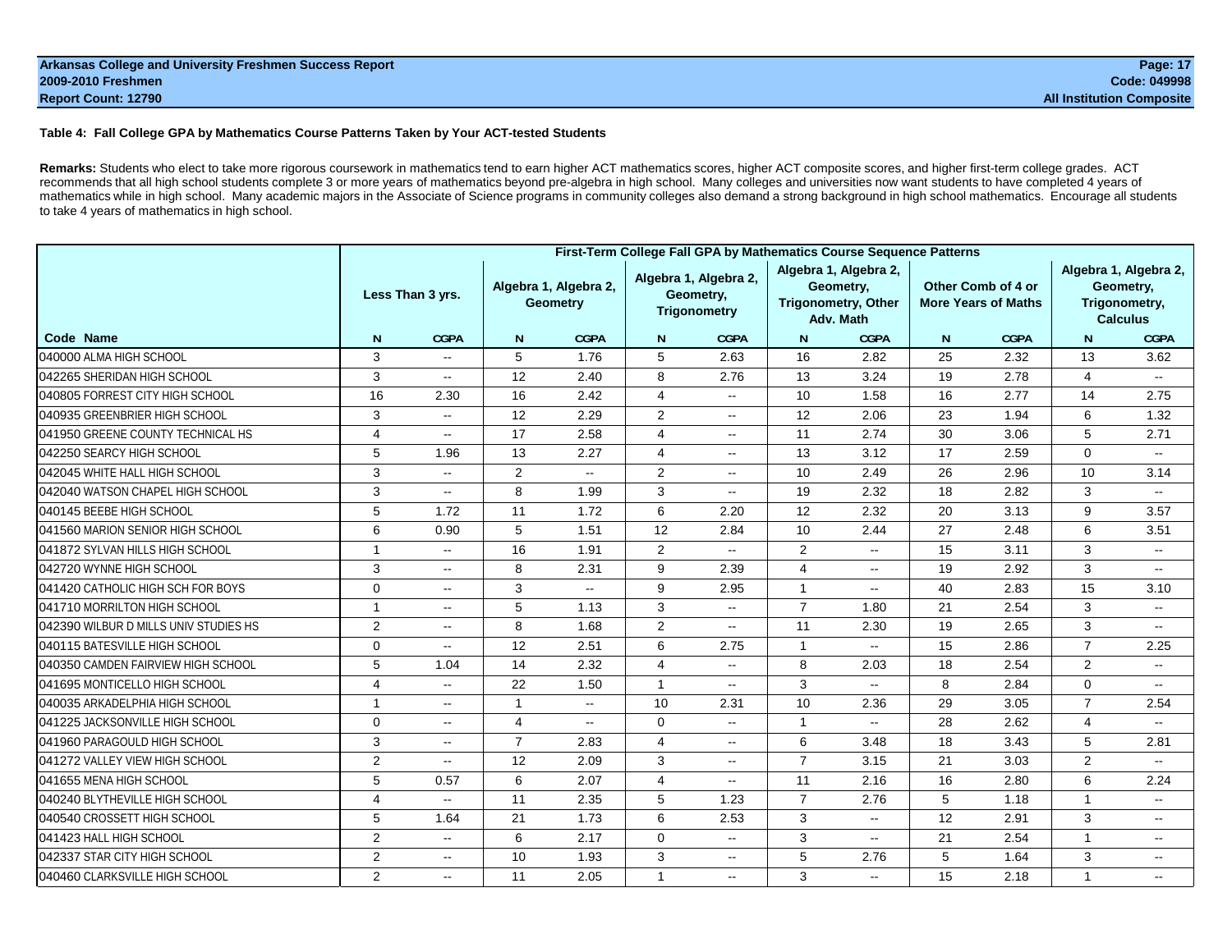**Table 4: Fall College GPA by Mathematics Course Patterns Taken by Your ACT-tested Students**

**Remarks:** Students who elect to take more rigorous coursework in mathematics tend to earn higher ACT mathematics scores, higher ACT composite scores, and higher first-term college grades. ACT recommends that all high school students complete 3 or more years of mathematics beyond pre-algebra in high school. Many colleges and universities now want students to have completed 4 years of mathematics while in high school. Many academic majors in the Associate of Science programs in community colleges also demand a strong background in high school mathematics. Encourage all students to take 4 years of mathematics in high school.

| | First-Term College Fall GPA by Mathematics Course Sequence Patterns | | | | | | | | | | | |
|---|---|---|---|---|---|---|---|---|---|---|---|---|
| | Less Than 3 yrs. | | Algebra 1, Algebra 2, Geometry | | Algebra 1, Algebra 2, Geometry, Trigonometry | | Algebra 1, Algebra 2, Geometry, Trigonometry, Other Adv. Math | | Other Comb of 4 or More Years of Maths | | Algebra 1, Algebra 2, Geometry, Trigonometry, Calculus | |
| **Code Name** | **N** | **CGPA** | **N** | **CGPA** | **N** | **CGPA** | **N** | **CGPA** | **N** | **CGPA** | **N** | **CGPA** |
| 040000 ALMA HIGH SCHOOL | 3 | -- | 5 | 1.76 | 5 | 2.63 | 16 | 2.82 | 25 | 2.32 | 13 | 3.62 |
| 042265 SHERIDAN HIGH SCHOOL | 3 | -- | 12 | 2.40 | 8 | 2.76 | 13 | 3.24 | 19 | 2.78 | 4 | -- |
| 040805 FORREST CITY HIGH SCHOOL | 16 | 2.30 | 16 | 2.42 | 4 | -- | 10 | 1.58 | 16 | 2.77 | 14 | 2.75 |
| 040935 GREENBRIER HIGH SCHOOL | 3 | -- | 12 | 2.29 | 2 | -- | 12 | 2.06 | 23 | 1.94 | 6 | 1.32 |
| 041950 GREENE COUNTY TECHNICAL HS | 4 | -- | 17 | 2.58 | 4 | -- | 11 | 2.74 | 30 | 3.06 | 5 | 2.71 |
| 042250 SEARCY HIGH SCHOOL | 5 | 1.96 | 13 | 2.27 | 4 | -- | 13 | 3.12 | 17 | 2.59 | 0 | -- |
| 042045 WHITE HALL HIGH SCHOOL | 3 | -- | 2 | -- | 2 | -- | 10 | 2.49 | 26 | 2.96 | 10 | 3.14 |
| 042040 WATSON CHAPEL HIGH SCHOOL | 3 | -- | 8 | 1.99 | 3 | -- | 19 | 2.32 | 18 | 2.82 | 3 | -- |
| 040145 BEEBE HIGH SCHOOL | 5 | 1.72 | 11 | 1.72 | 6 | 2.20 | 12 | 2.32 | 20 | 3.13 | 9 | 3.57 |
| 041560 MARION SENIOR HIGH SCHOOL | 6 | 0.90 | 5 | 1.51 | 12 | 2.84 | 10 | 2.44 | 27 | 2.48 | 6 | 3.51 |
| 041872 SYLVAN HILLS HIGH SCHOOL | 1 | -- | 16 | 1.91 | 2 | -- | 2 | -- | 15 | 3.11 | 3 | -- |
| 042720 WYNNE HIGH SCHOOL | 3 | -- | 8 | 2.31 | 9 | 2.39 | 4 | -- | 19 | 2.92 | 3 | -- |
| 041420 CATHOLIC HIGH SCH FOR BOYS | 0 | -- | 3 | -- | 9 | 2.95 | 1 | -- | 40 | 2.83 | 15 | 3.10 |
| 041710 MORRILTON HIGH SCHOOL | 1 | -- | 5 | 1.13 | 3 | -- | 7 | 1.80 | 21 | 2.54 | 3 | -- |
| 042390 WILBUR D MILLS UNIV STUDIES HS | 2 | -- | 8 | 1.68 | 2 | -- | 11 | 2.30 | 19 | 2.65 | 3 | -- |
| 040115 BATESVILLE HIGH SCHOOL | 0 | -- | 12 | 2.51 | 6 | 2.75 | 1 | -- | 15 | 2.86 | 7 | 2.25 |
| 040350 CAMDEN FAIRVIEW HIGH SCHOOL | 5 | 1.04 | 14 | 2.32 | 4 | -- | 8 | 2.03 | 18 | 2.54 | 2 | -- |
| 041695 MONTICELLO HIGH SCHOOL | 4 | -- | 22 | 1.50 | 1 | -- | 3 | -- | 8 | 2.84 | 0 | -- |
| 040035 ARKADELPHIA HIGH SCHOOL | 1 | -- | 1 | -- | 10 | 2.31 | 10 | 2.36 | 29 | 3.05 | 7 | 2.54 |
| 041225 JACKSONVILLE HIGH SCHOOL | 0 | -- | 4 | -- | 0 | -- | 1 | -- | 28 | 2.62 | 4 | -- |
| 041960 PARAGOULD HIGH SCHOOL | 3 | -- | 7 | 2.83 | 4 | -- | 6 | 3.48 | 18 | 3.43 | 5 | 2.81 |
| 041272 VALLEY VIEW HIGH SCHOOL | 2 | -- | 12 | 2.09 | 3 | -- | 7 | 3.15 | 21 | 3.03 | 2 | -- |
| 041655 MENA HIGH SCHOOL | 5 | 0.57 | 6 | 2.07 | 4 | -- | 11 | 2.16 | 16 | 2.80 | 6 | 2.24 |
| 040240 BLYTHEVILLE HIGH SCHOOL | 4 | -- | 11 | 2.35 | 5 | 1.23 | 7 | 2.76 | 5 | 1.18 | 1 | -- |
| 040540 CROSSETT HIGH SCHOOL | 5 | 1.64 | 21 | 1.73 | 6 | 2.53 | 3 | -- | 12 | 2.91 | 3 | -- |
| 041423 HALL HIGH SCHOOL | 2 | -- | 6 | 2.17 | 0 | -- | 3 | -- | 21 | 2.54 | 1 | -- |
| 042337 STAR CITY HIGH SCHOOL | 2 | -- | 10 | 1.93 | 3 | -- | 5 | 2.76 | 5 | 1.64 | 3 | -- |
| 040460 CLARKSVILLE HIGH SCHOOL | 2 | -- | 11 | 2.05 | 1 | -- | 3 | -- | 15 | 2.18 | 1 | -- |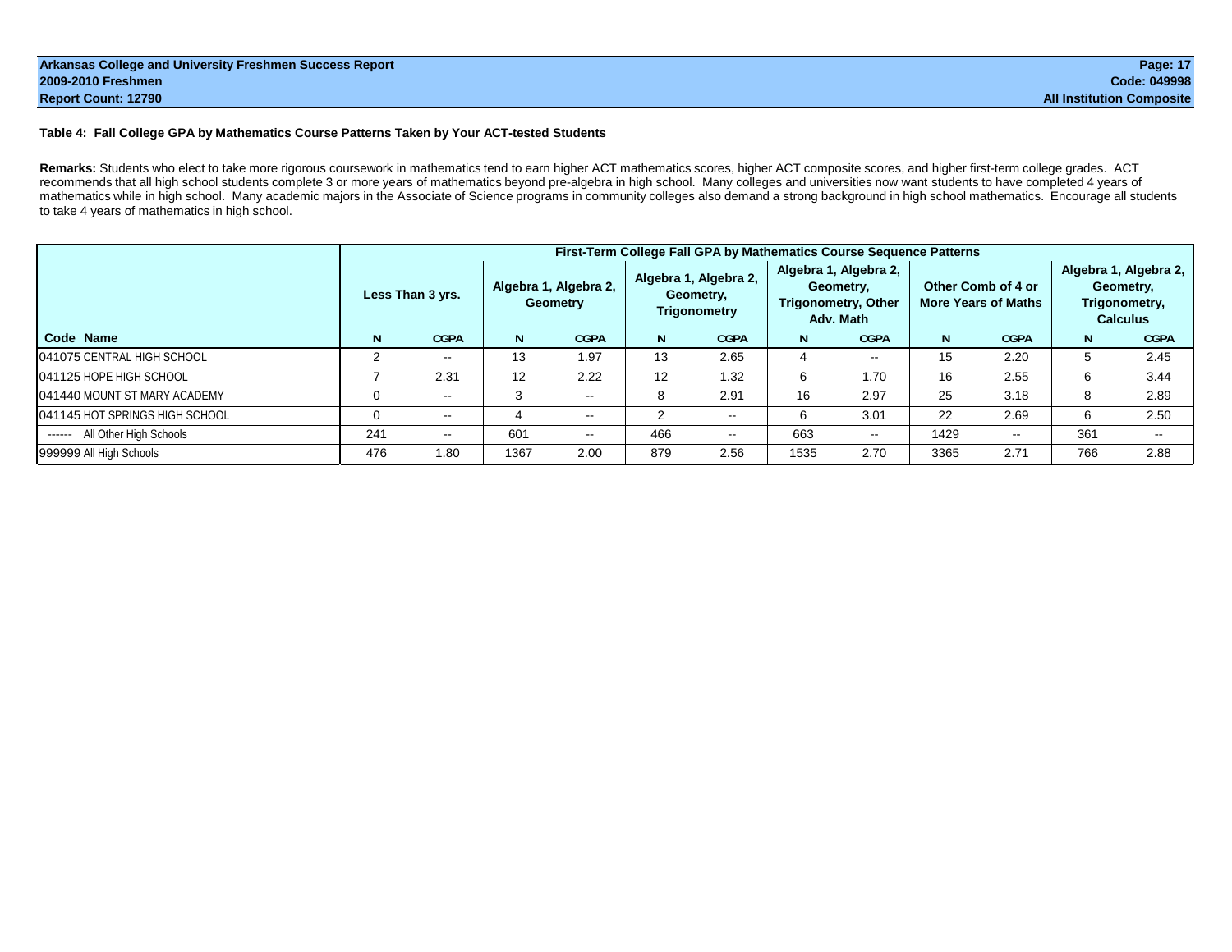**Table 4: Fall College GPA by Mathematics Course Patterns Taken by Your ACT-tested Students**

**Remarks:** Students who elect to take more rigorous coursework in mathematics tend to earn higher ACT mathematics scores, higher ACT composite scores, and higher first-term college grades. ACT recommends that all high school students complete 3 or more years of mathematics beyond pre-algebra in high school. Many colleges and universities now want students to have completed 4 years of mathematics while in high school. Many academic majors in the Associate of Science programs in community colleges also demand a strong background in high school mathematics. Encourage all students to take 4 years of mathematics in high school.

| | First-Term College Fall GPA by Mathematics Course Sequence Patterns | | | | | | | | | | | |
|---|---|---|---|---|---|---|---|---|---|---|---|---|
| | Less Than 3 yrs. | | Algebra 1, Algebra 2, Geometry | | Algebra 1, Algebra 2, Geometry, Trigonometry | | Algebra 1, Algebra 2, Geometry, Trigonometry, Other Adv. Math | | Other Comb of 4 or More Years of Maths | | Algebra 1, Algebra 2, Geometry, Trigonometry, Calculus | |
| **Code Name** | **N** | **CGPA** | **N** | **CGPA** | **N** | **CGPA** | **N** | **CGPA** | **N** | **CGPA** | **N** | **CGPA** |
| 041075 CENTRAL HIGH SCHOOL | 2 | -- | 13 | 1.97 | 13 | 2.65 | 4 | -- | 15 | 2.20 | 5 | 2.45 |
| 041125 HOPE HIGH SCHOOL | 7 | 2.31 | 12 | 2.22 | 12 | 1.32 | 6 | 1.70 | 16 | 2.55 | 6 | 3.44 |
| 041440 MOUNT ST MARY ACADEMY | 0 | -- | 3 | -- | 8 | 2.91 | 16 | 2.97 | 25 | 3.18 | 8 | 2.89 |
| 041145 HOT SPRINGS HIGH SCHOOL | 0 | -- | 4 | -- | 2 | -- | 6 | 3.01 | 22 | 2.69 | 6 | 2.50 |
| ------ All Other High Schools | 241 | -- | 601 | -- | 466 | -- | 663 | -- | 1429 | -- | 361 | -- |
| 999999 All High Schools | 476 | 1.80 | 1367 | 2.00 | 879 | 2.56 | 1535 | 2.70 | 3365 | 2.71 | 766 | 2.88 |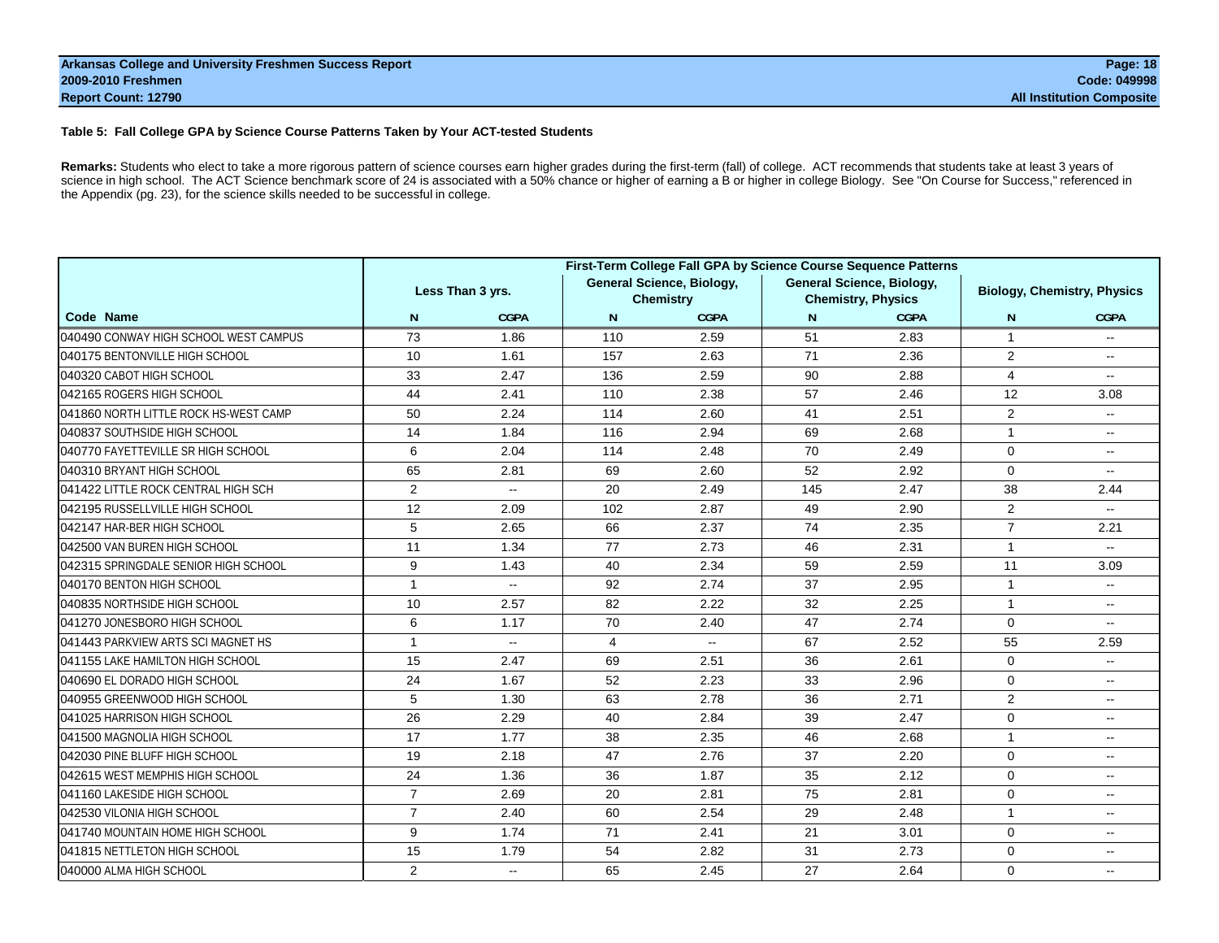### Table 5: Fall College GPA by Science Course Patterns Taken by Your ACT-tested Students

**Remarks:** Students who elect to take a more rigorous pattern of science courses earn higher grades during the first-term (fall) of college. ACT recommends that students take at least 3 years of science in high school. The ACT Science benchmark score of 24 is associated with a 50% chance or higher of earning a B or higher in college Biology. See "On Course for Success," referenced in the Appendix (pg. 23), for the science skills needed to be successful in college.

| | First-Term College Fall GPA by Science Course Sequence Patterns | | | | | | | |
|---|---|---|---|---|---|---|---|---|
| | Less Than 3 yrs. | | General Science, Biology, Chemistry | | General Science, Biology, Chemistry, Physics | | Biology, Chemistry, Physics | |
| Code Name | N | CGPA | N | CGPA | N | CGPA | N | CGPA |
| 040490 CONWAY HIGH SCHOOL WEST CAMPUS | 73 | 1.86 | 110 | 2.59 | 51 | 2.83 | 1 | -- |
| 040175 BENTONVILLE HIGH SCHOOL | 10 | 1.61 | 157 | 2.63 | 71 | 2.36 | 2 | -- |
| 040320 CABOT HIGH SCHOOL | 33 | 2.47 | 136 | 2.59 | 90 | 2.88 | 4 | -- |
| 042165 ROGERS HIGH SCHOOL | 44 | 2.41 | 110 | 2.38 | 57 | 2.46 | 12 | 3.08 |
| 041860 NORTH LITTLE ROCK HS-WEST CAMP | 50 | 2.24 | 114 | 2.60 | 41 | 2.51 | 2 | -- |
| 040837 SOUTHSIDE HIGH SCHOOL | 14 | 1.84 | 116 | 2.94 | 69 | 2.68 | 1 | -- |
| 040770 FAYETTEVILLE SR HIGH SCHOOL | 6 | 2.04 | 114 | 2.48 | 70 | 2.49 | 0 | -- |
| 040310 BRYANT HIGH SCHOOL | 65 | 2.81 | 69 | 2.60 | 52 | 2.92 | 0 | -- |
| 041422 LITTLE ROCK CENTRAL HIGH SCH | 2 | -- | 20 | 2.49 | 145 | 2.47 | 38 | 2.44 |
| 042195 RUSSELLVILLE HIGH SCHOOL | 12 | 2.09 | 102 | 2.87 | 49 | 2.90 | 2 | -- |
| 042147 HAR-BER HIGH SCHOOL | 5 | 2.65 | 66 | 2.37 | 74 | 2.35 | 7 | 2.21 |
| 042500 VAN BUREN HIGH SCHOOL | 11 | 1.34 | 77 | 2.73 | 46 | 2.31 | 1 | -- |
| 042315 SPRINGDALE SENIOR HIGH SCHOOL | 9 | 1.43 | 40 | 2.34 | 59 | 2.59 | 11 | 3.09 |
| 040170 BENTON HIGH SCHOOL | 1 | -- | 92 | 2.74 | 37 | 2.95 | 1 | -- |
| 040835 NORTHSIDE HIGH SCHOOL | 10 | 2.57 | 82 | 2.22 | 32 | 2.25 | 1 | -- |
| 041270 JONESBORO HIGH SCHOOL | 6 | 1.17 | 70 | 2.40 | 47 | 2.74 | 0 | -- |
| 041443 PARKVIEW ARTS SCI MAGNET HS | 1 | -- | 4 | -- | 67 | 2.52 | 55 | 2.59 |
| 041155 LAKE HAMILTON HIGH SCHOOL | 15 | 2.47 | 69 | 2.51 | 36 | 2.61 | 0 | -- |
| 040690 EL DORADO HIGH SCHOOL | 24 | 1.67 | 52 | 2.23 | 33 | 2.96 | 0 | -- |
| 040955 GREENWOOD HIGH SCHOOL | 5 | 1.30 | 63 | 2.78 | 36 | 2.71 | 2 | -- |
| 041025 HARRISON HIGH SCHOOL | 26 | 2.29 | 40 | 2.84 | 39 | 2.47 | 0 | -- |
| 041500 MAGNOLIA HIGH SCHOOL | 17 | 1.77 | 38 | 2.35 | 46 | 2.68 | 1 | -- |
| 042030 PINE BLUFF HIGH SCHOOL | 19 | 2.18 | 47 | 2.76 | 37 | 2.20 | 0 | -- |
| 042615 WEST MEMPHIS HIGH SCHOOL | 24 | 1.36 | 36 | 1.87 | 35 | 2.12 | 0 | -- |
| 041160 LAKESIDE HIGH SCHOOL | 7 | 2.69 | 20 | 2.81 | 75 | 2.81 | 0 | -- |
| 042530 VILONIA HIGH SCHOOL | 7 | 2.40 | 60 | 2.54 | 29 | 2.48 | 1 | -- |
| 041740 MOUNTAIN HOME HIGH SCHOOL | 9 | 1.74 | 71 | 2.41 | 21 | 3.01 | 0 | -- |
| 041815 NETTLETON HIGH SCHOOL | 15 | 1.79 | 54 | 2.82 | 31 | 2.73 | 0 | -- |
| 040000 ALMA HIGH SCHOOL | 2 | -- | 65 | 2.45 | 27 | 2.64 | 0 | -- |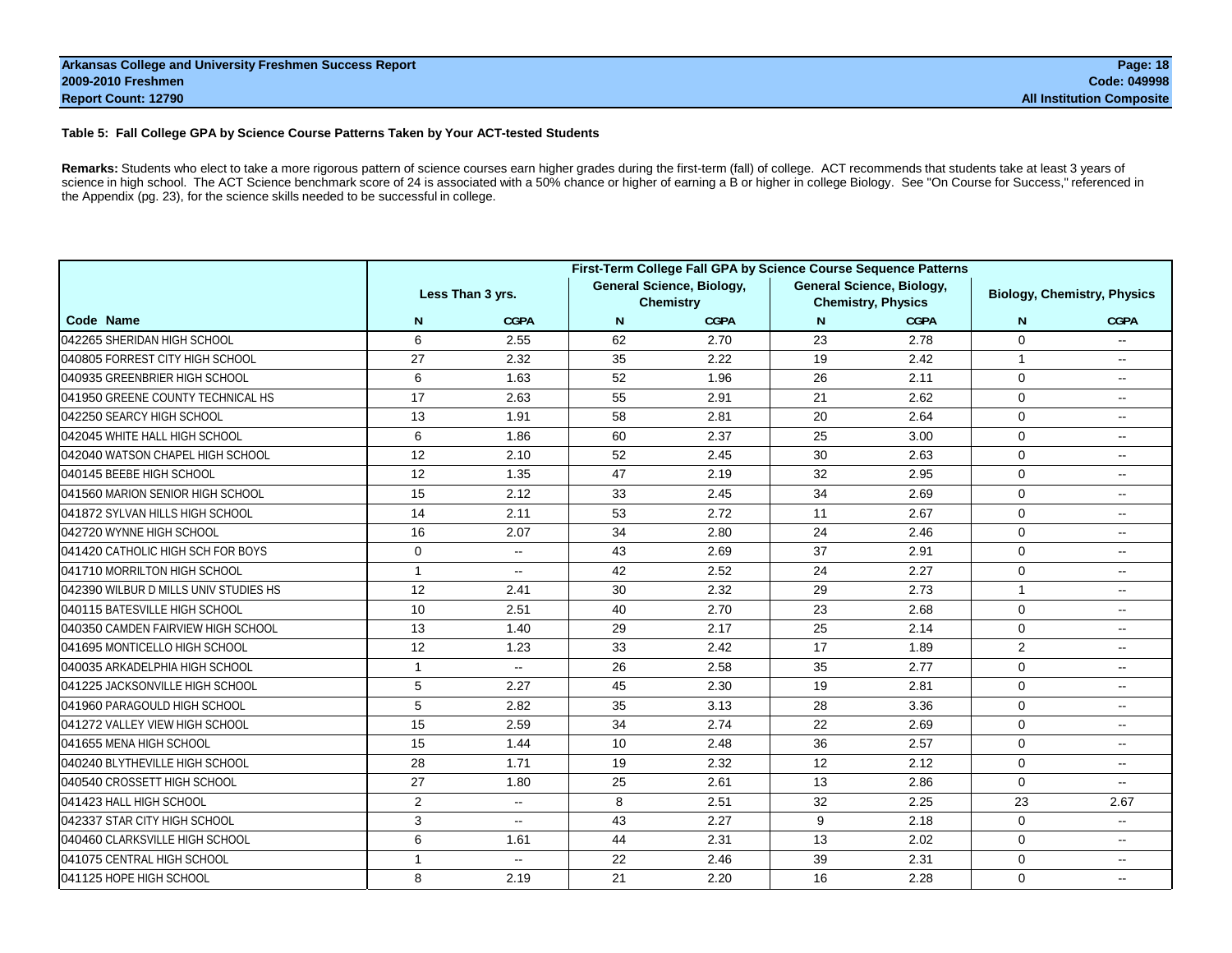Table 5: Fall College GPA by Science Course Patterns Taken by Your ACT-tested Students

**Remarks:** Students who elect to take a more rigorous pattern of science courses earn higher grades during the first-term (fall) of college. ACT recommends that students take at least 3 years of science in high school. The ACT Science benchmark score of 24 is associated with a 50% chance or higher of earning a B or higher in college Biology. See "On Course for Success," referenced in the Appendix (pg. 23), for the science skills needed to be successful in college.

| | First-Term College Fall GPA by Science Course Sequence Patterns | | | | | | | |
|---|---|---|---|---|---|---|---|---|
| | Less Than 3 yrs. | | General Science, Biology, Chemistry | | General Science, Biology, Chemistry, Physics | | Biology, Chemistry, Physics | |
| Code Name | N | CGPA | N | CGPA | N | CGPA | N | CGPA |
| 042265 SHERIDAN HIGH SCHOOL | 6 | 2.55 | 62 | 2.70 | 23 | 2.78 | 0 | -- |
| 040805 FORREST CITY HIGH SCHOOL | 27 | 2.32 | 35 | 2.22 | 19 | 2.42 | 1 | -- |
| 040935 GREENBRIER HIGH SCHOOL | 6 | 1.63 | 52 | 1.96 | 26 | 2.11 | 0 | -- |
| 041950 GREENE COUNTY TECHNICAL HS | 17 | 2.63 | 55 | 2.91 | 21 | 2.62 | 0 | -- |
| 042250 SEARCY HIGH SCHOOL | 13 | 1.91 | 58 | 2.81 | 20 | 2.64 | 0 | -- |
| 042045 WHITE HALL HIGH SCHOOL | 6 | 1.86 | 60 | 2.37 | 25 | 3.00 | 0 | -- |
| 042040 WATSON CHAPEL HIGH SCHOOL | 12 | 2.10 | 52 | 2.45 | 30 | 2.63 | 0 | -- |
| 040145 BEEBE HIGH SCHOOL | 12 | 1.35 | 47 | 2.19 | 32 | 2.95 | 0 | -- |
| 041560 MARION SENIOR HIGH SCHOOL | 15 | 2.12 | 33 | 2.45 | 34 | 2.69 | 0 | -- |
| 041872 SYLVAN HILLS HIGH SCHOOL | 14 | 2.11 | 53 | 2.72 | 11 | 2.67 | 0 | -- |
| 042720 WYNNE HIGH SCHOOL | 16 | 2.07 | 34 | 2.80 | 24 | 2.46 | 0 | -- |
| 041420 CATHOLIC HIGH SCH FOR BOYS | 0 | -- | 43 | 2.69 | 37 | 2.91 | 0 | -- |
| 041710 MORRILTON HIGH SCHOOL | 1 | -- | 42 | 2.52 | 24 | 2.27 | 0 | -- |
| 042390 WILBUR D MILLS UNIV STUDIES HS | 12 | 2.41 | 30 | 2.32 | 29 | 2.73 | 1 | -- |
| 040115 BATESVILLE HIGH SCHOOL | 10 | 2.51 | 40 | 2.70 | 23 | 2.68 | 0 | -- |
| 040350 CAMDEN FAIRVIEW HIGH SCHOOL | 13 | 1.40 | 29 | 2.17 | 25 | 2.14 | 0 | -- |
| 041695 MONTICELLO HIGH SCHOOL | 12 | 1.23 | 33 | 2.42 | 17 | 1.89 | 2 | -- |
| 040035 ARKADELPHIA HIGH SCHOOL | 1 | -- | 26 | 2.58 | 35 | 2.77 | 0 | -- |
| 041225 JACKSONVILLE HIGH SCHOOL | 5 | 2.27 | 45 | 2.30 | 19 | 2.81 | 0 | -- |
| 041960 PARAGOULD HIGH SCHOOL | 5 | 2.82 | 35 | 3.13 | 28 | 3.36 | 0 | -- |
| 041272 VALLEY VIEW HIGH SCHOOL | 15 | 2.59 | 34 | 2.74 | 22 | 2.69 | 0 | -- |
| 041655 MENA HIGH SCHOOL | 15 | 1.44 | 10 | 2.48 | 36 | 2.57 | 0 | -- |
| 040240 BLYTHEVILLE HIGH SCHOOL | 28 | 1.71 | 19 | 2.32 | 12 | 2.12 | 0 | -- |
| 040540 CROSSETT HIGH SCHOOL | 27 | 1.80 | 25 | 2.61 | 13 | 2.86 | 0 | -- |
| 041423 HALL HIGH SCHOOL | 2 | -- | 8 | 2.51 | 32 | 2.25 | 23 | 2.67 |
| 042337 STAR CITY HIGH SCHOOL | 3 | -- | 43 | 2.27 | 9 | 2.18 | 0 | -- |
| 040460 CLARKSVILLE HIGH SCHOOL | 6 | 1.61 | 44 | 2.31 | 13 | 2.02 | 0 | -- |
| 041075 CENTRAL HIGH SCHOOL | 1 | -- | 22 | 2.46 | 39 | 2.31 | 0 | -- |
| 041125 HOPE HIGH SCHOOL | 8 | 2.19 | 21 | 2.20 | 16 | 2.28 | 0 | -- |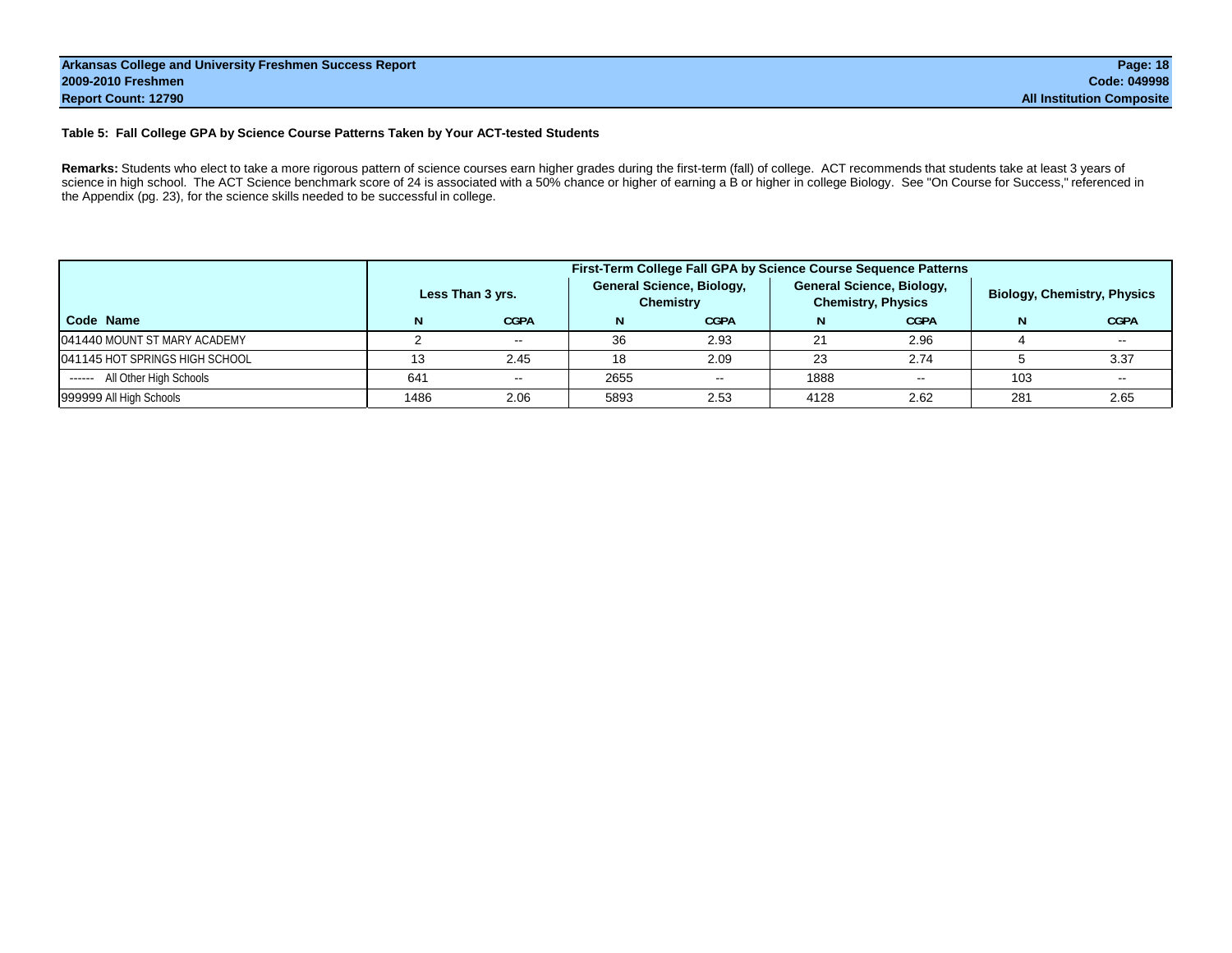### Table 5: Fall College GPA by Science Course Patterns Taken by Your ACT-tested Students

**Remarks:** Students who elect to take a more rigorous pattern of science courses earn higher grades during the first-term (fall) of college. ACT recommends that students take at least 3 years of science in high school. The ACT Science benchmark score of 24 is associated with a 50% chance or higher of earning a B or higher in college Biology. See "On Course for Success," referenced in the Appendix (pg. 23), for the science skills needed to be successful in college.

| | First-Term College Fall GPA by Science Course Sequence Patterns | | | | | | | |
|---|---|---|---|---|---|---|---|---|
| | Less Than 3 yrs. | | General Science, Biology, Chemistry | | General Science, Biology, Chemistry, Physics | | Biology, Chemistry, Physics | |
| Code Name | N | CGPA | N | CGPA | N | CGPA | N | CGPA |
| 041440 MOUNT ST MARY ACADEMY | 2 | -- | 36 | 2.93 | 21 | 2.96 | 4 | -- |
| 041145 HOT SPRINGS HIGH SCHOOL | 13 | 2.45 | 18 | 2.09 | 23 | 2.74 | 5 | 3.37 |
| ------ All Other High Schools | 641 | -- | 2655 | -- | 1888 | -- | 103 | -- |
| 999999 All High Schools | 1486 | 2.06 | 5893 | 2.53 | 4128 | 2.62 | 281 | 2.65 |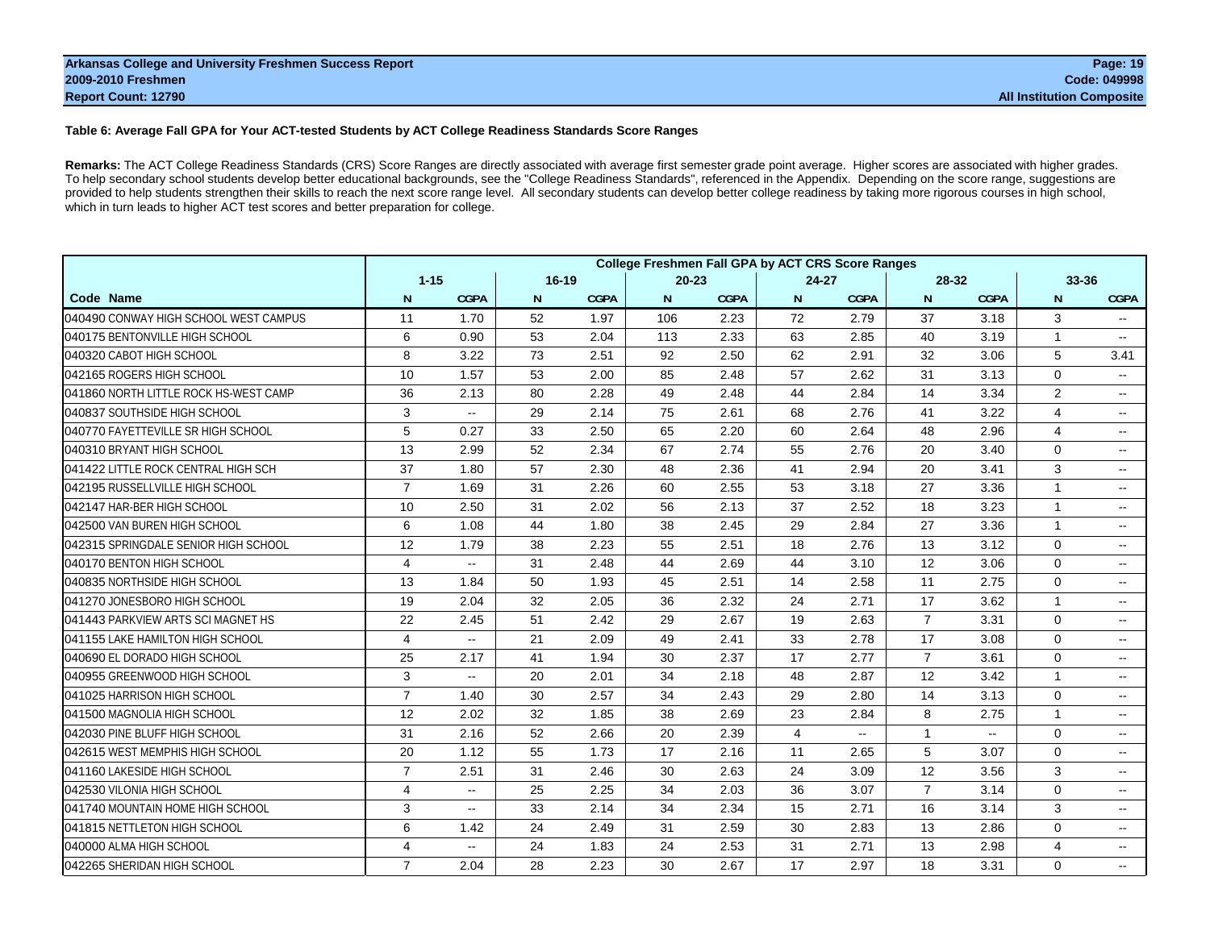**Table 6: Average Fall GPA for Your ACT-tested Students by ACT College Readiness Standards Score Ranges**

**Remarks:** The ACT College Readiness Standards (CRS) Score Ranges are directly associated with average first semester grade point average. Higher scores are associated with higher grades. To help secondary school students develop better educational backgrounds, see the "College Readiness Standards", referenced in the Appendix. Depending on the score range, suggestions are provided to help students strengthen their skills to reach the next score range level. All secondary students can develop better college readiness by taking more rigorous courses in high school, which in turn leads to higher ACT test scores and better preparation for college.

| | College Freshmen Fall GPA by ACT CRS Score Ranges | | | | | | | | | | | |
|---|---|---|---|---|---|---|---|---|---|---|---|---|
| | 1-15 | | 16-19 | | 20-23 | | 24-27 | | 28-32 | | 33-36 | |
| **Code Name** | **N** | **CGPA** | **N** | **CGPA** | **N** | **CGPA** | **N** | **CGPA** | **N** | **CGPA** | **N** | **CGPA** |
| 040490 CONWAY HIGH SCHOOL WEST CAMPUS | 11 | 1.70 | 52 | 1.97 | 106 | 2.23 | 72 | 2.79 | 37 | 3.18 | 3 | -- |
| 040175 BENTONVILLE HIGH SCHOOL | 6 | 0.90 | 53 | 2.04 | 113 | 2.33 | 63 | 2.85 | 40 | 3.19 | 1 | -- |
| 040320 CABOT HIGH SCHOOL | 8 | 3.22 | 73 | 2.51 | 92 | 2.50 | 62 | 2.91 | 32 | 3.06 | 5 | 3.41 |
| 042165 ROGERS HIGH SCHOOL | 10 | 1.57 | 53 | 2.00 | 85 | 2.48 | 57 | 2.62 | 31 | 3.13 | 0 | -- |
| 041860 NORTH LITTLE ROCK HS-WEST CAMP | 36 | 2.13 | 80 | 2.28 | 49 | 2.48 | 44 | 2.84 | 14 | 3.34 | 2 | -- |
| 040837 SOUTHSIDE HIGH SCHOOL | 3 | -- | 29 | 2.14 | 75 | 2.61 | 68 | 2.76 | 41 | 3.22 | 4 | -- |
| 040770 FAYETTEVILLE SR HIGH SCHOOL | 5 | 0.27 | 33 | 2.50 | 65 | 2.20 | 60 | 2.64 | 48 | 2.96 | 4 | -- |
| 040310 BRYANT HIGH SCHOOL | 13 | 2.99 | 52 | 2.34 | 67 | 2.74 | 55 | 2.76 | 20 | 3.40 | 0 | -- |
| 041422 LITTLE ROCK CENTRAL HIGH SCH | 37 | 1.80 | 57 | 2.30 | 48 | 2.36 | 41 | 2.94 | 20 | 3.41 | 3 | -- |
| 042195 RUSSELLVILLE HIGH SCHOOL | 7 | 1.69 | 31 | 2.26 | 60 | 2.55 | 53 | 3.18 | 27 | 3.36 | 1 | -- |
| 042147 HAR-BER HIGH SCHOOL | 10 | 2.50 | 31 | 2.02 | 56 | 2.13 | 37 | 2.52 | 18 | 3.23 | 1 | -- |
| 042500 VAN BUREN HIGH SCHOOL | 6 | 1.08 | 44 | 1.80 | 38 | 2.45 | 29 | 2.84 | 27 | 3.36 | 1 | -- |
| 042315 SPRINGDALE SENIOR HIGH SCHOOL | 12 | 1.79 | 38 | 2.23 | 55 | 2.51 | 18 | 2.76 | 13 | 3.12 | 0 | -- |
| 040170 BENTON HIGH SCHOOL | 4 | -- | 31 | 2.48 | 44 | 2.69 | 44 | 3.10 | 12 | 3.06 | 0 | -- |
| 040835 NORTHSIDE HIGH SCHOOL | 13 | 1.84 | 50 | 1.93 | 45 | 2.51 | 14 | 2.58 | 11 | 2.75 | 0 | -- |
| 041270 JONESBORO HIGH SCHOOL | 19 | 2.04 | 32 | 2.05 | 36 | 2.32 | 24 | 2.71 | 17 | 3.62 | 1 | -- |
| 041443 PARKVIEW ARTS SCI MAGNET HS | 22 | 2.45 | 51 | 2.42 | 29 | 2.67 | 19 | 2.63 | 7 | 3.31 | 0 | -- |
| 041155 LAKE HAMILTON HIGH SCHOOL | 4 | -- | 21 | 2.09 | 49 | 2.41 | 33 | 2.78 | 17 | 3.08 | 0 | -- |
| 040690 EL DORADO HIGH SCHOOL | 25 | 2.17 | 41 | 1.94 | 30 | 2.37 | 17 | 2.77 | 7 | 3.61 | 0 | -- |
| 040955 GREENWOOD HIGH SCHOOL | 3 | -- | 20 | 2.01 | 34 | 2.18 | 48 | 2.87 | 12 | 3.42 | 1 | -- |
| 041025 HARRISON HIGH SCHOOL | 7 | 1.40 | 30 | 2.57 | 34 | 2.43 | 29 | 2.80 | 14 | 3.13 | 0 | -- |
| 041500 MAGNOLIA HIGH SCHOOL | 12 | 2.02 | 32 | 1.85 | 38 | 2.69 | 23 | 2.84 | 8 | 2.75 | 1 | -- |
| 042030 PINE BLUFF HIGH SCHOOL | 31 | 2.16 | 52 | 2.66 | 20 | 2.39 | 4 | -- | 1 | -- | 0 | -- |
| 042615 WEST MEMPHIS HIGH SCHOOL | 20 | 1.12 | 55 | 1.73 | 17 | 2.16 | 11 | 2.65 | 5 | 3.07 | 0 | -- |
| 041160 LAKESIDE HIGH SCHOOL | 7 | 2.51 | 31 | 2.46 | 30 | 2.63 | 24 | 3.09 | 12 | 3.56 | 3 | -- |
| 042530 VILONIA HIGH SCHOOL | 4 | -- | 25 | 2.25 | 34 | 2.03 | 36 | 3.07 | 7 | 3.14 | 0 | -- |
| 041740 MOUNTAIN HOME HIGH SCHOOL | 3 | -- | 33 | 2.14 | 34 | 2.34 | 15 | 2.71 | 16 | 3.14 | 3 | -- |
| 041815 NETTLETON HIGH SCHOOL | 6 | 1.42 | 24 | 2.49 | 31 | 2.59 | 30 | 2.83 | 13 | 2.86 | 0 | -- |
| 040000 ALMA HIGH SCHOOL | 4 | -- | 24 | 1.83 | 24 | 2.53 | 31 | 2.71 | 13 | 2.98 | 4 | -- |
| 042265 SHERIDAN HIGH SCHOOL | 7 | 2.04 | 28 | 2.23 | 30 | 2.67 | 17 | 2.97 | 18 | 3.31 | 0 | -- |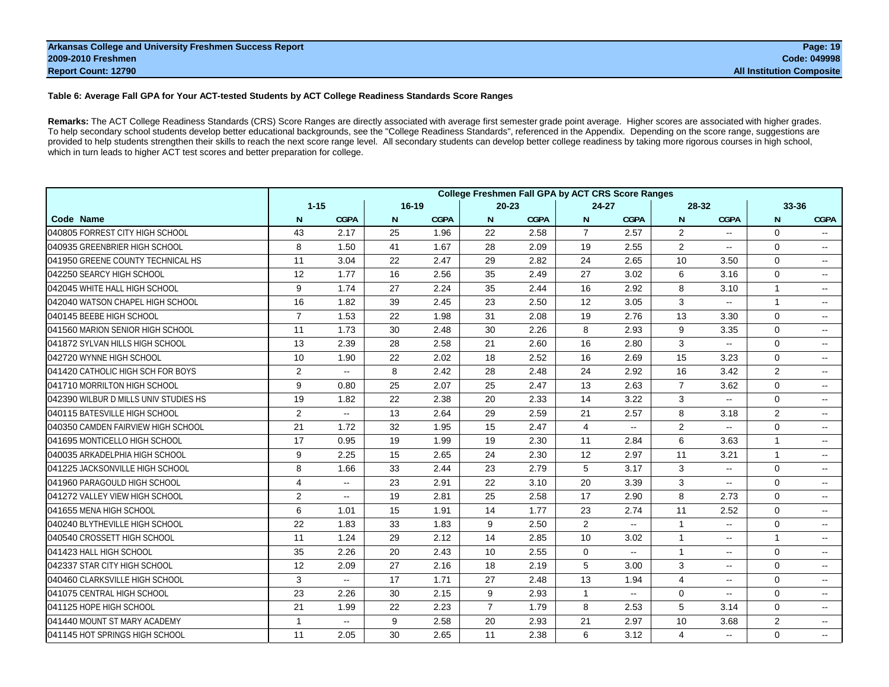**Table 6: Average Fall GPA for Your ACT-tested Students by ACT College Readiness Standards Score Ranges**

**Remarks:** The ACT College Readiness Standards (CRS) Score Ranges are directly associated with average first semester grade point average. Higher scores are associated with higher grades. To help secondary school students develop better educational backgrounds, see the "College Readiness Standards", referenced in the Appendix. Depending on the score range, suggestions are provided to help students strengthen their skills to reach the next score range level. All secondary students can develop better college readiness by taking more rigorous courses in high school, which in turn leads to higher ACT test scores and better preparation for college.

| | College Freshmen Fall GPA by ACT CRS Score Ranges | | | | | | | | | | | |
|---|---|---|---|---|---|---|---|---|---|---|---|---|
| | 1-15 | | 16-19 | | 20-23 | | 24-27 | | 28-32 | | 33-36 | |
| Code Name | N | CGPA | N | CGPA | N | CGPA | N | CGPA | N | CGPA | N | CGPA |
| 040805 FORREST CITY HIGH SCHOOL | 43 | 2.17 | 25 | 1.96 | 22 | 2.58 | 7 | 2.57 | 2 | -- | 0 | -- |
| 040935 GREENBRIER HIGH SCHOOL | 8 | 1.50 | 41 | 1.67 | 28 | 2.09 | 19 | 2.55 | 2 | -- | 0 | -- |
| 041950 GREENE COUNTY TECHNICAL HS | 11 | 3.04 | 22 | 2.47 | 29 | 2.82 | 24 | 2.65 | 10 | 3.50 | 0 | -- |
| 042250 SEARCY HIGH SCHOOL | 12 | 1.77 | 16 | 2.56 | 35 | 2.49 | 27 | 3.02 | 6 | 3.16 | 0 | -- |
| 042045 WHITE HALL HIGH SCHOOL | 9 | 1.74 | 27 | 2.24 | 35 | 2.44 | 16 | 2.92 | 8 | 3.10 | 1 | -- |
| 042040 WATSON CHAPEL HIGH SCHOOL | 16 | 1.82 | 39 | 2.45 | 23 | 2.50 | 12 | 3.05 | 3 | -- | 1 | -- |
| 040145 BEEBE HIGH SCHOOL | 7 | 1.53 | 22 | 1.98 | 31 | 2.08 | 19 | 2.76 | 13 | 3.30 | 0 | -- |
| 041560 MARION SENIOR HIGH SCHOOL | 11 | 1.73 | 30 | 2.48 | 30 | 2.26 | 8 | 2.93 | 9 | 3.35 | 0 | -- |
| 041872 SYLVAN HILLS HIGH SCHOOL | 13 | 2.39 | 28 | 2.58 | 21 | 2.60 | 16 | 2.80 | 3 | -- | 0 | -- |
| 042720 WYNNE HIGH SCHOOL | 10 | 1.90 | 22 | 2.02 | 18 | 2.52 | 16 | 2.69 | 15 | 3.23 | 0 | -- |
| 041420 CATHOLIC HIGH SCH FOR BOYS | 2 | -- | 8 | 2.42 | 28 | 2.48 | 24 | 2.92 | 16 | 3.42 | 2 | -- |
| 041710 MORRILTON HIGH SCHOOL | 9 | 0.80 | 25 | 2.07 | 25 | 2.47 | 13 | 2.63 | 7 | 3.62 | 0 | -- |
| 042390 WILBUR D MILLS UNIV STUDIES HS | 19 | 1.82 | 22 | 2.38 | 20 | 2.33 | 14 | 3.22 | 3 | -- | 0 | -- |
| 040115 BATESVILLE HIGH SCHOOL | 2 | -- | 13 | 2.64 | 29 | 2.59 | 21 | 2.57 | 8 | 3.18 | 2 | -- |
| 040350 CAMDEN FAIRVIEW HIGH SCHOOL | 21 | 1.72 | 32 | 1.95 | 15 | 2.47 | 4 | -- | 2 | -- | 0 | -- |
| 041695 MONTICELLO HIGH SCHOOL | 17 | 0.95 | 19 | 1.99 | 19 | 2.30 | 11 | 2.84 | 6 | 3.63 | 1 | -- |
| 040035 ARKADELPHIA HIGH SCHOOL | 9 | 2.25 | 15 | 2.65 | 24 | 2.30 | 12 | 2.97 | 11 | 3.21 | 1 | -- |
| 041225 JACKSONVILLE HIGH SCHOOL | 8 | 1.66 | 33 | 2.44 | 23 | 2.79 | 5 | 3.17 | 3 | -- | 0 | -- |
| 041960 PARAGOULD HIGH SCHOOL | 4 | -- | 23 | 2.91 | 22 | 3.10 | 20 | 3.39 | 3 | -- | 0 | -- |
| 041272 VALLEY VIEW HIGH SCHOOL | 2 | -- | 19 | 2.81 | 25 | 2.58 | 17 | 2.90 | 8 | 2.73 | 0 | -- |
| 041655 MENA HIGH SCHOOL | 6 | 1.01 | 15 | 1.91 | 14 | 1.77 | 23 | 2.74 | 11 | 2.52 | 0 | -- |
| 040240 BLYTHEVILLE HIGH SCHOOL | 22 | 1.83 | 33 | 1.83 | 9 | 2.50 | 2 | -- | 1 | -- | 0 | -- |
| 040540 CROSSETT HIGH SCHOOL | 11 | 1.24 | 29 | 2.12 | 14 | 2.85 | 10 | 3.02 | 1 | -- | 1 | -- |
| 041423 HALL HIGH SCHOOL | 35 | 2.26 | 20 | 2.43 | 10 | 2.55 | 0 | -- | 1 | -- | 0 | -- |
| 042337 STAR CITY HIGH SCHOOL | 12 | 2.09 | 27 | 2.16 | 18 | 2.19 | 5 | 3.00 | 3 | -- | 0 | -- |
| 040460 CLARKSVILLE HIGH SCHOOL | 3 | -- | 17 | 1.71 | 27 | 2.48 | 13 | 1.94 | 4 | -- | 0 | -- |
| 041075 CENTRAL HIGH SCHOOL | 23 | 2.26 | 30 | 2.15 | 9 | 2.93 | 1 | -- | 0 | -- | 0 | -- |
| 041125 HOPE HIGH SCHOOL | 21 | 1.99 | 22 | 2.23 | 7 | 1.79 | 8 | 2.53 | 5 | 3.14 | 0 | -- |
| 041440 MOUNT ST MARY ACADEMY | 1 | -- | 9 | 2.58 | 20 | 2.93 | 21 | 2.97 | 10 | 3.68 | 2 | -- |
| 041145 HOT SPRINGS HIGH SCHOOL | 11 | 2.05 | 30 | 2.65 | 11 | 2.38 | 6 | 3.12 | 4 | -- | 0 | -- |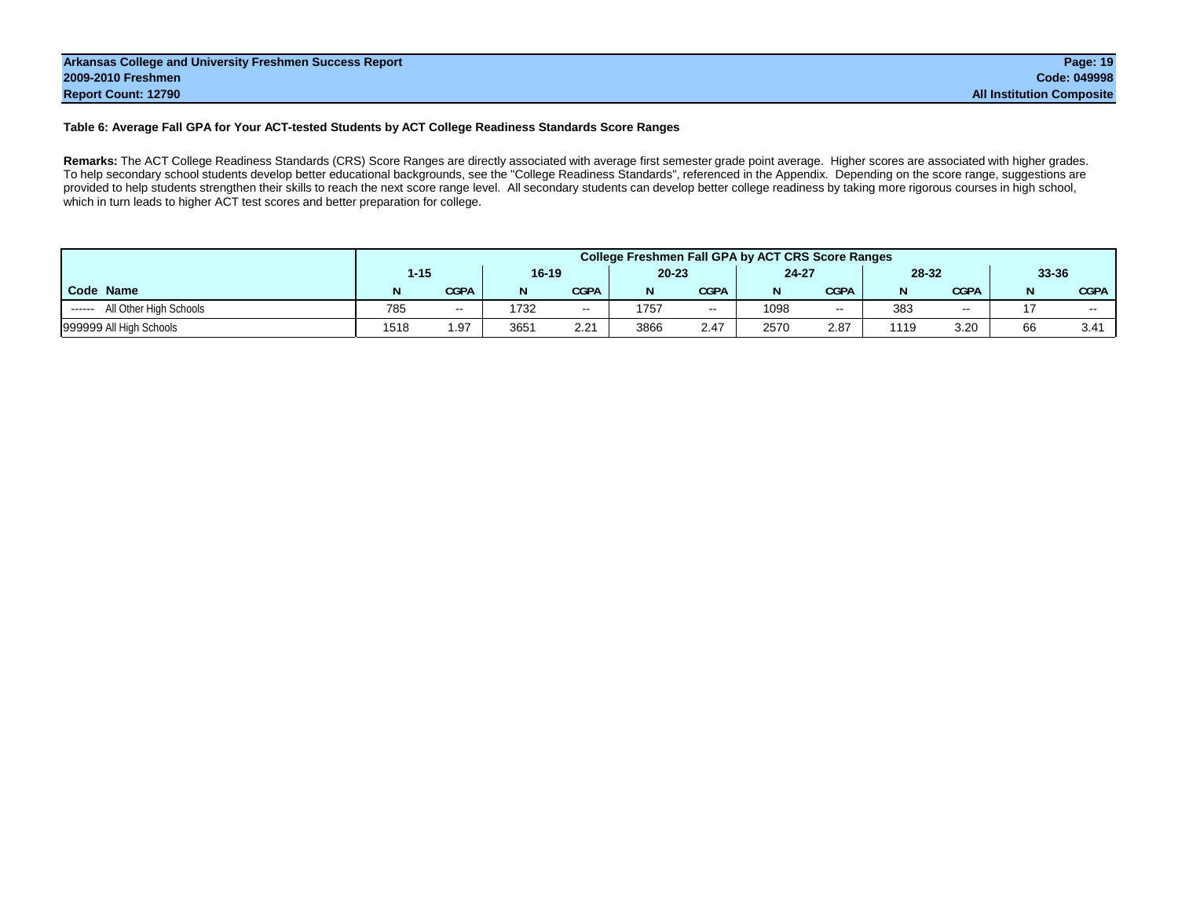**Table 6: Average Fall GPA for Your ACT-tested Students by ACT College Readiness Standards Score Ranges**

**Remarks:** The ACT College Readiness Standards (CRS) Score Ranges are directly associated with average first semester grade point average. Higher scores are associated with higher grades. To help secondary school students develop better educational backgrounds, see the "College Readiness Standards", referenced in the Appendix. Depending on the score range, suggestions are provided to help students strengthen their skills to reach the next score range level. All secondary students can develop better college readiness by taking more rigorous courses in high school, which in turn leads to higher ACT test scores and better preparation for college.

| | College Freshmen Fall GPA by ACT CRS Score Ranges | | | | | | | | | | | |
|---|---|---|---|---|---|---|---|---|---|---|---|---|
| | 1-15 | | 16-19 | | 20-23 | | 24-27 | | 28-32 | | 33-36 | |
| **Code Name** | N | CGPA | N | CGPA | N | CGPA | N | CGPA | N | CGPA | N | CGPA |
| ------ All Other High Schools | 785 | -- | 1732 | -- | 1757 | -- | 1098 | -- | 383 | -- | 17 | -- |
| 999999 All High Schools | 1518 | 1.97 | 3651 | 2.21 | 3866 | 2.47 | 2570 | 2.87 | 1119 | 3.20 | 66 | 3.41 |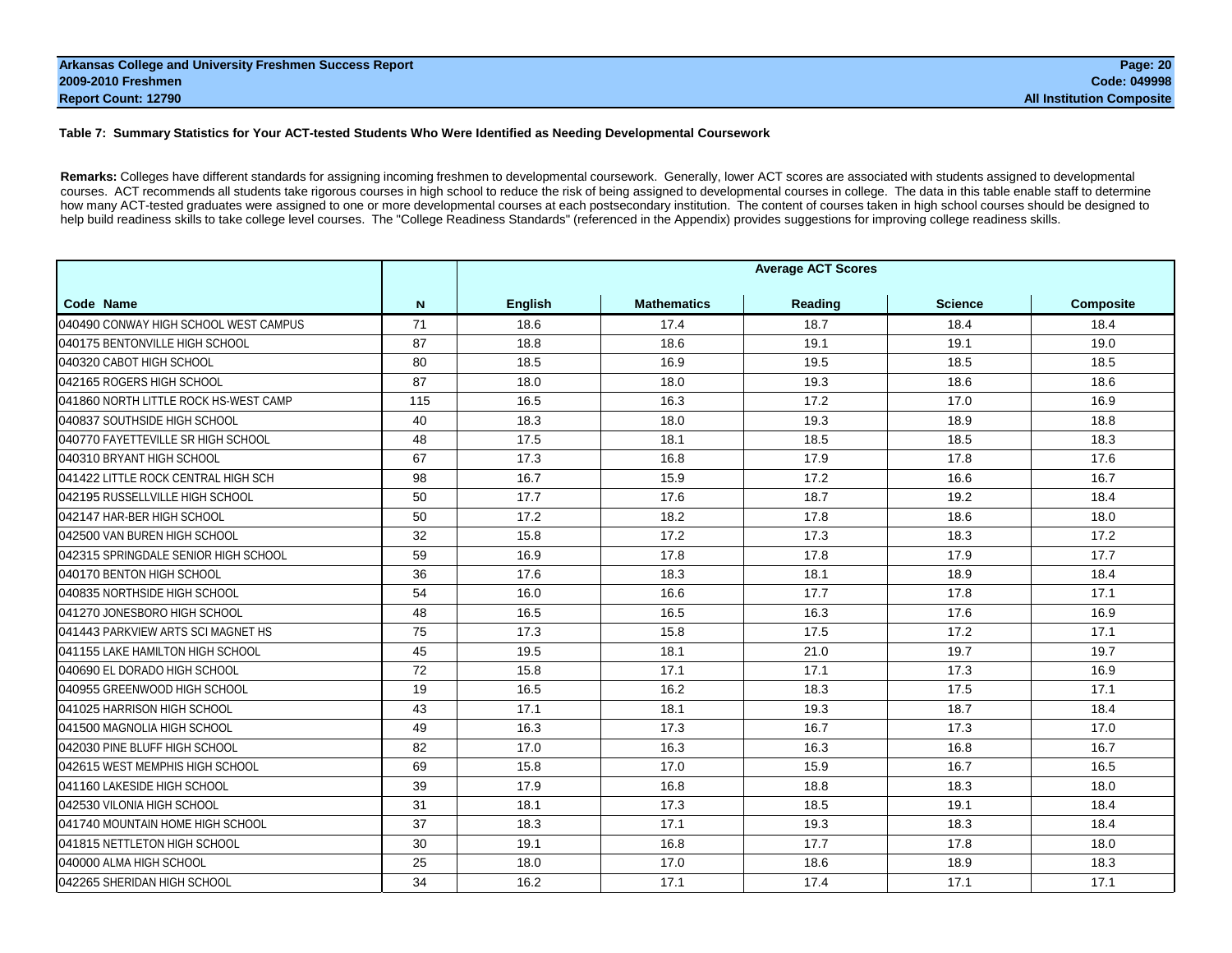### Table 7: Summary Statistics for Your ACT-tested Students Who Were Identified as Needing Developmental Coursework

**Remarks:** Colleges have different standards for assigning incoming freshmen to developmental coursework. Generally, lower ACT scores are associated with students assigned to developmental courses. ACT recommends all students take rigorous courses in high school to reduce the risk of being assigned to developmental courses in college. The data in this table enable staff to determine how many ACT-tested graduates were assigned to one or more developmental courses at each postsecondary institution. The content of courses taken in high school courses should be designed to help build readiness skills to take college level courses. The "College Readiness Standards" (referenced in the Appendix) provides suggestions for improving college readiness skills.

| | | Average ACT Scores | | | | |
|---|---|---|---|---|---|---|
| **Code Name** | **N** | **English** | **Mathematics** | **Reading** | **Science** | **Composite** |
| 040490 CONWAY HIGH SCHOOL WEST CAMPUS | 71 | 18.6 | 17.4 | 18.7 | 18.4 | 18.4 |
| 040175 BENTONVILLE HIGH SCHOOL | 87 | 18.8 | 18.6 | 19.1 | 19.1 | 19.0 |
| 040320 CABOT HIGH SCHOOL | 80 | 18.5 | 16.9 | 19.5 | 18.5 | 18.5 |
| 042165 ROGERS HIGH SCHOOL | 87 | 18.0 | 18.0 | 19.3 | 18.6 | 18.6 |
| 041860 NORTH LITTLE ROCK HS-WEST CAMP | 115 | 16.5 | 16.3 | 17.2 | 17.0 | 16.9 |
| 040837 SOUTHSIDE HIGH SCHOOL | 40 | 18.3 | 18.0 | 19.3 | 18.9 | 18.8 |
| 040770 FAYETTEVILLE SR HIGH SCHOOL | 48 | 17.5 | 18.1 | 18.5 | 18.5 | 18.3 |
| 040310 BRYANT HIGH SCHOOL | 67 | 17.3 | 16.8 | 17.9 | 17.8 | 17.6 |
| 041422 LITTLE ROCK CENTRAL HIGH SCH | 98 | 16.7 | 15.9 | 17.2 | 16.6 | 16.7 |
| 042195 RUSSELLVILLE HIGH SCHOOL | 50 | 17.7 | 17.6 | 18.7 | 19.2 | 18.4 |
| 042147 HAR-BER HIGH SCHOOL | 50 | 17.2 | 18.2 | 17.8 | 18.6 | 18.0 |
| 042500 VAN BUREN HIGH SCHOOL | 32 | 15.8 | 17.2 | 17.3 | 18.3 | 17.2 |
| 042315 SPRINGDALE SENIOR HIGH SCHOOL | 59 | 16.9 | 17.8 | 17.8 | 17.9 | 17.7 |
| 040170 BENTON HIGH SCHOOL | 36 | 17.6 | 18.3 | 18.1 | 18.9 | 18.4 |
| 040835 NORTHSIDE HIGH SCHOOL | 54 | 16.0 | 16.6 | 17.7 | 17.8 | 17.1 |
| 041270 JONESBORO HIGH SCHOOL | 48 | 16.5 | 16.5 | 16.3 | 17.6 | 16.9 |
| 041443 PARKVIEW ARTS SCI MAGNET HS | 75 | 17.3 | 15.8 | 17.5 | 17.2 | 17.1 |
| 041155 LAKE HAMILTON HIGH SCHOOL | 45 | 19.5 | 18.1 | 21.0 | 19.7 | 19.7 |
| 040690 EL DORADO HIGH SCHOOL | 72 | 15.8 | 17.1 | 17.1 | 17.3 | 16.9 |
| 040955 GREENWOOD HIGH SCHOOL | 19 | 16.5 | 16.2 | 18.3 | 17.5 | 17.1 |
| 041025 HARRISON HIGH SCHOOL | 43 | 17.1 | 18.1 | 19.3 | 18.7 | 18.4 |
| 041500 MAGNOLIA HIGH SCHOOL | 49 | 16.3 | 17.3 | 16.7 | 17.3 | 17.0 |
| 042030 PINE BLUFF HIGH SCHOOL | 82 | 17.0 | 16.3 | 16.3 | 16.8 | 16.7 |
| 042615 WEST MEMPHIS HIGH SCHOOL | 69 | 15.8 | 17.0 | 15.9 | 16.7 | 16.5 |
| 041160 LAKESIDE HIGH SCHOOL | 39 | 17.9 | 16.8 | 18.8 | 18.3 | 18.0 |
| 042530 VILONIA HIGH SCHOOL | 31 | 18.1 | 17.3 | 18.5 | 19.1 | 18.4 |
| 041740 MOUNTAIN HOME HIGH SCHOOL | 37 | 18.3 | 17.1 | 19.3 | 18.3 | 18.4 |
| 041815 NETTLETON HIGH SCHOOL | 30 | 19.1 | 16.8 | 17.7 | 17.8 | 18.0 |
| 040000 ALMA HIGH SCHOOL | 25 | 18.0 | 17.0 | 18.6 | 18.9 | 18.3 |
| 042265 SHERIDAN HIGH SCHOOL | 34 | 16.2 | 17.1 | 17.4 | 17.1 | 17.1 |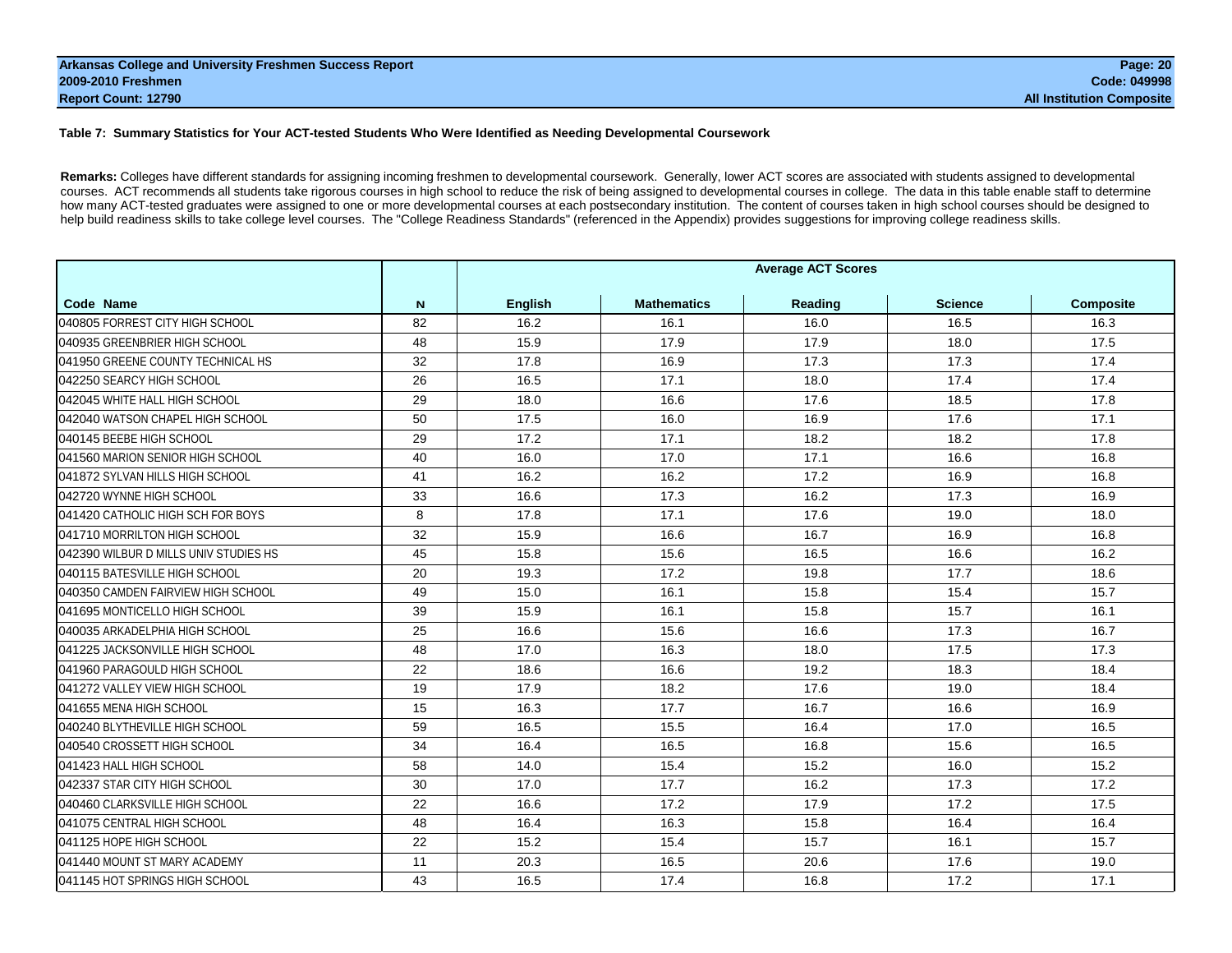**Table 7: Summary Statistics for Your ACT-tested Students Who Were Identified as Needing Developmental Coursework**

**Remarks:** Colleges have different standards for assigning incoming freshmen to developmental coursework. Generally, lower ACT scores are associated with students assigned to developmental courses. ACT recommends all students take rigorous courses in high school to reduce the risk of being assigned to developmental courses in college. The data in this table enable staff to determine how many ACT-tested graduates were assigned to one or more developmental courses at each postsecondary institution. The content of courses taken in high school courses should be designed to help build readiness skills to take college level courses. The "College Readiness Standards" (referenced in the Appendix) provides suggestions for improving college readiness skills.

| | | Average ACT Scores | | | | |
|---|---|---|---|---|---|---|
| **Code Name** | **N** | **English** | **Mathematics** | **Reading** | **Science** | **Composite** |
| 040805 FORREST CITY HIGH SCHOOL | 82 | 16.2 | 16.1 | 16.0 | 16.5 | 16.3 |
| 040935 GREENBRIER HIGH SCHOOL | 48 | 15.9 | 17.9 | 17.9 | 18.0 | 17.5 |
| 041950 GREENE COUNTY TECHNICAL HS | 32 | 17.8 | 16.9 | 17.3 | 17.3 | 17.4 |
| 042250 SEARCY HIGH SCHOOL | 26 | 16.5 | 17.1 | 18.0 | 17.4 | 17.4 |
| 042045 WHITE HALL HIGH SCHOOL | 29 | 18.0 | 16.6 | 17.6 | 18.5 | 17.8 |
| 042040 WATSON CHAPEL HIGH SCHOOL | 50 | 17.5 | 16.0 | 16.9 | 17.6 | 17.1 |
| 040145 BEEBE HIGH SCHOOL | 29 | 17.2 | 17.1 | 18.2 | 18.2 | 17.8 |
| 041560 MARION SENIOR HIGH SCHOOL | 40 | 16.0 | 17.0 | 17.1 | 16.6 | 16.8 |
| 041872 SYLVAN HILLS HIGH SCHOOL | 41 | 16.2 | 16.2 | 17.2 | 16.9 | 16.8 |
| 042720 WYNNE HIGH SCHOOL | 33 | 16.6 | 17.3 | 16.2 | 17.3 | 16.9 |
| 041420 CATHOLIC HIGH SCH FOR BOYS | 8 | 17.8 | 17.1 | 17.6 | 19.0 | 18.0 |
| 041710 MORRILTON HIGH SCHOOL | 32 | 15.9 | 16.6 | 16.7 | 16.9 | 16.8 |
| 042390 WILBUR D MILLS UNIV STUDIES HS | 45 | 15.8 | 15.6 | 16.5 | 16.6 | 16.2 |
| 040115 BATESVILLE HIGH SCHOOL | 20 | 19.3 | 17.2 | 19.8 | 17.7 | 18.6 |
| 040350 CAMDEN FAIRVIEW HIGH SCHOOL | 49 | 15.0 | 16.1 | 15.8 | 15.4 | 15.7 |
| 041695 MONTICELLO HIGH SCHOOL | 39 | 15.9 | 16.1 | 15.8 | 15.7 | 16.1 |
| 040035 ARKADELPHIA HIGH SCHOOL | 25 | 16.6 | 15.6 | 16.6 | 17.3 | 16.7 |
| 041225 JACKSONVILLE HIGH SCHOOL | 48 | 17.0 | 16.3 | 18.0 | 17.5 | 17.3 |
| 041960 PARAGOULD HIGH SCHOOL | 22 | 18.6 | 16.6 | 19.2 | 18.3 | 18.4 |
| 041272 VALLEY VIEW HIGH SCHOOL | 19 | 17.9 | 18.2 | 17.6 | 19.0 | 18.4 |
| 041655 MENA HIGH SCHOOL | 15 | 16.3 | 17.7 | 16.7 | 16.6 | 16.9 |
| 040240 BLYTHEVILLE HIGH SCHOOL | 59 | 16.5 | 15.5 | 16.4 | 17.0 | 16.5 |
| 040540 CROSSETT HIGH SCHOOL | 34 | 16.4 | 16.5 | 16.8 | 15.6 | 16.5 |
| 041423 HALL HIGH SCHOOL | 58 | 14.0 | 15.4 | 15.2 | 16.0 | 15.2 |
| 042337 STAR CITY HIGH SCHOOL | 30 | 17.0 | 17.7 | 16.2 | 17.3 | 17.2 |
| 040460 CLARKSVILLE HIGH SCHOOL | 22 | 16.6 | 17.2 | 17.9 | 17.2 | 17.5 |
| 041075 CENTRAL HIGH SCHOOL | 48 | 16.4 | 16.3 | 15.8 | 16.4 | 16.4 |
| 041125 HOPE HIGH SCHOOL | 22 | 15.2 | 15.4 | 15.7 | 16.1 | 15.7 |
| 041440 MOUNT ST MARY ACADEMY | 11 | 20.3 | 16.5 | 20.6 | 17.6 | 19.0 |
| 041145 HOT SPRINGS HIGH SCHOOL | 43 | 16.5 | 17.4 | 16.8 | 17.2 | 17.1 |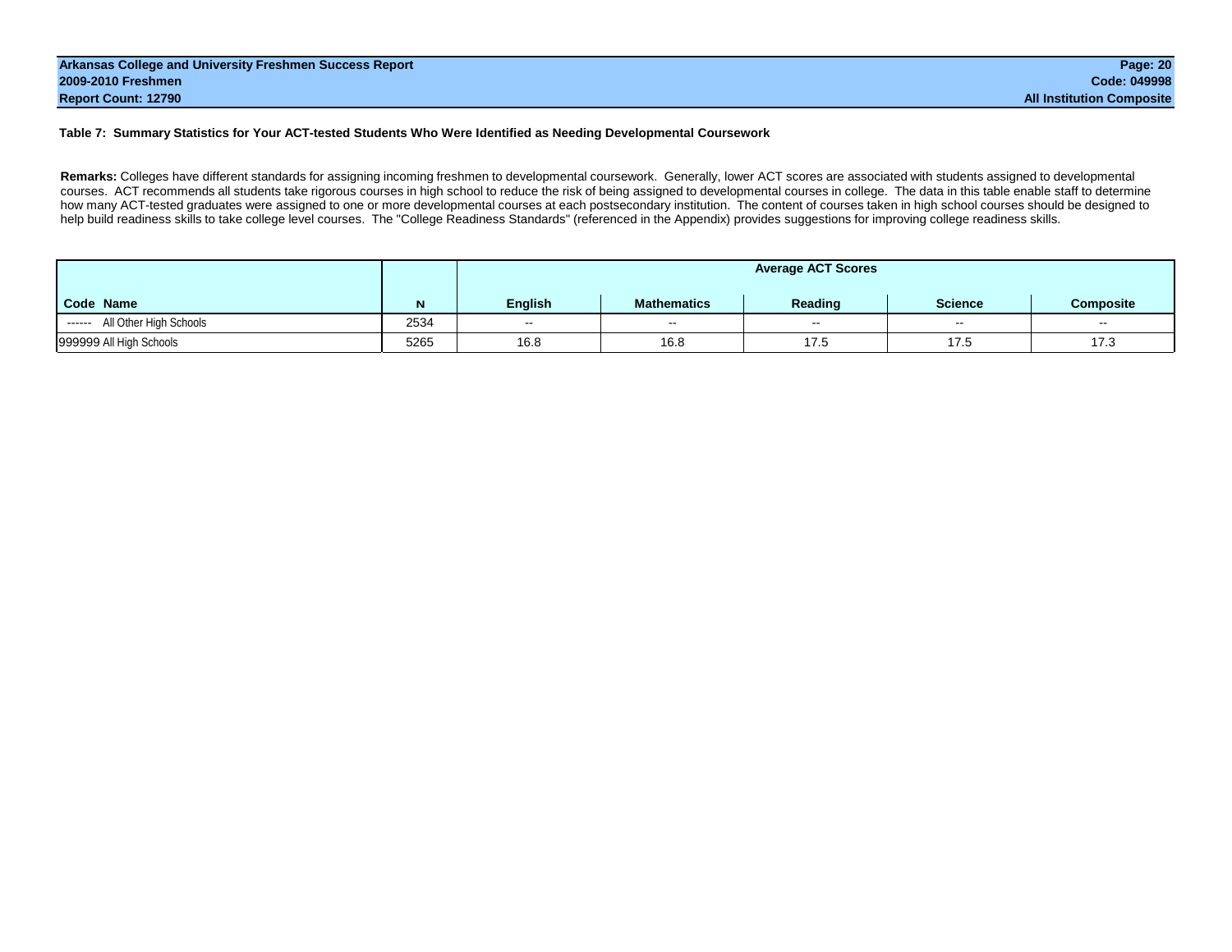### Table 7: Summary Statistics for Your ACT-tested Students Who Were Identified as Needing Developmental Coursework

**Remarks:** Colleges have different standards for assigning incoming freshmen to developmental coursework. Generally, lower ACT scores are associated with students assigned to developmental courses. ACT recommends all students take rigorous courses in high school to reduce the risk of being assigned to developmental courses in college. The data in this table enable staff to determine how many ACT-tested graduates were assigned to one or more developmental courses at each postsecondary institution. The content of courses taken in high school courses should be designed to help build readiness skills to take college level courses. The "College Readiness Standards" (referenced in the Appendix) provides suggestions for improving college readiness skills.

| | | Average ACT Scores | | | | |
|---|---|---|---|---|---|---|
| **Code Name** | **N** | **English** | **Mathematics** | **Reading** | **Science** | **Composite** |
| ------ All Other High Schools | 2534 | -- | -- | -- | -- | -- |
| 999999 All High Schools | 5265 | 16.8 | 16.8 | 17.5 | 17.5 | 17.3 |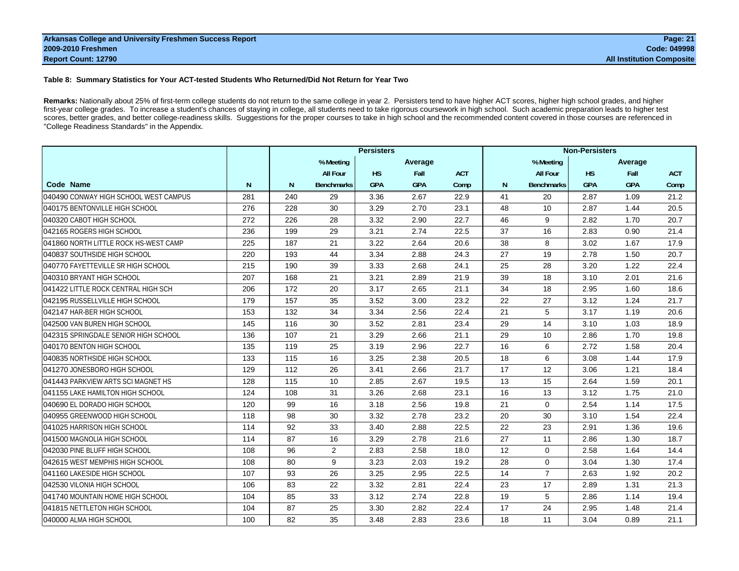## Table 8: Summary Statistics for Your ACT-tested Students Who Returned/Did Not Return for Year Two

**Remarks:** Nationally about 25% of first-term college students do not return to the same college in year 2. Persisters tend to have higher ACT scores, higher high school grades, and higher first-year college grades. To increase a student's chances of staying in college, all students need to take rigorous coursework in high school. Such academic preparation leads to higher test scores, better grades, and better college-readiness skills. Suggestions for the proper courses to take in high school and the recommended content covered in those courses are referenced in "College Readiness Standards" in the Appendix.

| | | Persisters | | | | | Non-Persisters | | | | |
|---|---|---|---|---|---|---|---|---|---|---|---|
| | | | % Meeting | Average | | | | % Meeting | Average | | |
| | | | All Four | HS | Fall | ACT | | All Four | HS | Fall | ACT |
| Code Name | N | N | Benchmarks | GPA | GPA | Comp | N | Benchmarks | GPA | GPA | Comp |
| 040490 CONWAY HIGH SCHOOL WEST CAMPUS | 281 | 240 | 29 | 3.36 | 2.67 | 22.9 | 41 | 20 | 2.87 | 1.09 | 21.2 |
| 040175 BENTONVILLE HIGH SCHOOL | 276 | 228 | 30 | 3.29 | 2.70 | 23.1 | 48 | 10 | 2.87 | 1.44 | 20.5 |
| 040320 CABOT HIGH SCHOOL | 272 | 226 | 28 | 3.32 | 2.90 | 22.7 | 46 | 9 | 2.82 | 1.70 | 20.7 |
| 042165 ROGERS HIGH SCHOOL | 236 | 199 | 29 | 3.21 | 2.74 | 22.5 | 37 | 16 | 2.83 | 0.90 | 21.4 |
| 041860 NORTH LITTLE ROCK HS-WEST CAMP | 225 | 187 | 21 | 3.22 | 2.64 | 20.6 | 38 | 8 | 3.02 | 1.67 | 17.9 |
| 040837 SOUTHSIDE HIGH SCHOOL | 220 | 193 | 44 | 3.34 | 2.88 | 24.3 | 27 | 19 | 2.78 | 1.50 | 20.7 |
| 040770 FAYETTEVILLE SR HIGH SCHOOL | 215 | 190 | 39 | 3.33 | 2.68 | 24.1 | 25 | 28 | 3.20 | 1.22 | 22.4 |
| 040310 BRYANT HIGH SCHOOL | 207 | 168 | 21 | 3.21 | 2.89 | 21.9 | 39 | 18 | 3.10 | 2.01 | 21.6 |
| 041422 LITTLE ROCK CENTRAL HIGH SCH | 206 | 172 | 20 | 3.17 | 2.65 | 21.1 | 34 | 18 | 2.95 | 1.60 | 18.6 |
| 042195 RUSSELLVILLE HIGH SCHOOL | 179 | 157 | 35 | 3.52 | 3.00 | 23.2 | 22 | 27 | 3.12 | 1.24 | 21.7 |
| 042147 HAR-BER HIGH SCHOOL | 153 | 132 | 34 | 3.34 | 2.56 | 22.4 | 21 | 5 | 3.17 | 1.19 | 20.6 |
| 042500 VAN BUREN HIGH SCHOOL | 145 | 116 | 30 | 3.52 | 2.81 | 23.4 | 29 | 14 | 3.10 | 1.03 | 18.9 |
| 042315 SPRINGDALE SENIOR HIGH SCHOOL | 136 | 107 | 21 | 3.29 | 2.66 | 21.1 | 29 | 10 | 2.86 | 1.70 | 19.8 |
| 040170 BENTON HIGH SCHOOL | 135 | 119 | 25 | 3.19 | 2.96 | 22.7 | 16 | 6 | 2.72 | 1.58 | 20.4 |
| 040835 NORTHSIDE HIGH SCHOOL | 133 | 115 | 16 | 3.25 | 2.38 | 20.5 | 18 | 6 | 3.08 | 1.44 | 17.9 |
| 041270 JONESBORO HIGH SCHOOL | 129 | 112 | 26 | 3.41 | 2.66 | 21.7 | 17 | 12 | 3.06 | 1.21 | 18.4 |
| 041443 PARKVIEW ARTS SCI MAGNET HS | 128 | 115 | 10 | 2.85 | 2.67 | 19.5 | 13 | 15 | 2.64 | 1.59 | 20.1 |
| 041155 LAKE HAMILTON HIGH SCHOOL | 124 | 108 | 31 | 3.26 | 2.68 | 23.1 | 16 | 13 | 3.12 | 1.75 | 21.0 |
| 040690 EL DORADO HIGH SCHOOL | 120 | 99 | 16 | 3.18 | 2.56 | 19.8 | 21 | 0 | 2.54 | 1.14 | 17.5 |
| 040955 GREENWOOD HIGH SCHOOL | 118 | 98 | 30 | 3.32 | 2.78 | 23.2 | 20 | 30 | 3.10 | 1.54 | 22.4 |
| 041025 HARRISON HIGH SCHOOL | 114 | 92 | 33 | 3.40 | 2.88 | 22.5 | 22 | 23 | 2.91 | 1.36 | 19.6 |
| 041500 MAGNOLIA HIGH SCHOOL | 114 | 87 | 16 | 3.29 | 2.78 | 21.6 | 27 | 11 | 2.86 | 1.30 | 18.7 |
| 042030 PINE BLUFF HIGH SCHOOL | 108 | 96 | 2 | 2.83 | 2.58 | 18.0 | 12 | 0 | 2.58 | 1.64 | 14.4 |
| 042615 WEST MEMPHIS HIGH SCHOOL | 108 | 80 | 9 | 3.23 | 2.03 | 19.2 | 28 | 0 | 3.04 | 1.30 | 17.4 |
| 041160 LAKESIDE HIGH SCHOOL | 107 | 93 | 26 | 3.25 | 2.95 | 22.5 | 14 | 7 | 2.63 | 1.92 | 20.2 |
| 042530 VILONIA HIGH SCHOOL | 106 | 83 | 22 | 3.32 | 2.81 | 22.4 | 23 | 17 | 2.89 | 1.31 | 21.3 |
| 041740 MOUNTAIN HOME HIGH SCHOOL | 104 | 85 | 33 | 3.12 | 2.74 | 22.8 | 19 | 5 | 2.86 | 1.14 | 19.4 |
| 041815 NETTLETON HIGH SCHOOL | 104 | 87 | 25 | 3.30 | 2.82 | 22.4 | 17 | 24 | 2.95 | 1.48 | 21.4 |
| 040000 ALMA HIGH SCHOOL | 100 | 82 | 35 | 3.48 | 2.83 | 23.6 | 18 | 11 | 3.04 | 0.89 | 21.1 |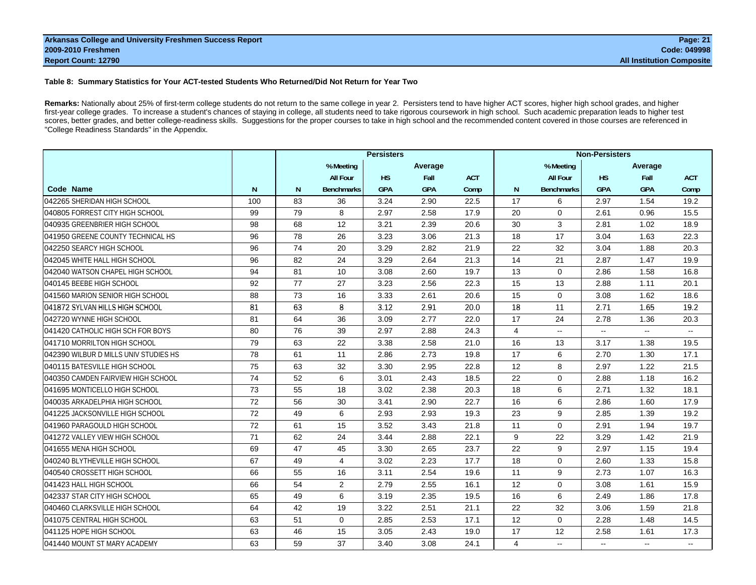### Table 8: Summary Statistics for Your ACT-tested Students Who Returned/Did Not Return for Year Two

**Remarks:** Nationally about 25% of first-term college students do not return to the same college in year 2. Persisters tend to have higher ACT scores, higher high school grades, and higher first-year college grades. To increase a student's chances of staying in college, all students need to take rigorous coursework in high school. Such academic preparation leads to higher test scores, better grades, and better college-readiness skills. Suggestions for the proper courses to take in high school and the recommended content covered in those courses are referenced in "College Readiness Standards" in the Appendix.

| | | Persisters | | | | | Non-Persisters | | | | |
|---|---|---|---|---|---|---|---|---|---|---|---|
| | | | % Meeting | Average | | | | % Meeting | Average | | |
| | | | All Four | HS | Fall | ACT | | All Four | HS | Fall | ACT |
| Code Name | N | N | Benchmarks | GPA | GPA | Comp | N | Benchmarks | GPA | GPA | Comp |
| 042265 SHERIDAN HIGH SCHOOL | 100 | 83 | 36 | 3.24 | 2.90 | 22.5 | 17 | 6 | 2.97 | 1.54 | 19.2 |
| 040805 FORREST CITY HIGH SCHOOL | 99 | 79 | 8 | 2.97 | 2.58 | 17.9 | 20 | 0 | 2.61 | 0.96 | 15.5 |
| 040935 GREENBRIER HIGH SCHOOL | 98 | 68 | 12 | 3.21 | 2.39 | 20.6 | 30 | 3 | 2.81 | 1.02 | 18.9 |
| 041950 GREENE COUNTY TECHNICAL HS | 96 | 78 | 26 | 3.23 | 3.06 | 21.3 | 18 | 17 | 3.04 | 1.63 | 22.3 |
| 042250 SEARCY HIGH SCHOOL | 96 | 74 | 20 | 3.29 | 2.82 | 21.9 | 22 | 32 | 3.04 | 1.88 | 20.3 |
| 042045 WHITE HALL HIGH SCHOOL | 96 | 82 | 24 | 3.29 | 2.64 | 21.3 | 14 | 21 | 2.87 | 1.47 | 19.9 |
| 042040 WATSON CHAPEL HIGH SCHOOL | 94 | 81 | 10 | 3.08 | 2.60 | 19.7 | 13 | 0 | 2.86 | 1.58 | 16.8 |
| 040145 BEEBE HIGH SCHOOL | 92 | 77 | 27 | 3.23 | 2.56 | 22.3 | 15 | 13 | 2.88 | 1.11 | 20.1 |
| 041560 MARION SENIOR HIGH SCHOOL | 88 | 73 | 16 | 3.33 | 2.61 | 20.6 | 15 | 0 | 3.08 | 1.62 | 18.6 |
| 041872 SYLVAN HILLS HIGH SCHOOL | 81 | 63 | 8 | 3.12 | 2.91 | 20.0 | 18 | 11 | 2.71 | 1.65 | 19.2 |
| 042720 WYNNE HIGH SCHOOL | 81 | 64 | 36 | 3.09 | 2.77 | 22.0 | 17 | 24 | 2.78 | 1.36 | 20.3 |
| 041420 CATHOLIC HIGH SCH FOR BOYS | 80 | 76 | 39 | 2.97 | 2.88 | 24.3 | 4 | -- | -- | -- | -- |
| 041710 MORRILTON HIGH SCHOOL | 79 | 63 | 22 | 3.38 | 2.58 | 21.0 | 16 | 13 | 3.17 | 1.38 | 19.5 |
| 042390 WILBUR D MILLS UNIV STUDIES HS | 78 | 61 | 11 | 2.86 | 2.73 | 19.8 | 17 | 6 | 2.70 | 1.30 | 17.1 |
| 040115 BATESVILLE HIGH SCHOOL | 75 | 63 | 32 | 3.30 | 2.95 | 22.8 | 12 | 8 | 2.97 | 1.22 | 21.5 |
| 040350 CAMDEN FAIRVIEW HIGH SCHOOL | 74 | 52 | 6 | 3.01 | 2.43 | 18.5 | 22 | 0 | 2.88 | 1.18 | 16.2 |
| 041695 MONTICELLO HIGH SCHOOL | 73 | 55 | 18 | 3.02 | 2.38 | 20.3 | 18 | 6 | 2.71 | 1.32 | 18.1 |
| 040035 ARKADELPHIA HIGH SCHOOL | 72 | 56 | 30 | 3.41 | 2.90 | 22.7 | 16 | 6 | 2.86 | 1.60 | 17.9 |
| 041225 JACKSONVILLE HIGH SCHOOL | 72 | 49 | 6 | 2.93 | 2.93 | 19.3 | 23 | 9 | 2.85 | 1.39 | 19.2 |
| 041960 PARAGOULD HIGH SCHOOL | 72 | 61 | 15 | 3.52 | 3.43 | 21.8 | 11 | 0 | 2.91 | 1.94 | 19.7 |
| 041272 VALLEY VIEW HIGH SCHOOL | 71 | 62 | 24 | 3.44 | 2.88 | 22.1 | 9 | 22 | 3.29 | 1.42 | 21.9 |
| 041655 MENA HIGH SCHOOL | 69 | 47 | 45 | 3.30 | 2.65 | 23.7 | 22 | 9 | 2.97 | 1.15 | 19.4 |
| 040240 BLYTHEVILLE HIGH SCHOOL | 67 | 49 | 4 | 3.02 | 2.23 | 17.7 | 18 | 0 | 2.60 | 1.33 | 15.8 |
| 040540 CROSSETT HIGH SCHOOL | 66 | 55 | 16 | 3.11 | 2.54 | 19.6 | 11 | 9 | 2.73 | 1.07 | 16.3 |
| 041423 HALL HIGH SCHOOL | 66 | 54 | 2 | 2.79 | 2.55 | 16.1 | 12 | 0 | 3.08 | 1.61 | 15.9 |
| 042337 STAR CITY HIGH SCHOOL | 65 | 49 | 6 | 3.19 | 2.35 | 19.5 | 16 | 6 | 2.49 | 1.86 | 17.8 |
| 040460 CLARKSVILLE HIGH SCHOOL | 64 | 42 | 19 | 3.22 | 2.51 | 21.1 | 22 | 32 | 3.06 | 1.59 | 21.8 |
| 041075 CENTRAL HIGH SCHOOL | 63 | 51 | 0 | 2.85 | 2.53 | 17.1 | 12 | 0 | 2.28 | 1.48 | 14.5 |
| 041125 HOPE HIGH SCHOOL | 63 | 46 | 15 | 3.05 | 2.43 | 19.0 | 17 | 12 | 2.58 | 1.61 | 17.3 |
| 041440 MOUNT ST MARY ACADEMY | 63 | 59 | 37 | 3.40 | 3.08 | 24.1 | 4 | -- | -- | -- | -- |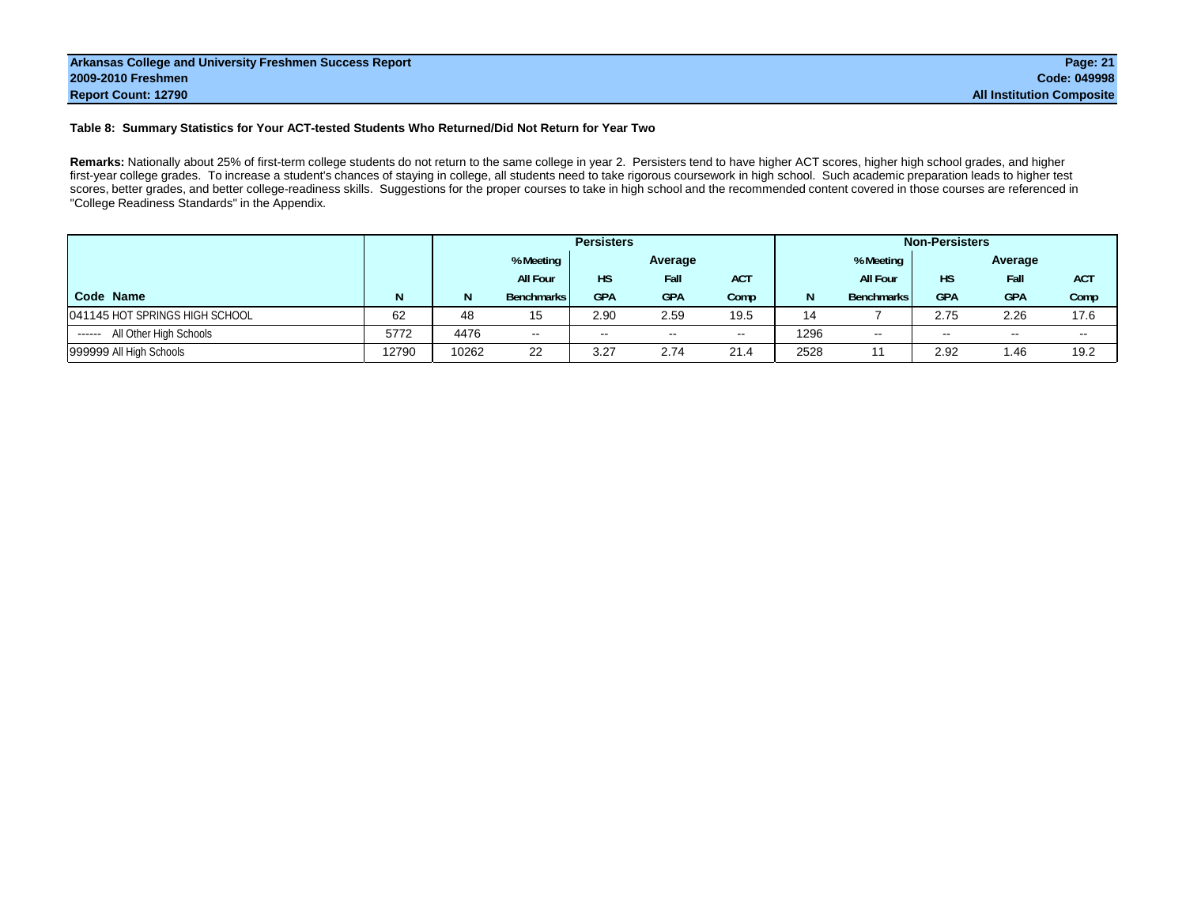**Arkansas College and University Freshmen Success Report**
**2009-2010 Freshmen**
**Report Count: 12790**

**Code: 049998**
**All Institution Composite**

#### Table 8: Summary Statistics for Your ACT-tested Students Who Returned/Did Not Return for Year Two

**Remarks:** Nationally about 25% of first-term college students do not return to the same college in year 2. Persisters tend to have higher ACT scores, higher high school grades, and higher first-year college grades. To increase a student's chances of staying in college, all students need to take rigorous coursework in high school. Such academic preparation leads to higher test scores, better grades, and better college-readiness skills. Suggestions for the proper courses to take in high school and the recommended content covered in those courses are referenced in "College Readiness Standards" in the Appendix.

| | | Persisters | | | | | Non-Persisters | | | | |
|---|---|---|---|---|---|---|---|---|---|---|---|
| | | | % Meeting | Average | | | | % Meeting | Average | | |
| | | | All Four | HS | Fall | ACT | | All Four | HS | Fall | ACT |
| Code Name | N | N | Benchmarks | GPA | GPA | Comp | N | Benchmarks | GPA | GPA | Comp |
| 041145 HOT SPRINGS HIGH SCHOOL | 62 | 48 | 15 | 2.90 | 2.59 | 19.5 | 14 | 7 | 2.75 | 2.26 | 17.6 |
| ------ All Other High Schools | 5772 | 4476 | -- | -- | -- | -- | 1296 | -- | -- | -- | -- |
| 999999 All High Schools | 12790 | 10262 | 22 | 3.27 | 2.74 | 21.4 | 2528 | 11 | 2.92 | 1.46 | 19.2 |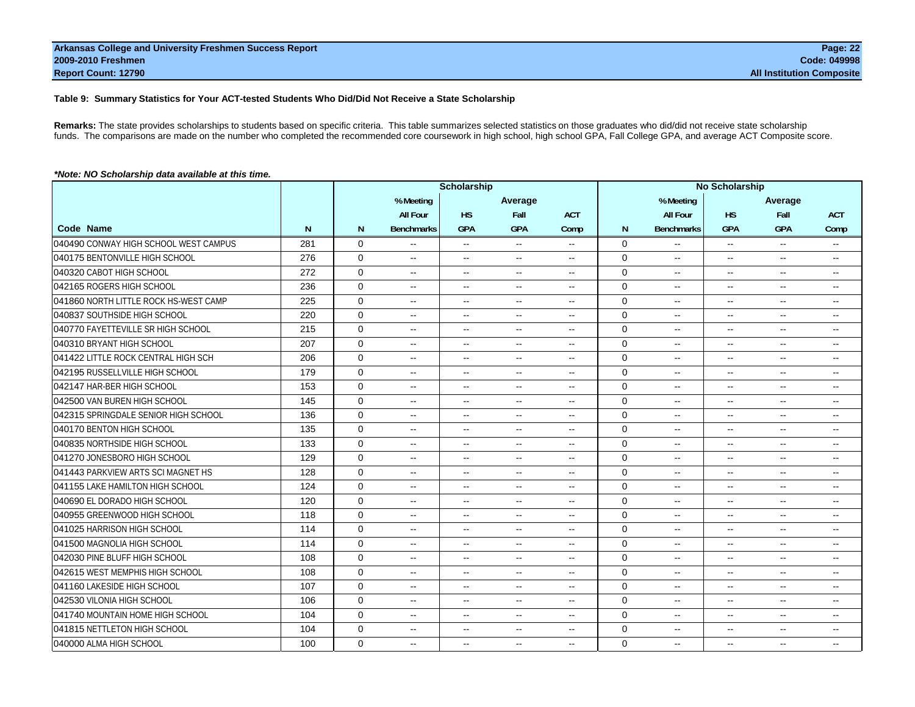### Table 9: Summary Statistics for Your ACT-tested Students Who Did/Did Not Receive a State Scholarship

**Remarks:** The state provides scholarships to students based on specific criteria. This table summarizes selected statistics on those graduates who did/did not receive state scholarship funds. The comparisons are made on the number who completed the recommended core coursework in high school, high school GPA, Fall College GPA, and average ACT Composite score.

***Note: NO Scholarship data available at this time.***

| | | Scholarship | | | | | No Scholarship | | | | |
|---|---|---|---|---|---|---|---|---|---|---|---|
| | | | % Meeting | Average | | | | % Meeting | Average | | |
| | | | All Four | HS | Fall | ACT | | All Four | HS | Fall | ACT |
| Code Name | N | N | Benchmarks | GPA | GPA | Comp | N | Benchmarks | GPA | GPA | Comp |
| 040490 CONWAY HIGH SCHOOL WEST CAMPUS | 281 | 0 | -- | -- | -- | -- | 0 | -- | -- | -- | -- |
| 040175 BENTONVILLE HIGH SCHOOL | 276 | 0 | -- | -- | -- | -- | 0 | -- | -- | -- | -- |
| 040320 CABOT HIGH SCHOOL | 272 | 0 | -- | -- | -- | -- | 0 | -- | -- | -- | -- |
| 042165 ROGERS HIGH SCHOOL | 236 | 0 | -- | -- | -- | -- | 0 | -- | -- | -- | -- |
| 041860 NORTH LITTLE ROCK HS-WEST CAMP | 225 | 0 | -- | -- | -- | -- | 0 | -- | -- | -- | -- |
| 040837 SOUTHSIDE HIGH SCHOOL | 220 | 0 | -- | -- | -- | -- | 0 | -- | -- | -- | -- |
| 040770 FAYETTEVILLE SR HIGH SCHOOL | 215 | 0 | -- | -- | -- | -- | 0 | -- | -- | -- | -- |
| 040310 BRYANT HIGH SCHOOL | 207 | 0 | -- | -- | -- | -- | 0 | -- | -- | -- | -- |
| 041422 LITTLE ROCK CENTRAL HIGH SCH | 206 | 0 | -- | -- | -- | -- | 0 | -- | -- | -- | -- |
| 042195 RUSSELLVILLE HIGH SCHOOL | 179 | 0 | -- | -- | -- | -- | 0 | -- | -- | -- | -- |
| 042147 HAR-BER HIGH SCHOOL | 153 | 0 | -- | -- | -- | -- | 0 | -- | -- | -- | -- |
| 042500 VAN BUREN HIGH SCHOOL | 145 | 0 | -- | -- | -- | -- | 0 | -- | -- | -- | -- |
| 042315 SPRINGDALE SENIOR HIGH SCHOOL | 136 | 0 | -- | -- | -- | -- | 0 | -- | -- | -- | -- |
| 040170 BENTON HIGH SCHOOL | 135 | 0 | -- | -- | -- | -- | 0 | -- | -- | -- | -- |
| 040835 NORTHSIDE HIGH SCHOOL | 133 | 0 | -- | -- | -- | -- | 0 | -- | -- | -- | -- |
| 041270 JONESBORO HIGH SCHOOL | 129 | 0 | -- | -- | -- | -- | 0 | -- | -- | -- | -- |
| 041443 PARKVIEW ARTS SCI MAGNET HS | 128 | 0 | -- | -- | -- | -- | 0 | -- | -- | -- | -- |
| 041155 LAKE HAMILTON HIGH SCHOOL | 124 | 0 | -- | -- | -- | -- | 0 | -- | -- | -- | -- |
| 040690 EL DORADO HIGH SCHOOL | 120 | 0 | -- | -- | -- | -- | 0 | -- | -- | -- | -- |
| 040955 GREENWOOD HIGH SCHOOL | 118 | 0 | -- | -- | -- | -- | 0 | -- | -- | -- | -- |
| 041025 HARRISON HIGH SCHOOL | 114 | 0 | -- | -- | -- | -- | 0 | -- | -- | -- | -- |
| 041500 MAGNOLIA HIGH SCHOOL | 114 | 0 | -- | -- | -- | -- | 0 | -- | -- | -- | -- |
| 042030 PINE BLUFF HIGH SCHOOL | 108 | 0 | -- | -- | -- | -- | 0 | -- | -- | -- | -- |
| 042615 WEST MEMPHIS HIGH SCHOOL | 108 | 0 | -- | -- | -- | -- | 0 | -- | -- | -- | -- |
| 041160 LAKESIDE HIGH SCHOOL | 107 | 0 | -- | -- | -- | -- | 0 | -- | -- | -- | -- |
| 042530 VILONIA HIGH SCHOOL | 106 | 0 | -- | -- | -- | -- | 0 | -- | -- | -- | -- |
| 041740 MOUNTAIN HOME HIGH SCHOOL | 104 | 0 | -- | -- | -- | -- | 0 | -- | -- | -- | -- |
| 041815 NETTLETON HIGH SCHOOL | 104 | 0 | -- | -- | -- | -- | 0 | -- | -- | -- | -- |
| 040000 ALMA HIGH SCHOOL | 100 | 0 | -- | -- | -- | -- | 0 | -- | -- | -- | -- |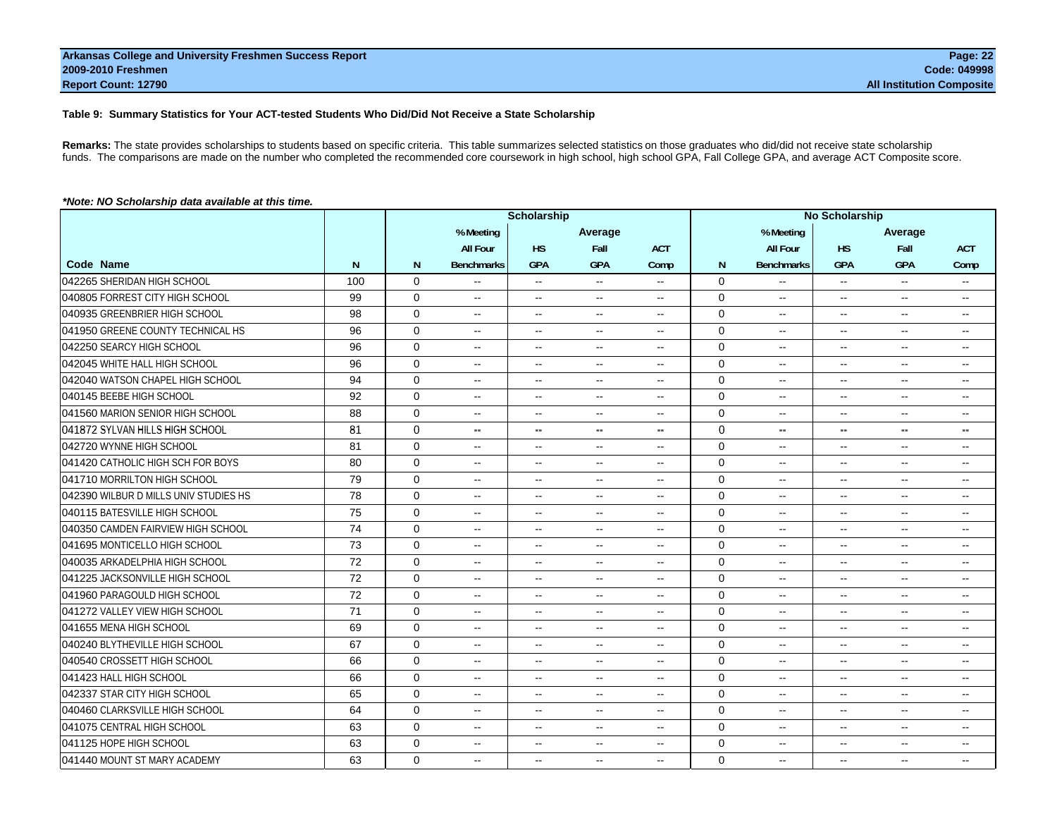**Table 9: Summary Statistics for Your ACT-tested Students Who Did/Did Not Receive a State Scholarship**

**Remarks:** The state provides scholarships to students based on specific criteria. This table summarizes selected statistics on those graduates who did/did not receive state scholarship funds. The comparisons are made on the number who completed the recommended core coursework in high school, high school GPA, Fall College GPA, and average ACT Composite score.

***Note: NO Scholarship data available at this time.***

| | | Scholarship | | | | | No Scholarship | | | | |
|---|---|---|---|---|---|---|---|---|---|---|---|
| | | | % Meeting | Average | | | | % Meeting | Average | | |
| | | | All Four | HS | Fall | ACT | | All Four | HS | Fall | ACT |
| **Code Name** | **N** | **N** | **Benchmarks** | **GPA** | **GPA** | **Comp** | **N** | **Benchmarks** | **GPA** | **GPA** | **Comp** |
| 042265 SHERIDAN HIGH SCHOOL | 100 | 0 | -- | -- | -- | -- | 0 | -- | -- | -- | -- |
| 040805 FORREST CITY HIGH SCHOOL | 99 | 0 | -- | -- | -- | -- | 0 | -- | -- | -- | -- |
| 040935 GREENBRIER HIGH SCHOOL | 98 | 0 | -- | -- | -- | -- | 0 | -- | -- | -- | -- |
| 041950 GREENE COUNTY TECHNICAL HS | 96 | 0 | -- | -- | -- | -- | 0 | -- | -- | -- | -- |
| 042250 SEARCY HIGH SCHOOL | 96 | 0 | -- | -- | -- | -- | 0 | -- | -- | -- | -- |
| 042045 WHITE HALL HIGH SCHOOL | 96 | 0 | -- | -- | -- | -- | 0 | -- | -- | -- | -- |
| 042040 WATSON CHAPEL HIGH SCHOOL | 94 | 0 | -- | -- | -- | -- | 0 | -- | -- | -- | -- |
| 040145 BEEBE HIGH SCHOOL | 92 | 0 | -- | -- | -- | -- | 0 | -- | -- | -- | -- |
| 041560 MARION SENIOR HIGH SCHOOL | 88 | 0 | -- | -- | -- | -- | 0 | -- | -- | -- | -- |
| 041872 SYLVAN HILLS HIGH SCHOOL | 81 | 0 | -- | -- | -- | -- | 0 | -- | -- | -- | -- |
| 042720 WYNNE HIGH SCHOOL | 81 | 0 | -- | -- | -- | -- | 0 | -- | -- | -- | -- |
| 041420 CATHOLIC HIGH SCH FOR BOYS | 80 | 0 | -- | -- | -- | -- | 0 | -- | -- | -- | -- |
| 041710 MORRILTON HIGH SCHOOL | 79 | 0 | -- | -- | -- | -- | 0 | -- | -- | -- | -- |
| 042390 WILBUR D MILLS UNIV STUDIES HS | 78 | 0 | -- | -- | -- | -- | 0 | -- | -- | -- | -- |
| 040115 BATESVILLE HIGH SCHOOL | 75 | 0 | -- | -- | -- | -- | 0 | -- | -- | -- | -- |
| 040350 CAMDEN FAIRVIEW HIGH SCHOOL | 74 | 0 | -- | -- | -- | -- | 0 | -- | -- | -- | -- |
| 041695 MONTICELLO HIGH SCHOOL | 73 | 0 | -- | -- | -- | -- | 0 | -- | -- | -- | -- |
| 040035 ARKADELPHIA HIGH SCHOOL | 72 | 0 | -- | -- | -- | -- | 0 | -- | -- | -- | -- |
| 041225 JACKSONVILLE HIGH SCHOOL | 72 | 0 | -- | -- | -- | -- | 0 | -- | -- | -- | -- |
| 041960 PARAGOULD HIGH SCHOOL | 72 | 0 | -- | -- | -- | -- | 0 | -- | -- | -- | -- |
| 041272 VALLEY VIEW HIGH SCHOOL | 71 | 0 | -- | -- | -- | -- | 0 | -- | -- | -- | -- |
| 041655 MENA HIGH SCHOOL | 69 | 0 | -- | -- | -- | -- | 0 | -- | -- | -- | -- |
| 040240 BLYTHEVILLE HIGH SCHOOL | 67 | 0 | -- | -- | -- | -- | 0 | -- | -- | -- | -- |
| 040540 CROSSETT HIGH SCHOOL | 66 | 0 | -- | -- | -- | -- | 0 | -- | -- | -- | -- |
| 041423 HALL HIGH SCHOOL | 66 | 0 | -- | -- | -- | -- | 0 | -- | -- | -- | -- |
| 042337 STAR CITY HIGH SCHOOL | 65 | 0 | -- | -- | -- | -- | 0 | -- | -- | -- | -- |
| 040460 CLARKSVILLE HIGH SCHOOL | 64 | 0 | -- | -- | -- | -- | 0 | -- | -- | -- | -- |
| 041075 CENTRAL HIGH SCHOOL | 63 | 0 | -- | -- | -- | -- | 0 | -- | -- | -- | -- |
| 041125 HOPE HIGH SCHOOL | 63 | 0 | -- | -- | -- | -- | 0 | -- | -- | -- | -- |
| 041440 MOUNT ST MARY ACADEMY | 63 | 0 | -- | -- | -- | -- | 0 | -- | -- | -- | -- |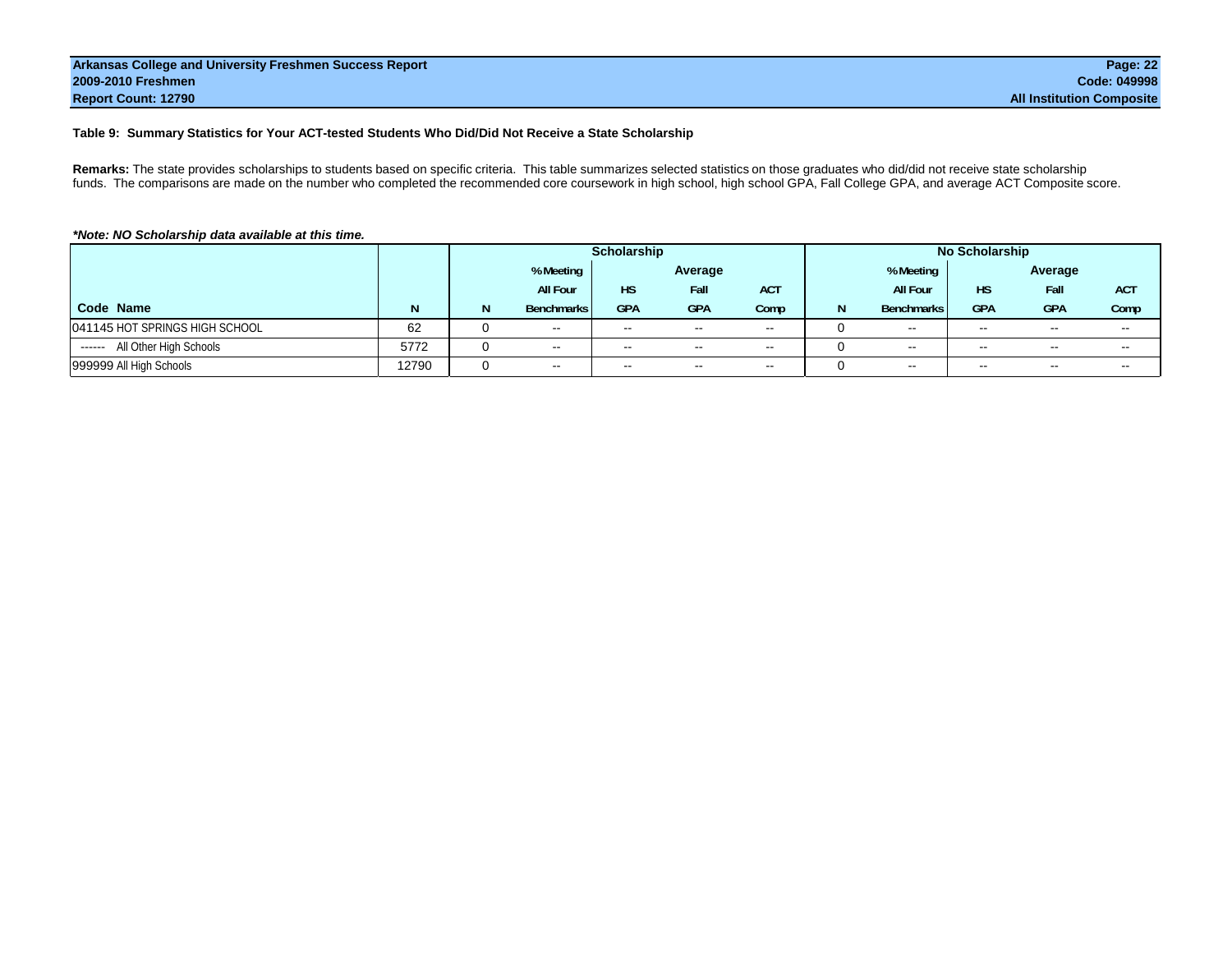Arkansas College and University Freshmen Success Report
2009-2010 Freshmen
Report Count: 12790

Code: 049998
All Institution Composite

**Table 9: Summary Statistics for Your ACT-tested Students Who Did/Did Not Receive a State Scholarship**

**Remarks:** The state provides scholarships to students based on specific criteria. This table summarizes selected statistics on those graduates who did/did not receive state scholarship funds. The comparisons are made on the number who completed the recommended core coursework in high school, high school GPA, Fall College GPA, and average ACT Composite score.

***Note: NO Scholarship data available at this time.***

| | | Scholarship | | | | | No Scholarship | | | | |
|---|---|---|---|---|---|---|---|---|---|---|---|
| | | | % Meeting | Average | | | | % Meeting | Average | | |
| | | | All Four | HS | Fall | ACT | | All Four | HS | Fall | ACT |
| **Code Name** | N | N | Benchmarks | GPA | GPA | Comp | N | Benchmarks | GPA | GPA | Comp |
| 041145 HOT SPRINGS HIGH SCHOOL | 62 | 0 | -- | -- | -- | -- | 0 | -- | -- | -- | -- |
| ------ All Other High Schools | 5772 | 0 | -- | -- | -- | -- | 0 | -- | -- | -- | -- |
| 999999 All High Schools | 12790 | 0 | -- | -- | -- | -- | 0 | -- | -- | -- | -- |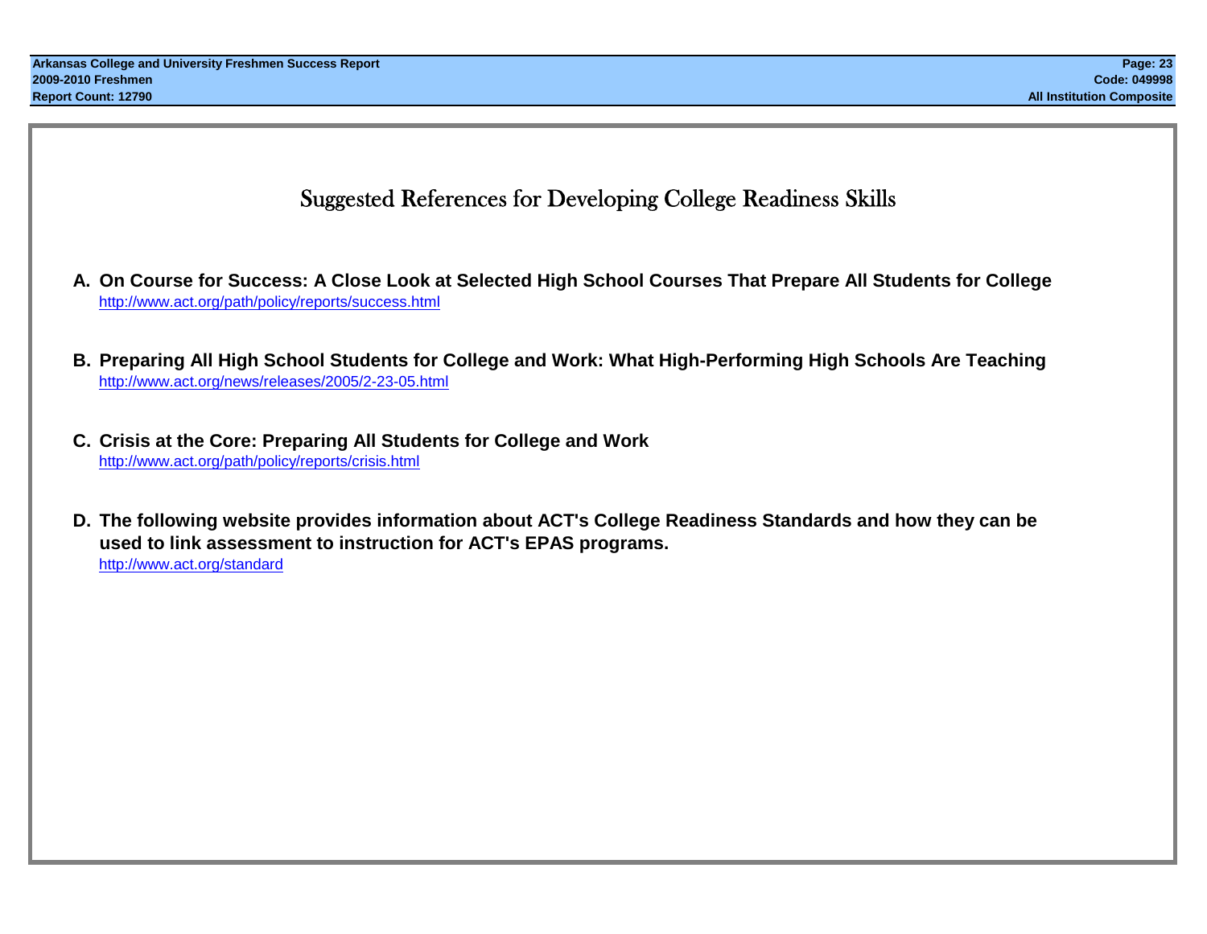# Suggested References for Developing College Readiness Skills

**A. On Course for Success: A Close Look at Selected High School Courses That Prepare All Students for College**
http://www.act.org/path/policy/reports/success.html

**B. Preparing All High School Students for College and Work: What High-Performing High Schools Are Teaching**
http://www.act.org/news/releases/2005/2-23-05.html

**C. Crisis at the Core: Preparing All Students for College and Work**
http://www.act.org/path/policy/reports/crisis.html

**D. The following website provides information about ACT's College Readiness Standards and how they can be used to link assessment to instruction for ACT's EPAS programs.**
http://www.act.org/standard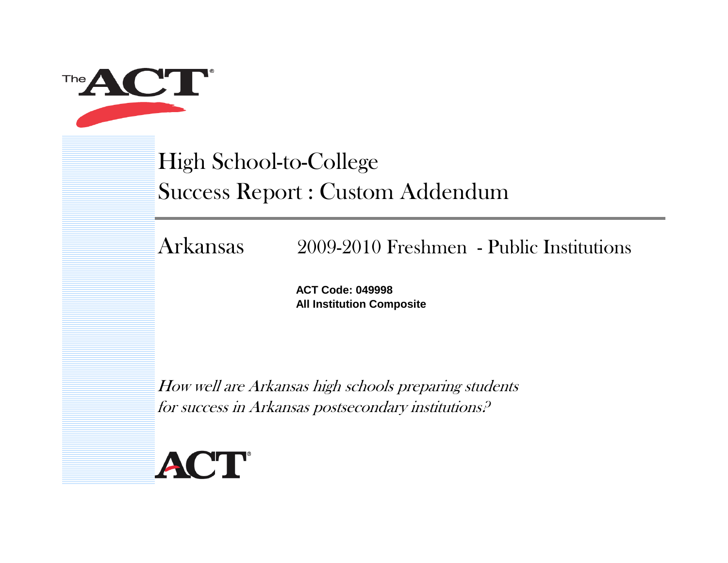# High School-to-College Success Report : Custom Addendum

## Arkansas 2009-2010 Freshmen - Public Institutions

**ACT Code: 049998**
**All Institution Composite**

*How well are Arkansas high schools preparing students for success in Arkansas postsecondary institutions?*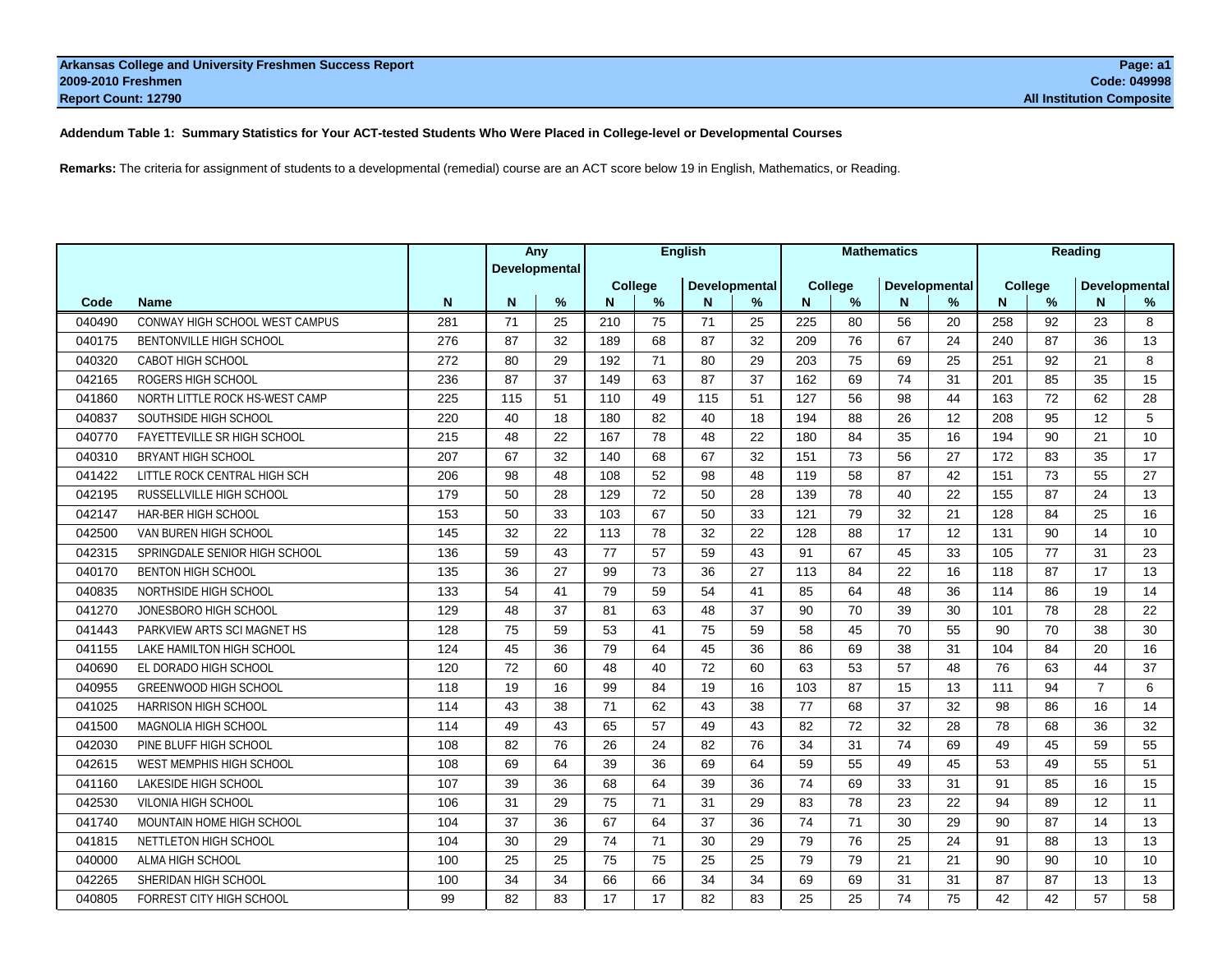Arkansas College and University Freshmen Success Report
2009-2010 Freshmen
Report Count: 12790

Code: 049998
All Institution Composite

**Addendum Table 1: Summary Statistics for Your ACT-tested Students Who Were Placed in College-level or Developmental Courses**

**Remarks:** The criteria for assignment of students to a developmental (remedial) course are an ACT score below 19 in English, Mathematics, or Reading.

| | | | Any Developmental | | English | | | | Mathematics | | | | Reading | | | |
|---|---|---|---|---|---|---|---|---|---|---|---|---|---|---|---|---|
| | | | | | College | | Developmental | | College | | Developmental | | College | | Developmental | |
| **Code** | **Name** | **N** | **N** | **%** | **N** | **%** | **N** | **%** | **N** | **%** | **N** | **%** | **N** | **%** | **N** | **%** |
| 040490 | CONWAY HIGH SCHOOL WEST CAMPUS | 281 | 71 | 25 | 210 | 75 | 71 | 25 | 225 | 80 | 56 | 20 | 258 | 92 | 23 | 8 |
| 040175 | BENTONVILLE HIGH SCHOOL | 276 | 87 | 32 | 189 | 68 | 87 | 32 | 209 | 76 | 67 | 24 | 240 | 87 | 36 | 13 |
| 040320 | CABOT HIGH SCHOOL | 272 | 80 | 29 | 192 | 71 | 80 | 29 | 203 | 75 | 69 | 25 | 251 | 92 | 21 | 8 |
| 042165 | ROGERS HIGH SCHOOL | 236 | 87 | 37 | 149 | 63 | 87 | 37 | 162 | 69 | 74 | 31 | 201 | 85 | 35 | 15 |
| 041860 | NORTH LITTLE ROCK HS-WEST CAMP | 225 | 115 | 51 | 110 | 49 | 115 | 51 | 127 | 56 | 98 | 44 | 163 | 72 | 62 | 28 |
| 040837 | SOUTHSIDE HIGH SCHOOL | 220 | 40 | 18 | 180 | 82 | 40 | 18 | 194 | 88 | 26 | 12 | 208 | 95 | 12 | 5 |
| 040770 | FAYETTEVILLE SR HIGH SCHOOL | 215 | 48 | 22 | 167 | 78 | 48 | 22 | 180 | 84 | 35 | 16 | 194 | 90 | 21 | 10 |
| 040310 | BRYANT HIGH SCHOOL | 207 | 67 | 32 | 140 | 68 | 67 | 32 | 151 | 73 | 56 | 27 | 172 | 83 | 35 | 17 |
| 041422 | LITTLE ROCK CENTRAL HIGH SCH | 206 | 98 | 48 | 108 | 52 | 98 | 48 | 119 | 58 | 87 | 42 | 151 | 73 | 55 | 27 |
| 042195 | RUSSELLVILLE HIGH SCHOOL | 179 | 50 | 28 | 129 | 72 | 50 | 28 | 139 | 78 | 40 | 22 | 155 | 87 | 24 | 13 |
| 042147 | HAR-BER HIGH SCHOOL | 153 | 50 | 33 | 103 | 67 | 50 | 33 | 121 | 79 | 32 | 21 | 128 | 84 | 25 | 16 |
| 042500 | VAN BUREN HIGH SCHOOL | 145 | 32 | 22 | 113 | 78 | 32 | 22 | 128 | 88 | 17 | 12 | 131 | 90 | 14 | 10 |
| 042315 | SPRINGDALE SENIOR HIGH SCHOOL | 136 | 59 | 43 | 77 | 57 | 59 | 43 | 91 | 67 | 45 | 33 | 105 | 77 | 31 | 23 |
| 040170 | BENTON HIGH SCHOOL | 135 | 36 | 27 | 99 | 73 | 36 | 27 | 113 | 84 | 22 | 16 | 118 | 87 | 17 | 13 |
| 040835 | NORTHSIDE HIGH SCHOOL | 133 | 54 | 41 | 79 | 59 | 54 | 41 | 85 | 64 | 48 | 36 | 114 | 86 | 19 | 14 |
| 041270 | JONESBORO HIGH SCHOOL | 129 | 48 | 37 | 81 | 63 | 48 | 37 | 90 | 70 | 39 | 30 | 101 | 78 | 28 | 22 |
| 041443 | PARKVIEW ARTS SCI MAGNET HS | 128 | 75 | 59 | 53 | 41 | 75 | 59 | 58 | 45 | 70 | 55 | 90 | 70 | 38 | 30 |
| 041155 | LAKE HAMILTON HIGH SCHOOL | 124 | 45 | 36 | 79 | 64 | 45 | 36 | 86 | 69 | 38 | 31 | 104 | 84 | 20 | 16 |
| 040690 | EL DORADO HIGH SCHOOL | 120 | 72 | 60 | 48 | 40 | 72 | 60 | 63 | 53 | 57 | 48 | 76 | 63 | 44 | 37 |
| 040955 | GREENWOOD HIGH SCHOOL | 118 | 19 | 16 | 99 | 84 | 19 | 16 | 103 | 87 | 15 | 13 | 111 | 94 | 7 | 6 |
| 041025 | HARRISON HIGH SCHOOL | 114 | 43 | 38 | 71 | 62 | 43 | 38 | 77 | 68 | 37 | 32 | 98 | 86 | 16 | 14 |
| 041500 | MAGNOLIA HIGH SCHOOL | 114 | 49 | 43 | 65 | 57 | 49 | 43 | 82 | 72 | 32 | 28 | 78 | 68 | 36 | 32 |
| 042030 | PINE BLUFF HIGH SCHOOL | 108 | 82 | 76 | 26 | 24 | 82 | 76 | 34 | 31 | 74 | 69 | 49 | 45 | 59 | 55 |
| 042615 | WEST MEMPHIS HIGH SCHOOL | 108 | 69 | 64 | 39 | 36 | 69 | 64 | 59 | 55 | 49 | 45 | 53 | 49 | 55 | 51 |
| 041160 | LAKESIDE HIGH SCHOOL | 107 | 39 | 36 | 68 | 64 | 39 | 36 | 74 | 69 | 33 | 31 | 91 | 85 | 16 | 15 |
| 042530 | VILONIA HIGH SCHOOL | 106 | 31 | 29 | 75 | 71 | 31 | 29 | 83 | 78 | 23 | 22 | 94 | 89 | 12 | 11 |
| 041740 | MOUNTAIN HOME HIGH SCHOOL | 104 | 37 | 36 | 67 | 64 | 37 | 36 | 74 | 71 | 30 | 29 | 90 | 87 | 14 | 13 |
| 041815 | NETTLETON HIGH SCHOOL | 104 | 30 | 29 | 74 | 71 | 30 | 29 | 79 | 76 | 25 | 24 | 91 | 88 | 13 | 13 |
| 040000 | ALMA HIGH SCHOOL | 100 | 25 | 25 | 75 | 75 | 25 | 25 | 79 | 79 | 21 | 21 | 90 | 90 | 10 | 10 |
| 042265 | SHERIDAN HIGH SCHOOL | 100 | 34 | 34 | 66 | 66 | 34 | 34 | 69 | 69 | 31 | 31 | 87 | 87 | 13 | 13 |
| 040805 | FORREST CITY HIGH SCHOOL | 99 | 82 | 83 | 17 | 17 | 82 | 83 | 25 | 25 | 74 | 75 | 42 | 42 | 57 | 58 |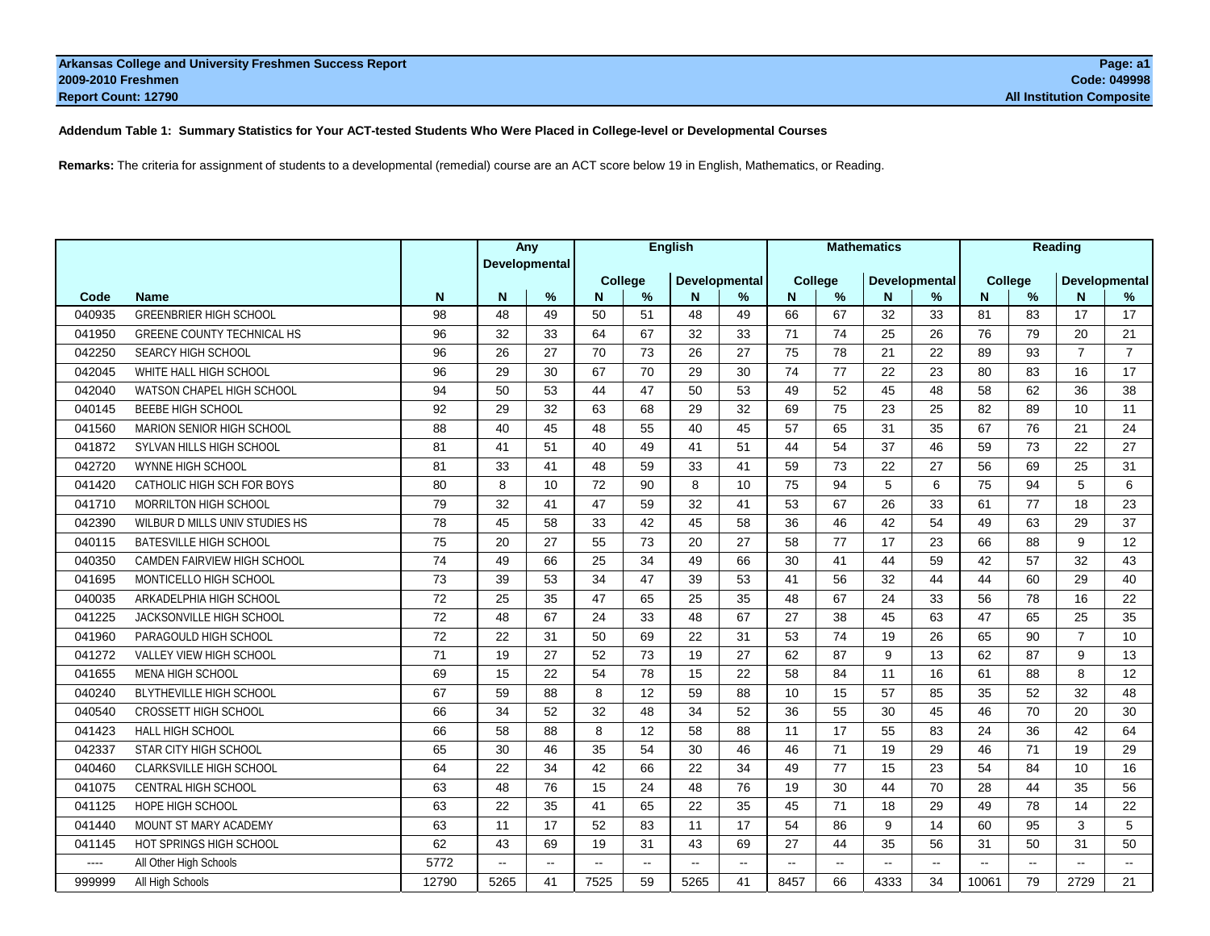Arkansas College and University Freshmen Success Report
2009-2010 Freshmen
Report Count: 12790

Code: 049998
All Institution Composite

**Addendum Table 1: Summary Statistics for Your ACT-tested Students Who Were Placed in College-level or Developmental Courses**

**Remarks:** The criteria for assignment of students to a developmental (remedial) course are an ACT score below 19 in English, Mathematics, or Reading.

| | | | Any Developmental | | English | | | | Mathematics | | | | Reading | | | |
|---|---|---|---|---|---|---|---|---|---|---|---|---|---|---|---|---|
| | | | | | College | | Developmental | | College | | Developmental | | College | | Developmental | |
| Code | Name | N | N | % | N | % | N | % | N | % | N | % | N | % | N | % |
| 040935 | GREENBRIER HIGH SCHOOL | 98 | 48 | 49 | 50 | 51 | 48 | 49 | 66 | 67 | 32 | 33 | 81 | 83 | 17 | 17 |
| 041950 | GREENE COUNTY TECHNICAL HS | 96 | 32 | 33 | 64 | 67 | 32 | 33 | 71 | 74 | 25 | 26 | 76 | 79 | 20 | 21 |
| 042250 | SEARCY HIGH SCHOOL | 96 | 26 | 27 | 70 | 73 | 26 | 27 | 75 | 78 | 21 | 22 | 89 | 93 | 7 | 7 |
| 042045 | WHITE HALL HIGH SCHOOL | 96 | 29 | 30 | 67 | 70 | 29 | 30 | 74 | 77 | 22 | 23 | 80 | 83 | 16 | 17 |
| 042040 | WATSON CHAPEL HIGH SCHOOL | 94 | 50 | 53 | 44 | 47 | 50 | 53 | 49 | 52 | 45 | 48 | 58 | 62 | 36 | 38 |
| 040145 | BEEBE HIGH SCHOOL | 92 | 29 | 32 | 63 | 68 | 29 | 32 | 69 | 75 | 23 | 25 | 82 | 89 | 10 | 11 |
| 041560 | MARION SENIOR HIGH SCHOOL | 88 | 40 | 45 | 48 | 55 | 40 | 45 | 57 | 65 | 31 | 35 | 67 | 76 | 21 | 24 |
| 041872 | SYLVAN HILLS HIGH SCHOOL | 81 | 41 | 51 | 40 | 49 | 41 | 51 | 44 | 54 | 37 | 46 | 59 | 73 | 22 | 27 |
| 042720 | WYNNE HIGH SCHOOL | 81 | 33 | 41 | 48 | 59 | 33 | 41 | 59 | 73 | 22 | 27 | 56 | 69 | 25 | 31 |
| 041420 | CATHOLIC HIGH SCH FOR BOYS | 80 | 8 | 10 | 72 | 90 | 8 | 10 | 75 | 94 | 5 | 6 | 75 | 94 | 5 | 6 |
| 041710 | MORRILTON HIGH SCHOOL | 79 | 32 | 41 | 47 | 59 | 32 | 41 | 53 | 67 | 26 | 33 | 61 | 77 | 18 | 23 |
| 042390 | WILBUR D MILLS UNIV STUDIES HS | 78 | 45 | 58 | 33 | 42 | 45 | 58 | 36 | 46 | 42 | 54 | 49 | 63 | 29 | 37 |
| 040115 | BATESVILLE HIGH SCHOOL | 75 | 20 | 27 | 55 | 73 | 20 | 27 | 58 | 77 | 17 | 23 | 66 | 88 | 9 | 12 |
| 040350 | CAMDEN FAIRVIEW HIGH SCHOOL | 74 | 49 | 66 | 25 | 34 | 49 | 66 | 30 | 41 | 44 | 59 | 42 | 57 | 32 | 43 |
| 041695 | MONTICELLO HIGH SCHOOL | 73 | 39 | 53 | 34 | 47 | 39 | 53 | 41 | 56 | 32 | 44 | 44 | 60 | 29 | 40 |
| 040035 | ARKADELPHIA HIGH SCHOOL | 72 | 25 | 35 | 47 | 65 | 25 | 35 | 48 | 67 | 24 | 33 | 56 | 78 | 16 | 22 |
| 041225 | JACKSONVILLE HIGH SCHOOL | 72 | 48 | 67 | 24 | 33 | 48 | 67 | 27 | 38 | 45 | 63 | 47 | 65 | 25 | 35 |
| 041960 | PARAGOULD HIGH SCHOOL | 72 | 22 | 31 | 50 | 69 | 22 | 31 | 53 | 74 | 19 | 26 | 65 | 90 | 7 | 10 |
| 041272 | VALLEY VIEW HIGH SCHOOL | 71 | 19 | 27 | 52 | 73 | 19 | 27 | 62 | 87 | 9 | 13 | 62 | 87 | 9 | 13 |
| 041655 | MENA HIGH SCHOOL | 69 | 15 | 22 | 54 | 78 | 15 | 22 | 58 | 84 | 11 | 16 | 61 | 88 | 8 | 12 |
| 040240 | BLYTHEVILLE HIGH SCHOOL | 67 | 59 | 88 | 8 | 12 | 59 | 88 | 10 | 15 | 57 | 85 | 35 | 52 | 32 | 48 |
| 040540 | CROSSETT HIGH SCHOOL | 66 | 34 | 52 | 32 | 48 | 34 | 52 | 36 | 55 | 30 | 45 | 46 | 70 | 20 | 30 |
| 041423 | HALL HIGH SCHOOL | 66 | 58 | 88 | 8 | 12 | 58 | 88 | 11 | 17 | 55 | 83 | 24 | 36 | 42 | 64 |
| 042337 | STAR CITY HIGH SCHOOL | 65 | 30 | 46 | 35 | 54 | 30 | 46 | 46 | 71 | 19 | 29 | 46 | 71 | 19 | 29 |
| 040460 | CLARKSVILLE HIGH SCHOOL | 64 | 22 | 34 | 42 | 66 | 22 | 34 | 49 | 77 | 15 | 23 | 54 | 84 | 10 | 16 |
| 041075 | CENTRAL HIGH SCHOOL | 63 | 48 | 76 | 15 | 24 | 48 | 76 | 19 | 30 | 44 | 70 | 28 | 44 | 35 | 56 |
| 041125 | HOPE HIGH SCHOOL | 63 | 22 | 35 | 41 | 65 | 22 | 35 | 45 | 71 | 18 | 29 | 49 | 78 | 14 | 22 |
| 041440 | MOUNT ST MARY ACADEMY | 63 | 11 | 17 | 52 | 83 | 11 | 17 | 54 | 86 | 9 | 14 | 60 | 95 | 3 | 5 |
| 041145 | HOT SPRINGS HIGH SCHOOL | 62 | 43 | 69 | 19 | 31 | 43 | 69 | 27 | 44 | 35 | 56 | 31 | 50 | 31 | 50 |
| ---- | All Other High Schools | 5772 | -- | -- | -- | -- | -- | -- | -- | -- | -- | -- | -- | -- | -- | -- |
| 999999 | All High Schools | 12790 | 5265 | 41 | 7525 | 59 | 5265 | 41 | 8457 | 66 | 4333 | 34 | 10061 | 79 | 2729 | 21 |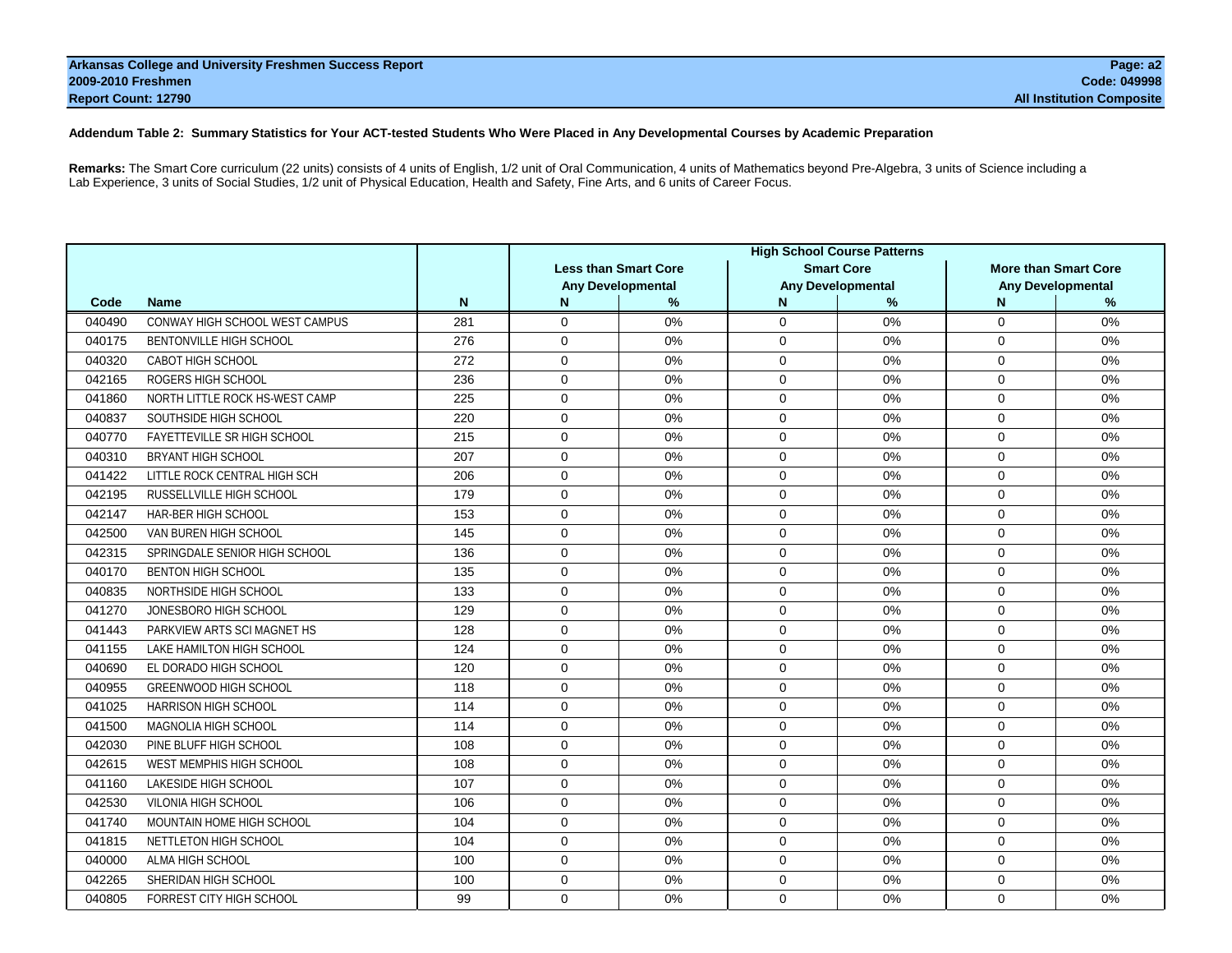**Arkansas College and University Freshmen Success Report**
**2009-2010 Freshmen**
**Report Count: 12790**

**Page: a2**
**Code: 049998**
**All Institution Composite**

**Addendum Table 2: Summary Statistics for Your ACT-tested Students Who Were Placed in Any Developmental Courses by Academic Preparation**

**Remarks:** The Smart Core curriculum (22 units) consists of 4 units of English, 1/2 unit of Oral Communication, 4 units of Mathematics beyond Pre-Algebra, 3 units of Science including a Lab Experience, 3 units of Social Studies, 1/2 unit of Physical Education, Health and Safety, Fine Arts, and 6 units of Career Focus.

| | | | High School Course Patterns | | | | | |
|---|---|---|---|---|---|---|---|---|
| | | | Less than Smart Core | | Smart Core | | More than Smart Core | |
| | | | Any Developmental | | Any Developmental | | Any Developmental | |
| Code | Name | N | N | % | N | % | N | % |
| 040490 | CONWAY HIGH SCHOOL WEST CAMPUS | 281 | 0 | 0% | 0 | 0% | 0 | 0% |
| 040175 | BENTONVILLE HIGH SCHOOL | 276 | 0 | 0% | 0 | 0% | 0 | 0% |
| 040320 | CABOT HIGH SCHOOL | 272 | 0 | 0% | 0 | 0% | 0 | 0% |
| 042165 | ROGERS HIGH SCHOOL | 236 | 0 | 0% | 0 | 0% | 0 | 0% |
| 041860 | NORTH LITTLE ROCK HS-WEST CAMP | 225 | 0 | 0% | 0 | 0% | 0 | 0% |
| 040837 | SOUTHSIDE HIGH SCHOOL | 220 | 0 | 0% | 0 | 0% | 0 | 0% |
| 040770 | FAYETTEVILLE SR HIGH SCHOOL | 215 | 0 | 0% | 0 | 0% | 0 | 0% |
| 040310 | BRYANT HIGH SCHOOL | 207 | 0 | 0% | 0 | 0% | 0 | 0% |
| 041422 | LITTLE ROCK CENTRAL HIGH SCH | 206 | 0 | 0% | 0 | 0% | 0 | 0% |
| 042195 | RUSSELLVILLE HIGH SCHOOL | 179 | 0 | 0% | 0 | 0% | 0 | 0% |
| 042147 | HAR-BER HIGH SCHOOL | 153 | 0 | 0% | 0 | 0% | 0 | 0% |
| 042500 | VAN BUREN HIGH SCHOOL | 145 | 0 | 0% | 0 | 0% | 0 | 0% |
| 042315 | SPRINGDALE SENIOR HIGH SCHOOL | 136 | 0 | 0% | 0 | 0% | 0 | 0% |
| 040170 | BENTON HIGH SCHOOL | 135 | 0 | 0% | 0 | 0% | 0 | 0% |
| 040835 | NORTHSIDE HIGH SCHOOL | 133 | 0 | 0% | 0 | 0% | 0 | 0% |
| 041270 | JONESBORO HIGH SCHOOL | 129 | 0 | 0% | 0 | 0% | 0 | 0% |
| 041443 | PARKVIEW ARTS SCI MAGNET HS | 128 | 0 | 0% | 0 | 0% | 0 | 0% |
| 041155 | LAKE HAMILTON HIGH SCHOOL | 124 | 0 | 0% | 0 | 0% | 0 | 0% |
| 040690 | EL DORADO HIGH SCHOOL | 120 | 0 | 0% | 0 | 0% | 0 | 0% |
| 040955 | GREENWOOD HIGH SCHOOL | 118 | 0 | 0% | 0 | 0% | 0 | 0% |
| 041025 | HARRISON HIGH SCHOOL | 114 | 0 | 0% | 0 | 0% | 0 | 0% |
| 041500 | MAGNOLIA HIGH SCHOOL | 114 | 0 | 0% | 0 | 0% | 0 | 0% |
| 042030 | PINE BLUFF HIGH SCHOOL | 108 | 0 | 0% | 0 | 0% | 0 | 0% |
| 042615 | WEST MEMPHIS HIGH SCHOOL | 108 | 0 | 0% | 0 | 0% | 0 | 0% |
| 041160 | LAKESIDE HIGH SCHOOL | 107 | 0 | 0% | 0 | 0% | 0 | 0% |
| 042530 | VILONIA HIGH SCHOOL | 106 | 0 | 0% | 0 | 0% | 0 | 0% |
| 041740 | MOUNTAIN HOME HIGH SCHOOL | 104 | 0 | 0% | 0 | 0% | 0 | 0% |
| 041815 | NETTLETON HIGH SCHOOL | 104 | 0 | 0% | 0 | 0% | 0 | 0% |
| 040000 | ALMA HIGH SCHOOL | 100 | 0 | 0% | 0 | 0% | 0 | 0% |
| 042265 | SHERIDAN HIGH SCHOOL | 100 | 0 | 0% | 0 | 0% | 0 | 0% |
| 040805 | FORREST CITY HIGH SCHOOL | 99 | 0 | 0% | 0 | 0% | 0 | 0% |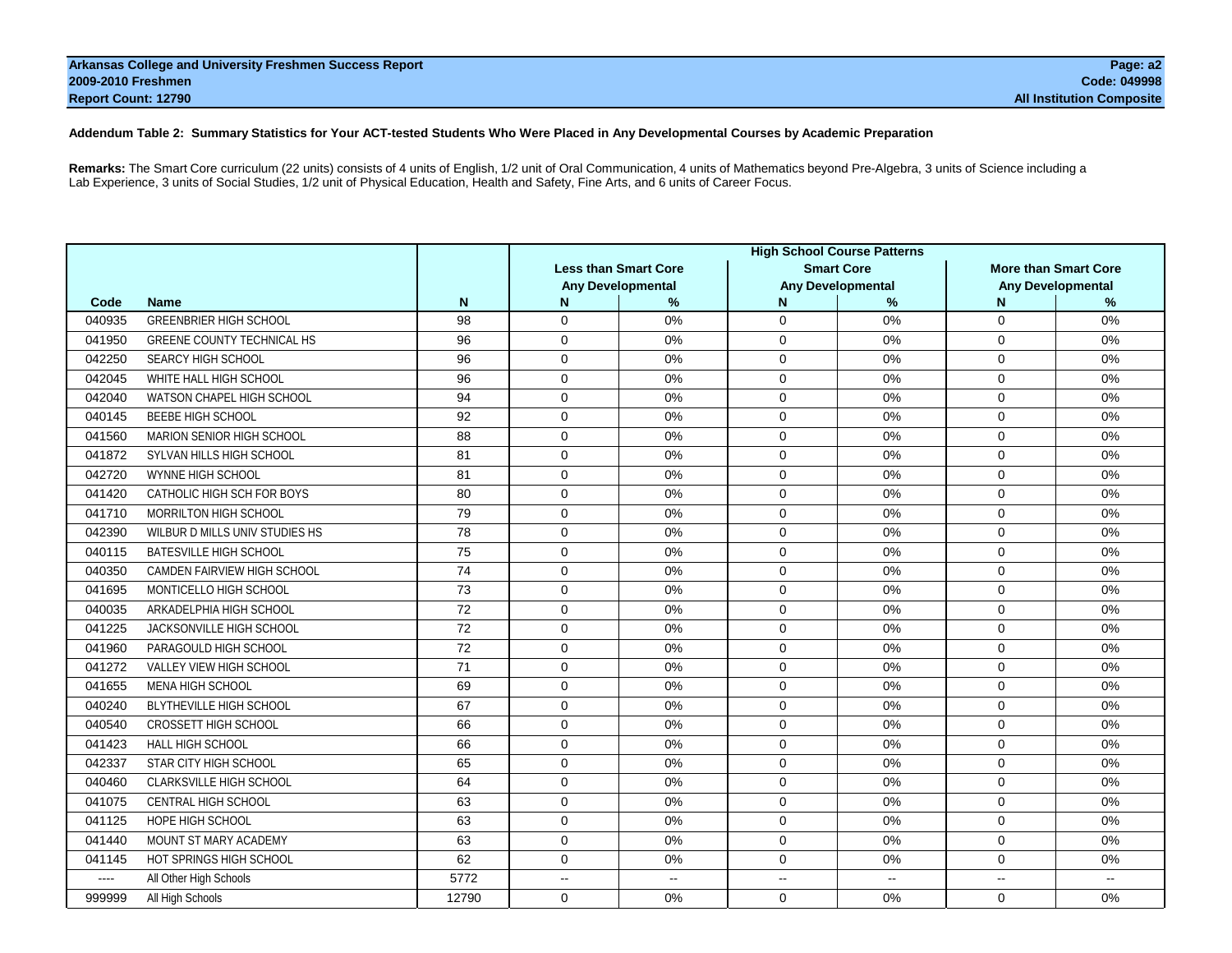**Addendum Table 2: Summary Statistics for Your ACT-tested Students Who Were Placed in Any Developmental Courses by Academic Preparation**

**Remarks:** The Smart Core curriculum (22 units) consists of 4 units of English, 1/2 unit of Oral Communication, 4 units of Mathematics beyond Pre-Algebra, 3 units of Science including a Lab Experience, 3 units of Social Studies, 1/2 unit of Physical Education, Health and Safety, Fine Arts, and 6 units of Career Focus.

| | | | High School Course Patterns | | | | | |
|---|---|---|---|---|---|---|---|---|
| | | | Less than Smart Core | | Smart Core | | More than Smart Core | |
| | | | Any Developmental | | Any Developmental | | Any Developmental | |
| Code | Name | N | N | % | N | % | N | % |
| 040935 | GREENBRIER HIGH SCHOOL | 98 | 0 | 0% | 0 | 0% | 0 | 0% |
| 041950 | GREENE COUNTY TECHNICAL HS | 96 | 0 | 0% | 0 | 0% | 0 | 0% |
| 042250 | SEARCY HIGH SCHOOL | 96 | 0 | 0% | 0 | 0% | 0 | 0% |
| 042045 | WHITE HALL HIGH SCHOOL | 96 | 0 | 0% | 0 | 0% | 0 | 0% |
| 042040 | WATSON CHAPEL HIGH SCHOOL | 94 | 0 | 0% | 0 | 0% | 0 | 0% |
| 040145 | BEEBE HIGH SCHOOL | 92 | 0 | 0% | 0 | 0% | 0 | 0% |
| 041560 | MARION SENIOR HIGH SCHOOL | 88 | 0 | 0% | 0 | 0% | 0 | 0% |
| 041872 | SYLVAN HILLS HIGH SCHOOL | 81 | 0 | 0% | 0 | 0% | 0 | 0% |
| 042720 | WYNNE HIGH SCHOOL | 81 | 0 | 0% | 0 | 0% | 0 | 0% |
| 041420 | CATHOLIC HIGH SCH FOR BOYS | 80 | 0 | 0% | 0 | 0% | 0 | 0% |
| 041710 | MORRILTON HIGH SCHOOL | 79 | 0 | 0% | 0 | 0% | 0 | 0% |
| 042390 | WILBUR D MILLS UNIV STUDIES HS | 78 | 0 | 0% | 0 | 0% | 0 | 0% |
| 040115 | BATESVILLE HIGH SCHOOL | 75 | 0 | 0% | 0 | 0% | 0 | 0% |
| 040350 | CAMDEN FAIRVIEW HIGH SCHOOL | 74 | 0 | 0% | 0 | 0% | 0 | 0% |
| 041695 | MONTICELLO HIGH SCHOOL | 73 | 0 | 0% | 0 | 0% | 0 | 0% |
| 040035 | ARKADELPHIA HIGH SCHOOL | 72 | 0 | 0% | 0 | 0% | 0 | 0% |
| 041225 | JACKSONVILLE HIGH SCHOOL | 72 | 0 | 0% | 0 | 0% | 0 | 0% |
| 041960 | PARAGOULD HIGH SCHOOL | 72 | 0 | 0% | 0 | 0% | 0 | 0% |
| 041272 | VALLEY VIEW HIGH SCHOOL | 71 | 0 | 0% | 0 | 0% | 0 | 0% |
| 041655 | MENA HIGH SCHOOL | 69 | 0 | 0% | 0 | 0% | 0 | 0% |
| 040240 | BLYTHEVILLE HIGH SCHOOL | 67 | 0 | 0% | 0 | 0% | 0 | 0% |
| 040540 | CROSSETT HIGH SCHOOL | 66 | 0 | 0% | 0 | 0% | 0 | 0% |
| 041423 | HALL HIGH SCHOOL | 66 | 0 | 0% | 0 | 0% | 0 | 0% |
| 042337 | STAR CITY HIGH SCHOOL | 65 | 0 | 0% | 0 | 0% | 0 | 0% |
| 040460 | CLARKSVILLE HIGH SCHOOL | 64 | 0 | 0% | 0 | 0% | 0 | 0% |
| 041075 | CENTRAL HIGH SCHOOL | 63 | 0 | 0% | 0 | 0% | 0 | 0% |
| 041125 | HOPE HIGH SCHOOL | 63 | 0 | 0% | 0 | 0% | 0 | 0% |
| 041440 | MOUNT ST MARY ACADEMY | 63 | 0 | 0% | 0 | 0% | 0 | 0% |
| 041145 | HOT SPRINGS HIGH SCHOOL | 62 | 0 | 0% | 0 | 0% | 0 | 0% |
| ---- | All Other High Schools | 5772 | -- | -- | -- | -- | -- | -- |
| 999999 | All High Schools | 12790 | 0 | 0% | 0 | 0% | 0 | 0% |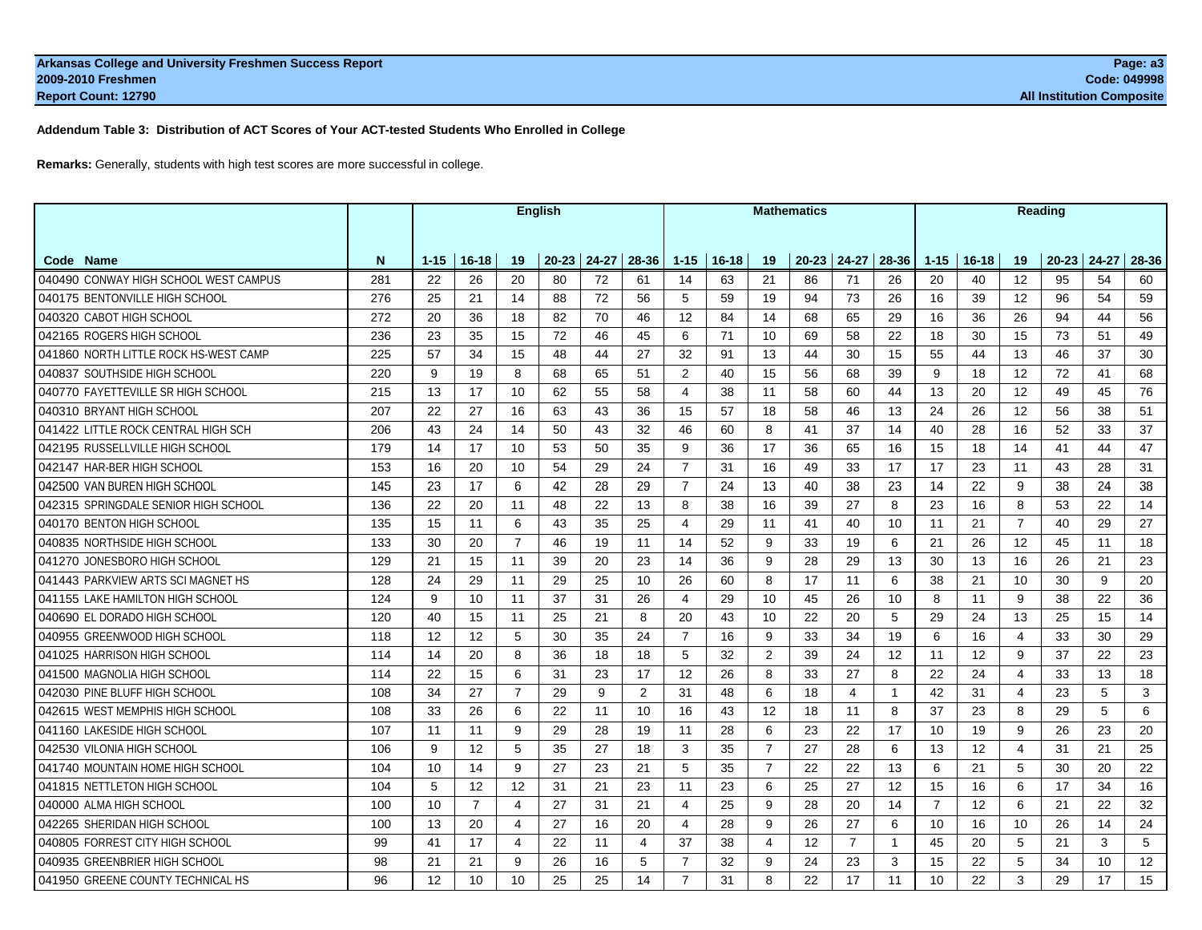**Arkansas College and University Freshmen Success Report**
**2009-2010 Freshmen**
**Report Count: 12790**

**Code: 049998**
**All Institution Composite**

**Addendum Table 3: Distribution of ACT Scores of Your ACT-tested Students Who Enrolled in College**

**Remarks:** Generally, students with high test scores are more successful in college.

| Code Name | N | English | | | | | | Mathematics | | | | | | Reading | | | | | |
|---|---|---|---|---|---|---|---|---|---|---|---|---|---|---|---|---|---|---|---|
| | | 1-15 | 16-18 | 19 | 20-23 | 24-27 | 28-36 | 1-15 | 16-18 | 19 | 20-23 | 24-27 | 28-36 | 1-15 | 16-18 | 19 | 20-23 | 24-27 | 28-36 |
| 040490 CONWAY HIGH SCHOOL WEST CAMPUS | 281 | 22 | 26 | 20 | 80 | 72 | 61 | 14 | 63 | 21 | 86 | 71 | 26 | 20 | 40 | 12 | 95 | 54 | 60 |
| 040175 BENTONVILLE HIGH SCHOOL | 276 | 25 | 21 | 14 | 88 | 72 | 56 | 5 | 59 | 19 | 94 | 73 | 26 | 16 | 39 | 12 | 96 | 54 | 59 |
| 040320 CABOT HIGH SCHOOL | 272 | 20 | 36 | 18 | 82 | 70 | 46 | 12 | 84 | 14 | 68 | 65 | 29 | 16 | 36 | 26 | 94 | 44 | 56 |
| 042165 ROGERS HIGH SCHOOL | 236 | 23 | 35 | 15 | 72 | 46 | 45 | 6 | 71 | 10 | 69 | 58 | 22 | 18 | 30 | 15 | 73 | 51 | 49 |
| 041860 NORTH LITTLE ROCK HS-WEST CAMP | 225 | 57 | 34 | 15 | 48 | 44 | 27 | 32 | 91 | 13 | 44 | 30 | 15 | 55 | 44 | 13 | 46 | 37 | 30 |
| 040837 SOUTHSIDE HIGH SCHOOL | 220 | 9 | 19 | 8 | 68 | 65 | 51 | 2 | 40 | 15 | 56 | 68 | 39 | 9 | 18 | 12 | 72 | 41 | 68 |
| 040770 FAYETTEVILLE SR HIGH SCHOOL | 215 | 13 | 17 | 10 | 62 | 55 | 58 | 4 | 38 | 11 | 58 | 60 | 44 | 13 | 20 | 12 | 49 | 45 | 76 |
| 040310 BRYANT HIGH SCHOOL | 207 | 22 | 27 | 16 | 63 | 43 | 36 | 15 | 57 | 18 | 58 | 46 | 13 | 24 | 26 | 12 | 56 | 38 | 51 |
| 041422 LITTLE ROCK CENTRAL HIGH SCH | 206 | 43 | 24 | 14 | 50 | 43 | 32 | 46 | 60 | 8 | 41 | 37 | 14 | 40 | 28 | 16 | 52 | 33 | 37 |
| 042195 RUSSELLVILLE HIGH SCHOOL | 179 | 14 | 17 | 10 | 53 | 50 | 35 | 9 | 36 | 17 | 36 | 65 | 16 | 15 | 18 | 14 | 41 | 44 | 47 |
| 042147 HAR-BER HIGH SCHOOL | 153 | 16 | 20 | 10 | 54 | 29 | 24 | 7 | 31 | 16 | 49 | 33 | 17 | 17 | 23 | 11 | 43 | 28 | 31 |
| 042500 VAN BUREN HIGH SCHOOL | 145 | 23 | 17 | 6 | 42 | 28 | 29 | 7 | 24 | 13 | 40 | 38 | 23 | 14 | 22 | 9 | 38 | 24 | 38 |
| 042315 SPRINGDALE SENIOR HIGH SCHOOL | 136 | 22 | 20 | 11 | 48 | 22 | 13 | 8 | 38 | 16 | 39 | 27 | 8 | 23 | 16 | 8 | 53 | 22 | 14 |
| 040170 BENTON HIGH SCHOOL | 135 | 15 | 11 | 6 | 43 | 35 | 25 | 4 | 29 | 11 | 41 | 40 | 10 | 11 | 21 | 7 | 40 | 29 | 27 |
| 040835 NORTHSIDE HIGH SCHOOL | 133 | 30 | 20 | 7 | 46 | 19 | 11 | 14 | 52 | 9 | 33 | 19 | 6 | 21 | 26 | 12 | 45 | 11 | 18 |
| 041270 JONESBORO HIGH SCHOOL | 129 | 21 | 15 | 11 | 39 | 20 | 23 | 14 | 36 | 9 | 28 | 29 | 13 | 30 | 13 | 16 | 26 | 21 | 23 |
| 041443 PARKVIEW ARTS SCI MAGNET HS | 128 | 24 | 29 | 11 | 29 | 25 | 10 | 26 | 60 | 8 | 17 | 11 | 6 | 38 | 21 | 10 | 30 | 9 | 20 |
| 041155 LAKE HAMILTON HIGH SCHOOL | 124 | 9 | 10 | 11 | 37 | 31 | 26 | 4 | 29 | 10 | 45 | 26 | 10 | 8 | 11 | 9 | 38 | 22 | 36 |
| 040690 EL DORADO HIGH SCHOOL | 120 | 40 | 15 | 11 | 25 | 21 | 8 | 20 | 43 | 10 | 22 | 20 | 5 | 29 | 24 | 13 | 25 | 15 | 14 |
| 040955 GREENWOOD HIGH SCHOOL | 118 | 12 | 12 | 5 | 30 | 35 | 24 | 7 | 16 | 9 | 33 | 34 | 19 | 6 | 16 | 4 | 33 | 30 | 29 |
| 041025 HARRISON HIGH SCHOOL | 114 | 14 | 20 | 8 | 36 | 18 | 18 | 5 | 32 | 2 | 39 | 24 | 12 | 11 | 12 | 9 | 37 | 22 | 23 |
| 041500 MAGNOLIA HIGH SCHOOL | 114 | 22 | 15 | 6 | 31 | 23 | 17 | 12 | 26 | 8 | 33 | 27 | 8 | 22 | 24 | 4 | 33 | 13 | 18 |
| 042030 PINE BLUFF HIGH SCHOOL | 108 | 34 | 27 | 7 | 29 | 9 | 2 | 31 | 48 | 6 | 18 | 4 | 1 | 42 | 31 | 4 | 23 | 5 | 3 |
| 042615 WEST MEMPHIS HIGH SCHOOL | 108 | 33 | 26 | 6 | 22 | 11 | 10 | 16 | 43 | 12 | 18 | 11 | 8 | 37 | 23 | 8 | 29 | 5 | 6 |
| 041160 LAKESIDE HIGH SCHOOL | 107 | 11 | 11 | 9 | 29 | 28 | 19 | 11 | 28 | 6 | 23 | 22 | 17 | 10 | 19 | 9 | 26 | 23 | 20 |
| 042530 VILONIA HIGH SCHOOL | 106 | 9 | 12 | 5 | 35 | 27 | 18 | 3 | 35 | 7 | 27 | 28 | 6 | 13 | 12 | 4 | 31 | 21 | 25 |
| 041740 MOUNTAIN HOME HIGH SCHOOL | 104 | 10 | 14 | 9 | 27 | 23 | 21 | 5 | 35 | 7 | 22 | 22 | 13 | 6 | 21 | 5 | 30 | 20 | 22 |
| 041815 NETTLETON HIGH SCHOOL | 104 | 5 | 12 | 12 | 31 | 21 | 23 | 11 | 23 | 6 | 25 | 27 | 12 | 15 | 16 | 6 | 17 | 34 | 16 |
| 040000 ALMA HIGH SCHOOL | 100 | 10 | 7 | 4 | 27 | 31 | 21 | 4 | 25 | 9 | 28 | 20 | 14 | 7 | 12 | 6 | 21 | 22 | 32 |
| 042265 SHERIDAN HIGH SCHOOL | 100 | 13 | 20 | 4 | 27 | 16 | 20 | 4 | 28 | 9 | 26 | 27 | 6 | 10 | 16 | 10 | 26 | 14 | 24 |
| 040805 FORREST CITY HIGH SCHOOL | 99 | 41 | 17 | 4 | 22 | 11 | 4 | 37 | 38 | 4 | 12 | 7 | 1 | 45 | 20 | 5 | 21 | 3 | 5 |
| 040935 GREENBRIER HIGH SCHOOL | 98 | 21 | 21 | 9 | 26 | 16 | 5 | 7 | 32 | 9 | 24 | 23 | 3 | 15 | 22 | 5 | 34 | 10 | 12 |
| 041950 GREENE COUNTY TECHNICAL HS | 96 | 12 | 10 | 10 | 25 | 25 | 14 | 7 | 31 | 8 | 22 | 17 | 11 | 10 | 22 | 3 | 29 | 17 | 15 |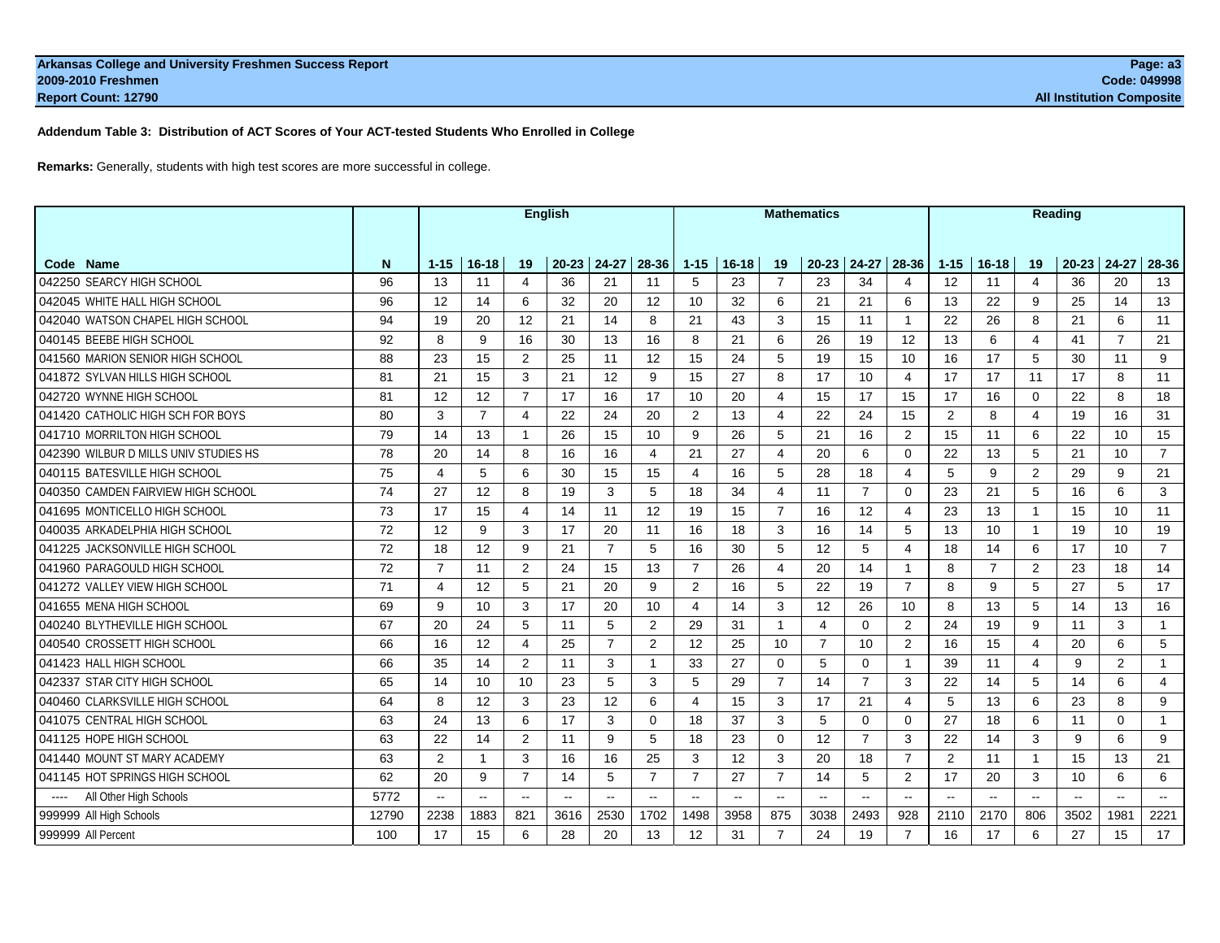Arkansas College and University Freshmen Success Report
2009-2010 Freshmen
Report Count: 12790

Page: a3
Code: 049998
All Institution Composite

**Addendum Table 3: Distribution of ACT Scores of Your ACT-tested Students Who Enrolled in College**

**Remarks:** Generally, students with high test scores are more successful in college.

| | | English | | | | | | Mathematics | | | | | | Reading | | | | | |
|---|---|---|---|---|---|---|---|---|---|---|---|---|---|---|---|---|---|---|---|
| Code Name | N | 1-15 | 16-18 | 19 | 20-23 | 24-27 | 28-36 | 1-15 | 16-18 | 19 | 20-23 | 24-27 | 28-36 | 1-15 | 16-18 | 19 | 20-23 | 24-27 | 28-36 |
| 042250 SEARCY HIGH SCHOOL | 96 | 13 | 11 | 4 | 36 | 21 | 11 | 5 | 23 | 7 | 23 | 34 | 4 | 12 | 11 | 4 | 36 | 20 | 13 |
| 042045 WHITE HALL HIGH SCHOOL | 96 | 12 | 14 | 6 | 32 | 20 | 12 | 10 | 32 | 6 | 21 | 21 | 6 | 13 | 22 | 9 | 25 | 14 | 13 |
| 042040 WATSON CHAPEL HIGH SCHOOL | 94 | 19 | 20 | 12 | 21 | 14 | 8 | 21 | 43 | 3 | 15 | 11 | 1 | 22 | 26 | 8 | 21 | 6 | 11 |
| 040145 BEEBE HIGH SCHOOL | 92 | 8 | 9 | 16 | 30 | 13 | 16 | 8 | 21 | 6 | 26 | 19 | 12 | 13 | 6 | 4 | 41 | 7 | 21 |
| 041560 MARION SENIOR HIGH SCHOOL | 88 | 23 | 15 | 2 | 25 | 11 | 12 | 15 | 24 | 5 | 19 | 15 | 10 | 16 | 17 | 5 | 30 | 11 | 9 |
| 041872 SYLVAN HILLS HIGH SCHOOL | 81 | 21 | 15 | 3 | 21 | 12 | 9 | 15 | 27 | 8 | 17 | 10 | 4 | 17 | 17 | 11 | 17 | 8 | 11 |
| 042720 WYNNE HIGH SCHOOL | 81 | 12 | 12 | 7 | 17 | 16 | 17 | 10 | 20 | 4 | 15 | 17 | 15 | 17 | 16 | 0 | 22 | 8 | 18 |
| 041420 CATHOLIC HIGH SCH FOR BOYS | 80 | 3 | 7 | 4 | 22 | 24 | 20 | 2 | 13 | 4 | 22 | 24 | 15 | 2 | 8 | 4 | 19 | 16 | 31 |
| 041710 MORRILTON HIGH SCHOOL | 79 | 14 | 13 | 1 | 26 | 15 | 10 | 9 | 26 | 5 | 21 | 16 | 2 | 15 | 11 | 6 | 22 | 10 | 15 |
| 042390 WILBUR D MILLS UNIV STUDIES HS | 78 | 20 | 14 | 8 | 16 | 16 | 4 | 21 | 27 | 4 | 20 | 6 | 0 | 22 | 13 | 5 | 21 | 10 | 7 |
| 040115 BATESVILLE HIGH SCHOOL | 75 | 4 | 5 | 6 | 30 | 15 | 15 | 4 | 16 | 5 | 28 | 18 | 4 | 5 | 9 | 2 | 29 | 9 | 21 |
| 040350 CAMDEN FAIRVIEW HIGH SCHOOL | 74 | 27 | 12 | 8 | 19 | 3 | 5 | 18 | 34 | 4 | 11 | 7 | 0 | 23 | 21 | 5 | 16 | 6 | 3 |
| 041695 MONTICELLO HIGH SCHOOL | 73 | 17 | 15 | 4 | 14 | 11 | 12 | 19 | 15 | 7 | 16 | 12 | 4 | 23 | 13 | 1 | 15 | 10 | 11 |
| 040035 ARKADELPHIA HIGH SCHOOL | 72 | 12 | 9 | 3 | 17 | 20 | 11 | 16 | 18 | 3 | 16 | 14 | 5 | 13 | 10 | 1 | 19 | 10 | 19 |
| 041225 JACKSONVILLE HIGH SCHOOL | 72 | 18 | 12 | 9 | 21 | 7 | 5 | 16 | 30 | 5 | 12 | 5 | 4 | 18 | 14 | 6 | 17 | 10 | 7 |
| 041960 PARAGOULD HIGH SCHOOL | 72 | 7 | 11 | 2 | 24 | 15 | 13 | 7 | 26 | 4 | 20 | 14 | 1 | 8 | 7 | 2 | 23 | 18 | 14 |
| 041272 VALLEY VIEW HIGH SCHOOL | 71 | 4 | 12 | 5 | 21 | 20 | 9 | 2 | 16 | 5 | 22 | 19 | 7 | 8 | 9 | 5 | 27 | 5 | 17 |
| 041655 MENA HIGH SCHOOL | 69 | 9 | 10 | 3 | 17 | 20 | 10 | 4 | 14 | 3 | 12 | 26 | 10 | 8 | 13 | 5 | 14 | 13 | 16 |
| 040240 BLYTHEVILLE HIGH SCHOOL | 67 | 20 | 24 | 5 | 11 | 5 | 2 | 29 | 31 | 1 | 4 | 0 | 2 | 24 | 19 | 9 | 11 | 3 | 1 |
| 040540 CROSSETT HIGH SCHOOL | 66 | 16 | 12 | 4 | 25 | 7 | 2 | 12 | 25 | 10 | 7 | 10 | 2 | 16 | 15 | 4 | 20 | 6 | 5 |
| 041423 HALL HIGH SCHOOL | 66 | 35 | 14 | 2 | 11 | 3 | 1 | 33 | 27 | 0 | 5 | 0 | 1 | 39 | 11 | 4 | 9 | 2 | 1 |
| 042337 STAR CITY HIGH SCHOOL | 65 | 14 | 10 | 10 | 23 | 5 | 3 | 5 | 29 | 7 | 14 | 7 | 3 | 22 | 14 | 5 | 14 | 6 | 4 |
| 040460 CLARKSVILLE HIGH SCHOOL | 64 | 8 | 12 | 3 | 23 | 12 | 6 | 4 | 15 | 3 | 17 | 21 | 4 | 5 | 13 | 6 | 23 | 8 | 9 |
| 041075 CENTRAL HIGH SCHOOL | 63 | 24 | 13 | 6 | 17 | 3 | 0 | 18 | 37 | 3 | 5 | 0 | 0 | 27 | 18 | 6 | 11 | 0 | 1 |
| 041125 HOPE HIGH SCHOOL | 63 | 22 | 14 | 2 | 11 | 9 | 5 | 18 | 23 | 0 | 12 | 7 | 3 | 22 | 14 | 3 | 9 | 6 | 9 |
| 041440 MOUNT ST MARY ACADEMY | 63 | 2 | 1 | 3 | 16 | 16 | 25 | 3 | 12 | 3 | 20 | 18 | 7 | 2 | 11 | 1 | 15 | 13 | 21 |
| 041145 HOT SPRINGS HIGH SCHOOL | 62 | 20 | 9 | 7 | 14 | 5 | 7 | 7 | 27 | 7 | 14 | 5 | 2 | 17 | 20 | 3 | 10 | 6 | 6 |
| ---- All Other High Schools | 5772 | -- | -- | -- | -- | -- | -- | -- | -- | -- | -- | -- | -- | -- | -- | -- | -- | -- | -- |
| 999999 All High Schools | 12790 | 2238 | 1883 | 821 | 3616 | 2530 | 1702 | 1498 | 3958 | 875 | 3038 | 2493 | 928 | 2110 | 2170 | 806 | 3502 | 1981 | 2221 |
| 999999 All Percent | 100 | 17 | 15 | 6 | 28 | 20 | 13 | 12 | 31 | 7 | 24 | 19 | 7 | 16 | 17 | 6 | 27 | 15 | 17 |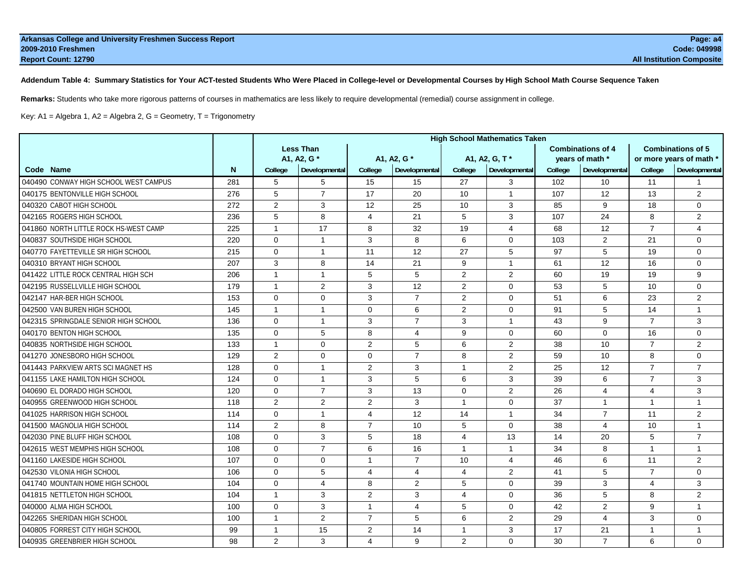**Addendum Table 4: Summary Statistics for Your ACT-tested Students Who Were Placed in College-level or Developmental Courses by High School Math Course Sequence Taken**

**Remarks:** Students who take more rigorous patterns of courses in mathematics are less likely to require developmental (remedial) course assignment in college.

Key: A1 = Algebra 1, A2 = Algebra 2, G = Geometry, T = Trigonometry

| | | High School Mathematics Taken | | | | | | | | | |
|---|---|---|---|---|---|---|---|---|---|---|---|
| | | Less Than A1, A2, G * | | A1, A2, G * | | A1, A2, G, T * | | Combinations of 4 years of math * | | Combinations of 5 or more years of math * | |
| Code Name | N | College | Developmental | College | Developmental | College | Developmental | College | Developmental | College | Developmental |
| 040490 CONWAY HIGH SCHOOL WEST CAMPUS | 281 | 5 | 5 | 15 | 15 | 27 | 3 | 102 | 10 | 11 | 1 |
| 040175 BENTONVILLE HIGH SCHOOL | 276 | 5 | 7 | 17 | 20 | 10 | 1 | 107 | 12 | 13 | 2 |
| 040320 CABOT HIGH SCHOOL | 272 | 2 | 3 | 12 | 25 | 10 | 3 | 85 | 9 | 18 | 0 |
| 042165 ROGERS HIGH SCHOOL | 236 | 5 | 8 | 4 | 21 | 5 | 3 | 107 | 24 | 8 | 2 |
| 041860 NORTH LITTLE ROCK HS-WEST CAMP | 225 | 1 | 17 | 8 | 32 | 19 | 4 | 68 | 12 | 7 | 4 |
| 040837 SOUTHSIDE HIGH SCHOOL | 220 | 0 | 1 | 3 | 8 | 6 | 0 | 103 | 2 | 21 | 0 |
| 040770 FAYETTEVILLE SR HIGH SCHOOL | 215 | 0 | 1 | 11 | 12 | 27 | 5 | 97 | 5 | 19 | 0 |
| 040310 BRYANT HIGH SCHOOL | 207 | 3 | 8 | 14 | 21 | 9 | 1 | 61 | 12 | 16 | 0 |
| 041422 LITTLE ROCK CENTRAL HIGH SCH | 206 | 1 | 1 | 5 | 5 | 2 | 2 | 60 | 19 | 19 | 9 |
| 042195 RUSSELLVILLE HIGH SCHOOL | 179 | 1 | 2 | 3 | 12 | 2 | 0 | 53 | 5 | 10 | 0 |
| 042147 HAR-BER HIGH SCHOOL | 153 | 0 | 0 | 3 | 7 | 2 | 0 | 51 | 6 | 23 | 2 |
| 042500 VAN BUREN HIGH SCHOOL | 145 | 1 | 1 | 0 | 6 | 2 | 0 | 91 | 5 | 14 | 1 |
| 042315 SPRINGDALE SENIOR HIGH SCHOOL | 136 | 0 | 1 | 3 | 7 | 3 | 1 | 43 | 9 | 7 | 3 |
| 040170 BENTON HIGH SCHOOL | 135 | 0 | 5 | 8 | 4 | 9 | 0 | 60 | 0 | 16 | 0 |
| 040835 NORTHSIDE HIGH SCHOOL | 133 | 1 | 0 | 2 | 5 | 6 | 2 | 38 | 10 | 7 | 2 |
| 041270 JONESBORO HIGH SCHOOL | 129 | 2 | 0 | 0 | 7 | 8 | 2 | 59 | 10 | 8 | 0 |
| 041443 PARKVIEW ARTS SCI MAGNET HS | 128 | 0 | 1 | 2 | 3 | 1 | 2 | 25 | 12 | 7 | 7 |
| 041155 LAKE HAMILTON HIGH SCHOOL | 124 | 0 | 1 | 3 | 5 | 6 | 3 | 39 | 6 | 7 | 3 |
| 040690 EL DORADO HIGH SCHOOL | 120 | 0 | 7 | 3 | 13 | 0 | 2 | 26 | 4 | 4 | 3 |
| 040955 GREENWOOD HIGH SCHOOL | 118 | 2 | 2 | 2 | 3 | 1 | 0 | 37 | 1 | 1 | 1 |
| 041025 HARRISON HIGH SCHOOL | 114 | 0 | 1 | 4 | 12 | 14 | 1 | 34 | 7 | 11 | 2 |
| 041500 MAGNOLIA HIGH SCHOOL | 114 | 2 | 8 | 7 | 10 | 5 | 0 | 38 | 4 | 10 | 1 |
| 042030 PINE BLUFF HIGH SCHOOL | 108 | 0 | 3 | 5 | 18 | 4 | 13 | 14 | 20 | 5 | 7 |
| 042615 WEST MEMPHIS HIGH SCHOOL | 108 | 0 | 7 | 6 | 16 | 1 | 1 | 34 | 8 | 1 | 1 |
| 041160 LAKESIDE HIGH SCHOOL | 107 | 0 | 0 | 1 | 7 | 10 | 4 | 46 | 6 | 11 | 2 |
| 042530 VILONIA HIGH SCHOOL | 106 | 0 | 5 | 4 | 4 | 4 | 2 | 41 | 5 | 7 | 0 |
| 041740 MOUNTAIN HOME HIGH SCHOOL | 104 | 0 | 4 | 8 | 2 | 5 | 0 | 39 | 3 | 4 | 3 |
| 041815 NETTLETON HIGH SCHOOL | 104 | 1 | 3 | 2 | 3 | 4 | 0 | 36 | 5 | 8 | 2 |
| 040000 ALMA HIGH SCHOOL | 100 | 0 | 3 | 1 | 4 | 5 | 0 | 42 | 2 | 9 | 1 |
| 042265 SHERIDAN HIGH SCHOOL | 100 | 1 | 2 | 7 | 5 | 6 | 2 | 29 | 4 | 3 | 0 |
| 040805 FORREST CITY HIGH SCHOOL | 99 | 1 | 15 | 2 | 14 | 1 | 3 | 17 | 21 | 1 | 1 |
| 040935 GREENBRIER HIGH SCHOOL | 98 | 2 | 3 | 4 | 9 | 2 | 0 | 30 | 7 | 6 | 0 |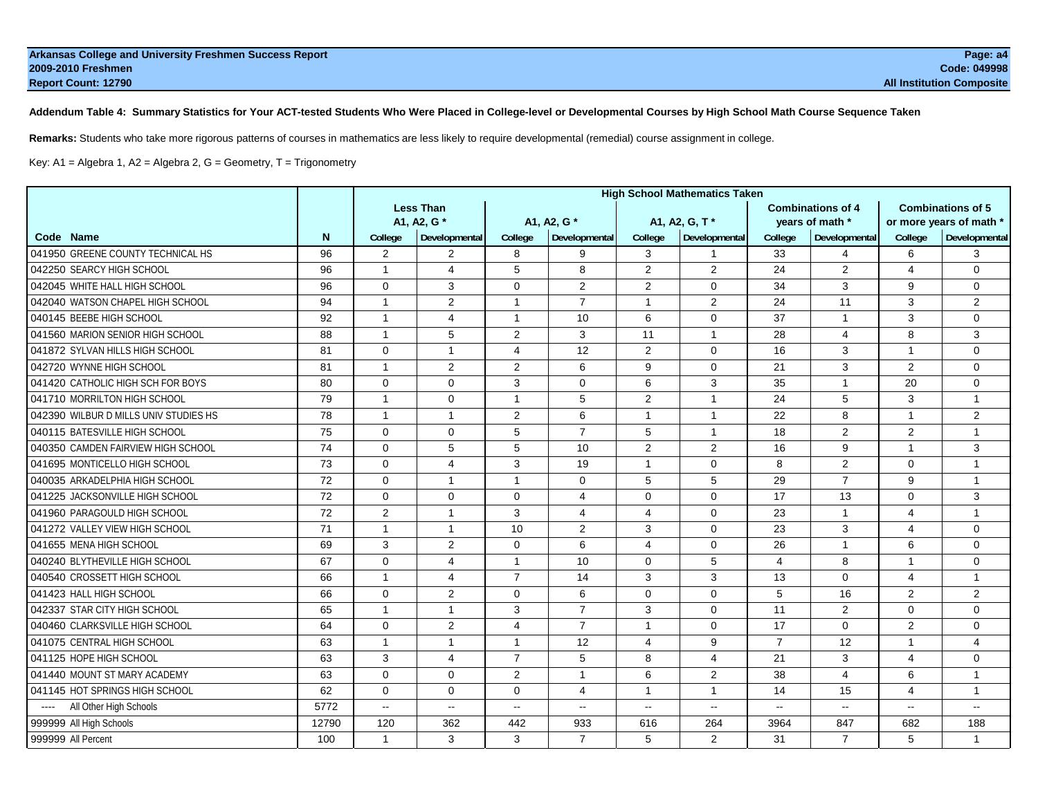Arkansas College and University Freshmen Success Report
2009-2010 Freshmen
Report Count: 12790

Page: a4
Code: 049998
All Institution Composite

**Addendum Table 4: Summary Statistics for Your ACT-tested Students Who Were Placed in College-level or Developmental Courses by High School Math Course Sequence Taken**

**Remarks:** Students who take more rigorous patterns of courses in mathematics are less likely to require developmental (remedial) course assignment in college.

Key: A1 = Algebra 1, A2 = Algebra 2, G = Geometry, T = Trigonometry

| | | High School Mathematics Taken | | | | | | | | | |
|---|---|---|---|---|---|---|---|---|---|---|---|
| | | Less Than A1, A2, G * | | A1, A2, G * | | A1, A2, G, T * | | Combinations of 4 years of math * | | Combinations of 5 or more years of math * | |
| Code Name | N | College | Developmental | College | Developmental | College | Developmental | College | Developmental | College | Developmental |
| 041950 GREENE COUNTY TECHNICAL HS | 96 | 2 | 2 | 8 | 9 | 3 | 1 | 33 | 4 | 6 | 3 |
| 042250 SEARCY HIGH SCHOOL | 96 | 1 | 4 | 5 | 8 | 2 | 2 | 24 | 2 | 4 | 0 |
| 042045 WHITE HALL HIGH SCHOOL | 96 | 0 | 3 | 0 | 2 | 2 | 0 | 34 | 3 | 9 | 0 |
| 042040 WATSON CHAPEL HIGH SCHOOL | 94 | 1 | 2 | 1 | 7 | 1 | 2 | 24 | 11 | 3 | 2 |
| 040145 BEEBE HIGH SCHOOL | 92 | 1 | 4 | 1 | 10 | 6 | 0 | 37 | 1 | 3 | 0 |
| 041560 MARION SENIOR HIGH SCHOOL | 88 | 1 | 5 | 2 | 3 | 11 | 1 | 28 | 4 | 8 | 3 |
| 041872 SYLVAN HILLS HIGH SCHOOL | 81 | 0 | 1 | 4 | 12 | 2 | 0 | 16 | 3 | 1 | 0 |
| 042720 WYNNE HIGH SCHOOL | 81 | 1 | 2 | 2 | 6 | 9 | 0 | 21 | 3 | 2 | 0 |
| 041420 CATHOLIC HIGH SCH FOR BOYS | 80 | 0 | 0 | 3 | 0 | 6 | 3 | 35 | 1 | 20 | 0 |
| 041710 MORRILTON HIGH SCHOOL | 79 | 1 | 0 | 1 | 5 | 2 | 1 | 24 | 5 | 3 | 1 |
| 042390 WILBUR D MILLS UNIV STUDIES HS | 78 | 1 | 1 | 2 | 6 | 1 | 1 | 22 | 8 | 1 | 2 |
| 040115 BATESVILLE HIGH SCHOOL | 75 | 0 | 0 | 5 | 7 | 5 | 1 | 18 | 2 | 2 | 1 |
| 040350 CAMDEN FAIRVIEW HIGH SCHOOL | 74 | 0 | 5 | 5 | 10 | 2 | 2 | 16 | 9 | 1 | 3 |
| 041695 MONTICELLO HIGH SCHOOL | 73 | 0 | 4 | 3 | 19 | 1 | 0 | 8 | 2 | 0 | 1 |
| 040035 ARKADELPHIA HIGH SCHOOL | 72 | 0 | 1 | 1 | 0 | 5 | 5 | 29 | 7 | 9 | 1 |
| 041225 JACKSONVILLE HIGH SCHOOL | 72 | 0 | 0 | 0 | 4 | 0 | 0 | 17 | 13 | 0 | 3 |
| 041960 PARAGOULD HIGH SCHOOL | 72 | 2 | 1 | 3 | 4 | 4 | 0 | 23 | 1 | 4 | 1 |
| 041272 VALLEY VIEW HIGH SCHOOL | 71 | 1 | 1 | 10 | 2 | 3 | 0 | 23 | 3 | 4 | 0 |
| 041655 MENA HIGH SCHOOL | 69 | 3 | 2 | 0 | 6 | 4 | 0 | 26 | 1 | 6 | 0 |
| 040240 BLYTHEVILLE HIGH SCHOOL | 67 | 0 | 4 | 1 | 10 | 0 | 5 | 4 | 8 | 1 | 0 |
| 040540 CROSSETT HIGH SCHOOL | 66 | 1 | 4 | 7 | 14 | 3 | 3 | 13 | 0 | 4 | 1 |
| 041423 HALL HIGH SCHOOL | 66 | 0 | 2 | 0 | 6 | 0 | 0 | 5 | 16 | 2 | 2 |
| 042337 STAR CITY HIGH SCHOOL | 65 | 1 | 1 | 3 | 7 | 3 | 0 | 11 | 2 | 0 | 0 |
| 040460 CLARKSVILLE HIGH SCHOOL | 64 | 0 | 2 | 4 | 7 | 1 | 0 | 17 | 0 | 2 | 0 |
| 041075 CENTRAL HIGH SCHOOL | 63 | 1 | 1 | 1 | 12 | 4 | 9 | 7 | 12 | 1 | 4 |
| 041125 HOPE HIGH SCHOOL | 63 | 3 | 4 | 7 | 5 | 8 | 4 | 21 | 3 | 4 | 0 |
| 041440 MOUNT ST MARY ACADEMY | 63 | 0 | 0 | 2 | 1 | 6 | 2 | 38 | 4 | 6 | 1 |
| 041145 HOT SPRINGS HIGH SCHOOL | 62 | 0 | 0 | 0 | 4 | 1 | 1 | 14 | 15 | 4 | 1 |
| ---- All Other High Schools | 5772 | -- | -- | -- | -- | -- | -- | -- | -- | -- | -- |
| 999999 All High Schools | 12790 | 120 | 362 | 442 | 933 | 616 | 264 | 3964 | 847 | 682 | 188 |
| 999999 All Percent | 100 | 1 | 3 | 3 | 7 | 5 | 2 | 31 | 7 | 5 | 1 |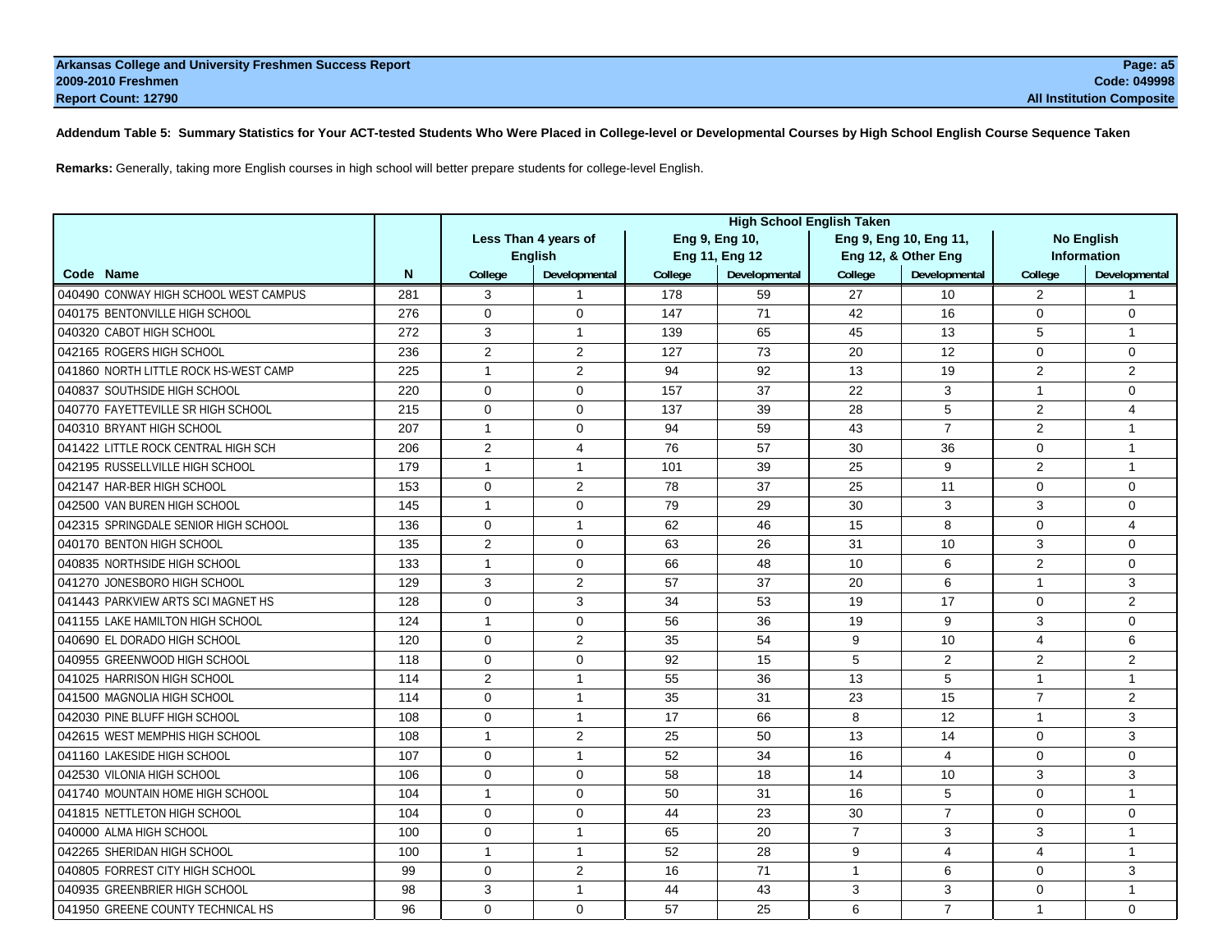**Arkansas College and University Freshmen Success Report**
**2009-2010 Freshmen**
**Report Count: 12790**

**Page: a5**
**Code: 049998**
**All Institution Composite**

**Addendum Table 5: Summary Statistics for Your ACT-tested Students Who Were Placed in College-level or Developmental Courses by High School English Course Sequence Taken**

**Remarks:** Generally, taking more English courses in high school will better prepare students for college-level English.

| | | High School English Taken | | | | | | | |
|---|---|---|---|---|---|---|---|---|---|
| | | Less Than 4 years of English | | Eng 9, Eng 10, Eng 11, Eng 12 | | Eng 9, Eng 10, Eng 11, Eng 12, & Other Eng | | No English Information | |
| Code Name | N | College | Developmental | College | Developmental | College | Developmental | College | Developmental |
| 040490 CONWAY HIGH SCHOOL WEST CAMPUS | 281 | 3 | 1 | 178 | 59 | 27 | 10 | 2 | 1 |
| 040175 BENTONVILLE HIGH SCHOOL | 276 | 0 | 0 | 147 | 71 | 42 | 16 | 0 | 0 |
| 040320 CABOT HIGH SCHOOL | 272 | 3 | 1 | 139 | 65 | 45 | 13 | 5 | 1 |
| 042165 ROGERS HIGH SCHOOL | 236 | 2 | 2 | 127 | 73 | 20 | 12 | 0 | 0 |
| 041860 NORTH LITTLE ROCK HS-WEST CAMP | 225 | 1 | 2 | 94 | 92 | 13 | 19 | 2 | 2 |
| 040837 SOUTHSIDE HIGH SCHOOL | 220 | 0 | 0 | 157 | 37 | 22 | 3 | 1 | 0 |
| 040770 FAYETTEVILLE SR HIGH SCHOOL | 215 | 0 | 0 | 137 | 39 | 28 | 5 | 2 | 4 |
| 040310 BRYANT HIGH SCHOOL | 207 | 1 | 0 | 94 | 59 | 43 | 7 | 2 | 1 |
| 041422 LITTLE ROCK CENTRAL HIGH SCH | 206 | 2 | 4 | 76 | 57 | 30 | 36 | 0 | 1 |
| 042195 RUSSELLVILLE HIGH SCHOOL | 179 | 1 | 1 | 101 | 39 | 25 | 9 | 2 | 1 |
| 042147 HAR-BER HIGH SCHOOL | 153 | 0 | 2 | 78 | 37 | 25 | 11 | 0 | 0 |
| 042500 VAN BUREN HIGH SCHOOL | 145 | 1 | 0 | 79 | 29 | 30 | 3 | 3 | 0 |
| 042315 SPRINGDALE SENIOR HIGH SCHOOL | 136 | 0 | 1 | 62 | 46 | 15 | 8 | 0 | 4 |
| 040170 BENTON HIGH SCHOOL | 135 | 2 | 0 | 63 | 26 | 31 | 10 | 3 | 0 |
| 040835 NORTHSIDE HIGH SCHOOL | 133 | 1 | 0 | 66 | 48 | 10 | 6 | 2 | 0 |
| 041270 JONESBORO HIGH SCHOOL | 129 | 3 | 2 | 57 | 37 | 20 | 6 | 1 | 3 |
| 041443 PARKVIEW ARTS SCI MAGNET HS | 128 | 0 | 3 | 34 | 53 | 19 | 17 | 0 | 2 |
| 041155 LAKE HAMILTON HIGH SCHOOL | 124 | 1 | 0 | 56 | 36 | 19 | 9 | 3 | 0 |
| 040690 EL DORADO HIGH SCHOOL | 120 | 0 | 2 | 35 | 54 | 9 | 10 | 4 | 6 |
| 040955 GREENWOOD HIGH SCHOOL | 118 | 0 | 0 | 92 | 15 | 5 | 2 | 2 | 2 |
| 041025 HARRISON HIGH SCHOOL | 114 | 2 | 1 | 55 | 36 | 13 | 5 | 1 | 1 |
| 041500 MAGNOLIA HIGH SCHOOL | 114 | 0 | 1 | 35 | 31 | 23 | 15 | 7 | 2 |
| 042030 PINE BLUFF HIGH SCHOOL | 108 | 0 | 1 | 17 | 66 | 8 | 12 | 1 | 3 |
| 042615 WEST MEMPHIS HIGH SCHOOL | 108 | 1 | 2 | 25 | 50 | 13 | 14 | 0 | 3 |
| 041160 LAKESIDE HIGH SCHOOL | 107 | 0 | 1 | 52 | 34 | 16 | 4 | 0 | 0 |
| 042530 VILONIA HIGH SCHOOL | 106 | 0 | 0 | 58 | 18 | 14 | 10 | 3 | 3 |
| 041740 MOUNTAIN HOME HIGH SCHOOL | 104 | 1 | 0 | 50 | 31 | 16 | 5 | 0 | 1 |
| 041815 NETTLETON HIGH SCHOOL | 104 | 0 | 0 | 44 | 23 | 30 | 7 | 0 | 0 |
| 040000 ALMA HIGH SCHOOL | 100 | 0 | 1 | 65 | 20 | 7 | 3 | 3 | 1 |
| 042265 SHERIDAN HIGH SCHOOL | 100 | 1 | 1 | 52 | 28 | 9 | 4 | 4 | 1 |
| 040805 FORREST CITY HIGH SCHOOL | 99 | 0 | 2 | 16 | 71 | 1 | 6 | 0 | 3 |
| 040935 GREENBRIER HIGH SCHOOL | 98 | 3 | 1 | 44 | 43 | 3 | 3 | 0 | 1 |
| 041950 GREENE COUNTY TECHNICAL HS | 96 | 0 | 0 | 57 | 25 | 6 | 7 | 1 | 0 |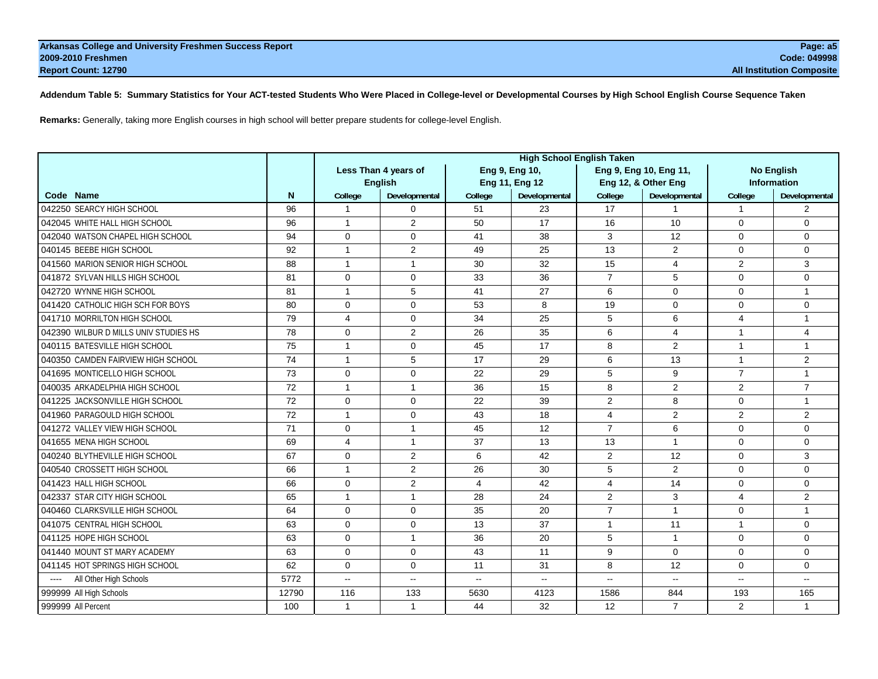**Arkansas College and University Freshmen Success Report**
**2009-2010 Freshmen**
**Report Count: 12790**

**Page: a5**
**Code: 049998**
**All Institution Composite**

**Addendum Table 5: Summary Statistics for Your ACT-tested Students Who Were Placed in College-level or Developmental Courses by High School English Course Sequence Taken**

**Remarks:** Generally, taking more English courses in high school will better prepare students for college-level English.

| | | High School English Taken | | | | | | | |
|---|---|---|---|---|---|---|---|---|---|
| | | Less Than 4 years of English | | Eng 9, Eng 10, Eng 11, Eng 12 | | Eng 9, Eng 10, Eng 11, Eng 12, & Other Eng | | No English Information | |
| Code Name | N | College | Developmental | College | Developmental | College | Developmental | College | Developmental |
| 042250 SEARCY HIGH SCHOOL | 96 | 1 | 0 | 51 | 23 | 17 | 1 | 1 | 2 |
| 042045 WHITE HALL HIGH SCHOOL | 96 | 1 | 2 | 50 | 17 | 16 | 10 | 0 | 0 |
| 042040 WATSON CHAPEL HIGH SCHOOL | 94 | 0 | 0 | 41 | 38 | 3 | 12 | 0 | 0 |
| 040145 BEEBE HIGH SCHOOL | 92 | 1 | 2 | 49 | 25 | 13 | 2 | 0 | 0 |
| 041560 MARION SENIOR HIGH SCHOOL | 88 | 1 | 1 | 30 | 32 | 15 | 4 | 2 | 3 |
| 041872 SYLVAN HILLS HIGH SCHOOL | 81 | 0 | 0 | 33 | 36 | 7 | 5 | 0 | 0 |
| 042720 WYNNE HIGH SCHOOL | 81 | 1 | 5 | 41 | 27 | 6 | 0 | 0 | 1 |
| 041420 CATHOLIC HIGH SCH FOR BOYS | 80 | 0 | 0 | 53 | 8 | 19 | 0 | 0 | 0 |
| 041710 MORRILTON HIGH SCHOOL | 79 | 4 | 0 | 34 | 25 | 5 | 6 | 4 | 1 |
| 042390 WILBUR D MILLS UNIV STUDIES HS | 78 | 0 | 2 | 26 | 35 | 6 | 4 | 1 | 4 |
| 040115 BATESVILLE HIGH SCHOOL | 75 | 1 | 0 | 45 | 17 | 8 | 2 | 1 | 1 |
| 040350 CAMDEN FAIRVIEW HIGH SCHOOL | 74 | 1 | 5 | 17 | 29 | 6 | 13 | 1 | 2 |
| 041695 MONTICELLO HIGH SCHOOL | 73 | 0 | 0 | 22 | 29 | 5 | 9 | 7 | 1 |
| 040035 ARKADELPHIA HIGH SCHOOL | 72 | 1 | 1 | 36 | 15 | 8 | 2 | 2 | 7 |
| 041225 JACKSONVILLE HIGH SCHOOL | 72 | 0 | 0 | 22 | 39 | 2 | 8 | 0 | 1 |
| 041960 PARAGOULD HIGH SCHOOL | 72 | 1 | 0 | 43 | 18 | 4 | 2 | 2 | 2 |
| 041272 VALLEY VIEW HIGH SCHOOL | 71 | 0 | 1 | 45 | 12 | 7 | 6 | 0 | 0 |
| 041655 MENA HIGH SCHOOL | 69 | 4 | 1 | 37 | 13 | 13 | 1 | 0 | 0 |
| 040240 BLYTHEVILLE HIGH SCHOOL | 67 | 0 | 2 | 6 | 42 | 2 | 12 | 0 | 3 |
| 040540 CROSSETT HIGH SCHOOL | 66 | 1 | 2 | 26 | 30 | 5 | 2 | 0 | 0 |
| 041423 HALL HIGH SCHOOL | 66 | 0 | 2 | 4 | 42 | 4 | 14 | 0 | 0 |
| 042337 STAR CITY HIGH SCHOOL | 65 | 1 | 1 | 28 | 24 | 2 | 3 | 4 | 2 |
| 040460 CLARKSVILLE HIGH SCHOOL | 64 | 0 | 0 | 35 | 20 | 7 | 1 | 0 | 1 |
| 041075 CENTRAL HIGH SCHOOL | 63 | 0 | 0 | 13 | 37 | 1 | 11 | 1 | 0 |
| 041125 HOPE HIGH SCHOOL | 63 | 0 | 1 | 36 | 20 | 5 | 1 | 0 | 0 |
| 041440 MOUNT ST MARY ACADEMY | 63 | 0 | 0 | 43 | 11 | 9 | 0 | 0 | 0 |
| 041145 HOT SPRINGS HIGH SCHOOL | 62 | 0 | 0 | 11 | 31 | 8 | 12 | 0 | 0 |
| ---- All Other High Schools | 5772 | -- | -- | -- | -- | -- | -- | -- | -- |
| 999999 All High Schools | 12790 | 116 | 133 | 5630 | 4123 | 1586 | 844 | 193 | 165 |
| 999999 All Percent | 100 | 1 | 1 | 44 | 32 | 12 | 7 | 2 | 1 |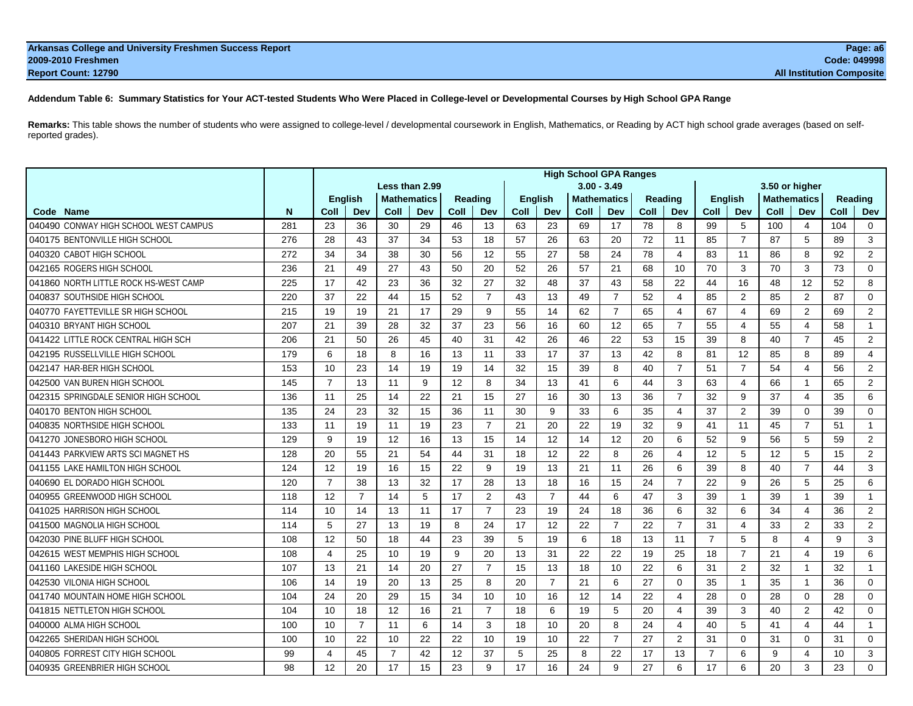Addendum Table 6: Summary Statistics for Your ACT-tested Students Who Were Placed in College-level or Developmental Courses by High School GPA Range

**Remarks:** This table shows the number of students who were assigned to college-level / developmental coursework in English, Mathematics, or Reading by ACT high school grade averages (based on self-reported grades).

| | | High School GPA Ranges | | | | | | | | | | | | | | | | | |
|---|---|---|---|---|---|---|---|---|---|---|---|---|---|---|---|---|---|---|---|
| | | Less than 2.99 | | | | | | 3.00 - 3.49 | | | | | | 3.50 or higher | | | | | |
| | | English | | Mathematics | | Reading | | English | | Mathematics | | Reading | | English | | Mathematics | | Reading | |
| Code Name | N | Coll | Dev | Coll | Dev | Coll | Dev | Coll | Dev | Coll | Dev | Coll | Dev | Coll | Dev | Coll | Dev | Coll | Dev |
| 040490 CONWAY HIGH SCHOOL WEST CAMPUS | 281 | 23 | 36 | 30 | 29 | 46 | 13 | 63 | 23 | 69 | 17 | 78 | 8 | 99 | 5 | 100 | 4 | 104 | 0 |
| 040175 BENTONVILLE HIGH SCHOOL | 276 | 28 | 43 | 37 | 34 | 53 | 18 | 57 | 26 | 63 | 20 | 72 | 11 | 85 | 7 | 87 | 5 | 89 | 3 |
| 040320 CABOT HIGH SCHOOL | 272 | 34 | 34 | 38 | 30 | 56 | 12 | 55 | 27 | 58 | 24 | 78 | 4 | 83 | 11 | 86 | 8 | 92 | 2 |
| 042165 ROGERS HIGH SCHOOL | 236 | 21 | 49 | 27 | 43 | 50 | 20 | 52 | 26 | 57 | 21 | 68 | 10 | 70 | 3 | 70 | 3 | 73 | 0 |
| 041860 NORTH LITTLE ROCK HS-WEST CAMP | 225 | 17 | 42 | 23 | 36 | 32 | 27 | 32 | 48 | 37 | 43 | 58 | 22 | 44 | 16 | 48 | 12 | 52 | 8 |
| 040837 SOUTHSIDE HIGH SCHOOL | 220 | 37 | 22 | 44 | 15 | 52 | 7 | 43 | 13 | 49 | 7 | 52 | 4 | 85 | 2 | 85 | 2 | 87 | 0 |
| 040770 FAYETTEVILLE SR HIGH SCHOOL | 215 | 19 | 19 | 21 | 17 | 29 | 9 | 55 | 14 | 62 | 7 | 65 | 4 | 67 | 4 | 69 | 2 | 69 | 2 |
| 040310 BRYANT HIGH SCHOOL | 207 | 21 | 39 | 28 | 32 | 37 | 23 | 56 | 16 | 60 | 12 | 65 | 7 | 55 | 4 | 55 | 4 | 58 | 1 |
| 041422 LITTLE ROCK CENTRAL HIGH SCH | 206 | 21 | 50 | 26 | 45 | 40 | 31 | 42 | 26 | 46 | 22 | 53 | 15 | 39 | 8 | 40 | 7 | 45 | 2 |
| 042195 RUSSELLVILLE HIGH SCHOOL | 179 | 6 | 18 | 8 | 16 | 13 | 11 | 33 | 17 | 37 | 13 | 42 | 8 | 81 | 12 | 85 | 8 | 89 | 4 |
| 042147 HAR-BER HIGH SCHOOL | 153 | 10 | 23 | 14 | 19 | 19 | 14 | 32 | 15 | 39 | 8 | 40 | 7 | 51 | 7 | 54 | 4 | 56 | 2 |
| 042500 VAN BUREN HIGH SCHOOL | 145 | 7 | 13 | 11 | 9 | 12 | 8 | 34 | 13 | 41 | 6 | 44 | 3 | 63 | 4 | 66 | 1 | 65 | 2 |
| 042315 SPRINGDALE SENIOR HIGH SCHOOL | 136 | 11 | 25 | 14 | 22 | 21 | 15 | 27 | 16 | 30 | 13 | 36 | 7 | 32 | 9 | 37 | 4 | 35 | 6 |
| 040170 BENTON HIGH SCHOOL | 135 | 24 | 23 | 32 | 15 | 36 | 11 | 30 | 9 | 33 | 6 | 35 | 4 | 37 | 2 | 39 | 0 | 39 | 0 |
| 040835 NORTHSIDE HIGH SCHOOL | 133 | 11 | 19 | 11 | 19 | 23 | 7 | 21 | 20 | 22 | 19 | 32 | 9 | 41 | 11 | 45 | 7 | 51 | 1 |
| 041270 JONESBORO HIGH SCHOOL | 129 | 9 | 19 | 12 | 16 | 13 | 15 | 14 | 12 | 14 | 12 | 20 | 6 | 52 | 9 | 56 | 5 | 59 | 2 |
| 041443 PARKVIEW ARTS SCI MAGNET HS | 128 | 20 | 55 | 21 | 54 | 44 | 31 | 18 | 12 | 22 | 8 | 26 | 4 | 12 | 5 | 12 | 5 | 15 | 2 |
| 041155 LAKE HAMILTON HIGH SCHOOL | 124 | 12 | 19 | 16 | 15 | 22 | 9 | 19 | 13 | 21 | 11 | 26 | 6 | 39 | 8 | 40 | 7 | 44 | 3 |
| 040690 EL DORADO HIGH SCHOOL | 120 | 7 | 38 | 13 | 32 | 17 | 28 | 13 | 18 | 16 | 15 | 24 | 7 | 22 | 9 | 26 | 5 | 25 | 6 |
| 040955 GREENWOOD HIGH SCHOOL | 118 | 12 | 7 | 14 | 5 | 17 | 2 | 43 | 7 | 44 | 6 | 47 | 3 | 39 | 1 | 39 | 1 | 39 | 1 |
| 041025 HARRISON HIGH SCHOOL | 114 | 10 | 14 | 13 | 11 | 17 | 7 | 23 | 19 | 24 | 18 | 36 | 6 | 32 | 6 | 34 | 4 | 36 | 2 |
| 041500 MAGNOLIA HIGH SCHOOL | 114 | 5 | 27 | 13 | 19 | 8 | 24 | 17 | 12 | 22 | 7 | 22 | 7 | 31 | 4 | 33 | 2 | 33 | 2 |
| 042030 PINE BLUFF HIGH SCHOOL | 108 | 12 | 50 | 18 | 44 | 23 | 39 | 5 | 19 | 6 | 18 | 13 | 11 | 7 | 5 | 8 | 4 | 9 | 3 |
| 042615 WEST MEMPHIS HIGH SCHOOL | 108 | 4 | 25 | 10 | 19 | 9 | 20 | 13 | 31 | 22 | 22 | 19 | 25 | 18 | 7 | 21 | 4 | 19 | 6 |
| 041160 LAKESIDE HIGH SCHOOL | 107 | 13 | 21 | 14 | 20 | 27 | 7 | 15 | 13 | 18 | 10 | 22 | 6 | 31 | 2 | 32 | 1 | 32 | 1 |
| 042530 VILONIA HIGH SCHOOL | 106 | 14 | 19 | 20 | 13 | 25 | 8 | 20 | 7 | 21 | 6 | 27 | 0 | 35 | 1 | 35 | 1 | 36 | 0 |
| 041740 MOUNTAIN HOME HIGH SCHOOL | 104 | 24 | 20 | 29 | 15 | 34 | 10 | 10 | 16 | 12 | 14 | 22 | 4 | 28 | 0 | 28 | 0 | 28 | 0 |
| 041815 NETTLETON HIGH SCHOOL | 104 | 10 | 18 | 12 | 16 | 21 | 7 | 18 | 6 | 19 | 5 | 20 | 4 | 39 | 3 | 40 | 2 | 42 | 0 |
| 040000 ALMA HIGH SCHOOL | 100 | 10 | 7 | 11 | 6 | 14 | 3 | 18 | 10 | 20 | 8 | 24 | 4 | 40 | 5 | 41 | 4 | 44 | 1 |
| 042265 SHERIDAN HIGH SCHOOL | 100 | 10 | 22 | 10 | 22 | 22 | 10 | 19 | 10 | 22 | 7 | 27 | 2 | 31 | 0 | 31 | 0 | 31 | 0 |
| 040805 FORREST CITY HIGH SCHOOL | 99 | 4 | 45 | 7 | 42 | 12 | 37 | 5 | 25 | 8 | 22 | 17 | 13 | 7 | 6 | 9 | 4 | 10 | 3 |
| 040935 GREENBRIER HIGH SCHOOL | 98 | 12 | 20 | 17 | 15 | 23 | 9 | 17 | 16 | 24 | 9 | 27 | 6 | 17 | 6 | 20 | 3 | 23 | 0 |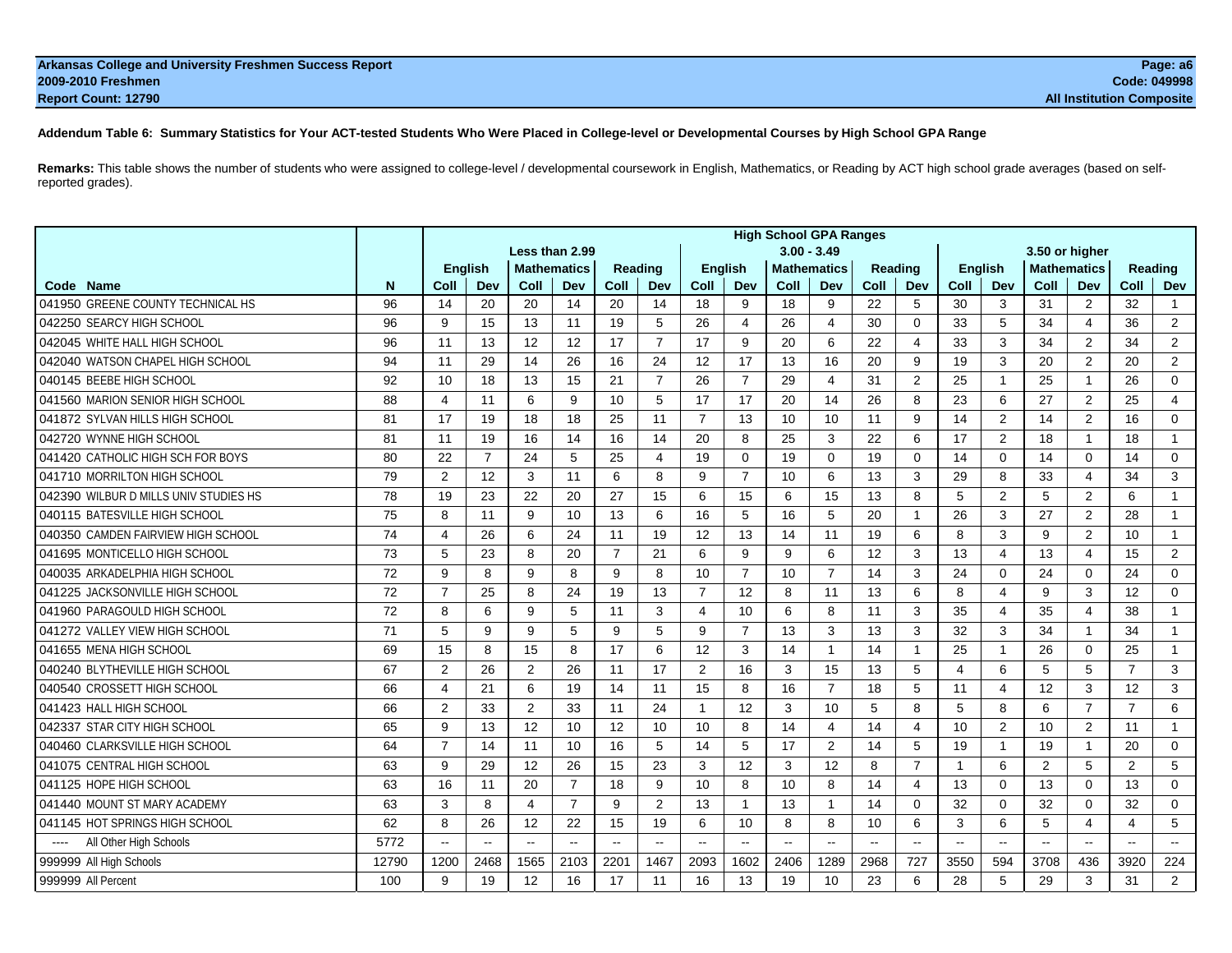Arkansas College and University Freshmen Success Report
2009-2010 Freshmen
Report Count: 12790

Page: a6
Code: 049998
All Institution Composite

**Addendum Table 6: Summary Statistics for Your ACT-tested Students Who Were Placed in College-level or Developmental Courses by High School GPA Range**

**Remarks:** This table shows the number of students who were assigned to college-level / developmental coursework in English, Mathematics, or Reading by ACT high school grade averages (based on self-reported grades).

| | | High School GPA Ranges | | | | | | | | | | | | | | | | | |
|---|---|---|---|---|---|---|---|---|---|---|---|---|---|---|---|---|---|---|---|
| | | Less than 2.99 | | | | | | 3.00 - 3.49 | | | | | | 3.50 or higher | | | | | |
| | | English | | Mathematics | | Reading | | English | | Mathematics | | Reading | | English | | Mathematics | | Reading | |
| Code Name | N | Coll | Dev | Coll | Dev | Coll | Dev | Coll | Dev | Coll | Dev | Coll | Dev | Coll | Dev | Coll | Dev | Coll | Dev |
| 041950 GREENE COUNTY TECHNICAL HS | 96 | 14 | 20 | 20 | 14 | 20 | 14 | 18 | 9 | 18 | 9 | 22 | 5 | 30 | 3 | 31 | 2 | 32 | 1 |
| 042250 SEARCY HIGH SCHOOL | 96 | 9 | 15 | 13 | 11 | 19 | 5 | 26 | 4 | 26 | 4 | 30 | 0 | 33 | 5 | 34 | 4 | 36 | 2 |
| 042045 WHITE HALL HIGH SCHOOL | 96 | 11 | 13 | 12 | 12 | 17 | 7 | 17 | 9 | 20 | 6 | 22 | 4 | 33 | 3 | 34 | 2 | 34 | 2 |
| 042040 WATSON CHAPEL HIGH SCHOOL | 94 | 11 | 29 | 14 | 26 | 16 | 24 | 12 | 17 | 13 | 16 | 20 | 9 | 19 | 3 | 20 | 2 | 20 | 2 |
| 040145 BEEBE HIGH SCHOOL | 92 | 10 | 18 | 13 | 15 | 21 | 7 | 26 | 7 | 29 | 4 | 31 | 2 | 25 | 1 | 25 | 1 | 26 | 0 |
| 041560 MARION SENIOR HIGH SCHOOL | 88 | 4 | 11 | 6 | 9 | 10 | 5 | 17 | 17 | 20 | 14 | 26 | 8 | 23 | 6 | 27 | 2 | 25 | 4 |
| 041872 SYLVAN HILLS HIGH SCHOOL | 81 | 17 | 19 | 18 | 18 | 25 | 11 | 7 | 13 | 10 | 10 | 11 | 9 | 14 | 2 | 14 | 2 | 16 | 0 |
| 042720 WYNNE HIGH SCHOOL | 81 | 11 | 19 | 16 | 14 | 16 | 14 | 20 | 8 | 25 | 3 | 22 | 6 | 17 | 2 | 18 | 1 | 18 | 1 |
| 041420 CATHOLIC HIGH SCH FOR BOYS | 80 | 22 | 7 | 24 | 5 | 25 | 4 | 19 | 0 | 19 | 0 | 19 | 0 | 14 | 0 | 14 | 0 | 14 | 0 |
| 041710 MORRILTON HIGH SCHOOL | 79 | 2 | 12 | 3 | 11 | 6 | 8 | 9 | 7 | 10 | 6 | 13 | 3 | 29 | 8 | 33 | 4 | 34 | 3 |
| 042390 WILBUR D MILLS UNIV STUDIES HS | 78 | 19 | 23 | 22 | 20 | 27 | 15 | 6 | 15 | 6 | 15 | 13 | 8 | 5 | 2 | 5 | 2 | 6 | 1 |
| 040115 BATESVILLE HIGH SCHOOL | 75 | 8 | 11 | 9 | 10 | 13 | 6 | 16 | 5 | 16 | 5 | 20 | 1 | 26 | 3 | 27 | 2 | 28 | 1 |
| 040350 CAMDEN FAIRVIEW HIGH SCHOOL | 74 | 4 | 26 | 6 | 24 | 11 | 19 | 12 | 13 | 14 | 11 | 19 | 6 | 8 | 3 | 9 | 2 | 10 | 1 |
| 041695 MONTICELLO HIGH SCHOOL | 73 | 5 | 23 | 8 | 20 | 7 | 21 | 6 | 9 | 9 | 6 | 12 | 3 | 13 | 4 | 13 | 4 | 15 | 2 |
| 040035 ARKADELPHIA HIGH SCHOOL | 72 | 9 | 8 | 9 | 8 | 9 | 8 | 10 | 7 | 10 | 7 | 14 | 3 | 24 | 0 | 24 | 0 | 24 | 0 |
| 041225 JACKSONVILLE HIGH SCHOOL | 72 | 7 | 25 | 8 | 24 | 19 | 13 | 7 | 12 | 8 | 11 | 13 | 6 | 8 | 4 | 9 | 3 | 12 | 0 |
| 041960 PARAGOULD HIGH SCHOOL | 72 | 8 | 6 | 9 | 5 | 11 | 3 | 4 | 10 | 6 | 8 | 11 | 3 | 35 | 4 | 35 | 4 | 38 | 1 |
| 041272 VALLEY VIEW HIGH SCHOOL | 71 | 5 | 9 | 9 | 5 | 9 | 5 | 9 | 7 | 13 | 3 | 13 | 3 | 32 | 3 | 34 | 1 | 34 | 1 |
| 041655 MENA HIGH SCHOOL | 69 | 15 | 8 | 15 | 8 | 17 | 6 | 12 | 3 | 14 | 1 | 14 | 1 | 25 | 1 | 26 | 0 | 25 | 1 |
| 040240 BLYTHEVILLE HIGH SCHOOL | 67 | 2 | 26 | 2 | 26 | 11 | 17 | 2 | 16 | 3 | 15 | 13 | 5 | 4 | 6 | 5 | 5 | 7 | 3 |
| 040540 CROSSETT HIGH SCHOOL | 66 | 4 | 21 | 6 | 19 | 14 | 11 | 15 | 8 | 16 | 7 | 18 | 5 | 11 | 4 | 12 | 3 | 12 | 3 |
| 041423 HALL HIGH SCHOOL | 66 | 2 | 33 | 2 | 33 | 11 | 24 | 1 | 12 | 3 | 10 | 5 | 8 | 5 | 8 | 6 | 7 | 7 | 6 |
| 042337 STAR CITY HIGH SCHOOL | 65 | 9 | 13 | 12 | 10 | 12 | 10 | 10 | 8 | 14 | 4 | 14 | 4 | 10 | 2 | 10 | 2 | 11 | 1 |
| 040460 CLARKSVILLE HIGH SCHOOL | 64 | 7 | 14 | 11 | 10 | 16 | 5 | 14 | 5 | 17 | 2 | 14 | 5 | 19 | 1 | 19 | 1 | 20 | 0 |
| 041075 CENTRAL HIGH SCHOOL | 63 | 9 | 29 | 12 | 26 | 15 | 23 | 3 | 12 | 3 | 12 | 8 | 7 | 1 | 6 | 2 | 5 | 2 | 5 |
| 041125 HOPE HIGH SCHOOL | 63 | 16 | 11 | 20 | 7 | 18 | 9 | 10 | 8 | 10 | 8 | 14 | 4 | 13 | 0 | 13 | 0 | 13 | 0 |
| 041440 MOUNT ST MARY ACADEMY | 63 | 3 | 8 | 4 | 7 | 9 | 2 | 13 | 1 | 13 | 1 | 14 | 0 | 32 | 0 | 32 | 0 | 32 | 0 |
| 041145 HOT SPRINGS HIGH SCHOOL | 62 | 8 | 26 | 12 | 22 | 15 | 19 | 6 | 10 | 8 | 8 | 10 | 6 | 3 | 6 | 5 | 4 | 4 | 5 |
| ---- All Other High Schools | 5772 | -- | -- | -- | -- | -- | -- | -- | -- | -- | -- | -- | -- | -- | -- | -- | -- | -- | -- |
| 999999 All High Schools | 12790 | 1200 | 2468 | 1565 | 2103 | 2201 | 1467 | 2093 | 1602 | 2406 | 1289 | 2968 | 727 | 3550 | 594 | 3708 | 436 | 3920 | 224 |
| 999999 All Percent | 100 | 9 | 19 | 12 | 16 | 17 | 11 | 16 | 13 | 19 | 10 | 23 | 6 | 28 | 5 | 29 | 3 | 31 | 2 |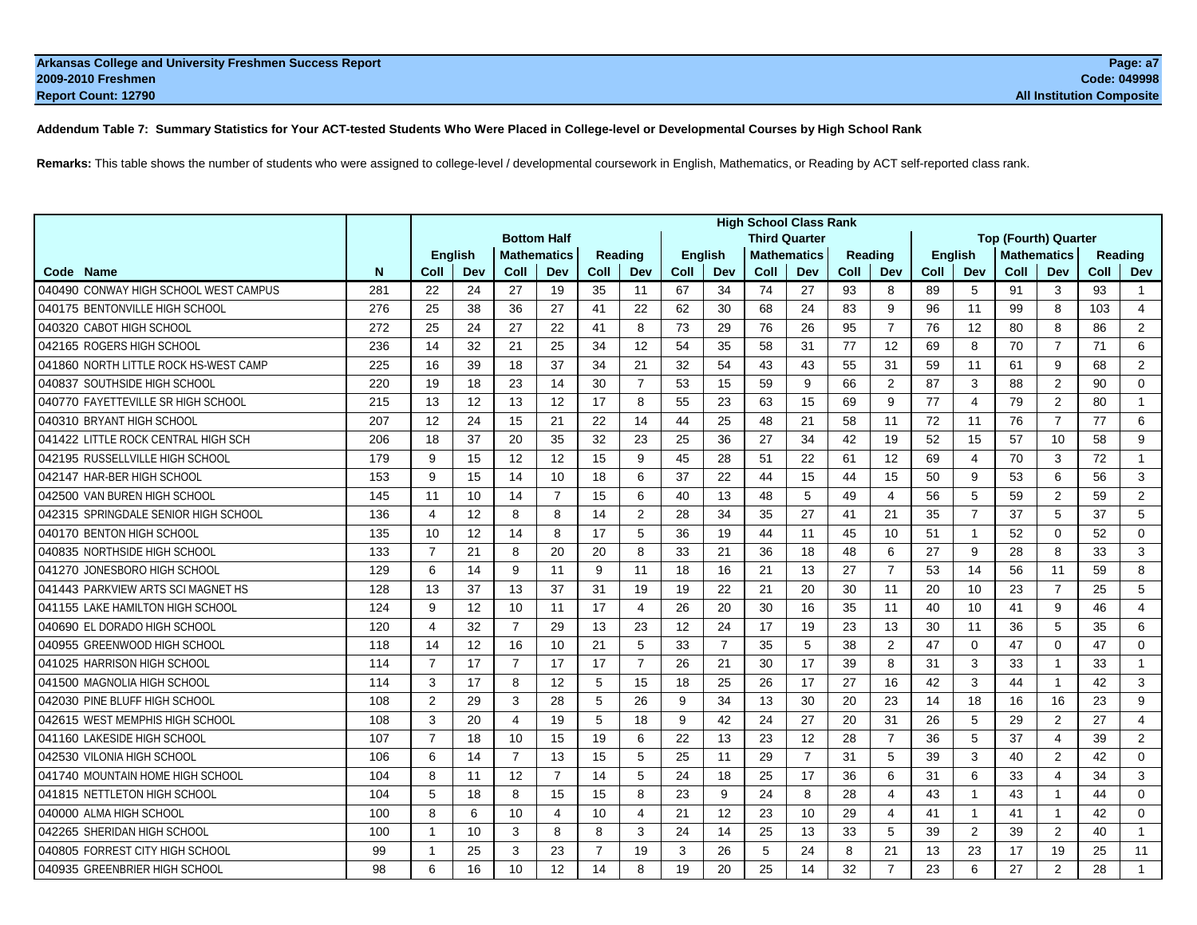**Arkansas College and University Freshmen Success Report**
**2009-2010 Freshmen**
**Report Count: 12790**

**Code: 049998**
**All Institution Composite**

**Addendum Table 7: Summary Statistics for Your ACT-tested Students Who Were Placed in College-level or Developmental Courses by High School Rank**

**Remarks:** This table shows the number of students who were assigned to college-level / developmental coursework in English, Mathematics, or Reading by ACT self-reported class rank.

| | | High School Class Rank | | | | | | | | | | | | | | | | | |
|---|---|---|---|---|---|---|---|---|---|---|---|---|---|---|---|---|---|---|---|
| | | Bottom Half | | | | | | Third Quarter | | | | | | Top (Fourth) Quarter | | | | | |
| | | English | | Mathematics | | Reading | | English | | Mathematics | | Reading | | English | | Mathematics | | Reading | |
| Code Name | N | Coll | Dev | Coll | Dev | Coll | Dev | Coll | Dev | Coll | Dev | Coll | Dev | Coll | Dev | Coll | Dev | Coll | Dev |
| 040490 CONWAY HIGH SCHOOL WEST CAMPUS | 281 | 22 | 24 | 27 | 19 | 35 | 11 | 67 | 34 | 74 | 27 | 93 | 8 | 89 | 5 | 91 | 3 | 93 | 1 |
| 040175 BENTONVILLE HIGH SCHOOL | 276 | 25 | 38 | 36 | 27 | 41 | 22 | 62 | 30 | 68 | 24 | 83 | 9 | 96 | 11 | 99 | 8 | 103 | 4 |
| 040320 CABOT HIGH SCHOOL | 272 | 25 | 24 | 27 | 22 | 41 | 8 | 73 | 29 | 76 | 26 | 95 | 7 | 76 | 12 | 80 | 8 | 86 | 2 |
| 042165 ROGERS HIGH SCHOOL | 236 | 14 | 32 | 21 | 25 | 34 | 12 | 54 | 35 | 58 | 31 | 77 | 12 | 69 | 8 | 70 | 7 | 71 | 6 |
| 041860 NORTH LITTLE ROCK HS-WEST CAMP | 225 | 16 | 39 | 18 | 37 | 34 | 21 | 32 | 54 | 43 | 43 | 55 | 31 | 59 | 11 | 61 | 9 | 68 | 2 |
| 040837 SOUTHSIDE HIGH SCHOOL | 220 | 19 | 18 | 23 | 14 | 30 | 7 | 53 | 15 | 59 | 9 | 66 | 2 | 87 | 3 | 88 | 2 | 90 | 0 |
| 040770 FAYETTEVILLE SR HIGH SCHOOL | 215 | 13 | 12 | 13 | 12 | 17 | 8 | 55 | 23 | 63 | 15 | 69 | 9 | 77 | 4 | 79 | 2 | 80 | 1 |
| 040310 BRYANT HIGH SCHOOL | 207 | 12 | 24 | 15 | 21 | 22 | 14 | 44 | 25 | 48 | 21 | 58 | 11 | 72 | 11 | 76 | 7 | 77 | 6 |
| 041422 LITTLE ROCK CENTRAL HIGH SCH | 206 | 18 | 37 | 20 | 35 | 32 | 23 | 25 | 36 | 27 | 34 | 42 | 19 | 52 | 15 | 57 | 10 | 58 | 9 |
| 042195 RUSSELLVILLE HIGH SCHOOL | 179 | 9 | 15 | 12 | 12 | 15 | 9 | 45 | 28 | 51 | 22 | 61 | 12 | 69 | 4 | 70 | 3 | 72 | 1 |
| 042147 HAR-BER HIGH SCHOOL | 153 | 9 | 15 | 14 | 10 | 18 | 6 | 37 | 22 | 44 | 15 | 44 | 15 | 50 | 9 | 53 | 6 | 56 | 3 |
| 042500 VAN BUREN HIGH SCHOOL | 145 | 11 | 10 | 14 | 7 | 15 | 6 | 40 | 13 | 48 | 5 | 49 | 4 | 56 | 5 | 59 | 2 | 59 | 2 |
| 042315 SPRINGDALE SENIOR HIGH SCHOOL | 136 | 4 | 12 | 8 | 8 | 14 | 2 | 28 | 34 | 35 | 27 | 41 | 21 | 35 | 7 | 37 | 5 | 37 | 5 |
| 040170 BENTON HIGH SCHOOL | 135 | 10 | 12 | 14 | 8 | 17 | 5 | 36 | 19 | 44 | 11 | 45 | 10 | 51 | 1 | 52 | 0 | 52 | 0 |
| 040835 NORTHSIDE HIGH SCHOOL | 133 | 7 | 21 | 8 | 20 | 20 | 8 | 33 | 21 | 36 | 18 | 48 | 6 | 27 | 9 | 28 | 8 | 33 | 3 |
| 041270 JONESBORO HIGH SCHOOL | 129 | 6 | 14 | 9 | 11 | 9 | 11 | 18 | 16 | 21 | 13 | 27 | 7 | 53 | 14 | 56 | 11 | 59 | 8 |
| 041443 PARKVIEW ARTS SCI MAGNET HS | 128 | 13 | 37 | 13 | 37 | 31 | 19 | 19 | 22 | 21 | 20 | 30 | 11 | 20 | 10 | 23 | 7 | 25 | 5 |
| 041155 LAKE HAMILTON HIGH SCHOOL | 124 | 9 | 12 | 10 | 11 | 17 | 4 | 26 | 20 | 30 | 16 | 35 | 11 | 40 | 10 | 41 | 9 | 46 | 4 |
| 040690 EL DORADO HIGH SCHOOL | 120 | 4 | 32 | 7 | 29 | 13 | 23 | 12 | 24 | 17 | 19 | 23 | 13 | 30 | 11 | 36 | 5 | 35 | 6 |
| 040955 GREENWOOD HIGH SCHOOL | 118 | 14 | 12 | 16 | 10 | 21 | 5 | 33 | 7 | 35 | 5 | 38 | 2 | 47 | 0 | 47 | 0 | 47 | 0 |
| 041025 HARRISON HIGH SCHOOL | 114 | 7 | 17 | 7 | 17 | 17 | 7 | 26 | 21 | 30 | 17 | 39 | 8 | 31 | 3 | 33 | 1 | 33 | 1 |
| 041500 MAGNOLIA HIGH SCHOOL | 114 | 3 | 17 | 8 | 12 | 5 | 15 | 18 | 25 | 26 | 17 | 27 | 16 | 42 | 3 | 44 | 1 | 42 | 3 |
| 042030 PINE BLUFF HIGH SCHOOL | 108 | 2 | 29 | 3 | 28 | 5 | 26 | 9 | 34 | 13 | 30 | 20 | 23 | 14 | 18 | 16 | 16 | 23 | 9 |
| 042615 WEST MEMPHIS HIGH SCHOOL | 108 | 3 | 20 | 4 | 19 | 5 | 18 | 9 | 42 | 24 | 27 | 20 | 31 | 26 | 5 | 29 | 2 | 27 | 4 |
| 041160 LAKESIDE HIGH SCHOOL | 107 | 7 | 18 | 10 | 15 | 19 | 6 | 22 | 13 | 23 | 12 | 28 | 7 | 36 | 5 | 37 | 4 | 39 | 2 |
| 042530 VILONIA HIGH SCHOOL | 106 | 6 | 14 | 7 | 13 | 15 | 5 | 25 | 11 | 29 | 7 | 31 | 5 | 39 | 3 | 40 | 2 | 42 | 0 |
| 041740 MOUNTAIN HOME HIGH SCHOOL | 104 | 8 | 11 | 12 | 7 | 14 | 5 | 24 | 18 | 25 | 17 | 36 | 6 | 31 | 6 | 33 | 4 | 34 | 3 |
| 041815 NETTLETON HIGH SCHOOL | 104 | 5 | 18 | 8 | 15 | 15 | 8 | 23 | 9 | 24 | 8 | 28 | 4 | 43 | 1 | 43 | 1 | 44 | 0 |
| 040000 ALMA HIGH SCHOOL | 100 | 8 | 6 | 10 | 4 | 10 | 4 | 21 | 12 | 23 | 10 | 29 | 4 | 41 | 1 | 41 | 1 | 42 | 0 |
| 042265 SHERIDAN HIGH SCHOOL | 100 | 1 | 10 | 3 | 8 | 8 | 3 | 24 | 14 | 25 | 13 | 33 | 5 | 39 | 2 | 39 | 2 | 40 | 1 |
| 040805 FORREST CITY HIGH SCHOOL | 99 | 1 | 25 | 3 | 23 | 7 | 19 | 3 | 26 | 5 | 24 | 8 | 21 | 13 | 23 | 17 | 19 | 25 | 11 |
| 040935 GREENBRIER HIGH SCHOOL | 98 | 6 | 16 | 10 | 12 | 14 | 8 | 19 | 20 | 25 | 14 | 32 | 7 | 23 | 6 | 27 | 2 | 28 | 1 |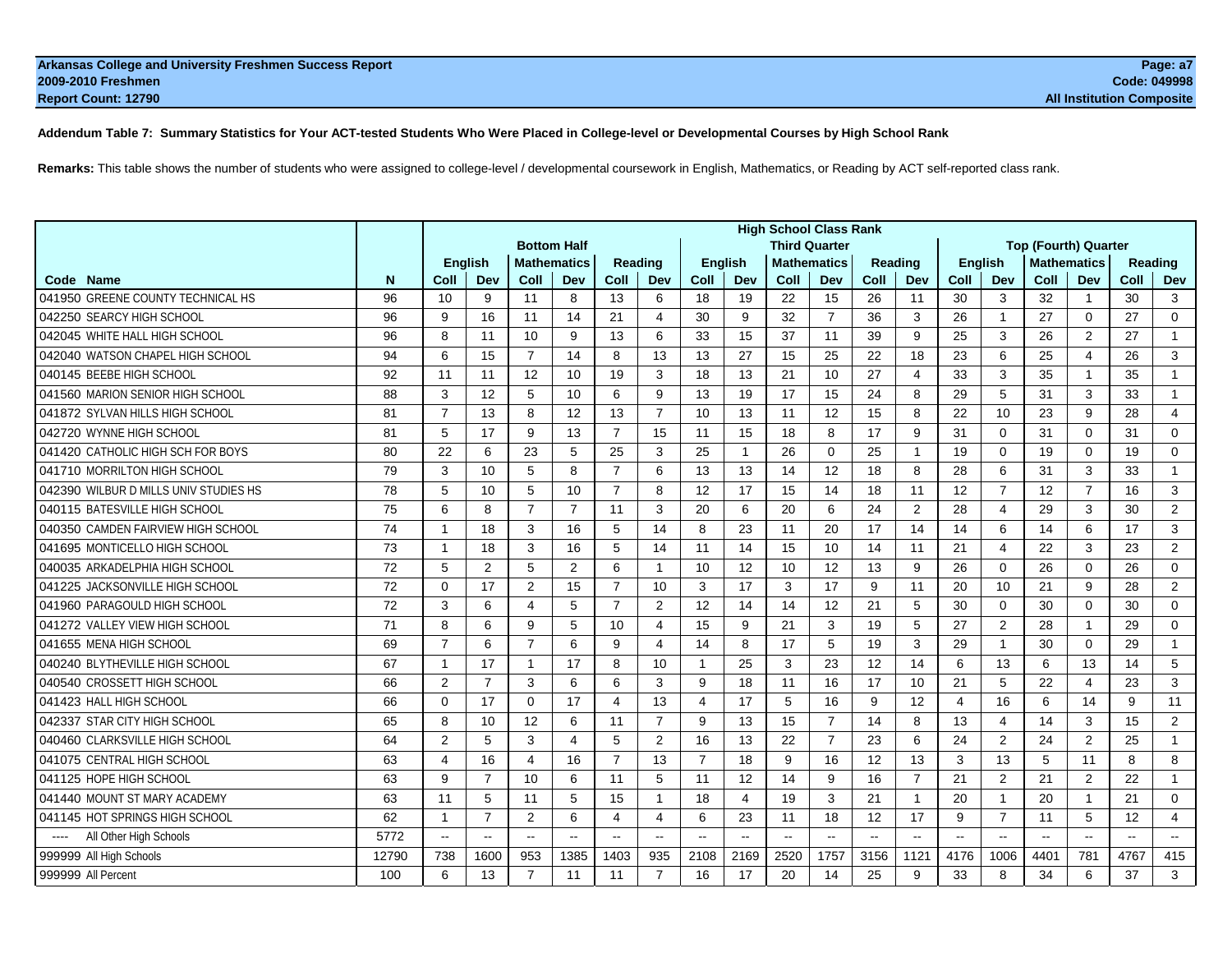**Arkansas College and University Freshmen Success Report**
**2009-2010 Freshmen**
**Report Count: 12790**

**Page: a7**
**Code: 049998**
**All Institution Composite**

**Addendum Table 7: Summary Statistics for Your ACT-tested Students Who Were Placed in College-level or Developmental Courses by High School Rank**

**Remarks:** This table shows the number of students who were assigned to college-level / developmental coursework in English, Mathematics, or Reading by ACT self-reported class rank.

| | | High School Class Rank | | | | | | | | | | | | | | | | | |
|---|---|---|---|---|---|---|---|---|---|---|---|---|---|---|---|---|---|---|---|
| | | Bottom Half | | | | | | Third Quarter | | | | | | Top (Fourth) Quarter | | | | | |
| | | English | | Mathematics | | Reading | | English | | Mathematics | | Reading | | English | | Mathematics | | Reading | |
| **Code Name** | **N** | **Coll** | **Dev** | **Coll** | **Dev** | **Coll** | **Dev** | **Coll** | **Dev** | **Coll** | **Dev** | **Coll** | **Dev** | **Coll** | **Dev** | **Coll** | **Dev** | **Coll** | **Dev** |
| 041950 GREENE COUNTY TECHNICAL HS | 96 | 10 | 9 | 11 | 8 | 13 | 6 | 18 | 19 | 22 | 15 | 26 | 11 | 30 | 3 | 32 | 1 | 30 | 3 |
| 042250 SEARCY HIGH SCHOOL | 96 | 9 | 16 | 11 | 14 | 21 | 4 | 30 | 9 | 32 | 7 | 36 | 3 | 26 | 1 | 27 | 0 | 27 | 0 |
| 042045 WHITE HALL HIGH SCHOOL | 96 | 8 | 11 | 10 | 9 | 13 | 6 | 33 | 15 | 37 | 11 | 39 | 9 | 25 | 3 | 26 | 2 | 27 | 1 |
| 042040 WATSON CHAPEL HIGH SCHOOL | 94 | 6 | 15 | 7 | 14 | 8 | 13 | 13 | 27 | 15 | 25 | 22 | 18 | 23 | 6 | 25 | 4 | 26 | 3 |
| 040145 BEEBE HIGH SCHOOL | 92 | 11 | 11 | 12 | 10 | 19 | 3 | 18 | 13 | 21 | 10 | 27 | 4 | 33 | 3 | 35 | 1 | 35 | 1 |
| 041560 MARION SENIOR HIGH SCHOOL | 88 | 3 | 12 | 5 | 10 | 6 | 9 | 13 | 19 | 17 | 15 | 24 | 8 | 29 | 5 | 31 | 3 | 33 | 1 |
| 041872 SYLVAN HILLS HIGH SCHOOL | 81 | 7 | 13 | 8 | 12 | 13 | 7 | 10 | 13 | 11 | 12 | 15 | 8 | 22 | 10 | 23 | 9 | 28 | 4 |
| 042720 WYNNE HIGH SCHOOL | 81 | 5 | 17 | 9 | 13 | 7 | 15 | 11 | 15 | 18 | 8 | 17 | 9 | 31 | 0 | 31 | 0 | 31 | 0 |
| 041420 CATHOLIC HIGH SCH FOR BOYS | 80 | 22 | 6 | 23 | 5 | 25 | 3 | 25 | 1 | 26 | 0 | 25 | 1 | 19 | 0 | 19 | 0 | 19 | 0 |
| 041710 MORRILTON HIGH SCHOOL | 79 | 3 | 10 | 5 | 8 | 7 | 6 | 13 | 13 | 14 | 12 | 18 | 8 | 28 | 6 | 31 | 3 | 33 | 1 |
| 042390 WILBUR D MILLS UNIV STUDIES HS | 78 | 5 | 10 | 5 | 10 | 7 | 8 | 12 | 17 | 15 | 14 | 18 | 11 | 12 | 7 | 12 | 7 | 16 | 3 |
| 040115 BATESVILLE HIGH SCHOOL | 75 | 6 | 8 | 7 | 7 | 11 | 3 | 20 | 6 | 20 | 6 | 24 | 2 | 28 | 4 | 29 | 3 | 30 | 2 |
| 040350 CAMDEN FAIRVIEW HIGH SCHOOL | 74 | 1 | 18 | 3 | 16 | 5 | 14 | 8 | 23 | 11 | 20 | 17 | 14 | 14 | 6 | 14 | 6 | 17 | 3 |
| 041695 MONTICELLO HIGH SCHOOL | 73 | 1 | 18 | 3 | 16 | 5 | 14 | 11 | 14 | 15 | 10 | 14 | 11 | 21 | 4 | 22 | 3 | 23 | 2 |
| 040035 ARKADELPHIA HIGH SCHOOL | 72 | 5 | 2 | 5 | 2 | 6 | 1 | 10 | 12 | 10 | 12 | 13 | 9 | 26 | 0 | 26 | 0 | 26 | 0 |
| 041225 JACKSONVILLE HIGH SCHOOL | 72 | 0 | 17 | 2 | 15 | 7 | 10 | 3 | 17 | 3 | 17 | 9 | 11 | 20 | 10 | 21 | 9 | 28 | 2 |
| 041960 PARAGOULD HIGH SCHOOL | 72 | 3 | 6 | 4 | 5 | 7 | 2 | 12 | 14 | 14 | 12 | 21 | 5 | 30 | 0 | 30 | 0 | 30 | 0 |
| 041272 VALLEY VIEW HIGH SCHOOL | 71 | 8 | 6 | 9 | 5 | 10 | 4 | 15 | 9 | 21 | 3 | 19 | 5 | 27 | 2 | 28 | 1 | 29 | 0 |
| 041655 MENA HIGH SCHOOL | 69 | 7 | 6 | 7 | 6 | 9 | 4 | 14 | 8 | 17 | 5 | 19 | 3 | 29 | 1 | 30 | 0 | 29 | 1 |
| 040240 BLYTHEVILLE HIGH SCHOOL | 67 | 1 | 17 | 1 | 17 | 8 | 10 | 1 | 25 | 3 | 23 | 12 | 14 | 6 | 13 | 6 | 13 | 14 | 5 |
| 040540 CROSSETT HIGH SCHOOL | 66 | 2 | 7 | 3 | 6 | 6 | 3 | 9 | 18 | 11 | 16 | 17 | 10 | 21 | 5 | 22 | 4 | 23 | 3 |
| 041423 HALL HIGH SCHOOL | 66 | 0 | 17 | 0 | 17 | 4 | 13 | 4 | 17 | 5 | 16 | 9 | 12 | 4 | 16 | 6 | 14 | 9 | 11 |
| 042337 STAR CITY HIGH SCHOOL | 65 | 8 | 10 | 12 | 6 | 11 | 7 | 9 | 13 | 15 | 7 | 14 | 8 | 13 | 4 | 14 | 3 | 15 | 2 |
| 040460 CLARKSVILLE HIGH SCHOOL | 64 | 2 | 5 | 3 | 4 | 5 | 2 | 16 | 13 | 22 | 7 | 23 | 6 | 24 | 2 | 24 | 2 | 25 | 1 |
| 041075 CENTRAL HIGH SCHOOL | 63 | 4 | 16 | 4 | 16 | 7 | 13 | 7 | 18 | 9 | 16 | 12 | 13 | 3 | 13 | 5 | 11 | 8 | 8 |
| 041125 HOPE HIGH SCHOOL | 63 | 9 | 7 | 10 | 6 | 11 | 5 | 11 | 12 | 14 | 9 | 16 | 7 | 21 | 2 | 21 | 2 | 22 | 1 |
| 041440 MOUNT ST MARY ACADEMY | 63 | 11 | 5 | 11 | 5 | 15 | 1 | 18 | 4 | 19 | 3 | 21 | 1 | 20 | 1 | 20 | 1 | 21 | 0 |
| 041145 HOT SPRINGS HIGH SCHOOL | 62 | 1 | 7 | 2 | 6 | 4 | 4 | 6 | 23 | 11 | 18 | 12 | 17 | 9 | 7 | 11 | 5 | 12 | 4 |
| ---- All Other High Schools | 5772 | -- | -- | -- | -- | -- | -- | -- | -- | -- | -- | -- | -- | -- | -- | -- | -- | -- | -- |
| 999999 All High Schools | 12790 | 738 | 1600 | 953 | 1385 | 1403 | 935 | 2108 | 2169 | 2520 | 1757 | 3156 | 1121 | 4176 | 1006 | 4401 | 781 | 4767 | 415 |
| 999999 All Percent | 100 | 6 | 13 | 7 | 11 | 11 | 7 | 16 | 17 | 20 | 14 | 25 | 9 | 33 | 8 | 34 | 6 | 37 | 3 |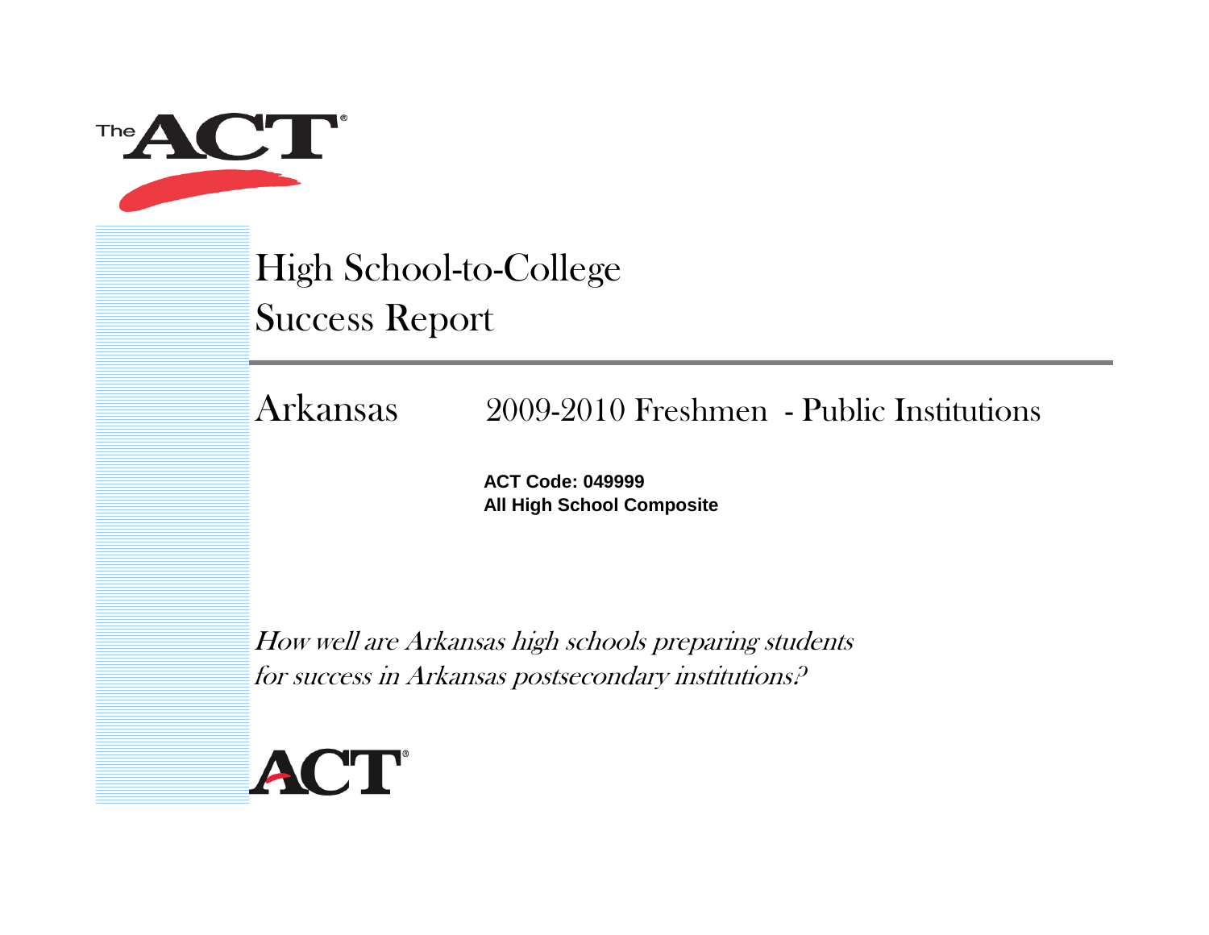# High School-to-College Success Report

## Arkansas 2009-2010 Freshmen - Public Institutions

**ACT Code: 049999**
**All High School Composite**

*How well are Arkansas high schools preparing students for success in Arkansas postsecondary institutions?*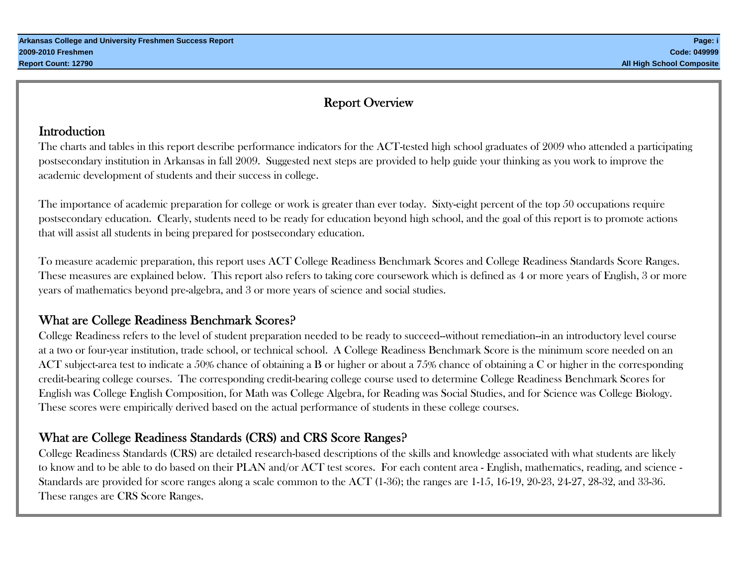# Report Overview

## Introduction

The charts and tables in this report describe performance indicators for the ACT-tested high school graduates of 2009 who attended a participating postsecondary institution in Arkansas in fall 2009. Suggested next steps are provided to help guide your thinking as you work to improve the academic development of students and their success in college.

The importance of academic preparation for college or work is greater than ever today. Sixty-eight percent of the top 50 occupations require postsecondary education. Clearly, students need to be ready for education beyond high school, and the goal of this report is to promote actions that will assist all students in being prepared for postsecondary education.

To measure academic preparation, this report uses ACT College Readiness Benchmark Scores and College Readiness Standards Score Ranges. These measures are explained below. This report also refers to taking core coursework which is defined as 4 or more years of English, 3 or more years of mathematics beyond pre-algebra, and 3 or more years of science and social studies.

## What are College Readiness Benchmark Scores?

College Readiness refers to the level of student preparation needed to be ready to succeed--without remediation--in an introductory level course at a two or four-year institution, trade school, or technical school. A College Readiness Benchmark Score is the minimum score needed on an ACT subject-area test to indicate a 50% chance of obtaining a B or higher or about a 75% chance of obtaining a C or higher in the corresponding credit-bearing college courses. The corresponding credit-bearing college course used to determine College Readiness Benchmark Scores for English was College English Composition, for Math was College Algebra, for Reading was Social Studies, and for Science was College Biology. These scores were empirically derived based on the actual performance of students in these college courses.

## What are College Readiness Standards (CRS) and CRS Score Ranges?

College Readiness Standards (CRS) are detailed research-based descriptions of the skills and knowledge associated with what students are likely to know and to be able to do based on their PLAN and/or ACT test scores. For each content area - English, mathematics, reading, and science - Standards are provided for score ranges along a scale common to the ACT (1-36); the ranges are 1-15, 16-19, 20-23, 24-27, 28-32, and 33-36. These ranges are CRS Score Ranges.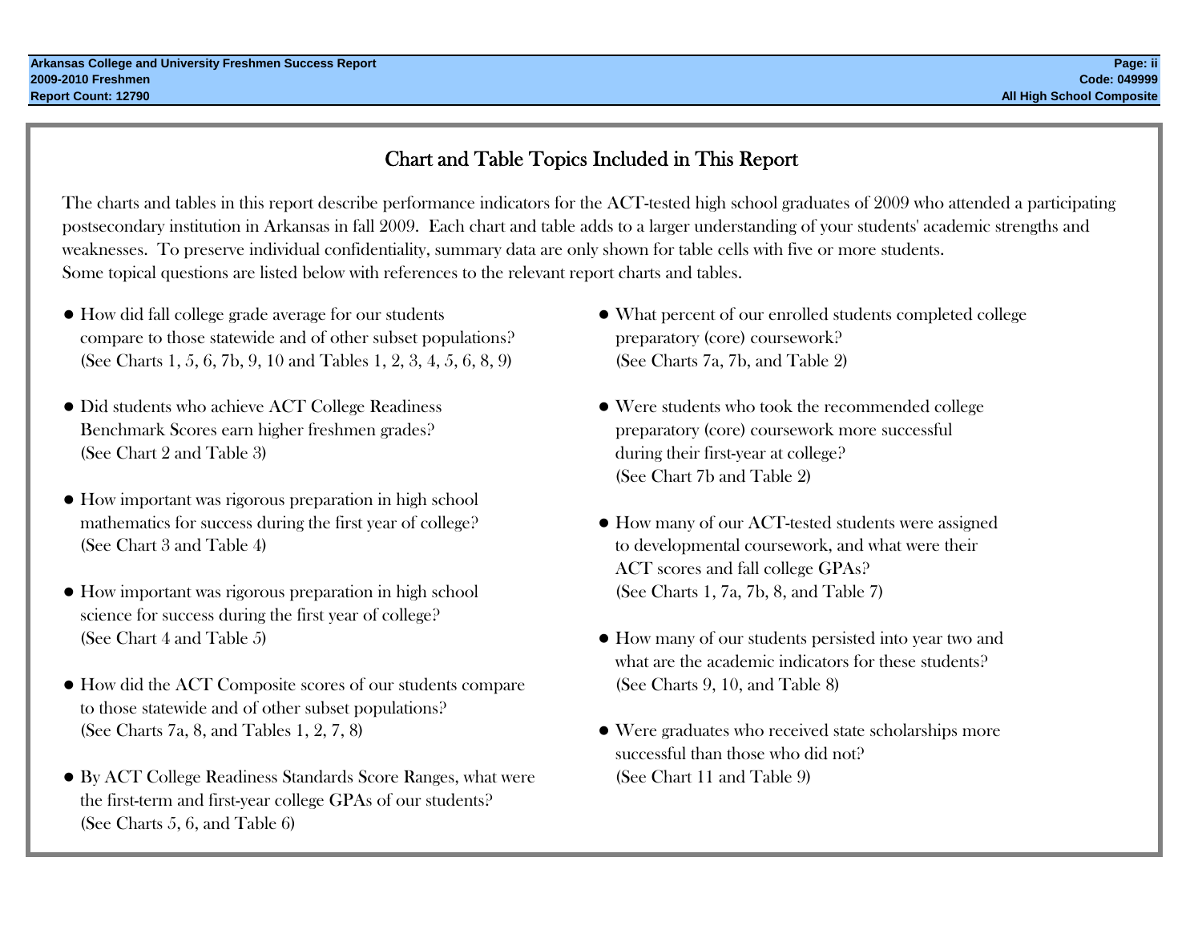# Chart and Table Topics Included in This Report

The charts and tables in this report describe performance indicators for the ACT-tested high school graduates of 2009 who attended a participating postsecondary institution in Arkansas in fall 2009. Each chart and table adds to a larger understanding of your students' academic strengths and weaknesses. To preserve individual confidentiality, summary data are only shown for table cells with five or more students.
Some topical questions are listed below with references to the relevant report charts and tables.

- How did fall college grade average for our students compare to those statewide and of other subset populations? (See Charts 1, 5, 6, 7b, 9, 10 and Tables 1, 2, 3, 4, 5, 6, 8, 9)

- Did students who achieve ACT College Readiness Benchmark Scores earn higher freshmen grades? (See Chart 2 and Table 3)

- How important was rigorous preparation in high school mathematics for success during the first year of college? (See Chart 3 and Table 4)

- How important was rigorous preparation in high school science for success during the first year of college? (See Chart 4 and Table 5)

- How did the ACT Composite scores of our students compare to those statewide and of other subset populations? (See Charts 7a, 8, and Tables 1, 2, 7, 8)

- By ACT College Readiness Standards Score Ranges, what were the first-term and first-year college GPAs of our students? (See Charts 5, 6, and Table 6)

- What percent of our enrolled students completed college preparatory (core) coursework? (See Charts 7a, 7b, and Table 2)

- Were students who took the recommended college preparatory (core) coursework more successful during their first-year at college? (See Chart 7b and Table 2)

- How many of our ACT-tested students were assigned to developmental coursework, and what were their ACT scores and fall college GPAs? (See Charts 1, 7a, 7b, 8, and Table 7)

- How many of our students persisted into year two and what are the academic indicators for these students? (See Charts 9, 10, and Table 8)

- Were graduates who received state scholarships more successful than those who did not? (See Chart 11 and Table 9)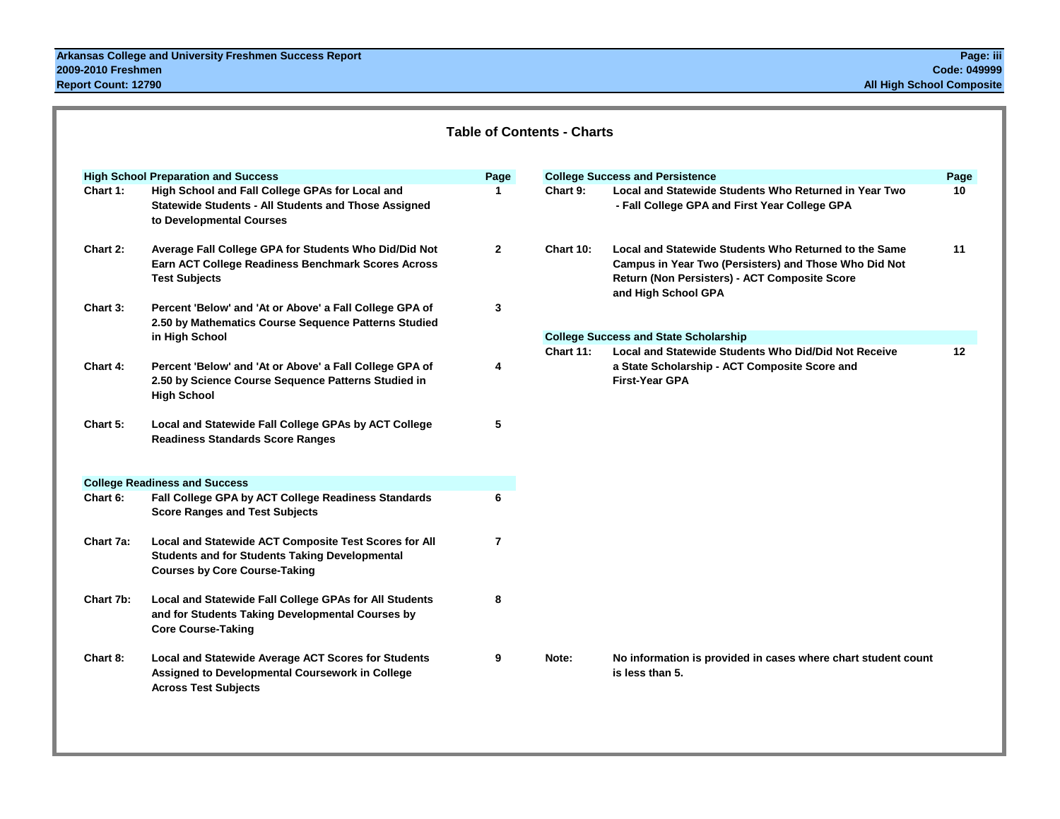# Table of Contents - Charts

| High School Preparation and Success | | Page |
|---|---|---|
| Chart 1: | High School and Fall College GPAs for Local and Statewide Students - All Students and Those Assigned to Developmental Courses | 1 |
| Chart 2: | Average Fall College GPA for Students Who Did/Did Not Earn ACT College Readiness Benchmark Scores Across Test Subjects | 2 |
| Chart 3: | Percent 'Below' and 'At or Above' a Fall College GPA of 2.50 by Mathematics Course Sequence Patterns Studied in High School | 3 |
| Chart 4: | Percent 'Below' and 'At or Above' a Fall College GPA of 2.50 by Science Course Sequence Patterns Studied in High School | 4 |
| Chart 5: | Local and Statewide Fall College GPAs by ACT College Readiness Standards Score Ranges | 5 |

| College Readiness and Success | | Page |
|---|---|---|
| Chart 6: | Fall College GPA by ACT College Readiness Standards Score Ranges and Test Subjects | 6 |
| Chart 7a: | Local and Statewide ACT Composite Test Scores for All Students and for Students Taking Developmental Courses by Core Course-Taking | 7 |
| Chart 7b: | Local and Statewide Fall College GPAs for All Students and for Students Taking Developmental Courses by Core Course-Taking | 8 |
| Chart 8: | Local and Statewide Average ACT Scores for Students Assigned to Developmental Coursework in College Across Test Subjects | 9 |

| College Success and Persistence | | Page |
|---|---|---|
| Chart 9: | Local and Statewide Students Who Returned in Year Two - Fall College GPA and First Year College GPA | 10 |
| Chart 10: | Local and Statewide Students Who Returned to the Same Campus in Year Two (Persisters) and Those Who Did Not Return (Non Persisters) - ACT Composite Score and High School GPA | 11 |

| College Success and State Scholarship | | Page |
|---|---|---|
| Chart 11: | Local and Statewide Students Who Did/Did Not Receive a State Scholarship - ACT Composite Score and First-Year GPA | 12 |

**Note:** No information is provided in cases where chart student count is less than 5.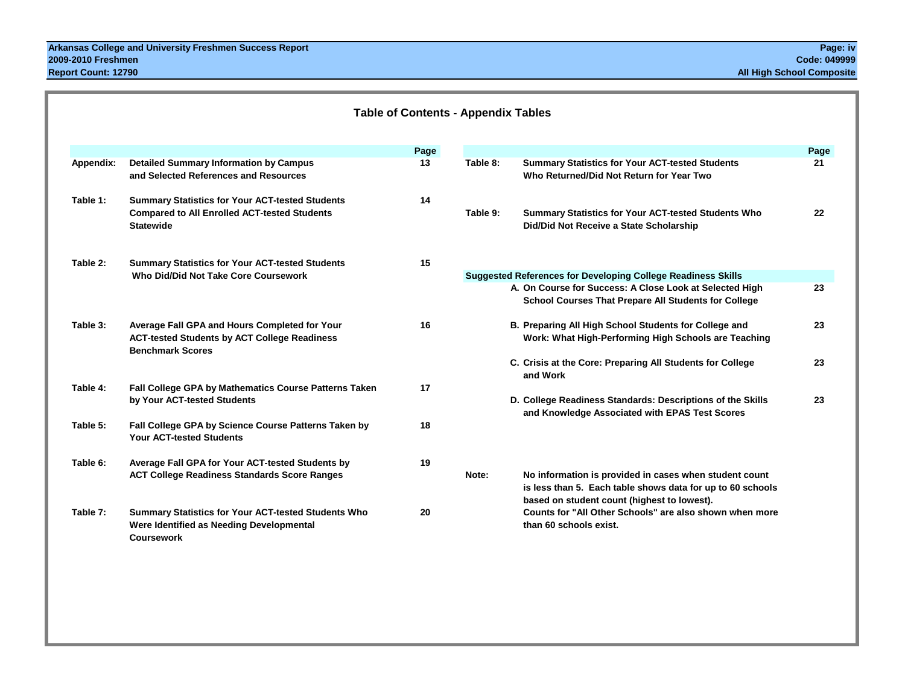# Table of Contents - Appendix Tables

| | | Page |
|---|---|---|
| Appendix: | Detailed Summary Information by Campus and Selected References and Resources | 13 |
| Table 1: | Summary Statistics for Your ACT-tested Students Compared to All Enrolled ACT-tested Students Statewide | 14 |
| Table 2: | Summary Statistics for Your ACT-tested Students Who Did/Did Not Take Core Coursework | 15 |
| Table 3: | Average Fall GPA and Hours Completed for Your ACT-tested Students by ACT College Readiness Benchmark Scores | 16 |
| Table 4: | Fall College GPA by Mathematics Course Patterns Taken by Your ACT-tested Students | 17 |
| Table 5: | Fall College GPA by Science Course Patterns Taken by Your ACT-tested Students | 18 |
| Table 6: | Average Fall GPA for Your ACT-tested Students by ACT College Readiness Standards Score Ranges | 19 |
| Table 7: | Summary Statistics for Your ACT-tested Students Who Were Identified as Needing Developmental Coursework | 20 |
| Table 8: | Summary Statistics for Your ACT-tested Students Who Returned/Did Not Return for Year Two | 21 |
| Table 9: | Summary Statistics for Your ACT-tested Students Who Did/Did Not Receive a State Scholarship | 22 |

| Suggested References for Developing College Readiness Skills | Page |
|---|---|
| A. On Course for Success: A Close Look at Selected High School Courses That Prepare All Students for College | 23 |
| B. Preparing All High School Students for College and Work: What High-Performing High Schools are Teaching | 23 |
| C. Crisis at the Core: Preparing All Students for College and Work | 23 |
| D. College Readiness Standards: Descriptions of the Skills and Knowledge Associated with EPAS Test Scores | 23 |

**Note:** No information is provided in cases when student count is less than 5. Each table shows data for up to 60 schools based on student count (highest to lowest). Counts for "All Other Schools" are also shown when more than 60 schools exist.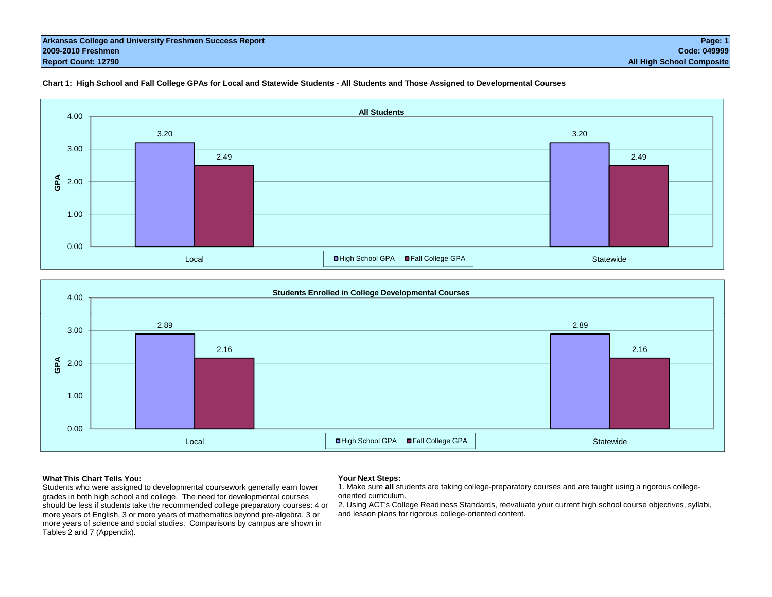**Arkansas College and University Freshmen Success Report**
**2009-2010 Freshmen**
**Report Count: 12790**

**Page: 1**
**Code: 049999**
**All High School Composite**

**Chart 1: High School and Fall College GPAs for Local and Statewide Students - All Students and Those Assigned to Developmental Courses**

**All Students**

| | High School GPA | Fall College GPA |
|---|---|---|
| Local | 3.20 | 2.49 |
| Statewide | 3.20 | 2.49 |

**Students Enrolled in College Developmental Courses**

| | High School GPA | Fall College GPA |
|---|---|---|
| Local | 2.89 | 2.16 |
| Statewide | 2.89 | 2.16 |

**What This Chart Tells You:**
Students who were assigned to developmental coursework generally earn lower grades in both high school and college. The need for developmental courses should be less if students take the recommended college preparatory courses: 4 or more years of English, 3 or more years of mathematics beyond pre-algebra, 3 or more years of science and social studies. Comparisons by campus are shown in Tables 2 and 7 (Appendix).

**Your Next Steps:**
1. Make sure **all** students are taking college-preparatory courses and are taught using a rigorous college-oriented curriculum.
2. Using ACT's College Readiness Standards, reevaluate your current high school course objectives, syllabi, and lesson plans for rigorous college-oriented content.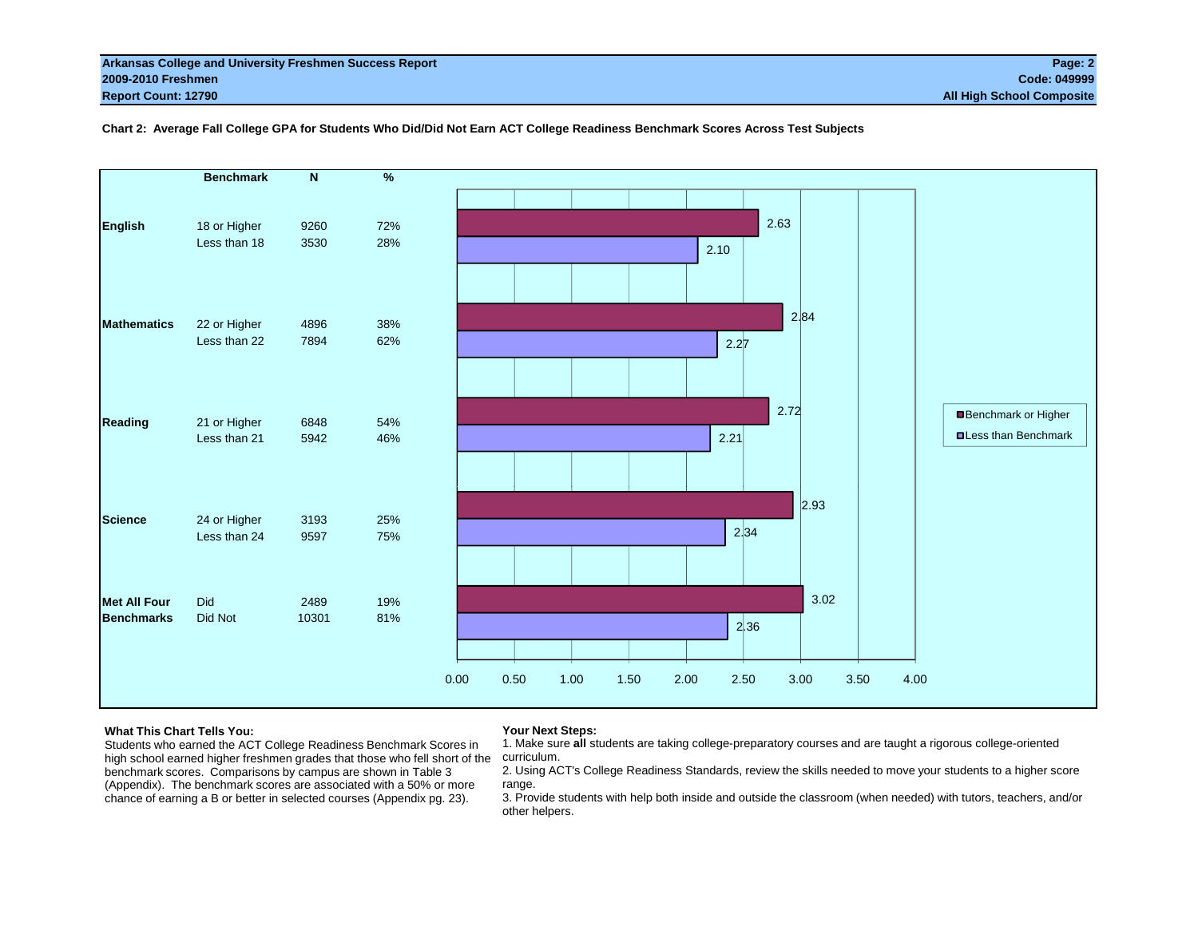**Chart 2: Average Fall College GPA for Students Who Did/Did Not Earn ACT College Readiness Benchmark Scores Across Test Subjects**

| | Benchmark | N | % | Average Fall College GPA |
|---|---|---|---|---|
| **English** | 18 or Higher | 9260 | 72% | 2.63 |
| | Less than 18 | 3530 | 28% | 2.10 |
| **Mathematics** | 22 or Higher | 4896 | 38% | 2.84 |
| | Less than 22 | 7894 | 62% | 2.27 |
| **Reading** | 21 or Higher | 6848 | 54% | 2.72 |
| | Less than 21 | 5942 | 46% | 2.21 |
| **Science** | 24 or Higher | 3193 | 25% | 2.93 |
| | Less than 24 | 9597 | 75% | 2.34 |
| **Met All Four Benchmarks** | Did | 2489 | 19% | 3.02 |
| | Did Not | 10301 | 81% | 2.36 |

Legend: Benchmark or Higher; Less than Benchmark

**What This Chart Tells You:**

Students who earned the ACT College Readiness Benchmark Scores in high school earned higher freshmen grades that those who fell short of the benchmark scores. Comparisons by campus are shown in Table 3 (Appendix). The benchmark scores are associated with a 50% or more chance of earning a B or better in selected courses (Appendix pg. 23).

**Your Next Steps:**

1. Make sure **all** students are taking college-preparatory courses and are taught a rigorous college-oriented curriculum.
2. Using ACT's College Readiness Standards, review the skills needed to move your students to a higher score range.
3. Provide students with help both inside and outside the classroom (when needed) with tutors, teachers, and/or other helpers.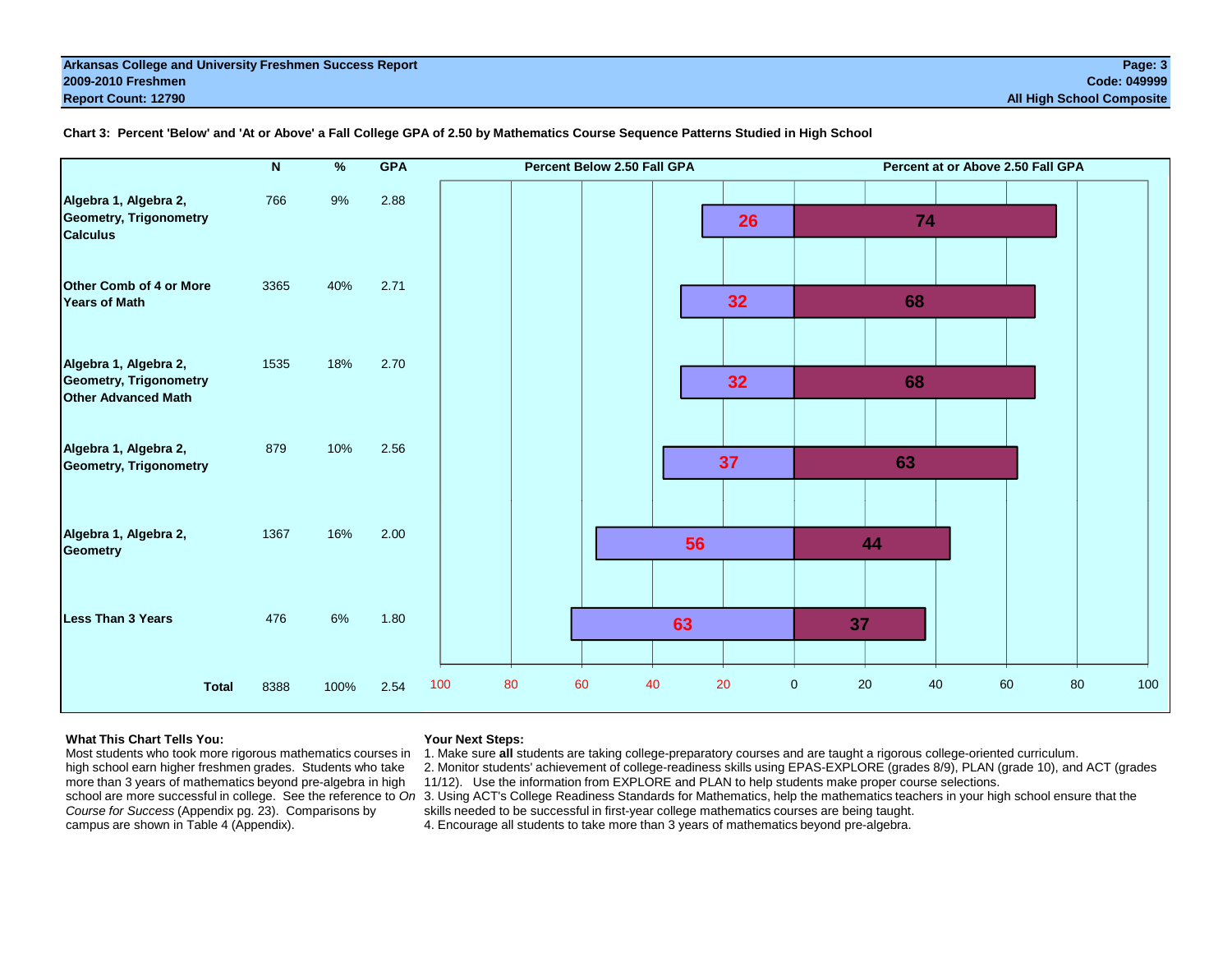**Arkansas College and University Freshmen Success Report**
**2009-2010 Freshmen**
**Report Count: 12790**

**Code: 049999**
**All High School Composite**

**Chart 3: Percent 'Below' and 'At or Above' a Fall College GPA of 2.50 by Mathematics Course Sequence Patterns Studied in High School**

| | N | % | GPA | Percent Below 2.50 Fall GPA | Percent at or Above 2.50 Fall GPA |
|---|---|---|---|---|---|
| **Algebra 1, Algebra 2, Geometry, Trigonometry Calculus** | 766 | 9% | 2.88 | 26 | 74 |
| **Other Comb of 4 or More Years of Math** | 3365 | 40% | 2.71 | 32 | 68 |
| **Algebra 1, Algebra 2, Geometry, Trigonometry Other Advanced Math** | 1535 | 18% | 2.70 | 32 | 68 |
| **Algebra 1, Algebra 2, Geometry, Trigonometry** | 879 | 10% | 2.56 | 37 | 63 |
| **Algebra 1, Algebra 2, Geometry** | 1367 | 16% | 2.00 | 56 | 44 |
| **Less Than 3 Years** | 476 | 6% | 1.80 | 63 | 37 |
| **Total** | 8388 | 100% | 2.54 | | |

**What This Chart Tells You:**

Most students who took more rigorous mathematics courses in high school earn higher freshmen grades. Students who take more than 3 years of mathematics beyond pre-algebra in high school are more successful in college. See the reference to *On Course for Success* (Appendix pg. 23). Comparisons by campus are shown in Table 4 (Appendix).

**Your Next Steps:**

1. Make sure **all** students are taking college-preparatory courses and are taught a rigorous college-oriented curriculum.
2. Monitor students' achievement of college-readiness skills using EPAS-EXPLORE (grades 8/9), PLAN (grade 10), and ACT (grades 11/12). Use the information from EXPLORE and PLAN to help students make proper course selections.
3. Using ACT's College Readiness Standards for Mathematics, help the mathematics teachers in your high school ensure that the skills needed to be successful in first-year college mathematics courses are being taught.
4. Encourage all students to take more than 3 years of mathematics beyond pre-algebra.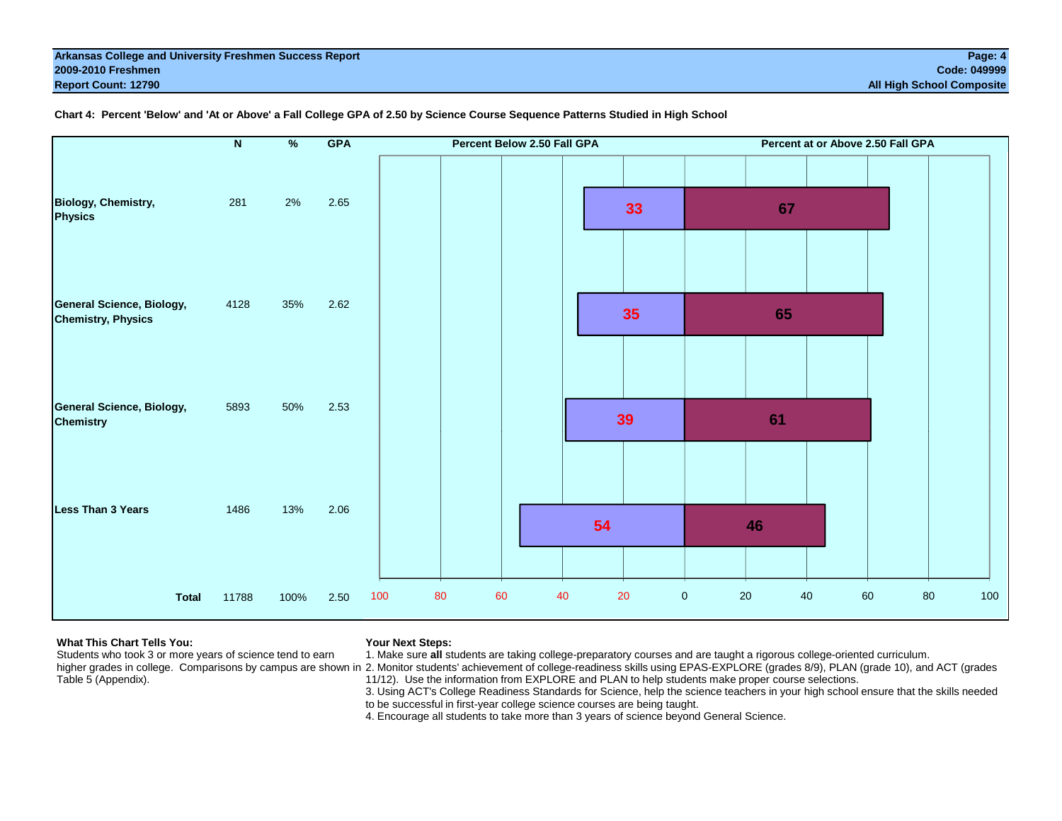**Arkansas College and University Freshmen Success Report**
**2009-2010 Freshmen**
**Report Count: 12790**

**Code: 049999**
**All High School Composite**

**Chart 4: Percent 'Below' and 'At or Above' a Fall College GPA of 2.50 by Science Course Sequence Patterns Studied in High School**

| | N | % | GPA | Percent Below 2.50 Fall GPA | Percent at or Above 2.50 Fall GPA |
|---|---|---|---|---|---|
| **Biology, Chemistry, Physics** | 281 | 2% | 2.65 | 33 | 67 |
| **General Science, Biology, Chemistry, Physics** | 4128 | 35% | 2.62 | 35 | 65 |
| **General Science, Biology, Chemistry** | 5893 | 50% | 2.53 | 39 | 61 |
| **Less Than 3 Years** | 1486 | 13% | 2.06 | 54 | 46 |
| **Total** | 11788 | 100% | 2.50 | | |

**What This Chart Tells You:**

Students who took 3 or more years of science tend to earn higher grades in college. Comparisons by campus are shown in Table 5 (Appendix).

**Your Next Steps:**

1. Make sure **all** students are taking college-preparatory courses and are taught a rigorous college-oriented curriculum.
2. Monitor students' achievement of college-readiness skills using EPAS-EXPLORE (grades 8/9), PLAN (grade 10), and ACT (grades 11/12). Use the information from EXPLORE and PLAN to help students make proper course selections.
3. Using ACT's College Readiness Standards for Science, help the science teachers in your high school ensure that the skills needed to be successful in first-year college science courses are being taught.
4. Encourage all students to take more than 3 years of science beyond General Science.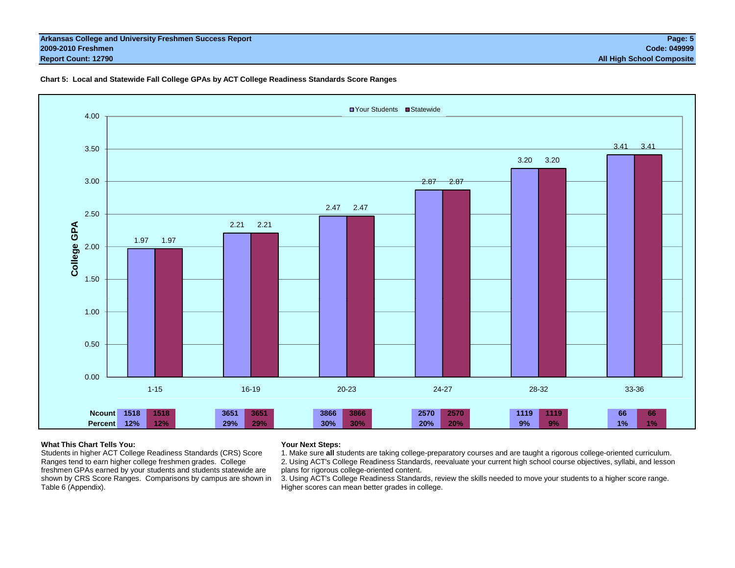**Arkansas College and University Freshmen Success Report**
**2009-2010 Freshmen**
**Report Count: 12790**

**Page: 5**
**Code: 049999**
**All High School Composite**

**Chart 5: Local and Statewide Fall College GPAs by ACT College Readiness Standards Score Ranges**

| ACT Score Range | Your Students GPA | Statewide GPA | Your Students Ncount | Statewide Ncount | Your Students Percent | Statewide Percent |
|---|---|---|---|---|---|---|
| 1-15 | 1.97 | 1.97 | 1518 | 1518 | 12% | 12% |
| 16-19 | 2.21 | 2.21 | 3651 | 3651 | 29% | 29% |
| 20-23 | 2.47 | 2.47 | 3866 | 3866 | 30% | 30% |
| 24-27 | 2.87 | 2.87 | 2570 | 2570 | 20% | 20% |
| 28-32 | 3.20 | 3.20 | 1119 | 1119 | 9% | 9% |
| 33-36 | 3.41 | 3.41 | 66 | 66 | 1% | 1% |

**What This Chart Tells You:**
Students in higher ACT College Readiness Standards (CRS) Score Ranges tend to earn higher college freshmen grades. College freshmen GPAs earned by your students and students statewide are shown by CRS Score Ranges. Comparisons by campus are shown in Table 6 (Appendix).

**Your Next Steps:**
1. Make sure **all** students are taking college-preparatory courses and are taught a rigorous college-oriented curriculum.
2. Using ACT's College Readiness Standards, reevaluate your current high school course objectives, syllabi, and lesson plans for rigorous college-oriented content.
3. Using ACT's College Readiness Standards, review the skills needed to move your students to a higher score range. Higher scores can mean better grades in college.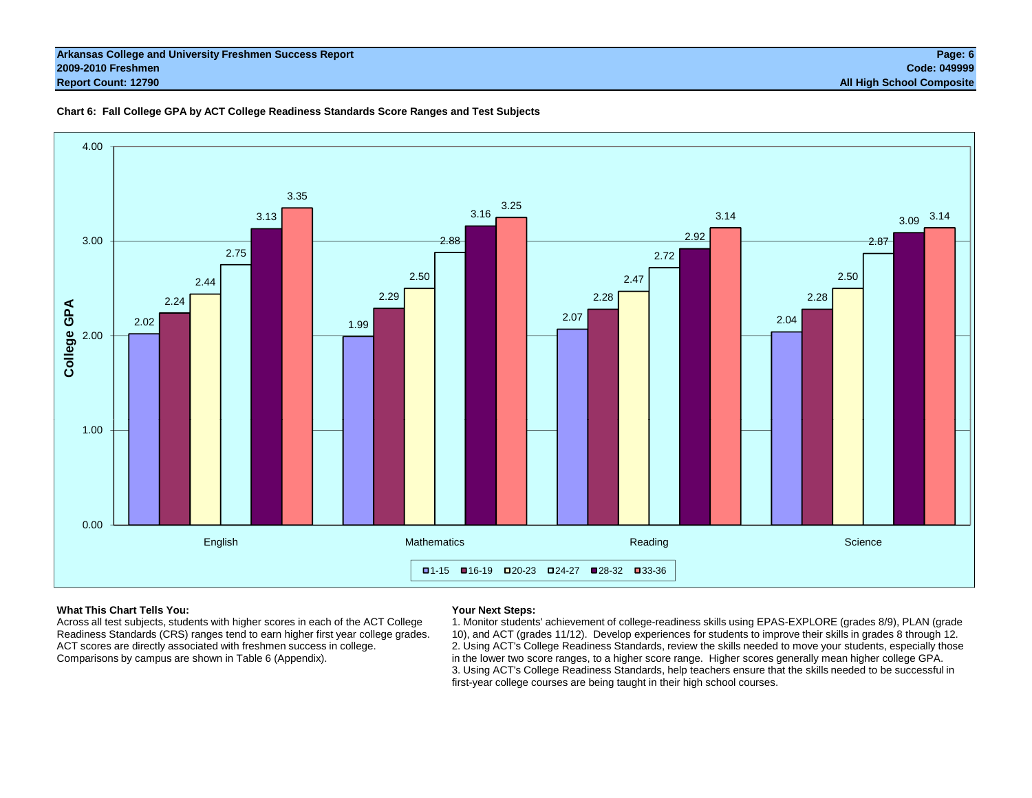Arkansas College and University Freshmen Success Report
2009-2010 Freshmen
Report Count: 12790

Code: 049999
All High School Composite

**Chart 6: Fall College GPA by ACT College Readiness Standards Score Ranges and Test Subjects**

| Subject | 1-15 | 16-19 | 20-23 | 24-27 | 28-32 | 33-36 |
|---|---|---|---|---|---|---|
| English | 2.02 | 2.24 | 2.44 | 2.75 | 3.13 | 3.35 |
| Mathematics | 1.99 | 2.29 | 2.50 | 2.88 | 3.16 | 3.25 |
| Reading | 2.07 | 2.28 | 2.47 | 2.72 | 2.92 | 3.14 |
| Science | 2.04 | 2.28 | 2.50 | 2.87 | 3.09 | 3.14 |

**What This Chart Tells You:**

Across all test subjects, students with higher scores in each of the ACT College Readiness Standards (CRS) ranges tend to earn higher first year college grades. ACT scores are directly associated with freshmen success in college. Comparisons by campus are shown in Table 6 (Appendix).

**Your Next Steps:**

1. Monitor students' achievement of college-readiness skills using EPAS-EXPLORE (grades 8/9), PLAN (grade 10), and ACT (grades 11/12). Develop experiences for students to improve their skills in grades 8 through 12.
2. Using ACT's College Readiness Standards, review the skills needed to move your students, especially those in the lower two score ranges, to a higher score range. Higher scores generally mean higher college GPA.
3. Using ACT's College Readiness Standards, help teachers ensure that the skills needed to be successful in first-year college courses are being taught in their high school courses.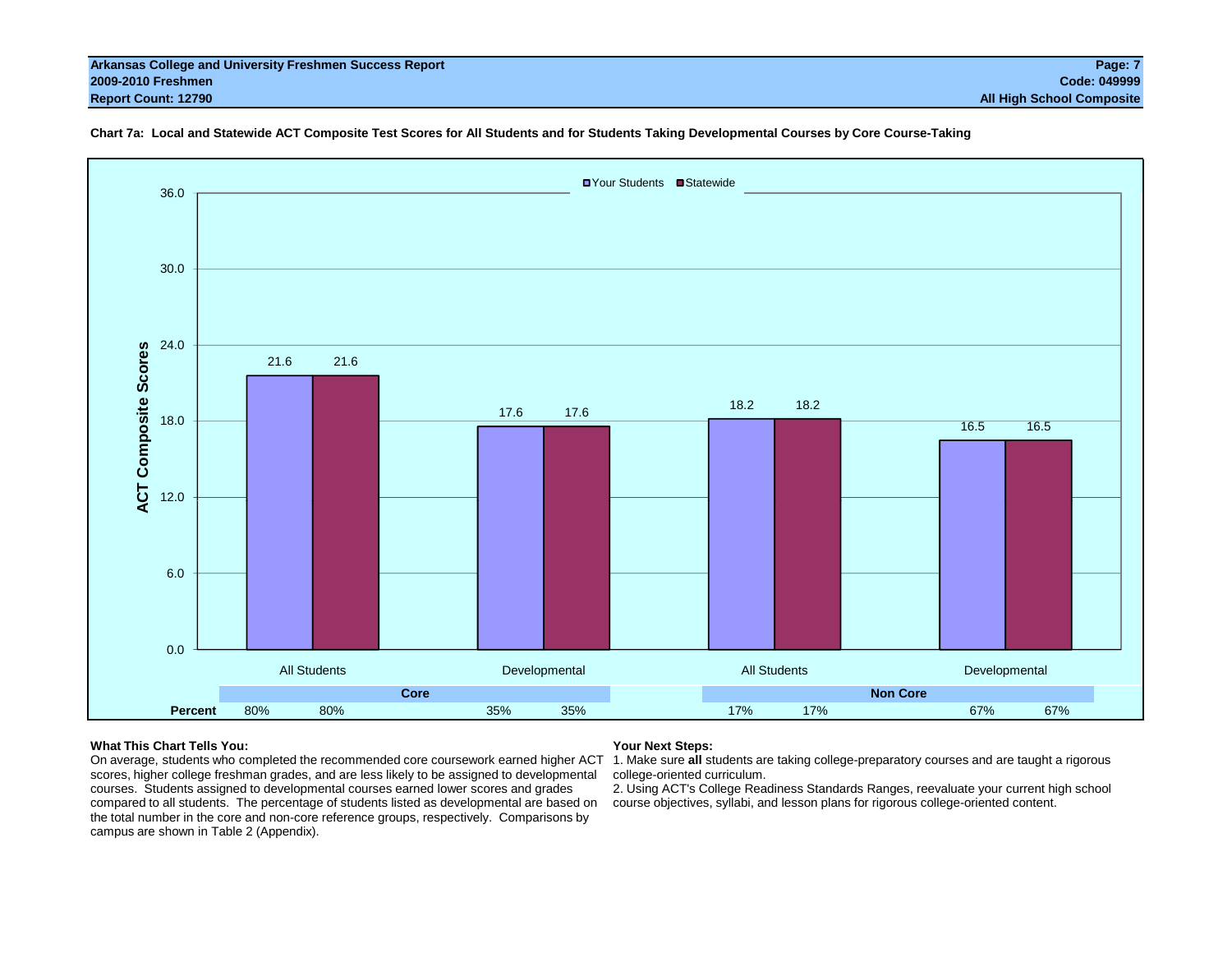Chart 7a: Local and Statewide ACT Composite Test Scores for All Students and for Students Taking Developmental Courses by Core Course-Taking

| | Core | | Non Core | |
|---|---|---|---|---|
| | All Students | Developmental | All Students | Developmental |
| Your Students | 21.6 | 17.6 | 18.2 | 16.5 |
| Statewide | 21.6 | 17.6 | 18.2 | 16.5 |
| Percent (Your Students) | 80% | 35% | 17% | 67% |
| Percent (Statewide) | 80% | 35% | 17% | 67% |

**What This Chart Tells You:**
On average, students who completed the recommended core coursework earned higher ACT scores, higher college freshman grades, and are less likely to be assigned to developmental courses. Students assigned to developmental courses earned lower scores and grades compared to all students. The percentage of students listed as developmental are based on the total number in the core and non-core reference groups, respectively. Comparisons by campus are shown in Table 2 (Appendix).

**Your Next Steps:**
1. Make sure **all** students are taking college-preparatory courses and are taught a rigorous college-oriented curriculum.
2. Using ACT's College Readiness Standards Ranges, reevaluate your current high school course objectives, syllabi, and lesson plans for rigorous college-oriented content.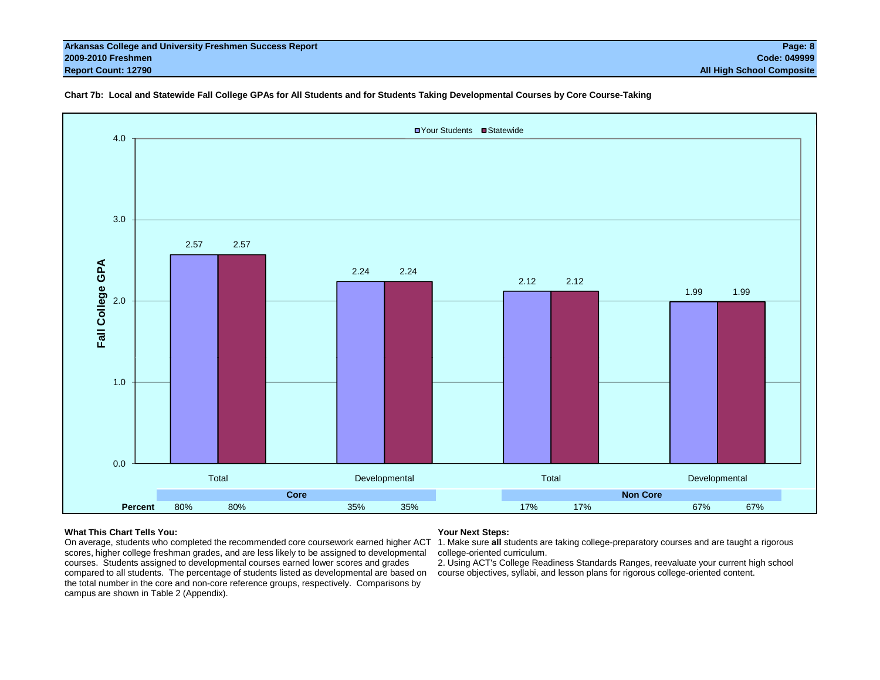**Chart 7b: Local and Statewide Fall College GPAs for All Students and for Students Taking Developmental Courses by Core Course-Taking**

| | Core – Total | Core – Developmental | Non Core – Total | Non Core – Developmental |
|---|---|---|---|---|
| Your Students (Fall College GPA) | 2.57 | 2.24 | 2.12 | 1.99 |
| Statewide (Fall College GPA) | 2.57 | 2.24 | 2.12 | 1.99 |
| Percent – Your Students | 80% | 35% | 17% | 67% |
| Percent – Statewide | 80% | 35% | 17% | 67% |

**What This Chart Tells You:**

On average, students who completed the recommended core coursework earned higher ACT scores, higher college freshman grades, and are less likely to be assigned to developmental courses. Students assigned to developmental courses earned lower scores and grades compared to all students. The percentage of students listed as developmental are based on the total number in the core and non-core reference groups, respectively. Comparisons by campus are shown in Table 2 (Appendix).

**Your Next Steps:**

1. Make sure **all** students are taking college-preparatory courses and are taught a rigorous college-oriented curriculum.
2. Using ACT's College Readiness Standards Ranges, reevaluate your current high school course objectives, syllabi, and lesson plans for rigorous college-oriented content.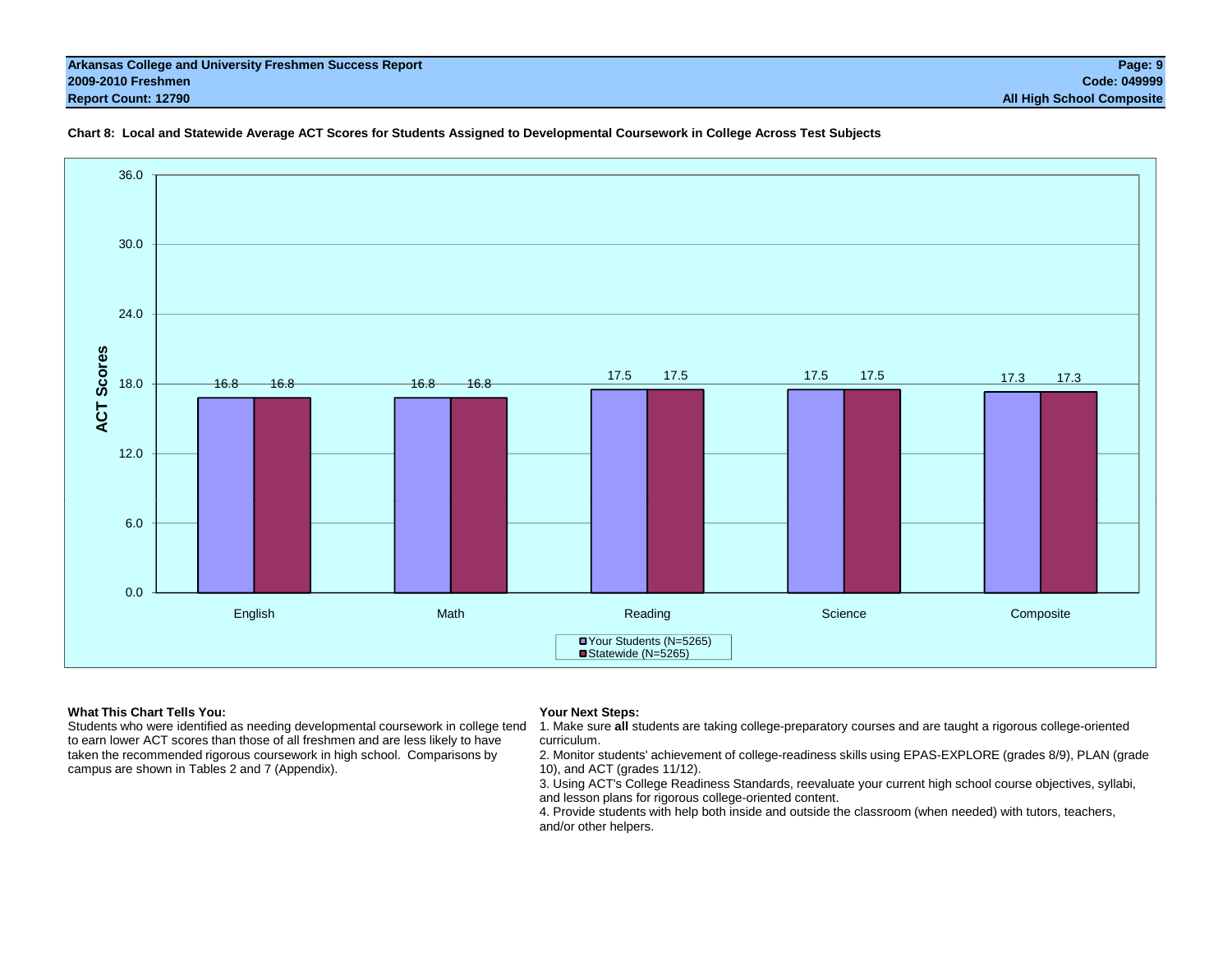**Chart 8: Local and Statewide Average ACT Scores for Students Assigned to Developmental Coursework in College Across Test Subjects**

| Subject | Your Students (N=5265) | Statewide (N=5265) |
|---|---|---|
| English | 16.8 | 16.8 |
| Math | 16.8 | 16.8 |
| Reading | 17.5 | 17.5 |
| Science | 17.5 | 17.5 |
| Composite | 17.3 | 17.3 |

**What This Chart Tells You:**
Students who were identified as needing developmental coursework in college tend to earn lower ACT scores than those of all freshmen and are less likely to have taken the recommended rigorous coursework in high school. Comparisons by campus are shown in Tables 2 and 7 (Appendix).

**Your Next Steps:**
1. Make sure **all** students are taking college-preparatory courses and are taught a rigorous college-oriented curriculum.
2. Monitor students' achievement of college-readiness skills using EPAS-EXPLORE (grades 8/9), PLAN (grade 10), and ACT (grades 11/12).
3. Using ACT's College Readiness Standards, reevaluate your current high school course objectives, syllabi, and lesson plans for rigorous college-oriented content.
4. Provide students with help both inside and outside the classroom (when needed) with tutors, teachers, and/or other helpers.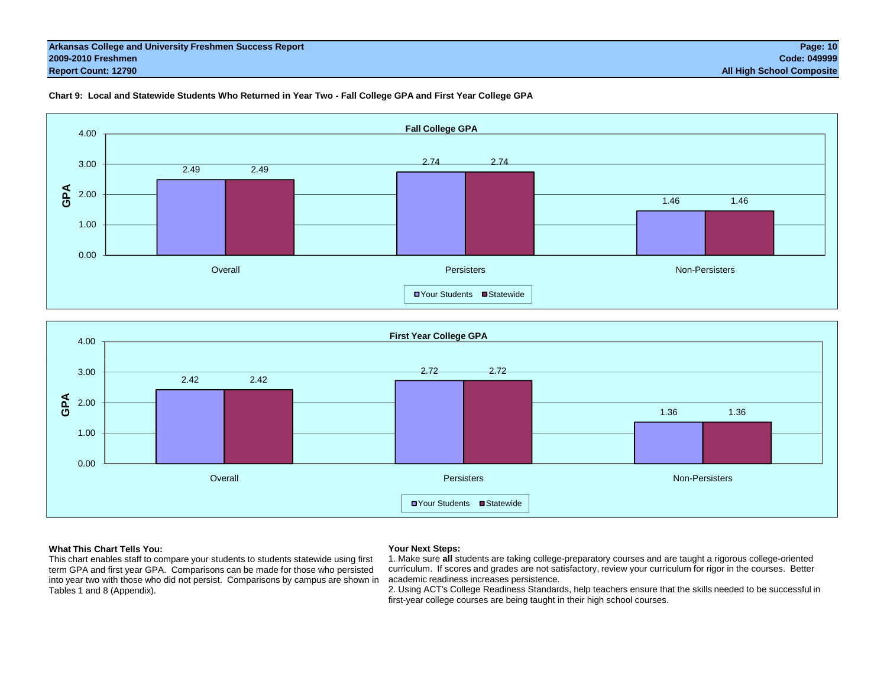**Chart 9: Local and Statewide Students Who Returned in Year Two - Fall College GPA and First Year College GPA**

**Fall College GPA**

| | Your Students | Statewide |
|---|---|---|
| Overall | 2.49 | 2.49 |
| Persisters | 2.74 | 2.74 |
| Non-Persisters | 1.46 | 1.46 |

**First Year College GPA**

| | Your Students | Statewide |
|---|---|---|
| Overall | 2.42 | 2.42 |
| Persisters | 2.72 | 2.72 |
| Non-Persisters | 1.36 | 1.36 |

**What This Chart Tells You:**

This chart enables staff to compare your students to students statewide using first term GPA and first year GPA. Comparisons can be made for those who persisted into year two with those who did not persist. Comparisons by campus are shown in Tables 1 and 8 (Appendix).

**Your Next Steps:**

1. Make sure **all** students are taking college-preparatory courses and are taught a rigorous college-oriented curriculum. If scores and grades are not satisfactory, review your curriculum for rigor in the courses. Better academic readiness increases persistence.
2. Using ACT's College Readiness Standards, help teachers ensure that the skills needed to be successful in first-year college courses are being taught in their high school courses.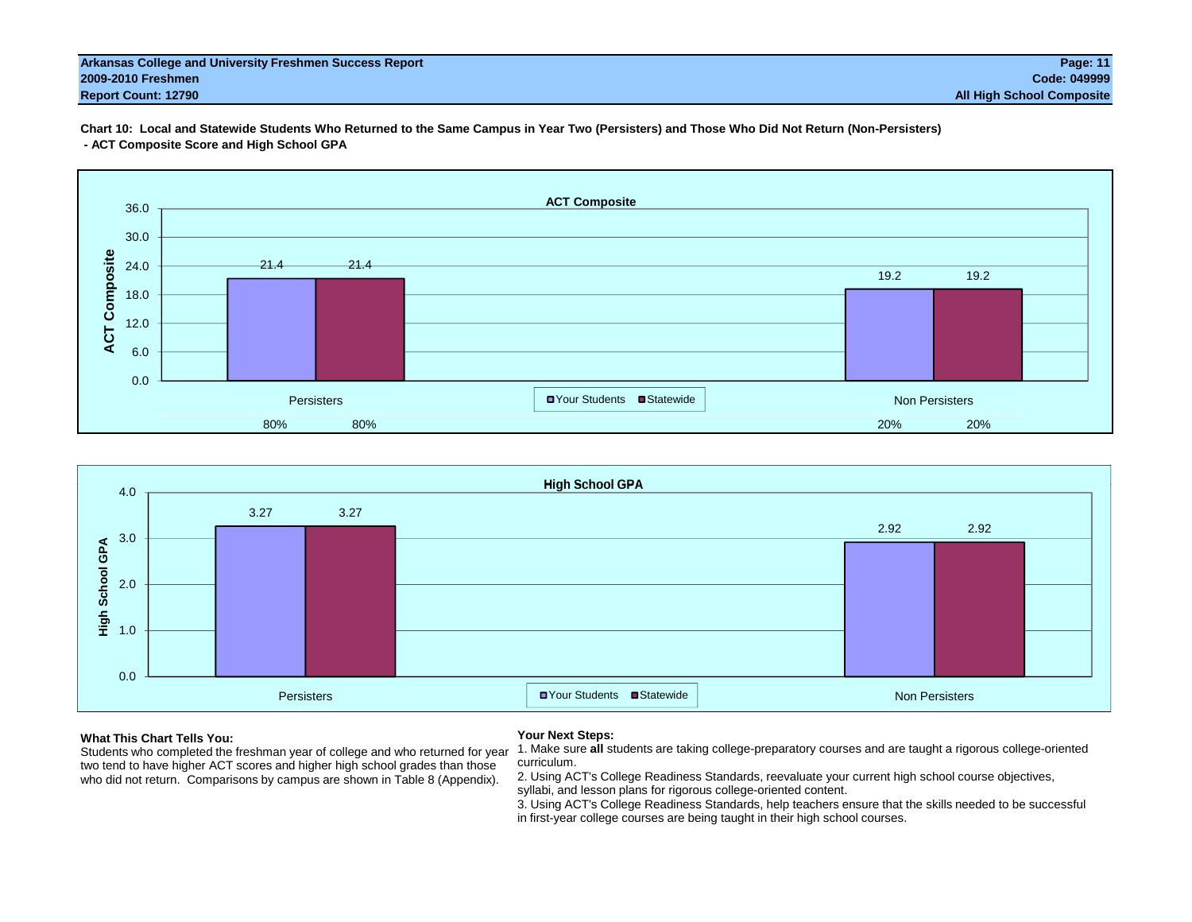Chart 10: Local and Statewide Students Who Returned to the Same Campus in Year Two (Persisters) and Those Who Did Not Return (Non-Persisters) - ACT Composite Score and High School GPA

**ACT Composite**

| | Your Students | Statewide |
|---|---|---|
| Persisters | 21.4 | 21.4 |
| Non Persisters | 19.2 | 19.2 |

| | Your Students | Statewide |
|---|---|---|
| Persisters | 80% | 80% |
| Non Persisters | 20% | 20% |

**High School GPA**

| | Your Students | Statewide |
|---|---|---|
| Persisters | 3.27 | 3.27 |
| Non Persisters | 2.92 | 2.92 |

**What This Chart Tells You:**

Students who completed the freshman year of college and who returned for year two tend to have higher ACT scores and higher high school grades than those who did not return. Comparisons by campus are shown in Table 8 (Appendix).

**Your Next Steps:**

1. Make sure **all** students are taking college-preparatory courses and are taught a rigorous college-oriented curriculum.
2. Using ACT's College Readiness Standards, reevaluate your current high school course objectives, syllabi, and lesson plans for rigorous college-oriented content.
3. Using ACT's College Readiness Standards, help teachers ensure that the skills needed to be successful in first-year college courses are being taught in their high school courses.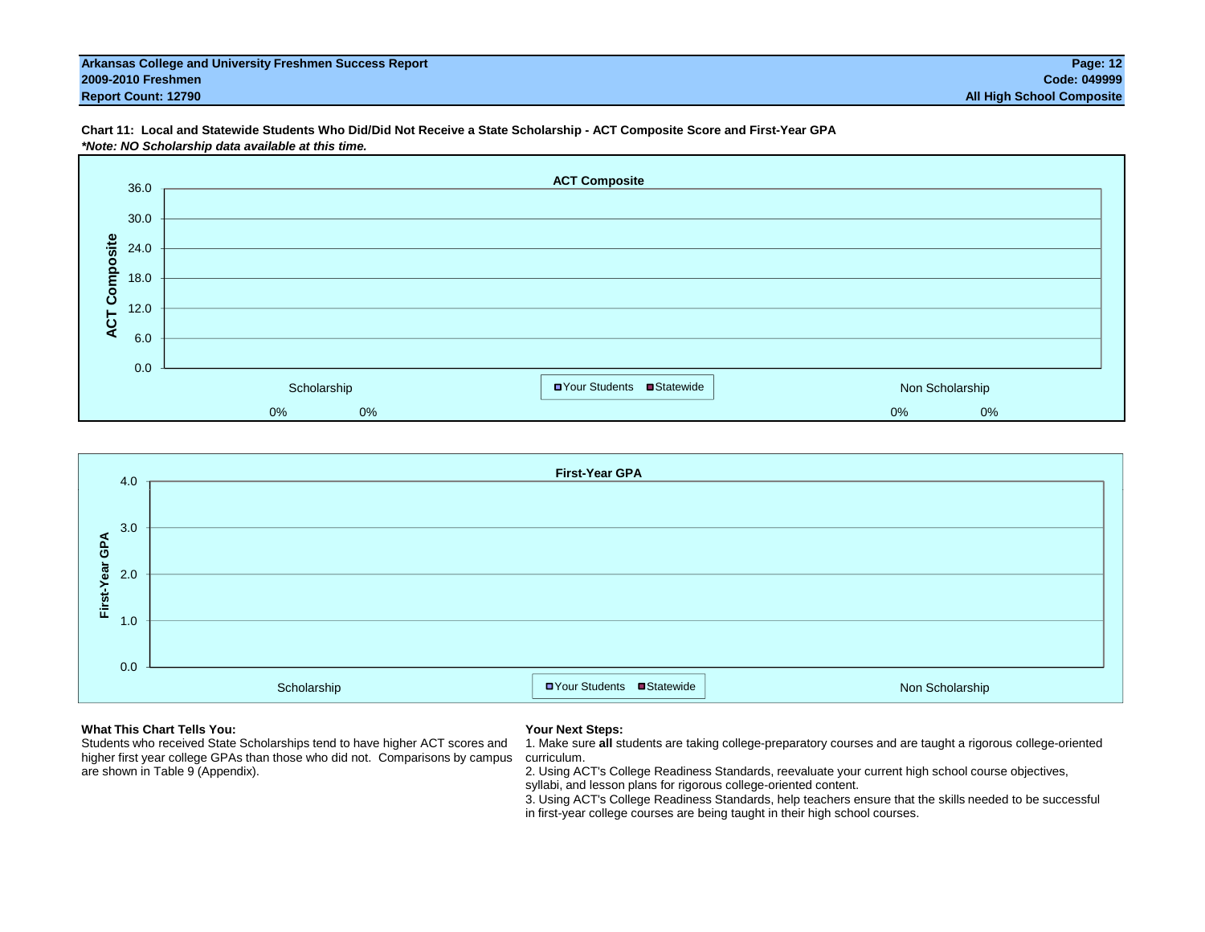**Arkansas College and University Freshmen Success Report**
**2009-2010 Freshmen**
**Report Count: 12790**

**Code: 049999**
**All High School Composite**

**Chart 11: Local and Statewide Students Who Did/Did Not Receive a State Scholarship - ACT Composite Score and First-Year GPA**

***Note: NO Scholarship data available at this time.***

**ACT Composite**

ACT Composite: 36.0, 30.0, 24.0, 18.0, 12.0, 6.0, 0.0

| | Scholarship | | Non Scholarship | |
|---|---|---|---|---|
| | Your Students | Statewide | Your Students | Statewide |
| | 0% | 0% | 0% | 0% |

**First-Year GPA**

First-Year GPA: 4.0, 3.0, 2.0, 1.0, 0.0

Scholarship — Your Students, Statewide — Non Scholarship

**What This Chart Tells You:**

Students who received State Scholarships tend to have higher ACT scores and higher first year college GPAs than those who did not. Comparisons by campus are shown in Table 9 (Appendix).

**Your Next Steps:**

1. Make sure **all** students are taking college-preparatory courses and are taught a rigorous college-oriented curriculum.
2. Using ACT's College Readiness Standards, reevaluate your current high school course objectives, syllabi, and lesson plans for rigorous college-oriented content.
3. Using ACT's College Readiness Standards, help teachers ensure that the skills needed to be successful in first-year college courses are being taught in their high school courses.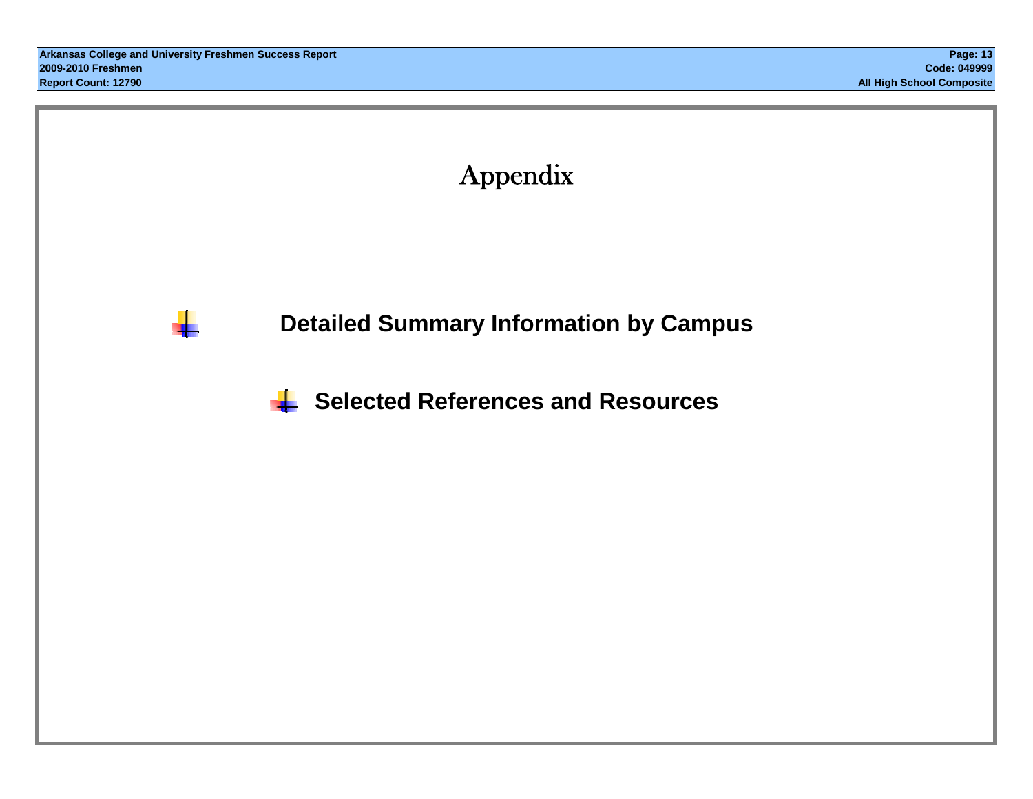# Appendix

- **Detailed Summary Information by Campus**
- **Selected References and Resources**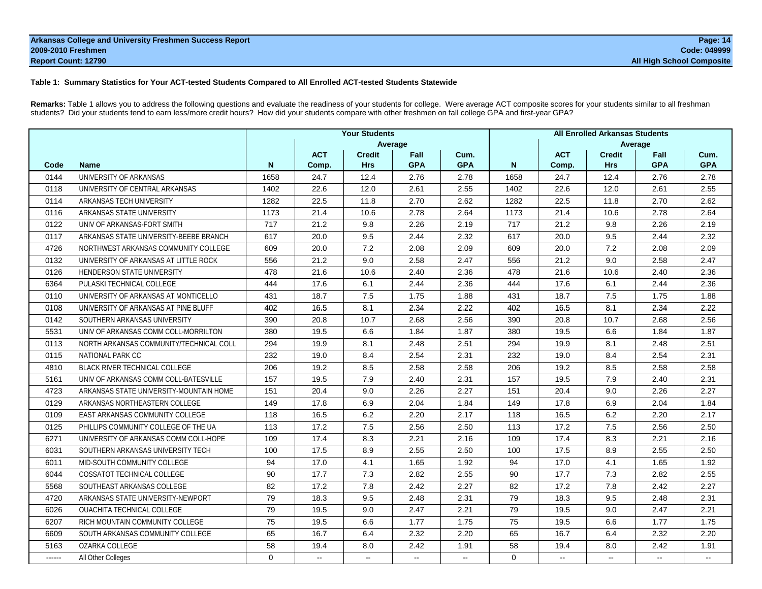**Arkansas College and University Freshmen Success Report**
**2009-2010 Freshmen**
**Report Count: 12790**

**Code: 049999**
**All High School Composite**

### Table 1: Summary Statistics for Your ACT-tested Students Compared to All Enrolled ACT-tested Students Statewide

**Remarks:** Table 1 allows you to address the following questions and evaluate the readiness of your students for college. Were average ACT composite scores for your students similar to all freshman students? Did your students tend to earn less/more credit hours? How did your students compare with other freshmen on fall college GPA and first-year GPA?

| | | Your Students | | | | | All Enrolled Arkansas Students | | | | |
|---|---|---|---|---|---|---|---|---|---|---|---|
| | | | Average | | | | | Average | | | |
| Code | Name | N | ACT Comp. | Credit Hrs | Fall GPA | Cum. GPA | N | ACT Comp. | Credit Hrs | Fall GPA | Cum. GPA |
| 0144 | UNIVERSITY OF ARKANSAS | 1658 | 24.7 | 12.4 | 2.76 | 2.78 | 1658 | 24.7 | 12.4 | 2.76 | 2.78 |
| 0118 | UNIVERSITY OF CENTRAL ARKANSAS | 1402 | 22.6 | 12.0 | 2.61 | 2.55 | 1402 | 22.6 | 12.0 | 2.61 | 2.55 |
| 0114 | ARKANSAS TECH UNIVERSITY | 1282 | 22.5 | 11.8 | 2.70 | 2.62 | 1282 | 22.5 | 11.8 | 2.70 | 2.62 |
| 0116 | ARKANSAS STATE UNIVERSITY | 1173 | 21.4 | 10.6 | 2.78 | 2.64 | 1173 | 21.4 | 10.6 | 2.78 | 2.64 |
| 0122 | UNIV OF ARKANSAS-FORT SMITH | 717 | 21.2 | 9.8 | 2.26 | 2.19 | 717 | 21.2 | 9.8 | 2.26 | 2.19 |
| 0117 | ARKANSAS STATE UNIVERSITY-BEEBE BRANCH | 617 | 20.0 | 9.5 | 2.44 | 2.32 | 617 | 20.0 | 9.5 | 2.44 | 2.32 |
| 4726 | NORTHWEST ARKANSAS COMMUNITY COLLEGE | 609 | 20.0 | 7.2 | 2.08 | 2.09 | 609 | 20.0 | 7.2 | 2.08 | 2.09 |
| 0132 | UNIVERSITY OF ARKANSAS AT LITTLE ROCK | 556 | 21.2 | 9.0 | 2.58 | 2.47 | 556 | 21.2 | 9.0 | 2.58 | 2.47 |
| 0126 | HENDERSON STATE UNIVERSITY | 478 | 21.6 | 10.6 | 2.40 | 2.36 | 478 | 21.6 | 10.6 | 2.40 | 2.36 |
| 6364 | PULASKI TECHNICAL COLLEGE | 444 | 17.6 | 6.1 | 2.44 | 2.36 | 444 | 17.6 | 6.1 | 2.44 | 2.36 |
| 0110 | UNIVERSITY OF ARKANSAS AT MONTICELLO | 431 | 18.7 | 7.5 | 1.75 | 1.88 | 431 | 18.7 | 7.5 | 1.75 | 1.88 |
| 0108 | UNIVERSITY OF ARKANSAS AT PINE BLUFF | 402 | 16.5 | 8.1 | 2.34 | 2.22 | 402 | 16.5 | 8.1 | 2.34 | 2.22 |
| 0142 | SOUTHERN ARKANSAS UNIVERSITY | 390 | 20.8 | 10.7 | 2.68 | 2.56 | 390 | 20.8 | 10.7 | 2.68 | 2.56 |
| 5531 | UNIV OF ARKANSAS COMM COLL-MORRILTON | 380 | 19.5 | 6.6 | 1.84 | 1.87 | 380 | 19.5 | 6.6 | 1.84 | 1.87 |
| 0113 | NORTH ARKANSAS COMMUNITY/TECHNICAL COLL | 294 | 19.9 | 8.1 | 2.48 | 2.51 | 294 | 19.9 | 8.1 | 2.48 | 2.51 |
| 0115 | NATIONAL PARK CC | 232 | 19.0 | 8.4 | 2.54 | 2.31 | 232 | 19.0 | 8.4 | 2.54 | 2.31 |
| 4810 | BLACK RIVER TECHNICAL COLLEGE | 206 | 19.2 | 8.5 | 2.58 | 2.58 | 206 | 19.2 | 8.5 | 2.58 | 2.58 |
| 5161 | UNIV OF ARKANSAS COMM COLL-BATESVILLE | 157 | 19.5 | 7.9 | 2.40 | 2.31 | 157 | 19.5 | 7.9 | 2.40 | 2.31 |
| 4723 | ARKANSAS STATE UNIVERSITY-MOUNTAIN HOME | 151 | 20.4 | 9.0 | 2.26 | 2.27 | 151 | 20.4 | 9.0 | 2.26 | 2.27 |
| 0129 | ARKANSAS NORTHEASTERN COLLEGE | 149 | 17.8 | 6.9 | 2.04 | 1.84 | 149 | 17.8 | 6.9 | 2.04 | 1.84 |
| 0109 | EAST ARKANSAS COMMUNITY COLLEGE | 118 | 16.5 | 6.2 | 2.20 | 2.17 | 118 | 16.5 | 6.2 | 2.20 | 2.17 |
| 0125 | PHILLIPS COMMUNITY COLLEGE OF THE UA | 113 | 17.2 | 7.5 | 2.56 | 2.50 | 113 | 17.2 | 7.5 | 2.56 | 2.50 |
| 6271 | UNIVERSITY OF ARKANSAS COMM COLL-HOPE | 109 | 17.4 | 8.3 | 2.21 | 2.16 | 109 | 17.4 | 8.3 | 2.21 | 2.16 |
| 6031 | SOUTHERN ARKANSAS UNIVERSITY TECH | 100 | 17.5 | 8.9 | 2.55 | 2.50 | 100 | 17.5 | 8.9 | 2.55 | 2.50 |
| 6011 | MID-SOUTH COMMUNITY COLLEGE | 94 | 17.0 | 4.1 | 1.65 | 1.92 | 94 | 17.0 | 4.1 | 1.65 | 1.92 |
| 6044 | COSSATOT TECHNICAL COLLEGE | 90 | 17.7 | 7.3 | 2.82 | 2.55 | 90 | 17.7 | 7.3 | 2.82 | 2.55 |
| 5568 | SOUTHEAST ARKANSAS COLLEGE | 82 | 17.2 | 7.8 | 2.42 | 2.27 | 82 | 17.2 | 7.8 | 2.42 | 2.27 |
| 4720 | ARKANSAS STATE UNIVERSITY-NEWPORT | 79 | 18.3 | 9.5 | 2.48 | 2.31 | 79 | 18.3 | 9.5 | 2.48 | 2.31 |
| 6026 | OUACHITA TECHNICAL COLLEGE | 79 | 19.5 | 9.0 | 2.47 | 2.21 | 79 | 19.5 | 9.0 | 2.47 | 2.21 |
| 6207 | RICH MOUNTAIN COMMUNITY COLLEGE | 75 | 19.5 | 6.6 | 1.77 | 1.75 | 75 | 19.5 | 6.6 | 1.77 | 1.75 |
| 6609 | SOUTH ARKANSAS COMMUNITY COLLEGE | 65 | 16.7 | 6.4 | 2.32 | 2.20 | 65 | 16.7 | 6.4 | 2.32 | 2.20 |
| 5163 | OZARKA COLLEGE | 58 | 19.4 | 8.0 | 2.42 | 1.91 | 58 | 19.4 | 8.0 | 2.42 | 1.91 |
| ------ | All Other Colleges | 0 | -- | -- | -- | -- | 0 | -- | -- | -- | -- |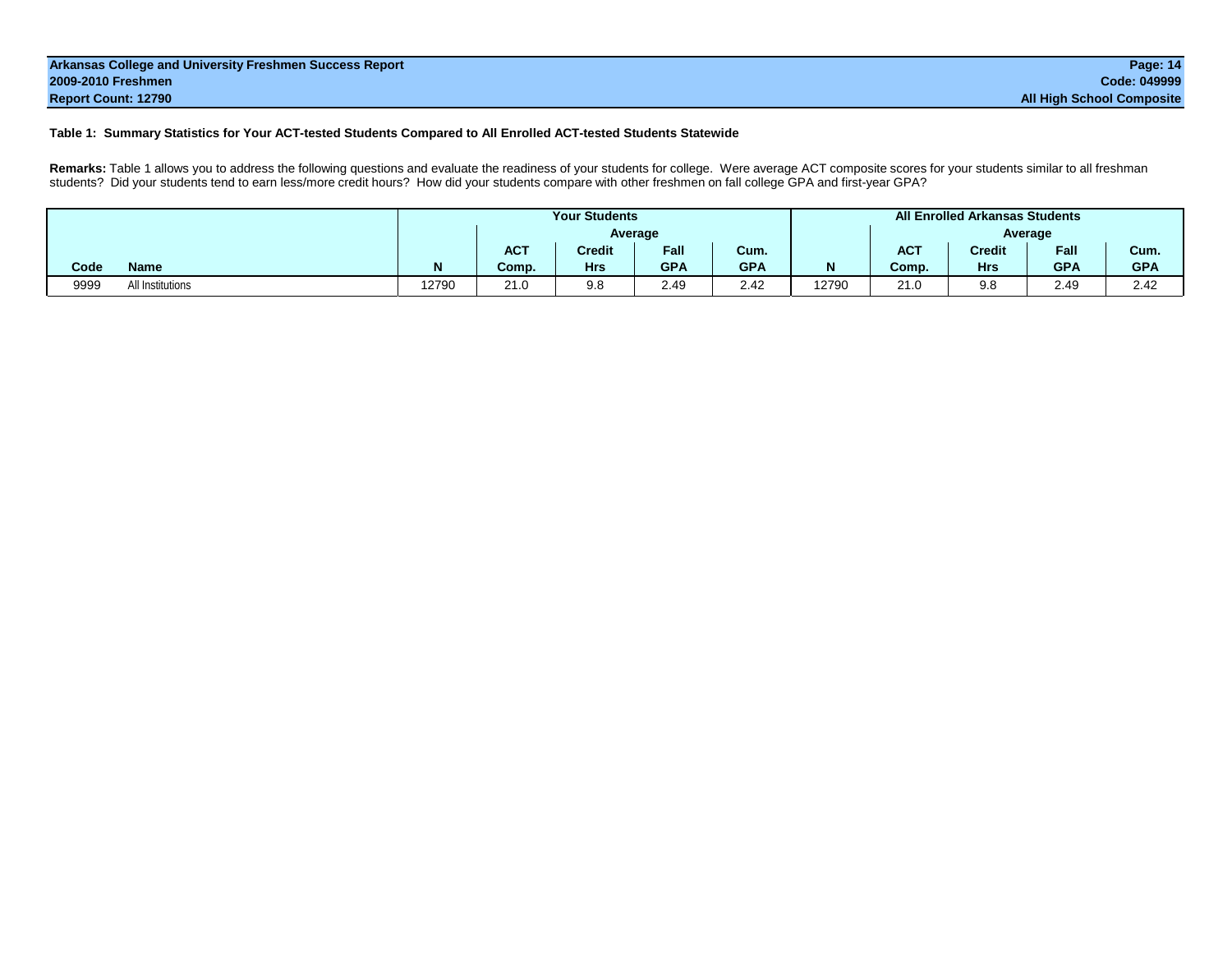**Arkansas College and University Freshmen Success Report**
**2009-2010 Freshmen**
**Report Count: 12790**

**Code: 049999**
**All High School Composite**

**Table 1: Summary Statistics for Your ACT-tested Students Compared to All Enrolled ACT-tested Students Statewide**

**Remarks:** Table 1 allows you to address the following questions and evaluate the readiness of your students for college. Were average ACT composite scores for your students similar to all freshman students? Did your students tend to earn less/more credit hours? How did your students compare with other freshmen on fall college GPA and first-year GPA?

| | | Your Students | | | | | All Enrolled Arkansas Students | | | | |
|---|---|---|---|---|---|---|---|---|---|---|---|
| | | | Average | | | | | Average | | | |
| **Code** | **Name** | **N** | **ACT Comp.** | **Credit Hrs** | **Fall GPA** | **Cum. GPA** | **N** | **ACT Comp.** | **Credit Hrs** | **Fall GPA** | **Cum. GPA** |
| 9999 | All Institutions | 12790 | 21.0 | 9.8 | 2.49 | 2.42 | 12790 | 21.0 | 9.8 | 2.49 | 2.42 |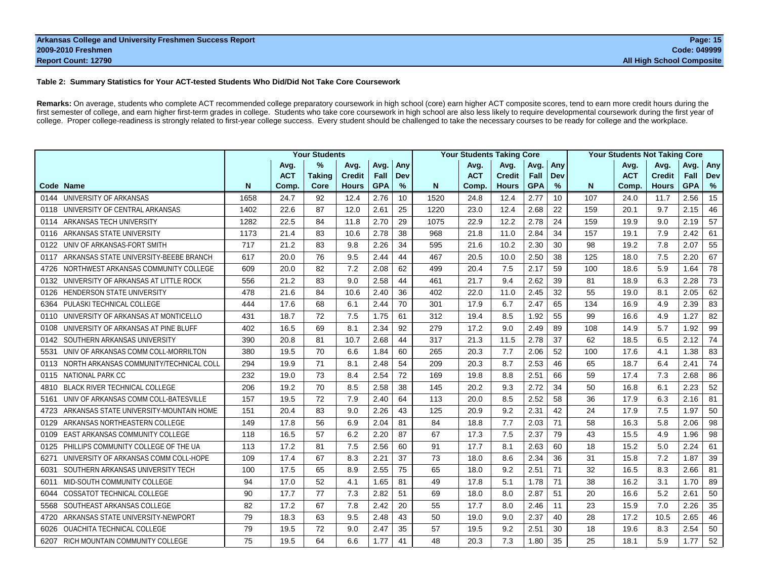### Table 2: Summary Statistics for Your ACT-tested Students Who Did/Did Not Take Core Coursework

**Remarks:** On average, students who complete ACT recommended college preparatory coursework in high school (core) earn higher ACT composite scores, tend to earn more credit hours during the first semester of college, and earn higher first-term grades in college. Students who take core coursework in high school are also less likely to require developmental coursework during the first year of college. Proper college-readiness is strongly related to first-year college success. Every student should be challenged to take the necessary courses to be ready for college and the workplace.

| | | Your Students | | | | | | Your Students Taking Core | | | | | Your Students Not Taking Core | | | | |
|---|---|---|---|---|---|---|---|---|---|---|---|---|---|---|---|---|---|
| Code | Name | N | Avg. ACT Comp. | % Taking Core | Avg. Credit Hours | Avg. Fall GPA | Any Dev % | N | Avg. ACT Comp. | Avg. Credit Hours | Avg. Fall GPA | Any Dev % | N | Avg. ACT Comp. | Avg. Credit Hours | Avg. Fall GPA | Any Dev % |
| 0144 | UNIVERSITY OF ARKANSAS | 1658 | 24.7 | 92 | 12.4 | 2.76 | 10 | 1520 | 24.8 | 12.4 | 2.77 | 10 | 107 | 24.0 | 11.7 | 2.56 | 15 |
| 0118 | UNIVERSITY OF CENTRAL ARKANSAS | 1402 | 22.6 | 87 | 12.0 | 2.61 | 25 | 1220 | 23.0 | 12.4 | 2.68 | 22 | 159 | 20.1 | 9.7 | 2.15 | 46 |
| 0114 | ARKANSAS TECH UNIVERSITY | 1282 | 22.5 | 84 | 11.8 | 2.70 | 29 | 1075 | 22.9 | 12.2 | 2.78 | 24 | 159 | 19.9 | 9.0 | 2.19 | 57 |
| 0116 | ARKANSAS STATE UNIVERSITY | 1173 | 21.4 | 83 | 10.6 | 2.78 | 38 | 968 | 21.8 | 11.0 | 2.84 | 34 | 157 | 19.1 | 7.9 | 2.42 | 61 |
| 0122 | UNIV OF ARKANSAS-FORT SMITH | 717 | 21.2 | 83 | 9.8 | 2.26 | 34 | 595 | 21.6 | 10.2 | 2.30 | 30 | 98 | 19.2 | 7.8 | 2.07 | 55 |
| 0117 | ARKANSAS STATE UNIVERSITY-BEEBE BRANCH | 617 | 20.0 | 76 | 9.5 | 2.44 | 44 | 467 | 20.5 | 10.0 | 2.50 | 38 | 125 | 18.0 | 7.5 | 2.20 | 67 |
| 4726 | NORTHWEST ARKANSAS COMMUNITY COLLEGE | 609 | 20.0 | 82 | 7.2 | 2.08 | 62 | 499 | 20.4 | 7.5 | 2.17 | 59 | 100 | 18.6 | 5.9 | 1.64 | 78 |
| 0132 | UNIVERSITY OF ARKANSAS AT LITTLE ROCK | 556 | 21.2 | 83 | 9.0 | 2.58 | 44 | 461 | 21.7 | 9.4 | 2.62 | 39 | 81 | 18.9 | 6.3 | 2.28 | 73 |
| 0126 | HENDERSON STATE UNIVERSITY | 478 | 21.6 | 84 | 10.6 | 2.40 | 36 | 402 | 22.0 | 11.0 | 2.45 | 32 | 55 | 19.0 | 8.1 | 2.05 | 62 |
| 6364 | PULASKI TECHNICAL COLLEGE | 444 | 17.6 | 68 | 6.1 | 2.44 | 70 | 301 | 17.9 | 6.7 | 2.47 | 65 | 134 | 16.9 | 4.9 | 2.39 | 83 |
| 0110 | UNIVERSITY OF ARKANSAS AT MONTICELLO | 431 | 18.7 | 72 | 7.5 | 1.75 | 61 | 312 | 19.4 | 8.5 | 1.92 | 55 | 99 | 16.6 | 4.9 | 1.27 | 82 |
| 0108 | UNIVERSITY OF ARKANSAS AT PINE BLUFF | 402 | 16.5 | 69 | 8.1 | 2.34 | 92 | 279 | 17.2 | 9.0 | 2.49 | 89 | 108 | 14.9 | 5.7 | 1.92 | 99 |
| 0142 | SOUTHERN ARKANSAS UNIVERSITY | 390 | 20.8 | 81 | 10.7 | 2.68 | 44 | 317 | 21.3 | 11.5 | 2.78 | 37 | 62 | 18.5 | 6.5 | 2.12 | 74 |
| 5531 | UNIV OF ARKANSAS COMM COLL-MORRILTON | 380 | 19.5 | 70 | 6.6 | 1.84 | 60 | 265 | 20.3 | 7.7 | 2.06 | 52 | 100 | 17.6 | 4.1 | 1.38 | 83 |
| 0113 | NORTH ARKANSAS COMMUNITY/TECHNICAL COLL | 294 | 19.9 | 71 | 8.1 | 2.48 | 54 | 209 | 20.3 | 8.7 | 2.53 | 46 | 65 | 18.7 | 6.4 | 2.41 | 74 |
| 0115 | NATIONAL PARK CC | 232 | 19.0 | 73 | 8.4 | 2.54 | 72 | 169 | 19.8 | 8.8 | 2.51 | 66 | 59 | 17.4 | 7.3 | 2.68 | 86 |
| 4810 | BLACK RIVER TECHNICAL COLLEGE | 206 | 19.2 | 70 | 8.5 | 2.58 | 38 | 145 | 20.2 | 9.3 | 2.72 | 34 | 50 | 16.8 | 6.1 | 2.23 | 52 |
| 5161 | UNIV OF ARKANSAS COMM COLL-BATESVILLE | 157 | 19.5 | 72 | 7.9 | 2.40 | 64 | 113 | 20.0 | 8.5 | 2.52 | 58 | 36 | 17.9 | 6.3 | 2.16 | 81 |
| 4723 | ARKANSAS STATE UNIVERSITY-MOUNTAIN HOME | 151 | 20.4 | 83 | 9.0 | 2.26 | 43 | 125 | 20.9 | 9.2 | 2.31 | 42 | 24 | 17.9 | 7.5 | 1.97 | 50 |
| 0129 | ARKANSAS NORTHEASTERN COLLEGE | 149 | 17.8 | 56 | 6.9 | 2.04 | 81 | 84 | 18.8 | 7.7 | 2.03 | 71 | 58 | 16.3 | 5.8 | 2.06 | 98 |
| 0109 | EAST ARKANSAS COMMUNITY COLLEGE | 118 | 16.5 | 57 | 6.2 | 2.20 | 87 | 67 | 17.3 | 7.5 | 2.37 | 79 | 43 | 15.5 | 4.9 | 1.96 | 98 |
| 0125 | PHILLIPS COMMUNITY COLLEGE OF THE UA | 113 | 17.2 | 81 | 7.5 | 2.56 | 60 | 91 | 17.7 | 8.1 | 2.63 | 60 | 18 | 15.2 | 5.0 | 2.24 | 61 |
| 6271 | UNIVERSITY OF ARKANSAS COMM COLL-HOPE | 109 | 17.4 | 67 | 8.3 | 2.21 | 37 | 73 | 18.0 | 8.6 | 2.34 | 36 | 31 | 15.8 | 7.2 | 1.87 | 39 |
| 6031 | SOUTHERN ARKANSAS UNIVERSITY TECH | 100 | 17.5 | 65 | 8.9 | 2.55 | 75 | 65 | 18.0 | 9.2 | 2.51 | 71 | 32 | 16.5 | 8.3 | 2.66 | 81 |
| 6011 | MID-SOUTH COMMUNITY COLLEGE | 94 | 17.0 | 52 | 4.1 | 1.65 | 81 | 49 | 17.8 | 5.1 | 1.78 | 71 | 38 | 16.2 | 3.1 | 1.70 | 89 |
| 6044 | COSSATOT TECHNICAL COLLEGE | 90 | 17.7 | 77 | 7.3 | 2.82 | 51 | 69 | 18.0 | 8.0 | 2.87 | 51 | 20 | 16.6 | 5.2 | 2.61 | 50 |
| 5568 | SOUTHEAST ARKANSAS COLLEGE | 82 | 17.2 | 67 | 7.8 | 2.42 | 20 | 55 | 17.7 | 8.0 | 2.46 | 11 | 23 | 15.9 | 7.0 | 2.26 | 35 |
| 4720 | ARKANSAS STATE UNIVERSITY-NEWPORT | 79 | 18.3 | 63 | 9.5 | 2.48 | 43 | 50 | 19.0 | 9.0 | 2.37 | 40 | 28 | 17.2 | 10.5 | 2.65 | 46 |
| 6026 | OUACHITA TECHNICAL COLLEGE | 79 | 19.5 | 72 | 9.0 | 2.47 | 35 | 57 | 19.5 | 9.2 | 2.51 | 30 | 18 | 19.6 | 8.3 | 2.54 | 50 |
| 6207 | RICH MOUNTAIN COMMUNITY COLLEGE | 75 | 19.5 | 64 | 6.6 | 1.77 | 41 | 48 | 20.3 | 7.3 | 1.80 | 35 | 25 | 18.1 | 5.9 | 1.77 | 52 |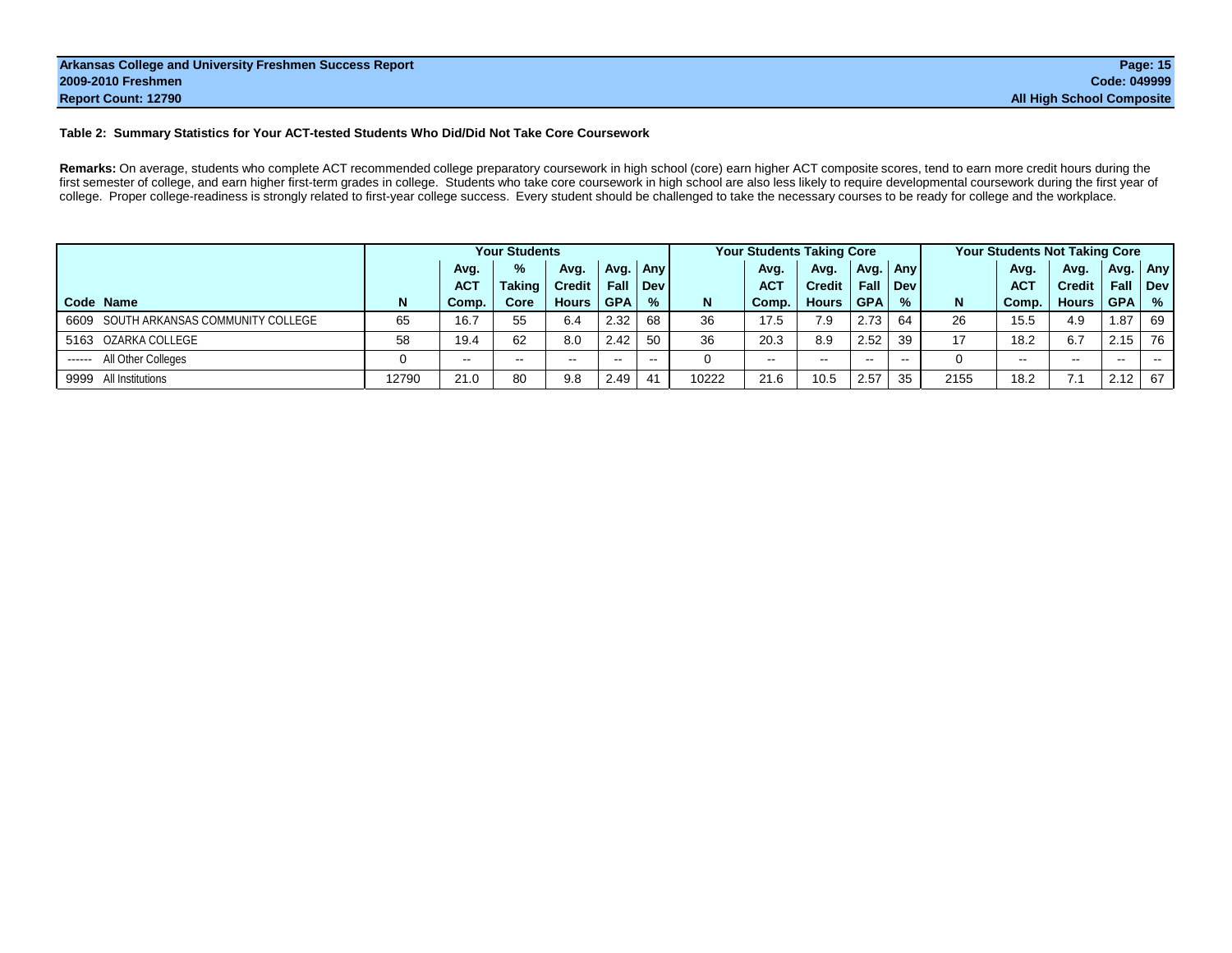Arkansas College and University Freshmen Success Report
2009-2010 Freshmen
Report Count: 12790

Code: 049999
All High School Composite

### Table 2: Summary Statistics for Your ACT-tested Students Who Did/Did Not Take Core Coursework

**Remarks:** On average, students who complete ACT recommended college preparatory coursework in high school (core) earn higher ACT composite scores, tend to earn more credit hours during the first semester of college, and earn higher first-term grades in college. Students who take core coursework in high school are also less likely to require developmental coursework during the first year of college. Proper college-readiness is strongly related to first-year college success. Every student should be challenged to take the necessary courses to be ready for college and the workplace.

| | | Your Students | | | | | | Your Students Taking Core | | | | | Your Students Not Taking Core | | | | |
|---|---|---|---|---|---|---|---|---|---|---|---|---|---|---|---|---|---|
| Code | Name | N | Avg. ACT Comp. | % Taking Core | Avg. Credit Hours | Avg. Fall GPA | Any Dev % | N | Avg. ACT Comp. | Avg. Credit Hours | Avg. Fall GPA | Any Dev % | N | Avg. ACT Comp. | Avg. Credit Hours | Avg. Fall GPA | Any Dev % |
| 6609 | SOUTH ARKANSAS COMMUNITY COLLEGE | 65 | 16.7 | 55 | 6.4 | 2.32 | 68 | 36 | 17.5 | 7.9 | 2.73 | 64 | 26 | 15.5 | 4.9 | 1.87 | 69 |
| 5163 | OZARKA COLLEGE | 58 | 19.4 | 62 | 8.0 | 2.42 | 50 | 36 | 20.3 | 8.9 | 2.52 | 39 | 17 | 18.2 | 6.7 | 2.15 | 76 |
| ------ | All Other Colleges | 0 | -- | -- | -- | -- | -- | 0 | -- | -- | -- | -- | 0 | -- | -- | -- | -- |
| 9999 | All Institutions | 12790 | 21.0 | 80 | 9.8 | 2.49 | 41 | 10222 | 21.6 | 10.5 | 2.57 | 35 | 2155 | 18.2 | 7.1 | 2.12 | 67 |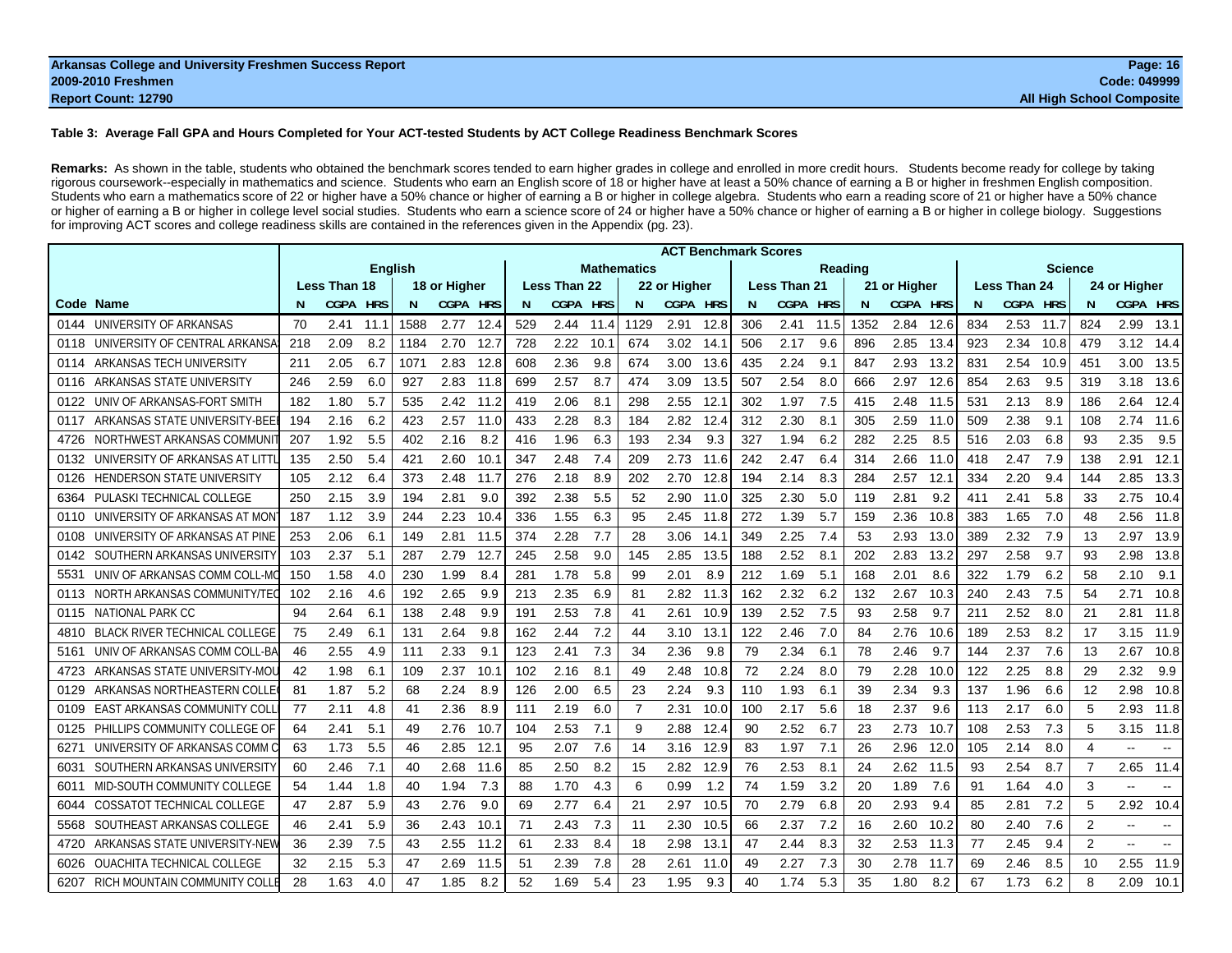**Arkansas College and University Freshmen Success Report**
**2009-2010 Freshmen**
**Report Count: 12790**

**Code: 049999**
**All High School Composite**

### Table 3: Average Fall GPA and Hours Completed for Your ACT-tested Students by ACT College Readiness Benchmark Scores

**Remarks:** As shown in the table, students who obtained the benchmark scores tended to earn higher grades in college and enrolled in more credit hours. Students become ready for college by taking rigorous coursework--especially in mathematics and science. Students who earn an English score of 18 or higher have at least a 50% chance of earning a B or higher in freshmen English composition. Students who earn a mathematics score of 22 or higher have a 50% chance or higher of earning a B or higher in college algebra. Students who earn a reading score of 21 or higher have a 50% chance or higher of earning a B or higher in college level social studies. Students who earn a science score of 24 or higher have a 50% chance or higher of earning a B or higher in college biology. Suggestions for improving ACT scores and college readiness skills are contained in the references given in the Appendix (pg. 23).

| | | ACT Benchmark Scores | | | | | | | | | | | | | | | | | | | | | | | |
|---|---|---|---|---|---|---|---|---|---|---|---|---|---|---|---|---|---|---|---|---|---|---|---|---|---|
| | | English | | | | | | Mathematics | | | | | | Reading | | | | | | Science | | | | | |
| | | Less Than 18 | | | 18 or Higher | | | Less Than 22 | | | 22 or Higher | | | Less Than 21 | | | 21 or Higher | | | Less Than 24 | | | 24 or Higher | | |
| Code | Name | N | CGPA | HRS | N | CGPA | HRS | N | CGPA | HRS | N | CGPA | HRS | N | CGPA | HRS | N | CGPA | HRS | N | CGPA | HRS | N | CGPA | HRS |
| 0144 | UNIVERSITY OF ARKANSAS | 70 | 2.41 | 11.1 | 1588 | 2.77 | 12.4 | 529 | 2.44 | 11.4 | 1129 | 2.91 | 12.8 | 306 | 2.41 | 11.5 | 1352 | 2.84 | 12.6 | 834 | 2.53 | 11.7 | 824 | 2.99 | 13.1 |
| 0118 | UNIVERSITY OF CENTRAL ARKANSA | 218 | 2.09 | 8.2 | 1184 | 2.70 | 12.7 | 728 | 2.22 | 10.1 | 674 | 3.02 | 14.1 | 506 | 2.17 | 9.6 | 896 | 2.85 | 13.4 | 923 | 2.34 | 10.8 | 479 | 3.12 | 14.4 |
| 0114 | ARKANSAS TECH UNIVERSITY | 211 | 2.05 | 6.7 | 1071 | 2.83 | 12.8 | 608 | 2.36 | 9.8 | 674 | 3.00 | 13.6 | 435 | 2.24 | 9.1 | 847 | 2.93 | 13.2 | 831 | 2.54 | 10.9 | 451 | 3.00 | 13.5 |
| 0116 | ARKANSAS STATE UNIVERSITY | 246 | 2.59 | 6.0 | 927 | 2.83 | 11.8 | 699 | 2.57 | 8.7 | 474 | 3.09 | 13.5 | 507 | 2.54 | 8.0 | 666 | 2.97 | 12.6 | 854 | 2.63 | 9.5 | 319 | 3.18 | 13.6 |
| 0122 | UNIV OF ARKANSAS-FORT SMITH | 182 | 1.80 | 5.7 | 535 | 2.42 | 11.2 | 419 | 2.06 | 8.1 | 298 | 2.55 | 12.1 | 302 | 1.97 | 7.5 | 415 | 2.48 | 11.5 | 531 | 2.13 | 8.9 | 186 | 2.64 | 12.4 |
| 0117 | ARKANSAS STATE UNIVERSITY-BEE | 194 | 2.16 | 6.2 | 423 | 2.57 | 11.0 | 433 | 2.28 | 8.3 | 184 | 2.82 | 12.4 | 312 | 2.30 | 8.1 | 305 | 2.59 | 11.0 | 509 | 2.38 | 9.1 | 108 | 2.74 | 11.6 |
| 4726 | NORTHWEST ARKANSAS COMMUNIT | 207 | 1.92 | 5.5 | 402 | 2.16 | 8.2 | 416 | 1.96 | 6.3 | 193 | 2.34 | 9.3 | 327 | 1.94 | 6.2 | 282 | 2.25 | 8.5 | 516 | 2.03 | 6.8 | 93 | 2.35 | 9.5 |
| 0132 | UNIVERSITY OF ARKANSAS AT LITTL | 135 | 2.50 | 5.4 | 421 | 2.60 | 10.1 | 347 | 2.48 | 7.4 | 209 | 2.73 | 11.6 | 242 | 2.47 | 6.4 | 314 | 2.66 | 11.0 | 418 | 2.47 | 7.9 | 138 | 2.91 | 12.1 |
| 0126 | HENDERSON STATE UNIVERSITY | 105 | 2.12 | 6.4 | 373 | 2.48 | 11.7 | 276 | 2.18 | 8.9 | 202 | 2.70 | 12.8 | 194 | 2.14 | 8.3 | 284 | 2.57 | 12.1 | 334 | 2.20 | 9.4 | 144 | 2.85 | 13.3 |
| 6364 | PULASKI TECHNICAL COLLEGE | 250 | 2.15 | 3.9 | 194 | 2.81 | 9.0 | 392 | 2.38 | 5.5 | 52 | 2.90 | 11.0 | 325 | 2.30 | 5.0 | 119 | 2.81 | 9.2 | 411 | 2.41 | 5.8 | 33 | 2.75 | 10.4 |
| 0110 | UNIVERSITY OF ARKANSAS AT MON | 187 | 1.12 | 3.9 | 244 | 2.23 | 10.4 | 336 | 1.55 | 6.3 | 95 | 2.45 | 11.8 | 272 | 1.39 | 5.7 | 159 | 2.36 | 10.8 | 383 | 1.65 | 7.0 | 48 | 2.56 | 11.8 |
| 0108 | UNIVERSITY OF ARKANSAS AT PINE | 253 | 2.06 | 6.1 | 149 | 2.81 | 11.5 | 374 | 2.28 | 7.7 | 28 | 3.06 | 14.1 | 349 | 2.25 | 7.4 | 53 | 2.93 | 13.0 | 389 | 2.32 | 7.9 | 13 | 2.97 | 13.9 |
| 0142 | SOUTHERN ARKANSAS UNIVERSITY | 103 | 2.37 | 5.1 | 287 | 2.79 | 12.7 | 245 | 2.58 | 9.0 | 145 | 2.85 | 13.5 | 188 | 2.52 | 8.1 | 202 | 2.83 | 13.2 | 297 | 2.58 | 9.7 | 93 | 2.98 | 13.8 |
| 5531 | UNIV OF ARKANSAS COMM COLL-MO | 150 | 1.58 | 4.0 | 230 | 1.99 | 8.4 | 281 | 1.78 | 5.8 | 99 | 2.01 | 8.9 | 212 | 1.69 | 5.1 | 168 | 2.01 | 8.6 | 322 | 1.79 | 6.2 | 58 | 2.10 | 9.1 |
| 0113 | NORTH ARKANSAS COMMUNITY/TEC | 102 | 2.16 | 4.6 | 192 | 2.65 | 9.9 | 213 | 2.35 | 6.9 | 81 | 2.82 | 11.3 | 162 | 2.32 | 6.2 | 132 | 2.67 | 10.3 | 240 | 2.43 | 7.5 | 54 | 2.71 | 10.8 |
| 0115 | NATIONAL PARK CC | 94 | 2.64 | 6.1 | 138 | 2.48 | 9.9 | 191 | 2.53 | 7.8 | 41 | 2.61 | 10.9 | 139 | 2.52 | 7.5 | 93 | 2.58 | 9.7 | 211 | 2.52 | 8.0 | 21 | 2.81 | 11.8 |
| 4810 | BLACK RIVER TECHNICAL COLLEGE | 75 | 2.49 | 6.1 | 131 | 2.64 | 9.8 | 162 | 2.44 | 7.2 | 44 | 3.10 | 13.1 | 122 | 2.46 | 7.0 | 84 | 2.76 | 10.6 | 189 | 2.53 | 8.2 | 17 | 3.15 | 11.9 |
| 5161 | UNIV OF ARKANSAS COMM COLL-BA | 46 | 2.55 | 4.9 | 111 | 2.33 | 9.1 | 123 | 2.41 | 7.3 | 34 | 2.36 | 9.8 | 79 | 2.34 | 6.1 | 78 | 2.46 | 9.7 | 144 | 2.37 | 7.6 | 13 | 2.67 | 10.8 |
| 4723 | ARKANSAS STATE UNIVERSITY-MOU | 42 | 1.98 | 6.1 | 109 | 2.37 | 10.1 | 102 | 2.16 | 8.1 | 49 | 2.48 | 10.8 | 72 | 2.24 | 8.0 | 79 | 2.28 | 10.0 | 122 | 2.25 | 8.8 | 29 | 2.32 | 9.9 |
| 0129 | ARKANSAS NORTHEASTERN COLLE | 81 | 1.87 | 5.2 | 68 | 2.24 | 8.9 | 126 | 2.00 | 6.5 | 23 | 2.24 | 9.3 | 110 | 1.93 | 6.1 | 39 | 2.34 | 9.3 | 137 | 1.96 | 6.6 | 12 | 2.98 | 10.8 |
| 0109 | EAST ARKANSAS COMMUNITY COLL | 77 | 2.11 | 4.8 | 41 | 2.36 | 8.9 | 111 | 2.19 | 6.0 | 7 | 2.31 | 10.0 | 100 | 2.17 | 5.6 | 18 | 2.37 | 9.6 | 113 | 2.17 | 6.0 | 5 | 2.93 | 11.8 |
| 0125 | PHILLIPS COMMUNITY COLLEGE OF | 64 | 2.41 | 5.1 | 49 | 2.76 | 10.7 | 104 | 2.53 | 7.1 | 9 | 2.88 | 12.4 | 90 | 2.52 | 6.7 | 23 | 2.73 | 10.7 | 108 | 2.53 | 7.3 | 5 | 3.15 | 11.8 |
| 6271 | UNIVERSITY OF ARKANSAS COMM C | 63 | 1.73 | 5.5 | 46 | 2.85 | 12.1 | 95 | 2.07 | 7.6 | 14 | 3.16 | 12.9 | 83 | 1.97 | 7.1 | 26 | 2.96 | 12.0 | 105 | 2.14 | 8.0 | 4 | -- | -- |
| 6031 | SOUTHERN ARKANSAS UNIVERSITY | 60 | 2.46 | 7.1 | 40 | 2.68 | 11.6 | 85 | 2.50 | 8.2 | 15 | 2.82 | 12.9 | 76 | 2.53 | 8.1 | 24 | 2.62 | 11.5 | 93 | 2.54 | 8.7 | 7 | 2.65 | 11.4 |
| 6011 | MID-SOUTH COMMUNITY COLLEGE | 54 | 1.44 | 1.8 | 40 | 1.94 | 7.3 | 88 | 1.70 | 4.3 | 6 | 0.99 | 1.2 | 74 | 1.59 | 3.2 | 20 | 1.89 | 7.6 | 91 | 1.64 | 4.0 | 3 | -- | -- |
| 6044 | COSSATOT TECHNICAL COLLEGE | 47 | 2.87 | 5.9 | 43 | 2.76 | 9.0 | 69 | 2.77 | 6.4 | 21 | 2.97 | 10.5 | 70 | 2.79 | 6.8 | 20 | 2.93 | 9.4 | 85 | 2.81 | 7.2 | 5 | 2.92 | 10.4 |
| 5568 | SOUTHEAST ARKANSAS COLLEGE | 46 | 2.41 | 5.9 | 36 | 2.43 | 10.1 | 71 | 2.43 | 7.3 | 11 | 2.30 | 10.5 | 66 | 2.37 | 7.2 | 16 | 2.60 | 10.2 | 80 | 2.40 | 7.6 | 2 | -- | -- |
| 4720 | ARKANSAS STATE UNIVERSITY-NEW | 36 | 2.39 | 7.5 | 43 | 2.55 | 11.2 | 61 | 2.33 | 8.4 | 18 | 2.98 | 13.1 | 47 | 2.44 | 8.3 | 32 | 2.53 | 11.3 | 77 | 2.45 | 9.4 | 2 | -- | -- |
| 6026 | OUACHITA TECHNICAL COLLEGE | 32 | 2.15 | 5.3 | 47 | 2.69 | 11.5 | 51 | 2.39 | 7.8 | 28 | 2.61 | 11.0 | 49 | 2.27 | 7.3 | 30 | 2.78 | 11.7 | 69 | 2.46 | 8.5 | 10 | 2.55 | 11.9 |
| 6207 | RICH MOUNTAIN COMMUNITY COLLE | 28 | 1.63 | 4.0 | 47 | 1.85 | 8.2 | 52 | 1.69 | 5.4 | 23 | 1.95 | 9.3 | 40 | 1.74 | 5.3 | 35 | 1.80 | 8.2 | 67 | 1.73 | 6.2 | 8 | 2.09 | 10.1 |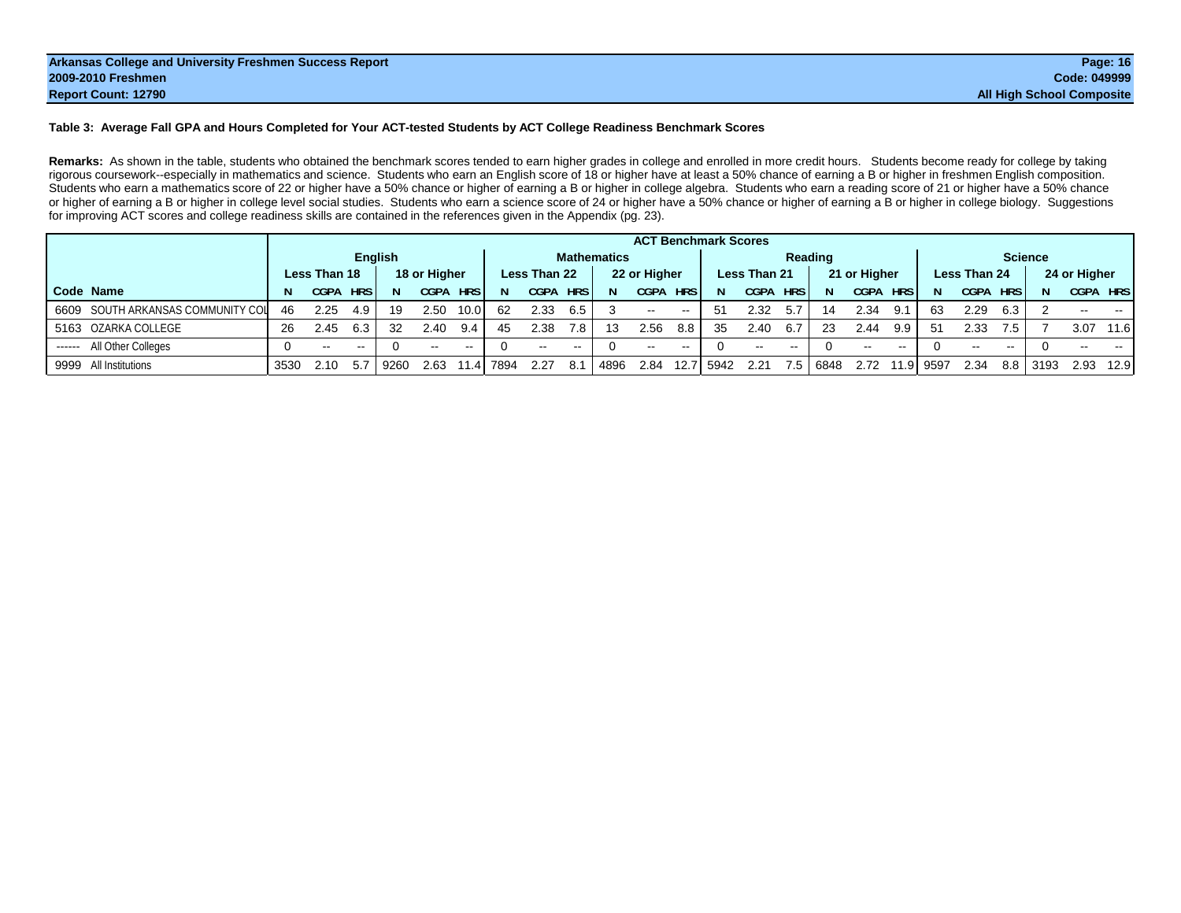Arkansas College and University Freshmen Success Report
2009-2010 Freshmen
Report Count: 12790

Code: 049999
All High School Composite

### Table 3: Average Fall GPA and Hours Completed for Your ACT-tested Students by ACT College Readiness Benchmark Scores

**Remarks:** As shown in the table, students who obtained the benchmark scores tended to earn higher grades in college and enrolled in more credit hours. Students become ready for college by taking rigorous coursework--especially in mathematics and science. Students who earn an English score of 18 or higher have at least a 50% chance of earning a B or higher in freshmen English composition. Students who earn a mathematics score of 22 or higher have a 50% chance or higher of earning a B or higher in college algebra. Students who earn a reading score of 21 or higher have a 50% chance or higher of earning a B or higher in college level social studies. Students who earn a science score of 24 or higher have a 50% chance or higher of earning a B or higher in college biology. Suggestions for improving ACT scores and college readiness skills are contained in the references given in the Appendix (pg. 23).

| | | ACT Benchmark Scores | | | | | | | | | | | | | | | | | | | | | | | |
|---|---|---|---|---|---|---|---|---|---|---|---|---|---|---|---|---|---|---|---|---|---|---|---|---|---|
| | | English | | | | | | Mathematics | | | | | | Reading | | | | | | Science | | | | | |
| | | Less Than 18 | | | 18 or Higher | | | Less Than 22 | | | 22 or Higher | | | Less Than 21 | | | 21 or Higher | | | Less Than 24 | | | 24 or Higher | | |
| Code | Name | N | CGPA | HRS | N | CGPA | HRS | N | CGPA | HRS | N | CGPA | HRS | N | CGPA | HRS | N | CGPA | HRS | N | CGPA | HRS | N | CGPA | HRS |
| 6609 | SOUTH ARKANSAS COMMUNITY COL | 46 | 2.25 | 4.9 | 19 | 2.50 | 10.0 | 62 | 2.33 | 6.5 | 3 | -- | -- | 51 | 2.32 | 5.7 | 14 | 2.34 | 9.1 | 63 | 2.29 | 6.3 | 2 | -- | -- |
| 5163 | OZARKA COLLEGE | 26 | 2.45 | 6.3 | 32 | 2.40 | 9.4 | 45 | 2.38 | 7.8 | 13 | 2.56 | 8.8 | 35 | 2.40 | 6.7 | 23 | 2.44 | 9.9 | 51 | 2.33 | 7.5 | 7 | 3.07 | 11.6 |
| ------ | All Other Colleges | 0 | -- | -- | 0 | -- | -- | 0 | -- | -- | 0 | -- | -- | 0 | -- | -- | 0 | -- | -- | 0 | -- | -- | 0 | -- | -- |
| 9999 | All Institutions | 3530 | 2.10 | 5.7 | 9260 | 2.63 | 11.4 | 7894 | 2.27 | 8.1 | 4896 | 2.84 | 12.7 | 5942 | 2.21 | 7.5 | 6848 | 2.72 | 11.9 | 9597 | 2.34 | 8.8 | 3193 | 2.93 | 12.9 |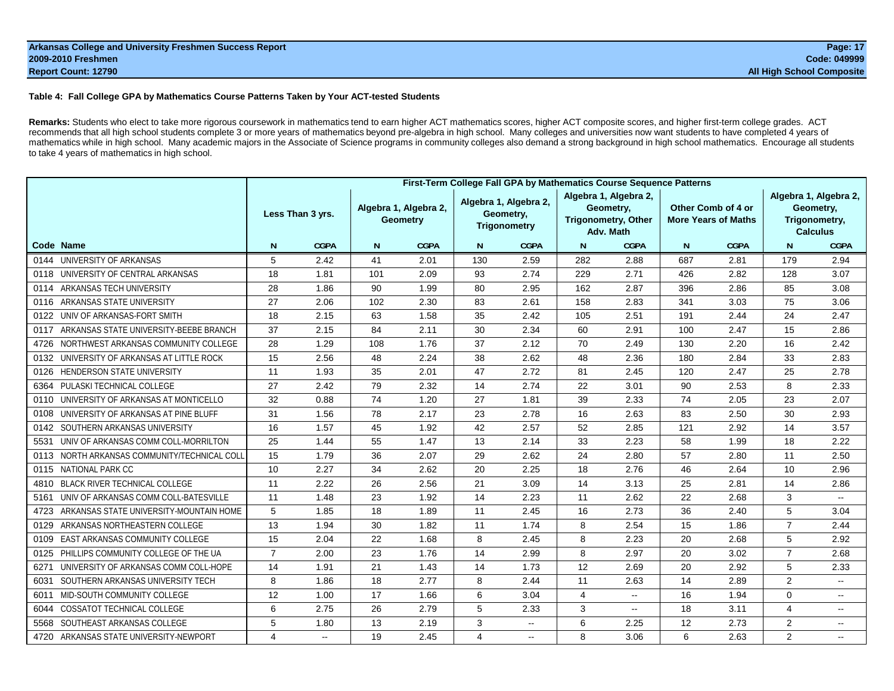**Table 4: Fall College GPA by Mathematics Course Patterns Taken by Your ACT-tested Students**

**Remarks:** Students who elect to take more rigorous coursework in mathematics tend to earn higher ACT mathematics scores, higher ACT composite scores, and higher first-term college grades. ACT recommends that all high school students complete 3 or more years of mathematics beyond pre-algebra in high school. Many colleges and universities now want students to have completed 4 years of mathematics while in high school. Many academic majors in the Associate of Science programs in community colleges also demand a strong background in high school mathematics. Encourage all students to take 4 years of mathematics in high school.

| | First-Term College Fall GPA by Mathematics Course Sequence Patterns | | | | | | | | | | | |
|---|---|---|---|---|---|---|---|---|---|---|---|---|
| | Less Than 3 yrs. | | Algebra 1, Algebra 2, Geometry | | Algebra 1, Algebra 2, Geometry, Trigonometry | | Algebra 1, Algebra 2, Geometry, Trigonometry, Other Adv. Math | | Other Comb of 4 or More Years of Maths | | Algebra 1, Algebra 2, Geometry, Trigonometry, Calculus | |
| Code Name | N | CGPA | N | CGPA | N | CGPA | N | CGPA | N | CGPA | N | CGPA |
| 0144 UNIVERSITY OF ARKANSAS | 5 | 2.42 | 41 | 2.01 | 130 | 2.59 | 282 | 2.88 | 687 | 2.81 | 179 | 2.94 |
| 0118 UNIVERSITY OF CENTRAL ARKANSAS | 18 | 1.81 | 101 | 2.09 | 93 | 2.74 | 229 | 2.71 | 426 | 2.82 | 128 | 3.07 |
| 0114 ARKANSAS TECH UNIVERSITY | 28 | 1.86 | 90 | 1.99 | 80 | 2.95 | 162 | 2.87 | 396 | 2.86 | 85 | 3.08 |
| 0116 ARKANSAS STATE UNIVERSITY | 27 | 2.06 | 102 | 2.30 | 83 | 2.61 | 158 | 2.83 | 341 | 3.03 | 75 | 3.06 |
| 0122 UNIV OF ARKANSAS-FORT SMITH | 18 | 2.15 | 63 | 1.58 | 35 | 2.42 | 105 | 2.51 | 191 | 2.44 | 24 | 2.47 |
| 0117 ARKANSAS STATE UNIVERSITY-BEEBE BRANCH | 37 | 2.15 | 84 | 2.11 | 30 | 2.34 | 60 | 2.91 | 100 | 2.47 | 15 | 2.86 |
| 4726 NORTHWEST ARKANSAS COMMUNITY COLLEGE | 28 | 1.29 | 108 | 1.76 | 37 | 2.12 | 70 | 2.49 | 130 | 2.20 | 16 | 2.42 |
| 0132 UNIVERSITY OF ARKANSAS AT LITTLE ROCK | 15 | 2.56 | 48 | 2.24 | 38 | 2.62 | 48 | 2.36 | 180 | 2.84 | 33 | 2.83 |
| 0126 HENDERSON STATE UNIVERSITY | 11 | 1.93 | 35 | 2.01 | 47 | 2.72 | 81 | 2.45 | 120 | 2.47 | 25 | 2.78 |
| 6364 PULASKI TECHNICAL COLLEGE | 27 | 2.42 | 79 | 2.32 | 14 | 2.74 | 22 | 3.01 | 90 | 2.53 | 8 | 2.33 |
| 0110 UNIVERSITY OF ARKANSAS AT MONTICELLO | 32 | 0.88 | 74 | 1.20 | 27 | 1.81 | 39 | 2.33 | 74 | 2.05 | 23 | 2.07 |
| 0108 UNIVERSITY OF ARKANSAS AT PINE BLUFF | 31 | 1.56 | 78 | 2.17 | 23 | 2.78 | 16 | 2.63 | 83 | 2.50 | 30 | 2.93 |
| 0142 SOUTHERN ARKANSAS UNIVERSITY | 16 | 1.57 | 45 | 1.92 | 42 | 2.57 | 52 | 2.85 | 121 | 2.92 | 14 | 3.57 |
| 5531 UNIV OF ARKANSAS COMM COLL-MORRILTON | 25 | 1.44 | 55 | 1.47 | 13 | 2.14 | 33 | 2.23 | 58 | 1.99 | 18 | 2.22 |
| 0113 NORTH ARKANSAS COMMUNITY/TECHNICAL COLL | 15 | 1.79 | 36 | 2.07 | 29 | 2.62 | 24 | 2.80 | 57 | 2.80 | 11 | 2.50 |
| 0115 NATIONAL PARK CC | 10 | 2.27 | 34 | 2.62 | 20 | 2.25 | 18 | 2.76 | 46 | 2.64 | 10 | 2.96 |
| 4810 BLACK RIVER TECHNICAL COLLEGE | 11 | 2.22 | 26 | 2.56 | 21 | 3.09 | 14 | 3.13 | 25 | 2.81 | 14 | 2.86 |
| 5161 UNIV OF ARKANSAS COMM COLL-BATESVILLE | 11 | 1.48 | 23 | 1.92 | 14 | 2.23 | 11 | 2.62 | 22 | 2.68 | 3 | -- |
| 4723 ARKANSAS STATE UNIVERSITY-MOUNTAIN HOME | 5 | 1.85 | 18 | 1.89 | 11 | 2.45 | 16 | 2.73 | 36 | 2.40 | 5 | 3.04 |
| 0129 ARKANSAS NORTHEASTERN COLLEGE | 13 | 1.94 | 30 | 1.82 | 11 | 1.74 | 8 | 2.54 | 15 | 1.86 | 7 | 2.44 |
| 0109 EAST ARKANSAS COMMUNITY COLLEGE | 15 | 2.04 | 22 | 1.68 | 8 | 2.45 | 8 | 2.23 | 20 | 2.68 | 5 | 2.92 |
| 0125 PHILLIPS COMMUNITY COLLEGE OF THE UA | 7 | 2.00 | 23 | 1.76 | 14 | 2.99 | 8 | 2.97 | 20 | 3.02 | 7 | 2.68 |
| 6271 UNIVERSITY OF ARKANSAS COMM COLL-HOPE | 14 | 1.91 | 21 | 1.43 | 14 | 1.73 | 12 | 2.69 | 20 | 2.92 | 5 | 2.33 |
| 6031 SOUTHERN ARKANSAS UNIVERSITY TECH | 8 | 1.86 | 18 | 2.77 | 8 | 2.44 | 11 | 2.63 | 14 | 2.89 | 2 | -- |
| 6011 MID-SOUTH COMMUNITY COLLEGE | 12 | 1.00 | 17 | 1.66 | 6 | 3.04 | 4 | -- | 16 | 1.94 | 0 | -- |
| 6044 COSSATOT TECHNICAL COLLEGE | 6 | 2.75 | 26 | 2.79 | 5 | 2.33 | 3 | -- | 18 | 3.11 | 4 | -- |
| 5568 SOUTHEAST ARKANSAS COLLEGE | 5 | 1.80 | 13 | 2.19 | 3 | -- | 6 | 2.25 | 12 | 2.73 | 2 | -- |
| 4720 ARKANSAS STATE UNIVERSITY-NEWPORT | 4 | -- | 19 | 2.45 | 4 | -- | 8 | 3.06 | 6 | 2.63 | 2 | -- |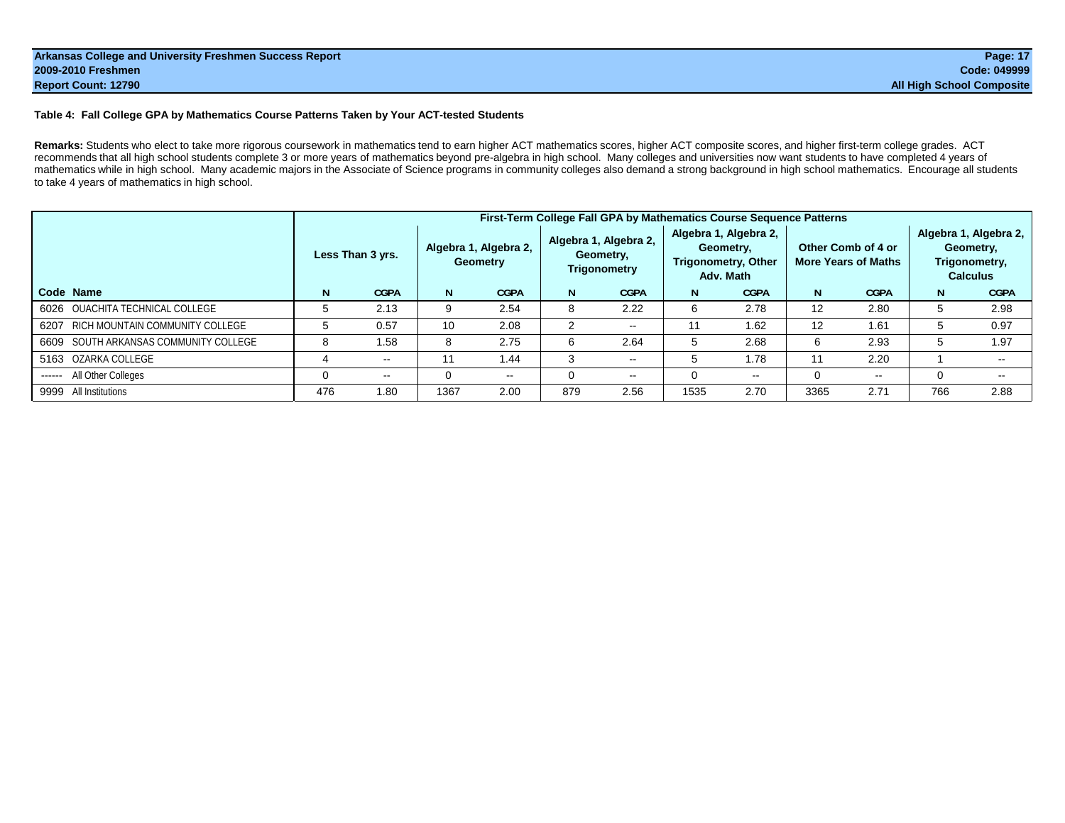Arkansas College and University Freshmen Success Report
2009-2010 Freshmen
Report Count: 12790

Code: 049999
All High School Composite

**Table 4: Fall College GPA by Mathematics Course Patterns Taken by Your ACT-tested Students**

**Remarks:** Students who elect to take more rigorous coursework in mathematics tend to earn higher ACT mathematics scores, higher ACT composite scores, and higher first-term college grades. ACT recommends that all high school students complete 3 or more years of mathematics beyond pre-algebra in high school. Many colleges and universities now want students to have completed 4 years of mathematics while in high school. Many academic majors in the Associate of Science programs in community colleges also demand a strong background in high school mathematics. Encourage all students to take 4 years of mathematics in high school.

| | | First-Term College Fall GPA by Mathematics Course Sequence Patterns | | | | | | | | | | | |
|---|---|---|---|---|---|---|---|---|---|---|---|---|---|
| | | Less Than 3 yrs. | | Algebra 1, Algebra 2, Geometry | | Algebra 1, Algebra 2, Geometry, Trigonometry | | Algebra 1, Algebra 2, Geometry, Trigonometry, Other Adv. Math | | Other Comb of 4 or More Years of Maths | | Algebra 1, Algebra 2, Geometry, Trigonometry, Calculus | |
| **Code** | **Name** | **N** | **CGPA** | **N** | **CGPA** | **N** | **CGPA** | **N** | **CGPA** | **N** | **CGPA** | **N** | **CGPA** |
| 6026 | OUACHITA TECHNICAL COLLEGE | 5 | 2.13 | 9 | 2.54 | 8 | 2.22 | 6 | 2.78 | 12 | 2.80 | 5 | 2.98 |
| 6207 | RICH MOUNTAIN COMMUNITY COLLEGE | 5 | 0.57 | 10 | 2.08 | 2 | -- | 11 | 1.62 | 12 | 1.61 | 5 | 0.97 |
| 6609 | SOUTH ARKANSAS COMMUNITY COLLEGE | 8 | 1.58 | 8 | 2.75 | 6 | 2.64 | 5 | 2.68 | 6 | 2.93 | 5 | 1.97 |
| 5163 | OZARKA COLLEGE | 4 | -- | 11 | 1.44 | 3 | -- | 5 | 1.78 | 11 | 2.20 | 1 | -- |
| ------ | All Other Colleges | 0 | -- | 0 | -- | 0 | -- | 0 | -- | 0 | -- | 0 | -- |
| 9999 | All Institutions | 476 | 1.80 | 1367 | 2.00 | 879 | 2.56 | 1535 | 2.70 | 3365 | 2.71 | 766 | 2.88 |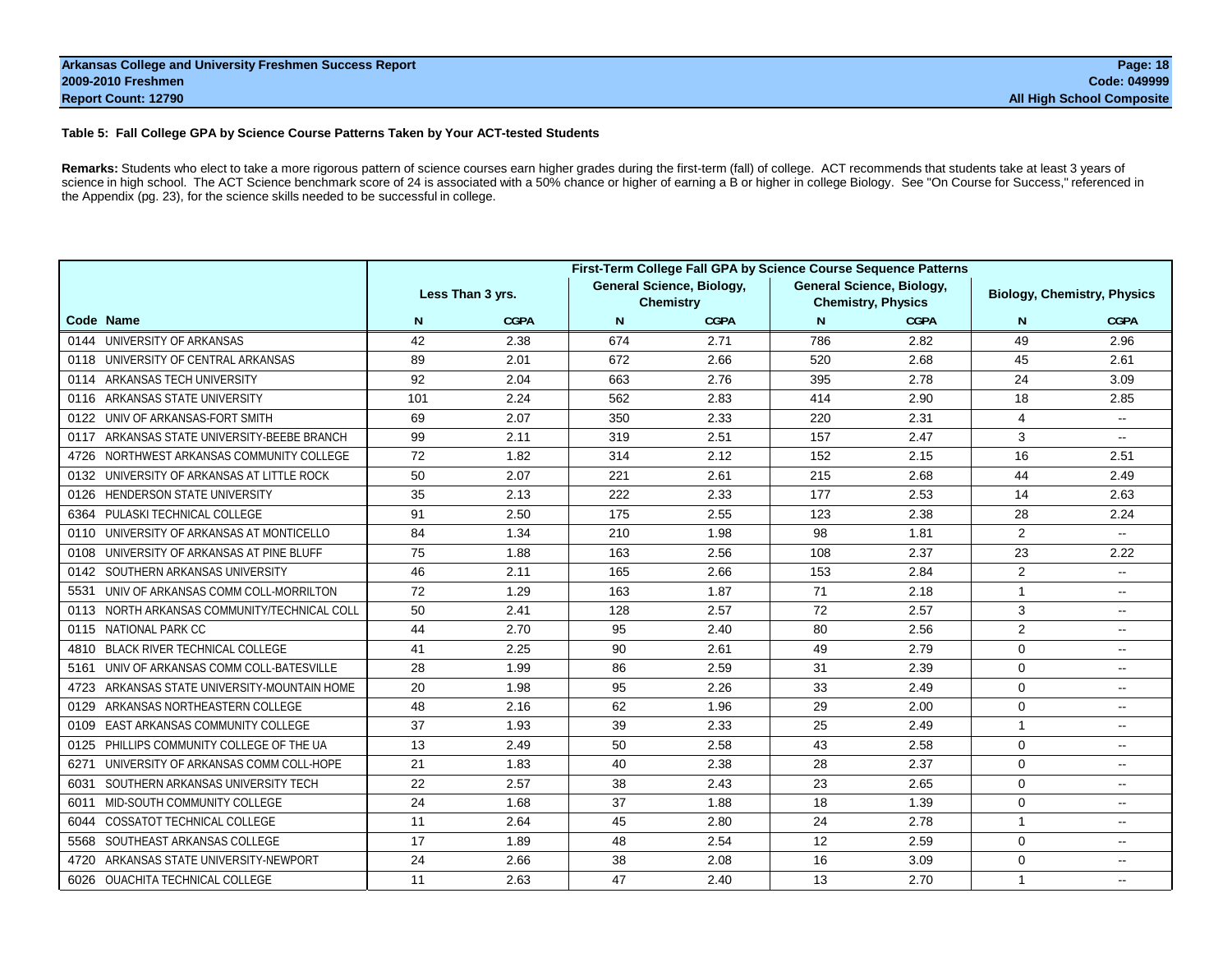### Table 5: Fall College GPA by Science Course Patterns Taken by Your ACT-tested Students

**Remarks:** Students who elect to take a more rigorous pattern of science courses earn higher grades during the first-term (fall) of college. ACT recommends that students take at least 3 years of science in high school. The ACT Science benchmark score of 24 is associated with a 50% chance or higher of earning a B or higher in college Biology. See "On Course for Success," referenced in the Appendix (pg. 23), for the science skills needed to be successful in college.

| | First-Term College Fall GPA by Science Course Sequence Patterns | | | | | | | |
|---|---|---|---|---|---|---|---|---|
| | Less Than 3 yrs. | | General Science, Biology, Chemistry | | General Science, Biology, Chemistry, Physics | | Biology, Chemistry, Physics | |
| Code Name | N | CGPA | N | CGPA | N | CGPA | N | CGPA |
| 0144 UNIVERSITY OF ARKANSAS | 42 | 2.38 | 674 | 2.71 | 786 | 2.82 | 49 | 2.96 |
| 0118 UNIVERSITY OF CENTRAL ARKANSAS | 89 | 2.01 | 672 | 2.66 | 520 | 2.68 | 45 | 2.61 |
| 0114 ARKANSAS TECH UNIVERSITY | 92 | 2.04 | 663 | 2.76 | 395 | 2.78 | 24 | 3.09 |
| 0116 ARKANSAS STATE UNIVERSITY | 101 | 2.24 | 562 | 2.83 | 414 | 2.90 | 18 | 2.85 |
| 0122 UNIV OF ARKANSAS-FORT SMITH | 69 | 2.07 | 350 | 2.33 | 220 | 2.31 | 4 | -- |
| 0117 ARKANSAS STATE UNIVERSITY-BEEBE BRANCH | 99 | 2.11 | 319 | 2.51 | 157 | 2.47 | 3 | -- |
| 4726 NORTHWEST ARKANSAS COMMUNITY COLLEGE | 72 | 1.82 | 314 | 2.12 | 152 | 2.15 | 16 | 2.51 |
| 0132 UNIVERSITY OF ARKANSAS AT LITTLE ROCK | 50 | 2.07 | 221 | 2.61 | 215 | 2.68 | 44 | 2.49 |
| 0126 HENDERSON STATE UNIVERSITY | 35 | 2.13 | 222 | 2.33 | 177 | 2.53 | 14 | 2.63 |
| 6364 PULASKI TECHNICAL COLLEGE | 91 | 2.50 | 175 | 2.55 | 123 | 2.38 | 28 | 2.24 |
| 0110 UNIVERSITY OF ARKANSAS AT MONTICELLO | 84 | 1.34 | 210 | 1.98 | 98 | 1.81 | 2 | -- |
| 0108 UNIVERSITY OF ARKANSAS AT PINE BLUFF | 75 | 1.88 | 163 | 2.56 | 108 | 2.37 | 23 | 2.22 |
| 0142 SOUTHERN ARKANSAS UNIVERSITY | 46 | 2.11 | 165 | 2.66 | 153 | 2.84 | 2 | -- |
| 5531 UNIV OF ARKANSAS COMM COLL-MORRILTON | 72 | 1.29 | 163 | 1.87 | 71 | 2.18 | 1 | -- |
| 0113 NORTH ARKANSAS COMMUNITY/TECHNICAL COLL | 50 | 2.41 | 128 | 2.57 | 72 | 2.57 | 3 | -- |
| 0115 NATIONAL PARK CC | 44 | 2.70 | 95 | 2.40 | 80 | 2.56 | 2 | -- |
| 4810 BLACK RIVER TECHNICAL COLLEGE | 41 | 2.25 | 90 | 2.61 | 49 | 2.79 | 0 | -- |
| 5161 UNIV OF ARKANSAS COMM COLL-BATESVILLE | 28 | 1.99 | 86 | 2.59 | 31 | 2.39 | 0 | -- |
| 4723 ARKANSAS STATE UNIVERSITY-MOUNTAIN HOME | 20 | 1.98 | 95 | 2.26 | 33 | 2.49 | 0 | -- |
| 0129 ARKANSAS NORTHEASTERN COLLEGE | 48 | 2.16 | 62 | 1.96 | 29 | 2.00 | 0 | -- |
| 0109 EAST ARKANSAS COMMUNITY COLLEGE | 37 | 1.93 | 39 | 2.33 | 25 | 2.49 | 1 | -- |
| 0125 PHILLIPS COMMUNITY COLLEGE OF THE UA | 13 | 2.49 | 50 | 2.58 | 43 | 2.58 | 0 | -- |
| 6271 UNIVERSITY OF ARKANSAS COMM COLL-HOPE | 21 | 1.83 | 40 | 2.38 | 28 | 2.37 | 0 | -- |
| 6031 SOUTHERN ARKANSAS UNIVERSITY TECH | 22 | 2.57 | 38 | 2.43 | 23 | 2.65 | 0 | -- |
| 6011 MID-SOUTH COMMUNITY COLLEGE | 24 | 1.68 | 37 | 1.88 | 18 | 1.39 | 0 | -- |
| 6044 COSSATOT TECHNICAL COLLEGE | 11 | 2.64 | 45 | 2.80 | 24 | 2.78 | 1 | -- |
| 5568 SOUTHEAST ARKANSAS COLLEGE | 17 | 1.89 | 48 | 2.54 | 12 | 2.59 | 0 | -- |
| 4720 ARKANSAS STATE UNIVERSITY-NEWPORT | 24 | 2.66 | 38 | 2.08 | 16 | 3.09 | 0 | -- |
| 6026 OUACHITA TECHNICAL COLLEGE | 11 | 2.63 | 47 | 2.40 | 13 | 2.70 | 1 | -- |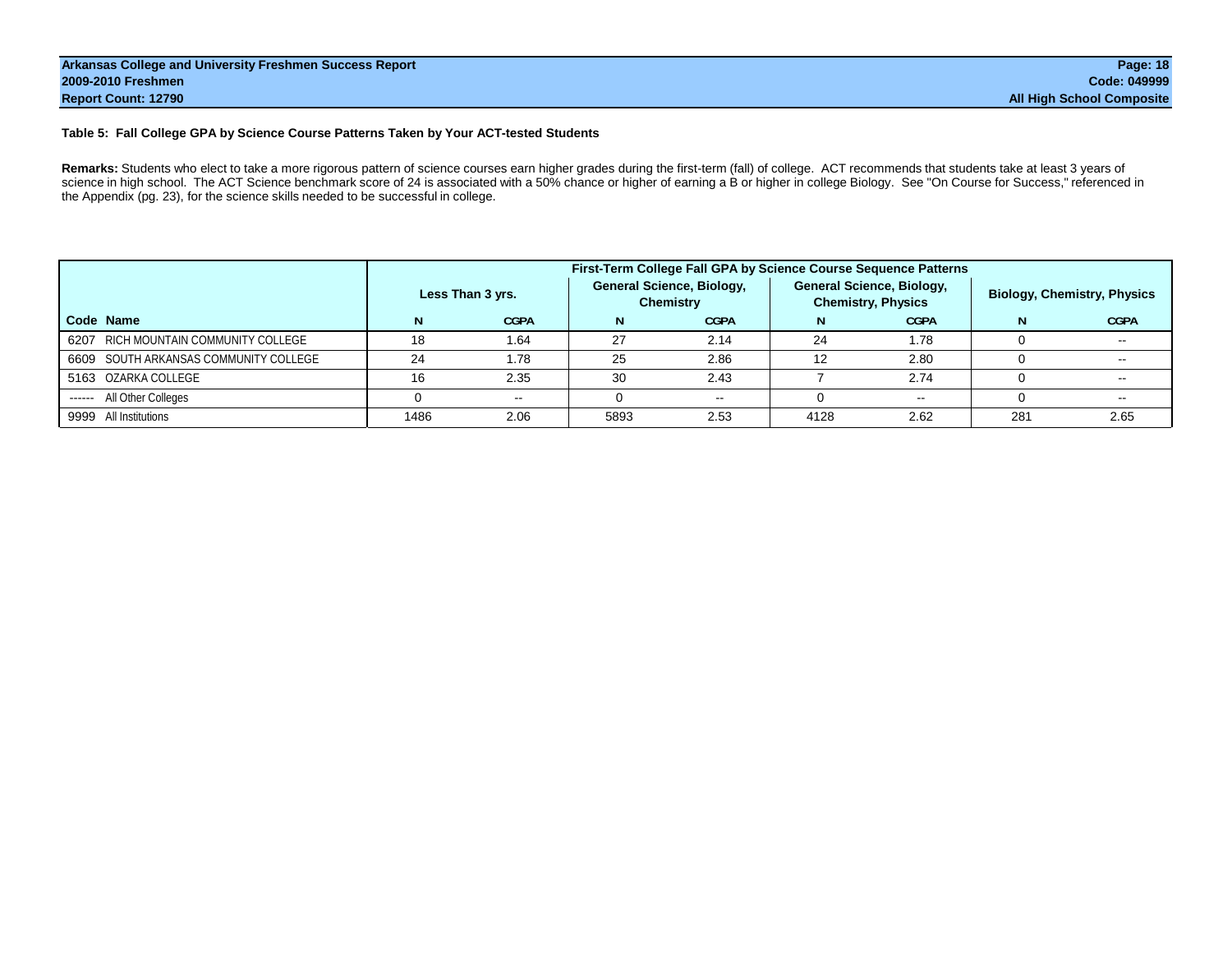**Arkansas College and University Freshmen Success Report**
**2009-2010 Freshmen**
**Report Count: 12790**

**Code: 049999**
**All High School Composite**

### Table 5: Fall College GPA by Science Course Patterns Taken by Your ACT-tested Students

**Remarks:** Students who elect to take a more rigorous pattern of science courses earn higher grades during the first-term (fall) of college. ACT recommends that students take at least 3 years of science in high school. The ACT Science benchmark score of 24 is associated with a 50% chance or higher of earning a B or higher in college Biology. See "On Course for Success," referenced in the Appendix (pg. 23), for the science skills needed to be successful in college.

| | First-Term College Fall GPA by Science Course Sequence Patterns | | | | | | | |
|---|---|---|---|---|---|---|---|---|
| | Less Than 3 yrs. | | General Science, Biology, Chemistry | | General Science, Biology, Chemistry, Physics | | Biology, Chemistry, Physics | |
| **Code Name** | **N** | **CGPA** | **N** | **CGPA** | **N** | **CGPA** | **N** | **CGPA** |
| 6207 RICH MOUNTAIN COMMUNITY COLLEGE | 18 | 1.64 | 27 | 2.14 | 24 | 1.78 | 0 | -- |
| 6609 SOUTH ARKANSAS COMMUNITY COLLEGE | 24 | 1.78 | 25 | 2.86 | 12 | 2.80 | 0 | -- |
| 5163 OZARKA COLLEGE | 16 | 2.35 | 30 | 2.43 | 7 | 2.74 | 0 | -- |
| ------ All Other Colleges | 0 | -- | 0 | -- | 0 | -- | 0 | -- |
| 9999 All Institutions | 1486 | 2.06 | 5893 | 2.53 | 4128 | 2.62 | 281 | 2.65 |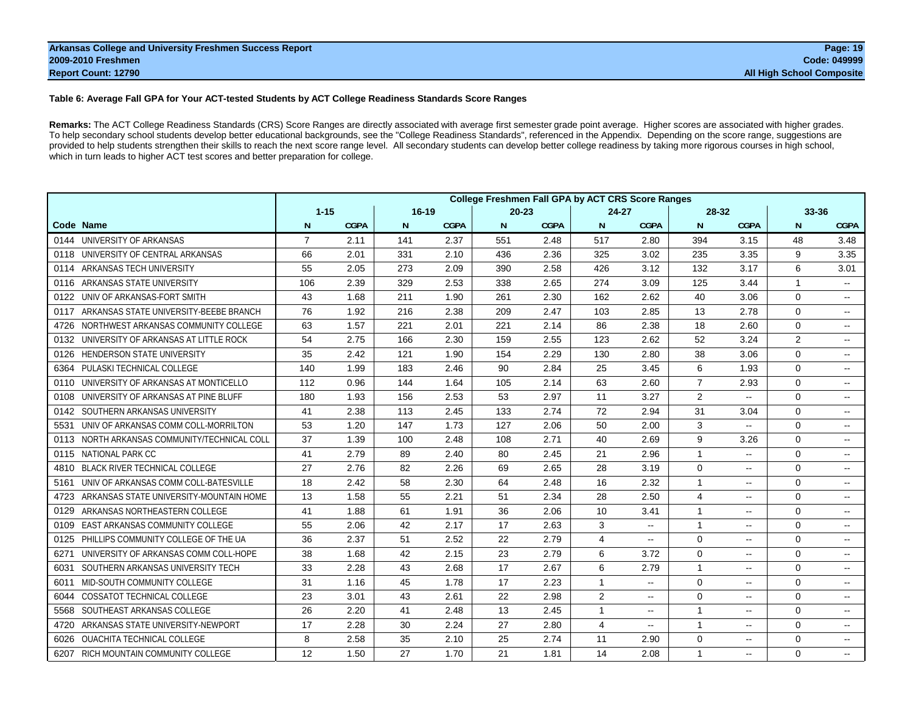**Table 6: Average Fall GPA for Your ACT-tested Students by ACT College Readiness Standards Score Ranges**

**Remarks:** The ACT College Readiness Standards (CRS) Score Ranges are directly associated with average first semester grade point average. Higher scores are associated with higher grades. To help secondary school students develop better educational backgrounds, see the "College Readiness Standards", referenced in the Appendix. Depending on the score range, suggestions are provided to help students strengthen their skills to reach the next score range level. All secondary students can develop better college readiness by taking more rigorous courses in high school, which in turn leads to higher ACT test scores and better preparation for college.

| | | College Freshmen Fall GPA by ACT CRS Score Ranges | | | | | | | | | | | |
|---|---|---|---|---|---|---|---|---|---|---|---|---|---|
| | | 1-15 | | 16-19 | | 20-23 | | 24-27 | | 28-32 | | 33-36 | |
| Code | Name | N | CGPA | N | CGPA | N | CGPA | N | CGPA | N | CGPA | N | CGPA |
| 0144 | UNIVERSITY OF ARKANSAS | 7 | 2.11 | 141 | 2.37 | 551 | 2.48 | 517 | 2.80 | 394 | 3.15 | 48 | 3.48 |
| 0118 | UNIVERSITY OF CENTRAL ARKANSAS | 66 | 2.01 | 331 | 2.10 | 436 | 2.36 | 325 | 3.02 | 235 | 3.35 | 9 | 3.35 |
| 0114 | ARKANSAS TECH UNIVERSITY | 55 | 2.05 | 273 | 2.09 | 390 | 2.58 | 426 | 3.12 | 132 | 3.17 | 6 | 3.01 |
| 0116 | ARKANSAS STATE UNIVERSITY | 106 | 2.39 | 329 | 2.53 | 338 | 2.65 | 274 | 3.09 | 125 | 3.44 | 1 | -- |
| 0122 | UNIV OF ARKANSAS-FORT SMITH | 43 | 1.68 | 211 | 1.90 | 261 | 2.30 | 162 | 2.62 | 40 | 3.06 | 0 | -- |
| 0117 | ARKANSAS STATE UNIVERSITY-BEEBE BRANCH | 76 | 1.92 | 216 | 2.38 | 209 | 2.47 | 103 | 2.85 | 13 | 2.78 | 0 | -- |
| 4726 | NORTHWEST ARKANSAS COMMUNITY COLLEGE | 63 | 1.57 | 221 | 2.01 | 221 | 2.14 | 86 | 2.38 | 18 | 2.60 | 0 | -- |
| 0132 | UNIVERSITY OF ARKANSAS AT LITTLE ROCK | 54 | 2.75 | 166 | 2.30 | 159 | 2.55 | 123 | 2.62 | 52 | 3.24 | 2 | -- |
| 0126 | HENDERSON STATE UNIVERSITY | 35 | 2.42 | 121 | 1.90 | 154 | 2.29 | 130 | 2.80 | 38 | 3.06 | 0 | -- |
| 6364 | PULASKI TECHNICAL COLLEGE | 140 | 1.99 | 183 | 2.46 | 90 | 2.84 | 25 | 3.45 | 6 | 1.93 | 0 | -- |
| 0110 | UNIVERSITY OF ARKANSAS AT MONTICELLO | 112 | 0.96 | 144 | 1.64 | 105 | 2.14 | 63 | 2.60 | 7 | 2.93 | 0 | -- |
| 0108 | UNIVERSITY OF ARKANSAS AT PINE BLUFF | 180 | 1.93 | 156 | 2.53 | 53 | 2.97 | 11 | 3.27 | 2 | -- | 0 | -- |
| 0142 | SOUTHERN ARKANSAS UNIVERSITY | 41 | 2.38 | 113 | 2.45 | 133 | 2.74 | 72 | 2.94 | 31 | 3.04 | 0 | -- |
| 5531 | UNIV OF ARKANSAS COMM COLL-MORRILTON | 53 | 1.20 | 147 | 1.73 | 127 | 2.06 | 50 | 2.00 | 3 | -- | 0 | -- |
| 0113 | NORTH ARKANSAS COMMUNITY/TECHNICAL COLL | 37 | 1.39 | 100 | 2.48 | 108 | 2.71 | 40 | 2.69 | 9 | 3.26 | 0 | -- |
| 0115 | NATIONAL PARK CC | 41 | 2.79 | 89 | 2.40 | 80 | 2.45 | 21 | 2.96 | 1 | -- | 0 | -- |
| 4810 | BLACK RIVER TECHNICAL COLLEGE | 27 | 2.76 | 82 | 2.26 | 69 | 2.65 | 28 | 3.19 | 0 | -- | 0 | -- |
| 5161 | UNIV OF ARKANSAS COMM COLL-BATESVILLE | 18 | 2.42 | 58 | 2.30 | 64 | 2.48 | 16 | 2.32 | 1 | -- | 0 | -- |
| 4723 | ARKANSAS STATE UNIVERSITY-MOUNTAIN HOME | 13 | 1.58 | 55 | 2.21 | 51 | 2.34 | 28 | 2.50 | 4 | -- | 0 | -- |
| 0129 | ARKANSAS NORTHEASTERN COLLEGE | 41 | 1.88 | 61 | 1.91 | 36 | 2.06 | 10 | 3.41 | 1 | -- | 0 | -- |
| 0109 | EAST ARKANSAS COMMUNITY COLLEGE | 55 | 2.06 | 42 | 2.17 | 17 | 2.63 | 3 | -- | 1 | -- | 0 | -- |
| 0125 | PHILLIPS COMMUNITY COLLEGE OF THE UA | 36 | 2.37 | 51 | 2.52 | 22 | 2.79 | 4 | -- | 0 | -- | 0 | -- |
| 6271 | UNIVERSITY OF ARKANSAS COMM COLL-HOPE | 38 | 1.68 | 42 | 2.15 | 23 | 2.79 | 6 | 3.72 | 0 | -- | 0 | -- |
| 6031 | SOUTHERN ARKANSAS UNIVERSITY TECH | 33 | 2.28 | 43 | 2.68 | 17 | 2.67 | 6 | 2.79 | 1 | -- | 0 | -- |
| 6011 | MID-SOUTH COMMUNITY COLLEGE | 31 | 1.16 | 45 | 1.78 | 17 | 2.23 | 1 | -- | 0 | -- | 0 | -- |
| 6044 | COSSATOT TECHNICAL COLLEGE | 23 | 3.01 | 43 | 2.61 | 22 | 2.98 | 2 | -- | 0 | -- | 0 | -- |
| 5568 | SOUTHEAST ARKANSAS COLLEGE | 26 | 2.20 | 41 | 2.48 | 13 | 2.45 | 1 | -- | 1 | -- | 0 | -- |
| 4720 | ARKANSAS STATE UNIVERSITY-NEWPORT | 17 | 2.28 | 30 | 2.24 | 27 | 2.80 | 4 | -- | 1 | -- | 0 | -- |
| 6026 | OUACHITA TECHNICAL COLLEGE | 8 | 2.58 | 35 | 2.10 | 25 | 2.74 | 11 | 2.90 | 0 | -- | 0 | -- |
| 6207 | RICH MOUNTAIN COMMUNITY COLLEGE | 12 | 1.50 | 27 | 1.70 | 21 | 1.81 | 14 | 2.08 | 1 | -- | 0 | -- |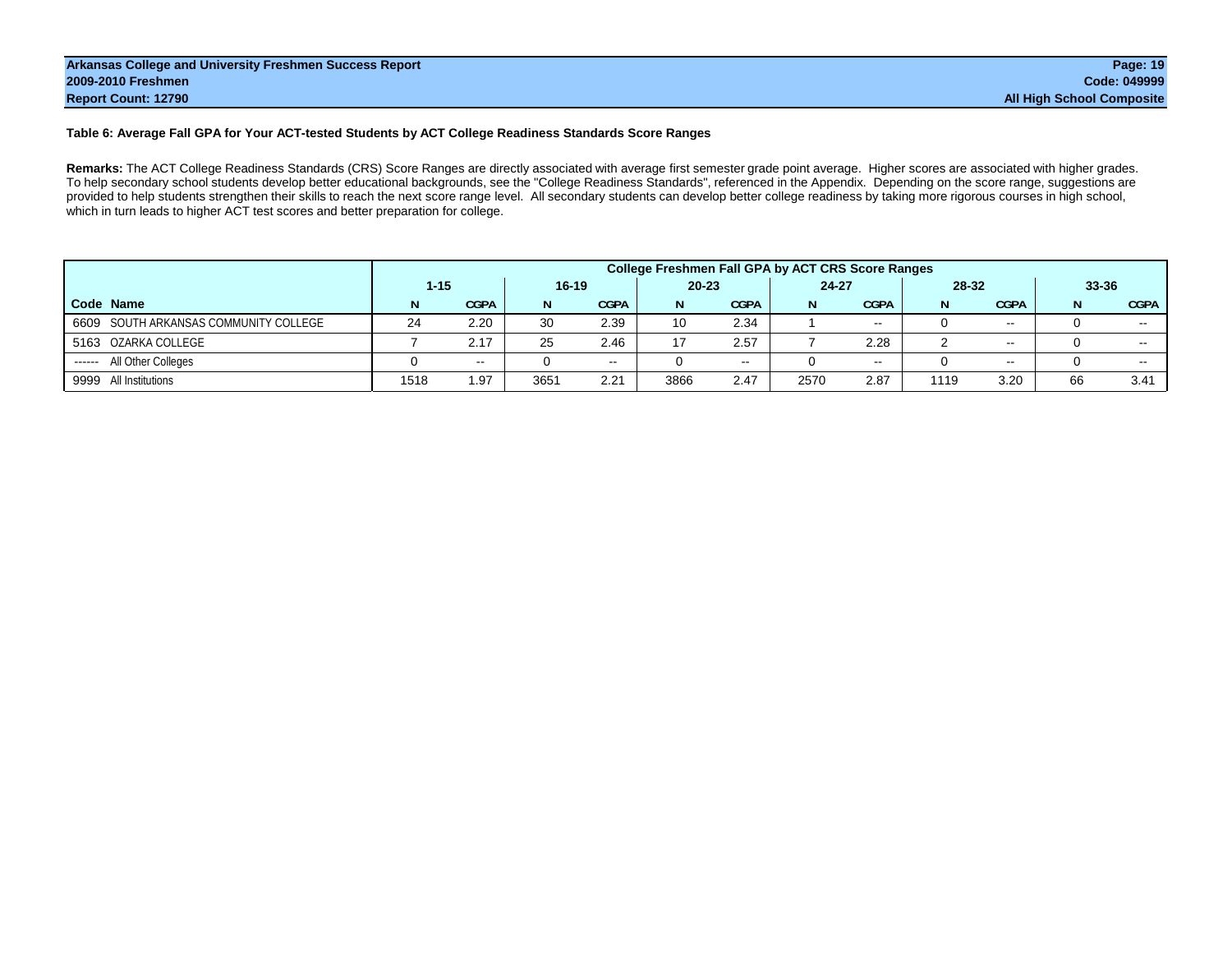Table 6: Average Fall GPA for Your ACT-tested Students by ACT College Readiness Standards Score Ranges

**Remarks:** The ACT College Readiness Standards (CRS) Score Ranges are directly associated with average first semester grade point average. Higher scores are associated with higher grades. To help secondary school students develop better educational backgrounds, see the "College Readiness Standards", referenced in the Appendix. Depending on the score range, suggestions are provided to help students strengthen their skills to reach the next score range level. All secondary students can develop better college readiness by taking more rigorous courses in high school, which in turn leads to higher ACT test scores and better preparation for college.

| | | College Freshmen Fall GPA by ACT CRS Score Ranges | | | | | | | | | | | |
|---|---|---|---|---|---|---|---|---|---|---|---|---|---|
| | | 1-15 | | 16-19 | | 20-23 | | 24-27 | | 28-32 | | 33-36 | |
| Code | Name | N | CGPA | N | CGPA | N | CGPA | N | CGPA | N | CGPA | N | CGPA |
| 6609 | SOUTH ARKANSAS COMMUNITY COLLEGE | 24 | 2.20 | 30 | 2.39 | 10 | 2.34 | 1 | -- | 0 | -- | 0 | -- |
| 5163 | OZARKA COLLEGE | 7 | 2.17 | 25 | 2.46 | 17 | 2.57 | 7 | 2.28 | 2 | -- | 0 | -- |
| ------ | All Other Colleges | 0 | -- | 0 | -- | 0 | -- | 0 | -- | 0 | -- | 0 | -- |
| 9999 | All Institutions | 1518 | 1.97 | 3651 | 2.21 | 3866 | 2.47 | 2570 | 2.87 | 1119 | 3.20 | 66 | 3.41 |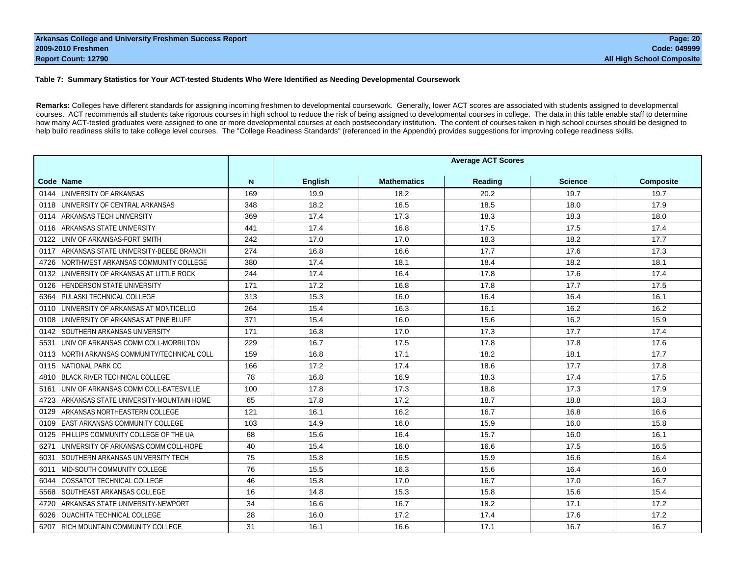**Table 7: Summary Statistics for Your ACT-tested Students Who Were Identified as Needing Developmental Coursework**

**Remarks:** Colleges have different standards for assigning incoming freshmen to developmental coursework. Generally, lower ACT scores are associated with students assigned to developmental courses. ACT recommends all students take rigorous courses in high school to reduce the risk of being assigned to developmental courses in college. The data in this table enable staff to determine how many ACT-tested graduates were assigned to one or more developmental courses at each postsecondary institution. The content of courses taken in high school courses should be designed to help build readiness skills to take college level courses. The "College Readiness Standards" (referenced in the Appendix) provides suggestions for improving college readiness skills.

| | | Average ACT Scores | | | | |
|---|---|---|---|---|---|---|
| **Code Name** | **N** | **English** | **Mathematics** | **Reading** | **Science** | **Composite** |
| 0144 UNIVERSITY OF ARKANSAS | 169 | 19.9 | 18.2 | 20.2 | 19.7 | 19.7 |
| 0118 UNIVERSITY OF CENTRAL ARKANSAS | 348 | 18.2 | 16.5 | 18.5 | 18.0 | 17.9 |
| 0114 ARKANSAS TECH UNIVERSITY | 369 | 17.4 | 17.3 | 18.3 | 18.3 | 18.0 |
| 0116 ARKANSAS STATE UNIVERSITY | 441 | 17.4 | 16.8 | 17.5 | 17.5 | 17.4 |
| 0122 UNIV OF ARKANSAS-FORT SMITH | 242 | 17.0 | 17.0 | 18.3 | 18.2 | 17.7 |
| 0117 ARKANSAS STATE UNIVERSITY-BEEBE BRANCH | 274 | 16.8 | 16.6 | 17.7 | 17.6 | 17.3 |
| 4726 NORTHWEST ARKANSAS COMMUNITY COLLEGE | 380 | 17.4 | 18.1 | 18.4 | 18.2 | 18.1 |
| 0132 UNIVERSITY OF ARKANSAS AT LITTLE ROCK | 244 | 17.4 | 16.4 | 17.8 | 17.6 | 17.4 |
| 0126 HENDERSON STATE UNIVERSITY | 171 | 17.2 | 16.8 | 17.8 | 17.7 | 17.5 |
| 6364 PULASKI TECHNICAL COLLEGE | 313 | 15.3 | 16.0 | 16.4 | 16.4 | 16.1 |
| 0110 UNIVERSITY OF ARKANSAS AT MONTICELLO | 264 | 15.4 | 16.3 | 16.1 | 16.2 | 16.2 |
| 0108 UNIVERSITY OF ARKANSAS AT PINE BLUFF | 371 | 15.4 | 16.0 | 15.6 | 16.2 | 15.9 |
| 0142 SOUTHERN ARKANSAS UNIVERSITY | 171 | 16.8 | 17.0 | 17.3 | 17.7 | 17.4 |
| 5531 UNIV OF ARKANSAS COMM COLL-MORRILTON | 229 | 16.7 | 17.5 | 17.8 | 17.8 | 17.6 |
| 0113 NORTH ARKANSAS COMMUNITY/TECHNICAL COLL | 159 | 16.8 | 17.1 | 18.2 | 18.1 | 17.7 |
| 0115 NATIONAL PARK CC | 166 | 17.2 | 17.4 | 18.6 | 17.7 | 17.8 |
| 4810 BLACK RIVER TECHNICAL COLLEGE | 78 | 16.8 | 16.9 | 18.3 | 17.4 | 17.5 |
| 5161 UNIV OF ARKANSAS COMM COLL-BATESVILLE | 100 | 17.8 | 17.3 | 18.8 | 17.3 | 17.9 |
| 4723 ARKANSAS STATE UNIVERSITY-MOUNTAIN HOME | 65 | 17.8 | 17.2 | 18.7 | 18.8 | 18.3 |
| 0129 ARKANSAS NORTHEASTERN COLLEGE | 121 | 16.1 | 16.2 | 16.7 | 16.8 | 16.6 |
| 0109 EAST ARKANSAS COMMUNITY COLLEGE | 103 | 14.9 | 16.0 | 15.9 | 16.0 | 15.8 |
| 0125 PHILLIPS COMMUNITY COLLEGE OF THE UA | 68 | 15.6 | 16.4 | 15.7 | 16.0 | 16.1 |
| 6271 UNIVERSITY OF ARKANSAS COMM COLL-HOPE | 40 | 15.4 | 16.0 | 16.6 | 17.5 | 16.5 |
| 6031 SOUTHERN ARKANSAS UNIVERSITY TECH | 75 | 15.8 | 16.5 | 15.9 | 16.6 | 16.4 |
| 6011 MID-SOUTH COMMUNITY COLLEGE | 76 | 15.5 | 16.3 | 15.6 | 16.4 | 16.0 |
| 6044 COSSATOT TECHNICAL COLLEGE | 46 | 15.8 | 17.0 | 16.7 | 17.0 | 16.7 |
| 5568 SOUTHEAST ARKANSAS COLLEGE | 16 | 14.8 | 15.3 | 15.8 | 15.6 | 15.4 |
| 4720 ARKANSAS STATE UNIVERSITY-NEWPORT | 34 | 16.6 | 16.7 | 18.2 | 17.1 | 17.2 |
| 6026 OUACHITA TECHNICAL COLLEGE | 28 | 16.0 | 17.2 | 17.4 | 17.6 | 17.2 |
| 6207 RICH MOUNTAIN COMMUNITY COLLEGE | 31 | 16.1 | 16.6 | 17.1 | 16.7 | 16.7 |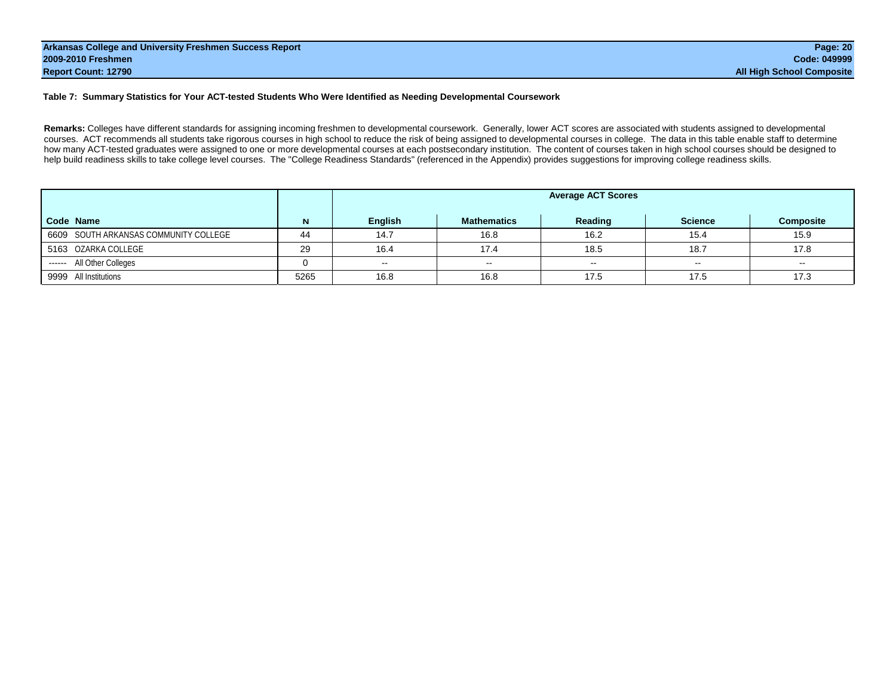**Table 7: Summary Statistics for Your ACT-tested Students Who Were Identified as Needing Developmental Coursework**

**Remarks:** Colleges have different standards for assigning incoming freshmen to developmental coursework. Generally, lower ACT scores are associated with students assigned to developmental courses. ACT recommends all students take rigorous courses in high school to reduce the risk of being assigned to developmental courses in college. The data in this table enable staff to determine how many ACT-tested graduates were assigned to one or more developmental courses at each postsecondary institution. The content of courses taken in high school courses should be designed to help build readiness skills to take college level courses. The "College Readiness Standards" (referenced in the Appendix) provides suggestions for improving college readiness skills.

| | | Average ACT Scores | | | | |
|---|---|---|---|---|---|---|
| **Code Name** | **N** | **English** | **Mathematics** | **Reading** | **Science** | **Composite** |
| 6609 SOUTH ARKANSAS COMMUNITY COLLEGE | 44 | 14.7 | 16.8 | 16.2 | 15.4 | 15.9 |
| 5163 OZARKA COLLEGE | 29 | 16.4 | 17.4 | 18.5 | 18.7 | 17.8 |
| ------ All Other Colleges | 0 | -- | -- | -- | -- | -- |
| 9999 All Institutions | 5265 | 16.8 | 16.8 | 17.5 | 17.5 | 17.3 |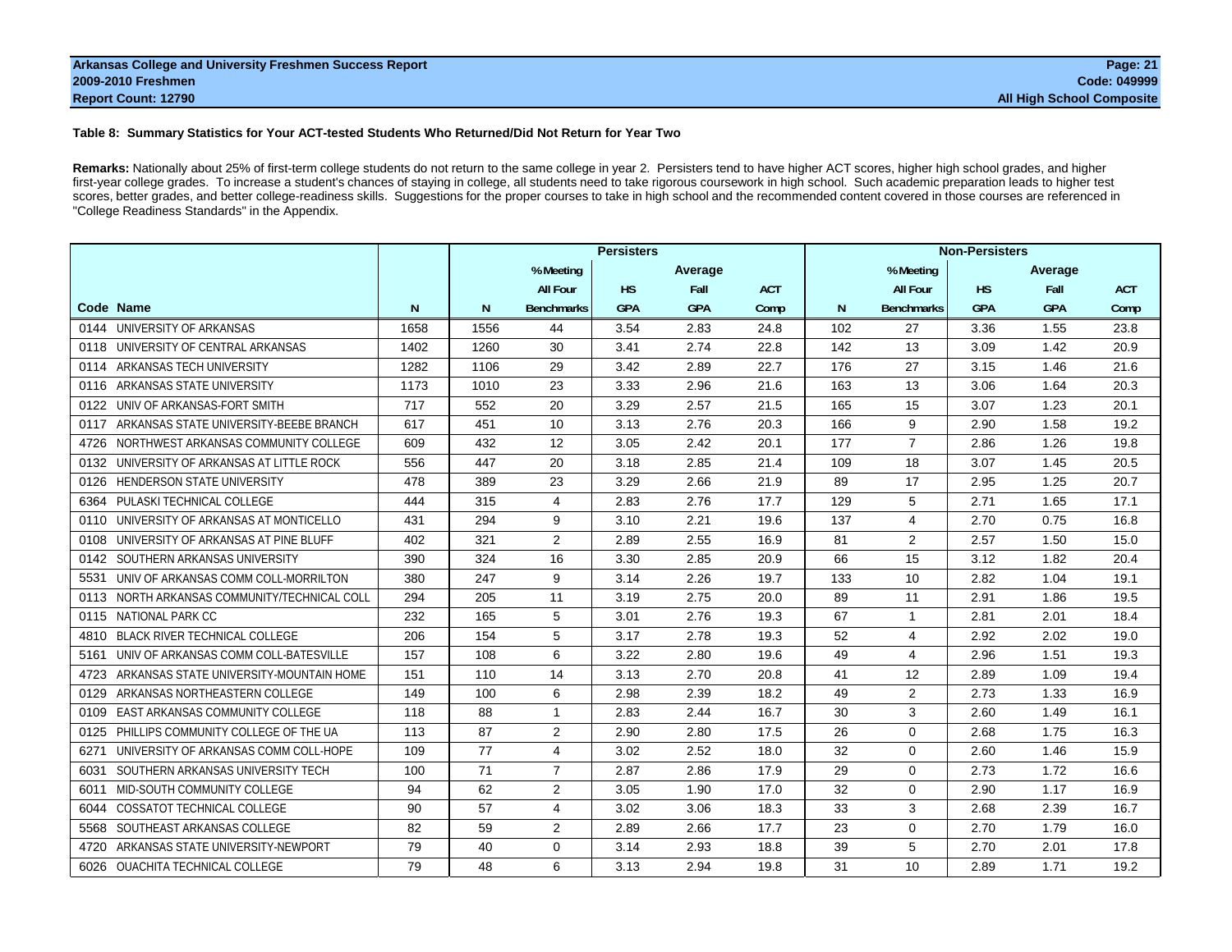**Arkansas College and University Freshmen Success Report**
**2009-2010 Freshmen**
**Report Count: 12790**

**Code: 049999**
**All High School Composite**

#### Table 8: Summary Statistics for Your ACT-tested Students Who Returned/Did Not Return for Year Two

**Remarks:** Nationally about 25% of first-term college students do not return to the same college in year 2. Persisters tend to have higher ACT scores, higher high school grades, and higher first-year college grades. To increase a student's chances of staying in college, all students need to take rigorous coursework in high school. Such academic preparation leads to higher test scores, better grades, and better college-readiness skills. Suggestions for the proper courses to take in high school and the recommended content covered in those courses are referenced in "College Readiness Standards" in the Appendix.

| | | Persisters | | | | | Non-Persisters | | | | |
|---|---|---|---|---|---|---|---|---|---|---|---|
| | | | % Meeting | Average | | | | % Meeting | Average | | |
| | | | All Four | HS | Fall | ACT | | All Four | HS | Fall | ACT |
| Code Name | N | N | Benchmarks | GPA | GPA | Comp | N | Benchmarks | GPA | GPA | Comp |
| 0144 UNIVERSITY OF ARKANSAS | 1658 | 1556 | 44 | 3.54 | 2.83 | 24.8 | 102 | 27 | 3.36 | 1.55 | 23.8 |
| 0118 UNIVERSITY OF CENTRAL ARKANSAS | 1402 | 1260 | 30 | 3.41 | 2.74 | 22.8 | 142 | 13 | 3.09 | 1.42 | 20.9 |
| 0114 ARKANSAS TECH UNIVERSITY | 1282 | 1106 | 29 | 3.42 | 2.89 | 22.7 | 176 | 27 | 3.15 | 1.46 | 21.6 |
| 0116 ARKANSAS STATE UNIVERSITY | 1173 | 1010 | 23 | 3.33 | 2.96 | 21.6 | 163 | 13 | 3.06 | 1.64 | 20.3 |
| 0122 UNIV OF ARKANSAS-FORT SMITH | 717 | 552 | 20 | 3.29 | 2.57 | 21.5 | 165 | 15 | 3.07 | 1.23 | 20.1 |
| 0117 ARKANSAS STATE UNIVERSITY-BEEBE BRANCH | 617 | 451 | 10 | 3.13 | 2.76 | 20.3 | 166 | 9 | 2.90 | 1.58 | 19.2 |
| 4726 NORTHWEST ARKANSAS COMMUNITY COLLEGE | 609 | 432 | 12 | 3.05 | 2.42 | 20.1 | 177 | 7 | 2.86 | 1.26 | 19.8 |
| 0132 UNIVERSITY OF ARKANSAS AT LITTLE ROCK | 556 | 447 | 20 | 3.18 | 2.85 | 21.4 | 109 | 18 | 3.07 | 1.45 | 20.5 |
| 0126 HENDERSON STATE UNIVERSITY | 478 | 389 | 23 | 3.29 | 2.66 | 21.9 | 89 | 17 | 2.95 | 1.25 | 20.7 |
| 6364 PULASKI TECHNICAL COLLEGE | 444 | 315 | 4 | 2.83 | 2.76 | 17.7 | 129 | 5 | 2.71 | 1.65 | 17.1 |
| 0110 UNIVERSITY OF ARKANSAS AT MONTICELLO | 431 | 294 | 9 | 3.10 | 2.21 | 19.6 | 137 | 4 | 2.70 | 0.75 | 16.8 |
| 0108 UNIVERSITY OF ARKANSAS AT PINE BLUFF | 402 | 321 | 2 | 2.89 | 2.55 | 16.9 | 81 | 2 | 2.57 | 1.50 | 15.0 |
| 0142 SOUTHERN ARKANSAS UNIVERSITY | 390 | 324 | 16 | 3.30 | 2.85 | 20.9 | 66 | 15 | 3.12 | 1.82 | 20.4 |
| 5531 UNIV OF ARKANSAS COMM COLL-MORRILTON | 380 | 247 | 9 | 3.14 | 2.26 | 19.7 | 133 | 10 | 2.82 | 1.04 | 19.1 |
| 0113 NORTH ARKANSAS COMMUNITY/TECHNICAL COLL | 294 | 205 | 11 | 3.19 | 2.75 | 20.0 | 89 | 11 | 2.91 | 1.86 | 19.5 |
| 0115 NATIONAL PARK CC | 232 | 165 | 5 | 3.01 | 2.76 | 19.3 | 67 | 1 | 2.81 | 2.01 | 18.4 |
| 4810 BLACK RIVER TECHNICAL COLLEGE | 206 | 154 | 5 | 3.17 | 2.78 | 19.3 | 52 | 4 | 2.92 | 2.02 | 19.0 |
| 5161 UNIV OF ARKANSAS COMM COLL-BATESVILLE | 157 | 108 | 6 | 3.22 | 2.80 | 19.6 | 49 | 4 | 2.96 | 1.51 | 19.3 |
| 4723 ARKANSAS STATE UNIVERSITY-MOUNTAIN HOME | 151 | 110 | 14 | 3.13 | 2.70 | 20.8 | 41 | 12 | 2.89 | 1.09 | 19.4 |
| 0129 ARKANSAS NORTHEASTERN COLLEGE | 149 | 100 | 6 | 2.98 | 2.39 | 18.2 | 49 | 2 | 2.73 | 1.33 | 16.9 |
| 0109 EAST ARKANSAS COMMUNITY COLLEGE | 118 | 88 | 1 | 2.83 | 2.44 | 16.7 | 30 | 3 | 2.60 | 1.49 | 16.1 |
| 0125 PHILLIPS COMMUNITY COLLEGE OF THE UA | 113 | 87 | 2 | 2.90 | 2.80 | 17.5 | 26 | 0 | 2.68 | 1.75 | 16.3 |
| 6271 UNIVERSITY OF ARKANSAS COMM COLL-HOPE | 109 | 77 | 4 | 3.02 | 2.52 | 18.0 | 32 | 0 | 2.60 | 1.46 | 15.9 |
| 6031 SOUTHERN ARKANSAS UNIVERSITY TECH | 100 | 71 | 7 | 2.87 | 2.86 | 17.9 | 29 | 0 | 2.73 | 1.72 | 16.6 |
| 6011 MID-SOUTH COMMUNITY COLLEGE | 94 | 62 | 2 | 3.05 | 1.90 | 17.0 | 32 | 0 | 2.90 | 1.17 | 16.9 |
| 6044 COSSATOT TECHNICAL COLLEGE | 90 | 57 | 4 | 3.02 | 3.06 | 18.3 | 33 | 3 | 2.68 | 2.39 | 16.7 |
| 5568 SOUTHEAST ARKANSAS COLLEGE | 82 | 59 | 2 | 2.89 | 2.66 | 17.7 | 23 | 0 | 2.70 | 1.79 | 16.0 |
| 4720 ARKANSAS STATE UNIVERSITY-NEWPORT | 79 | 40 | 0 | 3.14 | 2.93 | 18.8 | 39 | 5 | 2.70 | 2.01 | 17.8 |
| 6026 OUACHITA TECHNICAL COLLEGE | 79 | 48 | 6 | 3.13 | 2.94 | 19.8 | 31 | 10 | 2.89 | 1.71 | 19.2 |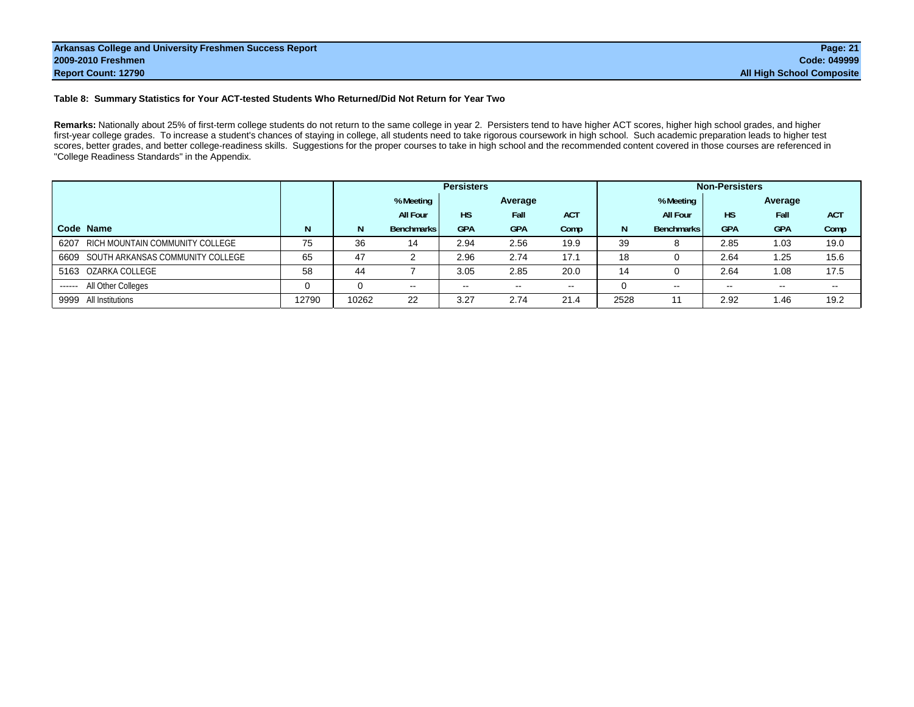Arkansas College and University Freshmen Success Report
2009-2010 Freshmen
Report Count: 12790

Code: 049999
All High School Composite

### Table 8: Summary Statistics for Your ACT-tested Students Who Returned/Did Not Return for Year Two

**Remarks:** Nationally about 25% of first-term college students do not return to the same college in year 2. Persisters tend to have higher ACT scores, higher high school grades, and higher first-year college grades. To increase a student's chances of staying in college, all students need to take rigorous coursework in high school. Such academic preparation leads to higher test scores, better grades, and better college-readiness skills. Suggestions for the proper courses to take in high school and the recommended content covered in those courses are referenced in "College Readiness Standards" in the Appendix.

| | | | Persisters | | | | | Non-Persisters | | | | |
|---|---|---|---|---|---|---|---|---|---|---|---|---|
| | | | % Meeting | Average | | | | % Meeting | Average | | | |
| | | | All Four | HS | Fall | ACT | | All Four | HS | Fall | ACT |
| Code Name | N | N | Benchmarks | GPA | GPA | Comp | N | Benchmarks | GPA | GPA | Comp |
| 6207 RICH MOUNTAIN COMMUNITY COLLEGE | 75 | 36 | 14 | 2.94 | 2.56 | 19.9 | 39 | 8 | 2.85 | 1.03 | 19.0 |
| 6609 SOUTH ARKANSAS COMMUNITY COLLEGE | 65 | 47 | 2 | 2.96 | 2.74 | 17.1 | 18 | 0 | 2.64 | 1.25 | 15.6 |
| 5163 OZARKA COLLEGE | 58 | 44 | 7 | 3.05 | 2.85 | 20.0 | 14 | 0 | 2.64 | 1.08 | 17.5 |
| ------ All Other Colleges | 0 | 0 | -- | -- | -- | -- | 0 | -- | -- | -- | -- |
| 9999 All Institutions | 12790 | 10262 | 22 | 3.27 | 2.74 | 21.4 | 2528 | 11 | 2.92 | 1.46 | 19.2 |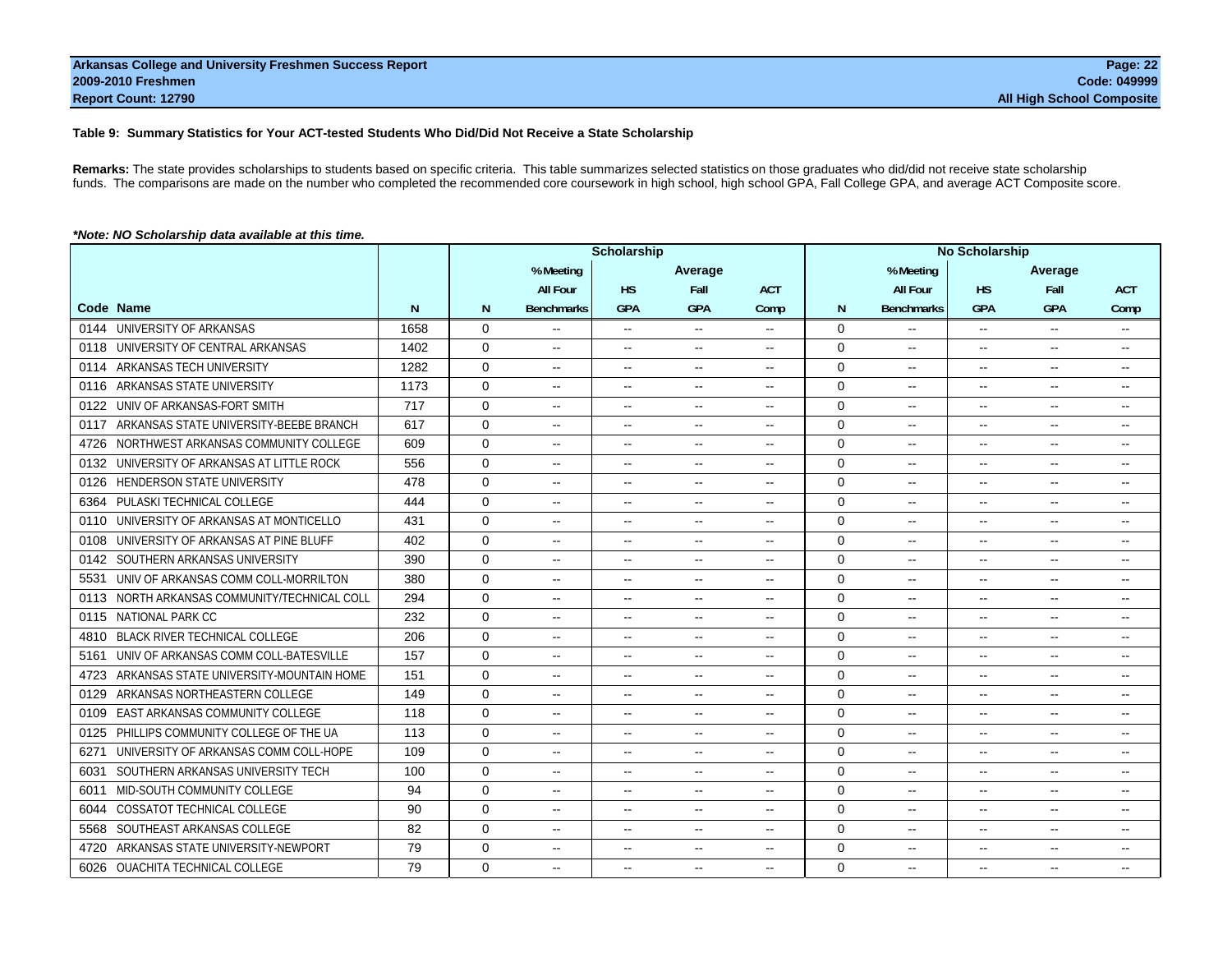**Table 9: Summary Statistics for Your ACT-tested Students Who Did/Did Not Receive a State Scholarship**

**Remarks:** The state provides scholarships to students based on specific criteria. This table summarizes selected statistics on those graduates who did/did not receive state scholarship funds. The comparisons are made on the number who completed the recommended core coursework in high school, high school GPA, Fall College GPA, and average ACT Composite score.

***Note: NO Scholarship data available at this time.***

| | | | Scholarship | | | | | No Scholarship | | | | |
|---|---|---|---|---|---|---|---|---|---|---|---|---|
| | | | % Meeting | Average | | | | % Meeting | Average | | | |
| | | | All Four | HS | Fall | ACT | | All Four | HS | Fall | ACT | |
| **Code** | **Name** | **N** | **N** | **Benchmarks** | **GPA** | **GPA** | **Comp** | **N** | **Benchmarks** | **GPA** | **GPA** | **Comp** |
| 0144 | UNIVERSITY OF ARKANSAS | 1658 | 0 | -- | -- | -- | -- | 0 | -- | -- | -- | -- |
| 0118 | UNIVERSITY OF CENTRAL ARKANSAS | 1402 | 0 | -- | -- | -- | -- | 0 | -- | -- | -- | -- |
| 0114 | ARKANSAS TECH UNIVERSITY | 1282 | 0 | -- | -- | -- | -- | 0 | -- | -- | -- | -- |
| 0116 | ARKANSAS STATE UNIVERSITY | 1173 | 0 | -- | -- | -- | -- | 0 | -- | -- | -- | -- |
| 0122 | UNIV OF ARKANSAS-FORT SMITH | 717 | 0 | -- | -- | -- | -- | 0 | -- | -- | -- | -- |
| 0117 | ARKANSAS STATE UNIVERSITY-BEEBE BRANCH | 617 | 0 | -- | -- | -- | -- | 0 | -- | -- | -- | -- |
| 4726 | NORTHWEST ARKANSAS COMMUNITY COLLEGE | 609 | 0 | -- | -- | -- | -- | 0 | -- | -- | -- | -- |
| 0132 | UNIVERSITY OF ARKANSAS AT LITTLE ROCK | 556 | 0 | -- | -- | -- | -- | 0 | -- | -- | -- | -- |
| 0126 | HENDERSON STATE UNIVERSITY | 478 | 0 | -- | -- | -- | -- | 0 | -- | -- | -- | -- |
| 6364 | PULASKI TECHNICAL COLLEGE | 444 | 0 | -- | -- | -- | -- | 0 | -- | -- | -- | -- |
| 0110 | UNIVERSITY OF ARKANSAS AT MONTICELLO | 431 | 0 | -- | -- | -- | -- | 0 | -- | -- | -- | -- |
| 0108 | UNIVERSITY OF ARKANSAS AT PINE BLUFF | 402 | 0 | -- | -- | -- | -- | 0 | -- | -- | -- | -- |
| 0142 | SOUTHERN ARKANSAS UNIVERSITY | 390 | 0 | -- | -- | -- | -- | 0 | -- | -- | -- | -- |
| 5531 | UNIV OF ARKANSAS COMM COLL-MORRILTON | 380 | 0 | -- | -- | -- | -- | 0 | -- | -- | -- | -- |
| 0113 | NORTH ARKANSAS COMMUNITY/TECHNICAL COLL | 294 | 0 | -- | -- | -- | -- | 0 | -- | -- | -- | -- |
| 0115 | NATIONAL PARK CC | 232 | 0 | -- | -- | -- | -- | 0 | -- | -- | -- | -- |
| 4810 | BLACK RIVER TECHNICAL COLLEGE | 206 | 0 | -- | -- | -- | -- | 0 | -- | -- | -- | -- |
| 5161 | UNIV OF ARKANSAS COMM COLL-BATESVILLE | 157 | 0 | -- | -- | -- | -- | 0 | -- | -- | -- | -- |
| 4723 | ARKANSAS STATE UNIVERSITY-MOUNTAIN HOME | 151 | 0 | -- | -- | -- | -- | 0 | -- | -- | -- | -- |
| 0129 | ARKANSAS NORTHEASTERN COLLEGE | 149 | 0 | -- | -- | -- | -- | 0 | -- | -- | -- | -- |
| 0109 | EAST ARKANSAS COMMUNITY COLLEGE | 118 | 0 | -- | -- | -- | -- | 0 | -- | -- | -- | -- |
| 0125 | PHILLIPS COMMUNITY COLLEGE OF THE UA | 113 | 0 | -- | -- | -- | -- | 0 | -- | -- | -- | -- |
| 6271 | UNIVERSITY OF ARKANSAS COMM COLL-HOPE | 109 | 0 | -- | -- | -- | -- | 0 | -- | -- | -- | -- |
| 6031 | SOUTHERN ARKANSAS UNIVERSITY TECH | 100 | 0 | -- | -- | -- | -- | 0 | -- | -- | -- | -- |
| 6011 | MID-SOUTH COMMUNITY COLLEGE | 94 | 0 | -- | -- | -- | -- | 0 | -- | -- | -- | -- |
| 6044 | COSSATOT TECHNICAL COLLEGE | 90 | 0 | -- | -- | -- | -- | 0 | -- | -- | -- | -- |
| 5568 | SOUTHEAST ARKANSAS COLLEGE | 82 | 0 | -- | -- | -- | -- | 0 | -- | -- | -- | -- |
| 4720 | ARKANSAS STATE UNIVERSITY-NEWPORT | 79 | 0 | -- | -- | -- | -- | 0 | -- | -- | -- | -- |
| 6026 | OUACHITA TECHNICAL COLLEGE | 79 | 0 | -- | -- | -- | -- | 0 | -- | -- | -- | -- |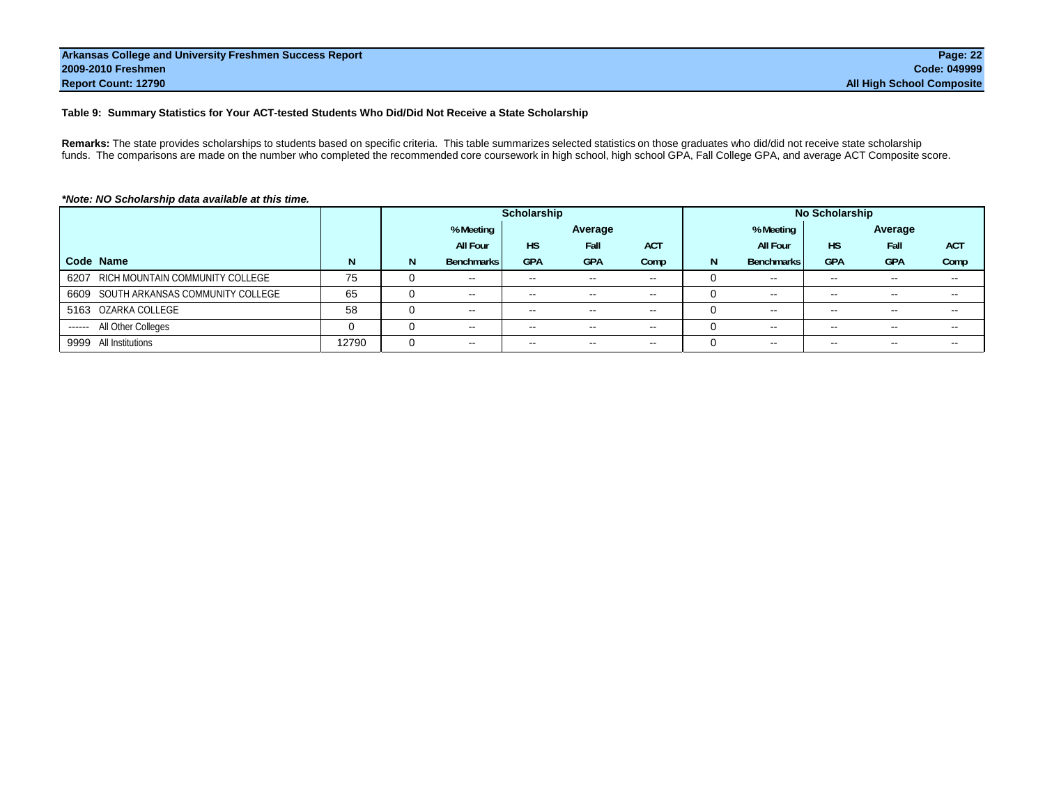**Arkansas College and University Freshmen Success Report**
**2009-2010 Freshmen**
**Report Count: 12790**

**Code: 049999**
**All High School Composite**

### Table 9: Summary Statistics for Your ACT-tested Students Who Did/Did Not Receive a State Scholarship

**Remarks:** The state provides scholarships to students based on specific criteria. This table summarizes selected statistics on those graduates who did/did not receive state scholarship funds. The comparisons are made on the number who completed the recommended core coursework in high school, high school GPA, Fall College GPA, and average ACT Composite score.

***Note: NO Scholarship data available at this time.***

| | | | Scholarship | | | | | No Scholarship | | | |
|---|---|---|---|---|---|---|---|---|---|---|---|
| | | | % Meeting | Average | | | | % Meeting | Average | | |
| | | | All Four | HS | Fall | ACT | | All Four | HS | Fall | ACT |
| Code Name | N | N | Benchmarks | GPA | GPA | Comp | N | Benchmarks | GPA | GPA | Comp |
| 6207 RICH MOUNTAIN COMMUNITY COLLEGE | 75 | 0 | -- | -- | -- | -- | 0 | -- | -- | -- | -- |
| 6609 SOUTH ARKANSAS COMMUNITY COLLEGE | 65 | 0 | -- | -- | -- | -- | 0 | -- | -- | -- | -- |
| 5163 OZARKA COLLEGE | 58 | 0 | -- | -- | -- | -- | 0 | -- | -- | -- | -- |
| ------ All Other Colleges | 0 | 0 | -- | -- | -- | -- | 0 | -- | -- | -- | -- |
| 9999 All Institutions | 12790 | 0 | -- | -- | -- | -- | 0 | -- | -- | -- | -- |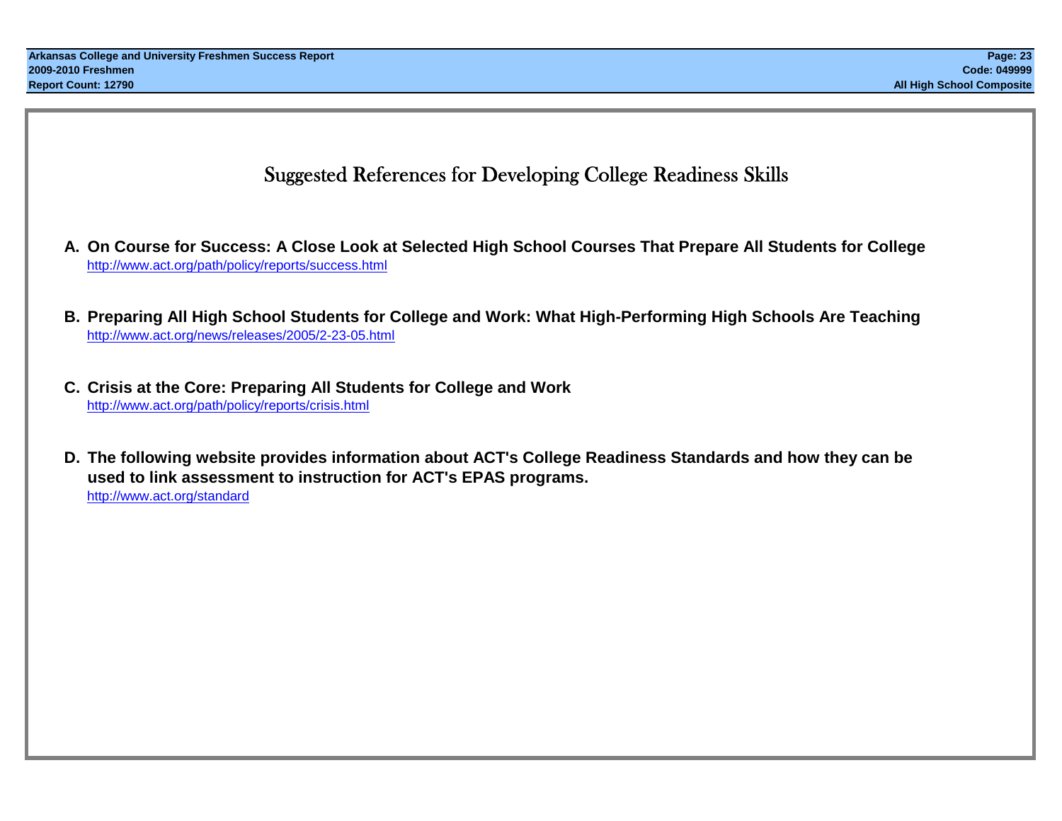# Suggested References for Developing College Readiness Skills

**A. On Course for Success: A Close Look at Selected High School Courses That Prepare All Students for College**
http://www.act.org/path/policy/reports/success.html

**B. Preparing All High School Students for College and Work: What High-Performing High Schools Are Teaching**
http://www.act.org/news/releases/2005/2-23-05.html

**C. Crisis at the Core: Preparing All Students for College and Work**
http://www.act.org/path/policy/reports/crisis.html

**D. The following website provides information about ACT's College Readiness Standards and how they can be used to link assessment to instruction for ACT's EPAS programs.**
http://www.act.org/standard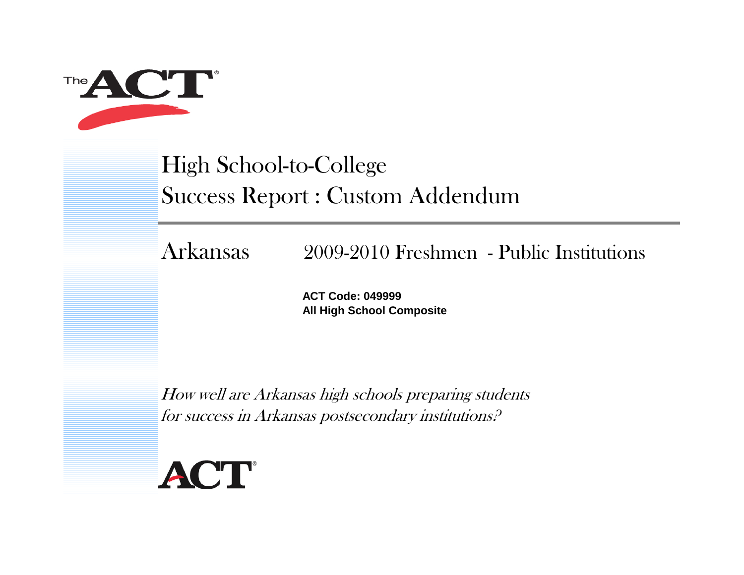# High School-to-College Success Report : Custom Addendum

## Arkansas — 2009-2010 Freshmen - Public Institutions

**ACT Code: 049999**
**All High School Composite**

*How well are Arkansas high schools preparing students for success in Arkansas postsecondary institutions?*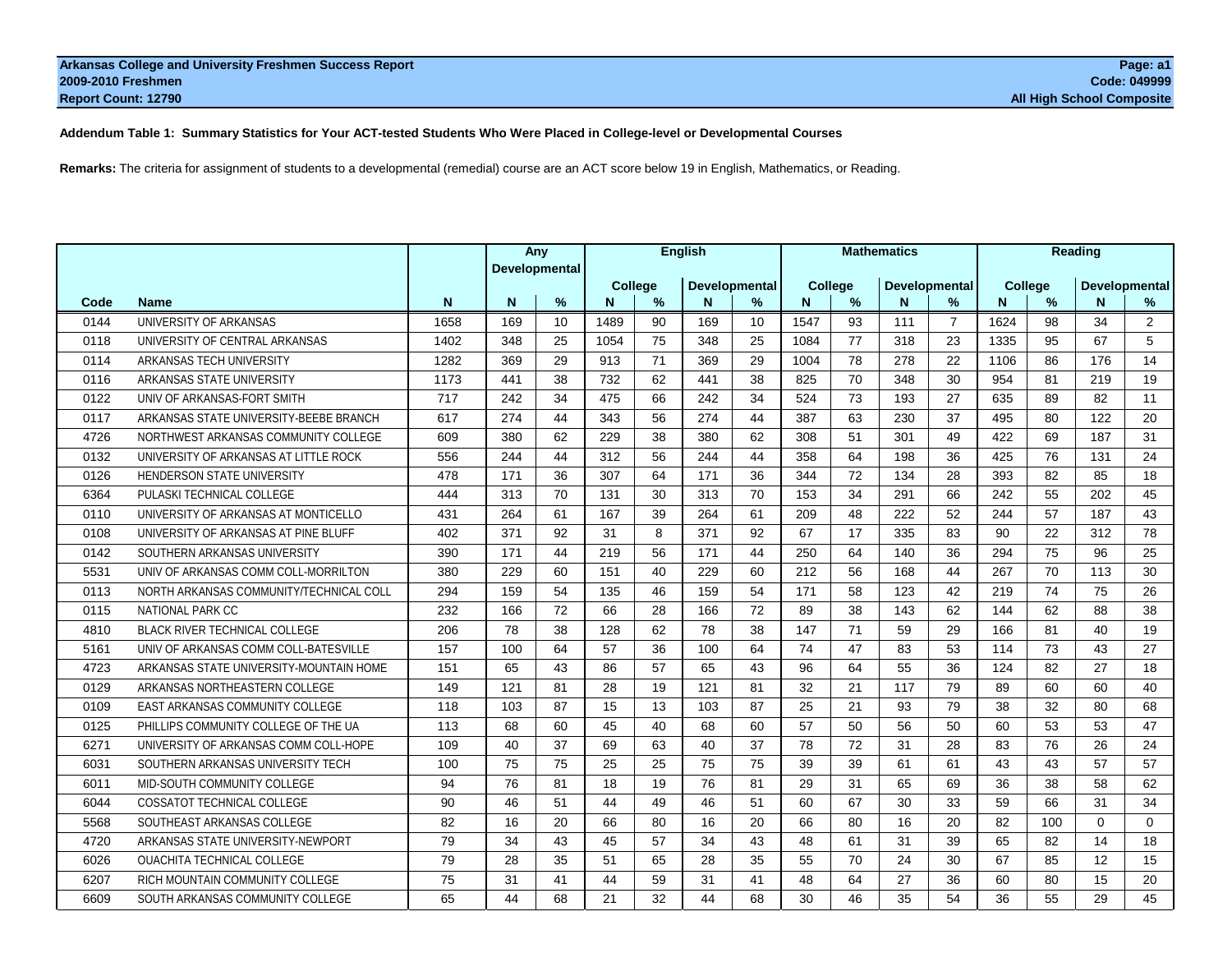**Arkansas College and University Freshmen Success Report**
**2009-2010 Freshmen**
**Report Count: 12790**

**Page: a1**
**Code: 049999**
**All High School Composite**

**Addendum Table 1: Summary Statistics for Your ACT-tested Students Who Were Placed in College-level or Developmental Courses**

**Remarks:** The criteria for assignment of students to a developmental (remedial) course are an ACT score below 19 in English, Mathematics, or Reading.

| | | | Any Developmental | | English | | | | Mathematics | | | | Reading | | | |
|---|---|---|---|---|---|---|---|---|---|---|---|---|---|---|---|---|
| | | | | | College | | Developmental | | College | | Developmental | | College | | Developmental | |
| **Code** | **Name** | **N** | **N** | **%** | **N** | **%** | **N** | **%** | **N** | **%** | **N** | **%** | **N** | **%** | **N** | **%** |
| 0144 | UNIVERSITY OF ARKANSAS | 1658 | 169 | 10 | 1489 | 90 | 169 | 10 | 1547 | 93 | 111 | 7 | 1624 | 98 | 34 | 2 |
| 0118 | UNIVERSITY OF CENTRAL ARKANSAS | 1402 | 348 | 25 | 1054 | 75 | 348 | 25 | 1084 | 77 | 318 | 23 | 1335 | 95 | 67 | 5 |
| 0114 | ARKANSAS TECH UNIVERSITY | 1282 | 369 | 29 | 913 | 71 | 369 | 29 | 1004 | 78 | 278 | 22 | 1106 | 86 | 176 | 14 |
| 0116 | ARKANSAS STATE UNIVERSITY | 1173 | 441 | 38 | 732 | 62 | 441 | 38 | 825 | 70 | 348 | 30 | 954 | 81 | 219 | 19 |
| 0122 | UNIV OF ARKANSAS-FORT SMITH | 717 | 242 | 34 | 475 | 66 | 242 | 34 | 524 | 73 | 193 | 27 | 635 | 89 | 82 | 11 |
| 0117 | ARKANSAS STATE UNIVERSITY-BEEBE BRANCH | 617 | 274 | 44 | 343 | 56 | 274 | 44 | 387 | 63 | 230 | 37 | 495 | 80 | 122 | 20 |
| 4726 | NORTHWEST ARKANSAS COMMUNITY COLLEGE | 609 | 380 | 62 | 229 | 38 | 380 | 62 | 308 | 51 | 301 | 49 | 422 | 69 | 187 | 31 |
| 0132 | UNIVERSITY OF ARKANSAS AT LITTLE ROCK | 556 | 244 | 44 | 312 | 56 | 244 | 44 | 358 | 64 | 198 | 36 | 425 | 76 | 131 | 24 |
| 0126 | HENDERSON STATE UNIVERSITY | 478 | 171 | 36 | 307 | 64 | 171 | 36 | 344 | 72 | 134 | 28 | 393 | 82 | 85 | 18 |
| 6364 | PULASKI TECHNICAL COLLEGE | 444 | 313 | 70 | 131 | 30 | 313 | 70 | 153 | 34 | 291 | 66 | 242 | 55 | 202 | 45 |
| 0110 | UNIVERSITY OF ARKANSAS AT MONTICELLO | 431 | 264 | 61 | 167 | 39 | 264 | 61 | 209 | 48 | 222 | 52 | 244 | 57 | 187 | 43 |
| 0108 | UNIVERSITY OF ARKANSAS AT PINE BLUFF | 402 | 371 | 92 | 31 | 8 | 371 | 92 | 67 | 17 | 335 | 83 | 90 | 22 | 312 | 78 |
| 0142 | SOUTHERN ARKANSAS UNIVERSITY | 390 | 171 | 44 | 219 | 56 | 171 | 44 | 250 | 64 | 140 | 36 | 294 | 75 | 96 | 25 |
| 5531 | UNIV OF ARKANSAS COMM COLL-MORRILTON | 380 | 229 | 60 | 151 | 40 | 229 | 60 | 212 | 56 | 168 | 44 | 267 | 70 | 113 | 30 |
| 0113 | NORTH ARKANSAS COMMUNITY/TECHNICAL COLL | 294 | 159 | 54 | 135 | 46 | 159 | 54 | 171 | 58 | 123 | 42 | 219 | 74 | 75 | 26 |
| 0115 | NATIONAL PARK CC | 232 | 166 | 72 | 66 | 28 | 166 | 72 | 89 | 38 | 143 | 62 | 144 | 62 | 88 | 38 |
| 4810 | BLACK RIVER TECHNICAL COLLEGE | 206 | 78 | 38 | 128 | 62 | 78 | 38 | 147 | 71 | 59 | 29 | 166 | 81 | 40 | 19 |
| 5161 | UNIV OF ARKANSAS COMM COLL-BATESVILLE | 157 | 100 | 64 | 57 | 36 | 100 | 64 | 74 | 47 | 83 | 53 | 114 | 73 | 43 | 27 |
| 4723 | ARKANSAS STATE UNIVERSITY-MOUNTAIN HOME | 151 | 65 | 43 | 86 | 57 | 65 | 43 | 96 | 64 | 55 | 36 | 124 | 82 | 27 | 18 |
| 0129 | ARKANSAS NORTHEASTERN COLLEGE | 149 | 121 | 81 | 28 | 19 | 121 | 81 | 32 | 21 | 117 | 79 | 89 | 60 | 60 | 40 |
| 0109 | EAST ARKANSAS COMMUNITY COLLEGE | 118 | 103 | 87 | 15 | 13 | 103 | 87 | 25 | 21 | 93 | 79 | 38 | 32 | 80 | 68 |
| 0125 | PHILLIPS COMMUNITY COLLEGE OF THE UA | 113 | 68 | 60 | 45 | 40 | 68 | 60 | 57 | 50 | 56 | 50 | 60 | 53 | 53 | 47 |
| 6271 | UNIVERSITY OF ARKANSAS COMM COLL-HOPE | 109 | 40 | 37 | 69 | 63 | 40 | 37 | 78 | 72 | 31 | 28 | 83 | 76 | 26 | 24 |
| 6031 | SOUTHERN ARKANSAS UNIVERSITY TECH | 100 | 75 | 75 | 25 | 25 | 75 | 75 | 39 | 39 | 61 | 61 | 43 | 43 | 57 | 57 |
| 6011 | MID-SOUTH COMMUNITY COLLEGE | 94 | 76 | 81 | 18 | 19 | 76 | 81 | 29 | 31 | 65 | 69 | 36 | 38 | 58 | 62 |
| 6044 | COSSATOT TECHNICAL COLLEGE | 90 | 46 | 51 | 44 | 49 | 46 | 51 | 60 | 67 | 30 | 33 | 59 | 66 | 31 | 34 |
| 5568 | SOUTHEAST ARKANSAS COLLEGE | 82 | 16 | 20 | 66 | 80 | 16 | 20 | 66 | 80 | 16 | 20 | 82 | 100 | 0 | 0 |
| 4720 | ARKANSAS STATE UNIVERSITY-NEWPORT | 79 | 34 | 43 | 45 | 57 | 34 | 43 | 48 | 61 | 31 | 39 | 65 | 82 | 14 | 18 |
| 6026 | OUACHITA TECHNICAL COLLEGE | 79 | 28 | 35 | 51 | 65 | 28 | 35 | 55 | 70 | 24 | 30 | 67 | 85 | 12 | 15 |
| 6207 | RICH MOUNTAIN COMMUNITY COLLEGE | 75 | 31 | 41 | 44 | 59 | 31 | 41 | 48 | 64 | 27 | 36 | 60 | 80 | 15 | 20 |
| 6609 | SOUTH ARKANSAS COMMUNITY COLLEGE | 65 | 44 | 68 | 21 | 32 | 44 | 68 | 30 | 46 | 35 | 54 | 36 | 55 | 29 | 45 |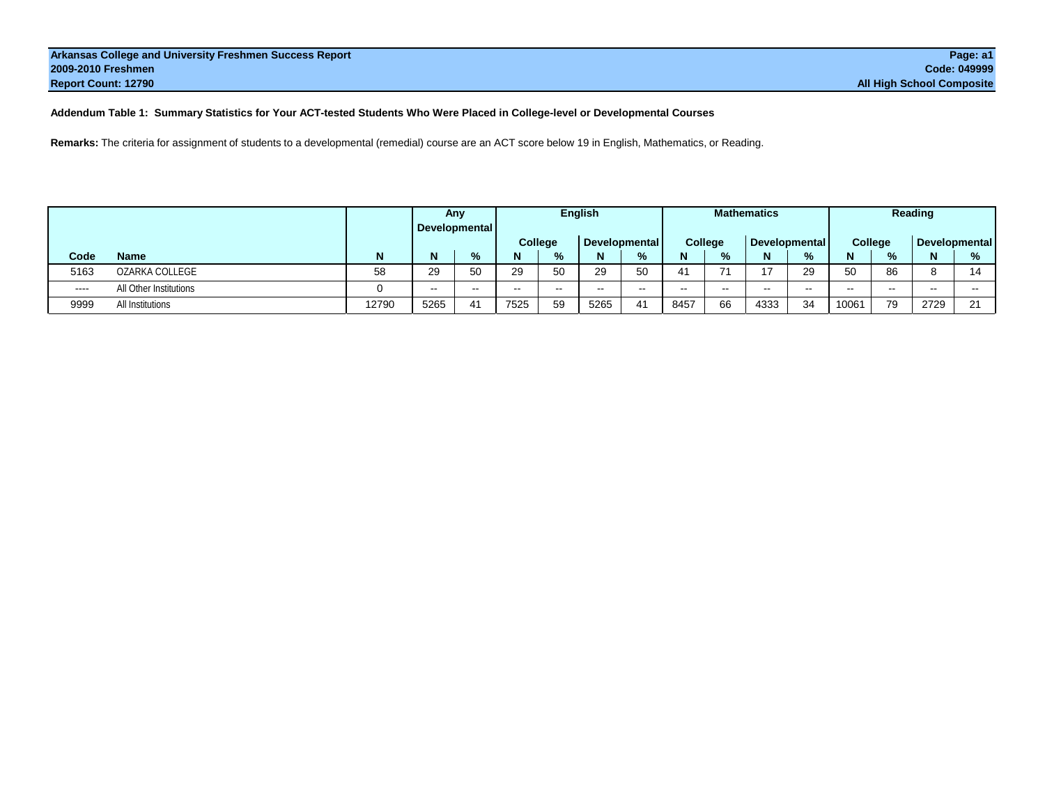Arkansas College and University Freshmen Success Report
2009-2010 Freshmen
Report Count: 12790

Page: a1
Code: 049999
All High School Composite

**Addendum Table 1: Summary Statistics for Your ACT-tested Students Who Were Placed in College-level or Developmental Courses**

**Remarks:** The criteria for assignment of students to a developmental (remedial) course are an ACT score below 19 in English, Mathematics, or Reading.

| | | | Any Developmental | | English | | | | Mathematics | | | | Reading | | | |
|---|---|---|---|---|---|---|---|---|---|---|---|---|---|---|---|---|
| | | | | | College | | Developmental | | College | | Developmental | | College | | Developmental | |
| Code | Name | N | N | % | N | % | N | % | N | % | N | % | N | % | N | % |
| 5163 | OZARKA COLLEGE | 58 | 29 | 50 | 29 | 50 | 29 | 50 | 41 | 71 | 17 | 29 | 50 | 86 | 8 | 14 |
| ---- | All Other Institutions | 0 | -- | -- | -- | -- | -- | -- | -- | -- | -- | -- | -- | -- | -- | -- |
| 9999 | All Institutions | 12790 | 5265 | 41 | 7525 | 59 | 5265 | 41 | 8457 | 66 | 4333 | 34 | 10061 | 79 | 2729 | 21 |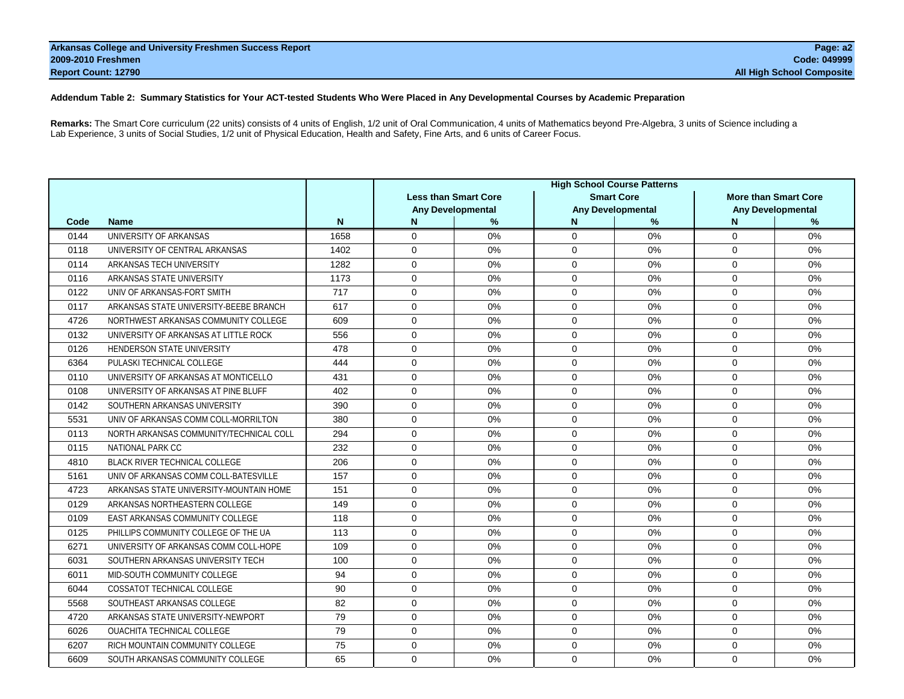**Arabkansas College and University Freshmen Success Report**

**2009-2010 Freshmen**

**Report Count: 12790**

**Page: a2**

**Code: 049999**

**All High School Composite**

**Addendum Table 2: Summary Statistics for Your ACT-tested Students Who Were Placed in Any Developmental Courses by Academic Preparation**

**Remarks:** The Smart Core curriculum (22 units) consists of 4 units of English, 1/2 unit of Oral Communication, 4 units of Mathematics beyond Pre-Algebra, 3 units of Science including a Lab Experience, 3 units of Social Studies, 1/2 unit of Physical Education, Health and Safety, Fine Arts, and 6 units of Career Focus.

| | | | High School Course Patterns | | | | | |
|---|---|---|---|---|---|---|---|---|
| | | | Less than Smart Core | | Smart Core | | More than Smart Core | |
| | | | Any Developmental | | Any Developmental | | Any Developmental | |
| Code | Name | N | N | % | N | % | N | % |
| 0144 | UNIVERSITY OF ARKANSAS | 1658 | 0 | 0% | 0 | 0% | 0 | 0% |
| 0118 | UNIVERSITY OF CENTRAL ARKANSAS | 1402 | 0 | 0% | 0 | 0% | 0 | 0% |
| 0114 | ARKANSAS TECH UNIVERSITY | 1282 | 0 | 0% | 0 | 0% | 0 | 0% |
| 0116 | ARKANSAS STATE UNIVERSITY | 1173 | 0 | 0% | 0 | 0% | 0 | 0% |
| 0122 | UNIV OF ARKANSAS-FORT SMITH | 717 | 0 | 0% | 0 | 0% | 0 | 0% |
| 0117 | ARKANSAS STATE UNIVERSITY-BEEBE BRANCH | 617 | 0 | 0% | 0 | 0% | 0 | 0% |
| 4726 | NORTHWEST ARKANSAS COMMUNITY COLLEGE | 609 | 0 | 0% | 0 | 0% | 0 | 0% |
| 0132 | UNIVERSITY OF ARKANSAS AT LITTLE ROCK | 556 | 0 | 0% | 0 | 0% | 0 | 0% |
| 0126 | HENDERSON STATE UNIVERSITY | 478 | 0 | 0% | 0 | 0% | 0 | 0% |
| 6364 | PULASKI TECHNICAL COLLEGE | 444 | 0 | 0% | 0 | 0% | 0 | 0% |
| 0110 | UNIVERSITY OF ARKANSAS AT MONTICELLO | 431 | 0 | 0% | 0 | 0% | 0 | 0% |
| 0108 | UNIVERSITY OF ARKANSAS AT PINE BLUFF | 402 | 0 | 0% | 0 | 0% | 0 | 0% |
| 0142 | SOUTHERN ARKANSAS UNIVERSITY | 390 | 0 | 0% | 0 | 0% | 0 | 0% |
| 5531 | UNIV OF ARKANSAS COMM COLL-MORRILTON | 380 | 0 | 0% | 0 | 0% | 0 | 0% |
| 0113 | NORTH ARKANSAS COMMUNITY/TECHNICAL COLL | 294 | 0 | 0% | 0 | 0% | 0 | 0% |
| 0115 | NATIONAL PARK CC | 232 | 0 | 0% | 0 | 0% | 0 | 0% |
| 4810 | BLACK RIVER TECHNICAL COLLEGE | 206 | 0 | 0% | 0 | 0% | 0 | 0% |
| 5161 | UNIV OF ARKANSAS COMM COLL-BATESVILLE | 157 | 0 | 0% | 0 | 0% | 0 | 0% |
| 4723 | ARKANSAS STATE UNIVERSITY-MOUNTAIN HOME | 151 | 0 | 0% | 0 | 0% | 0 | 0% |
| 0129 | ARKANSAS NORTHEASTERN COLLEGE | 149 | 0 | 0% | 0 | 0% | 0 | 0% |
| 0109 | EAST ARKANSAS COMMUNITY COLLEGE | 118 | 0 | 0% | 0 | 0% | 0 | 0% |
| 0125 | PHILLIPS COMMUNITY COLLEGE OF THE UA | 113 | 0 | 0% | 0 | 0% | 0 | 0% |
| 6271 | UNIVERSITY OF ARKANSAS COMM COLL-HOPE | 109 | 0 | 0% | 0 | 0% | 0 | 0% |
| 6031 | SOUTHERN ARKANSAS UNIVERSITY TECH | 100 | 0 | 0% | 0 | 0% | 0 | 0% |
| 6011 | MID-SOUTH COMMUNITY COLLEGE | 94 | 0 | 0% | 0 | 0% | 0 | 0% |
| 6044 | COSSATOT TECHNICAL COLLEGE | 90 | 0 | 0% | 0 | 0% | 0 | 0% |
| 5568 | SOUTHEAST ARKANSAS COLLEGE | 82 | 0 | 0% | 0 | 0% | 0 | 0% |
| 4720 | ARKANSAS STATE UNIVERSITY-NEWPORT | 79 | 0 | 0% | 0 | 0% | 0 | 0% |
| 6026 | OUACHITA TECHNICAL COLLEGE | 79 | 0 | 0% | 0 | 0% | 0 | 0% |
| 6207 | RICH MOUNTAIN COMMUNITY COLLEGE | 75 | 0 | 0% | 0 | 0% | 0 | 0% |
| 6609 | SOUTH ARKANSAS COMMUNITY COLLEGE | 65 | 0 | 0% | 0 | 0% | 0 | 0% |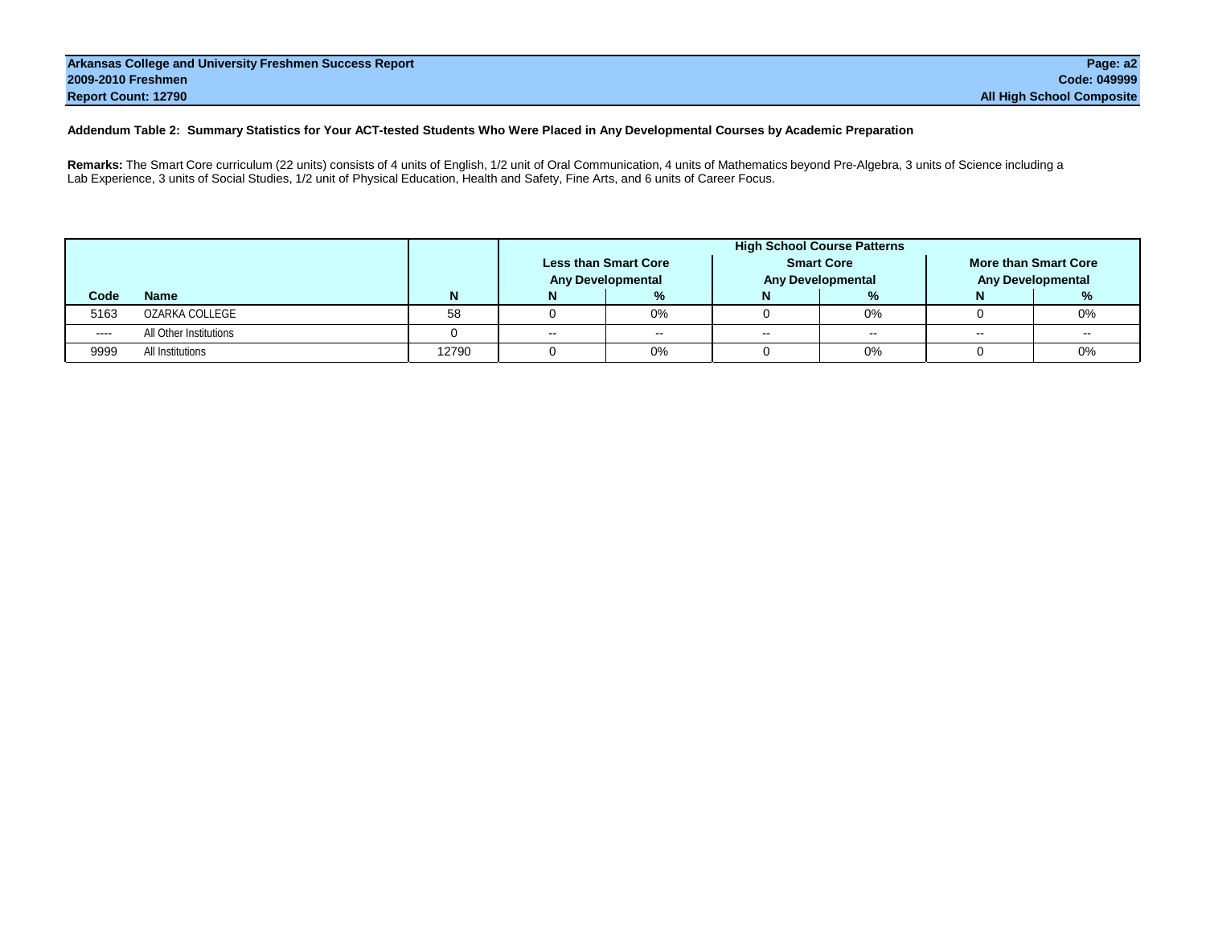**Arkansas College and University Freshmen Success Report**
**2009-2010 Freshmen**
**Report Count: 12790**

**Page: a2**
**Code: 049999**
**All High School Composite**

### Addendum Table 2: Summary Statistics for Your ACT-tested Students Who Were Placed in Any Developmental Courses by Academic Preparation

**Remarks:** The Smart Core curriculum (22 units) consists of 4 units of English, 1/2 unit of Oral Communication, 4 units of Mathematics beyond Pre-Algebra, 3 units of Science including a Lab Experience, 3 units of Social Studies, 1/2 unit of Physical Education, Health and Safety, Fine Arts, and 6 units of Career Focus.

| | | | High School Course Patterns | | | | | |
|---|---|---|---|---|---|---|---|---|
| | | | Less than Smart Core Any Developmental | | Smart Core Any Developmental | | More than Smart Core Any Developmental | |
| Code | Name | N | N | % | N | % | N | % |
| 5163 | OZARKA COLLEGE | 58 | 0 | 0% | 0 | 0% | 0 | 0% |
| ---- | All Other Institutions | 0 | -- | -- | -- | -- | -- | -- |
| 9999 | All Institutions | 12790 | 0 | 0% | 0 | 0% | 0 | 0% |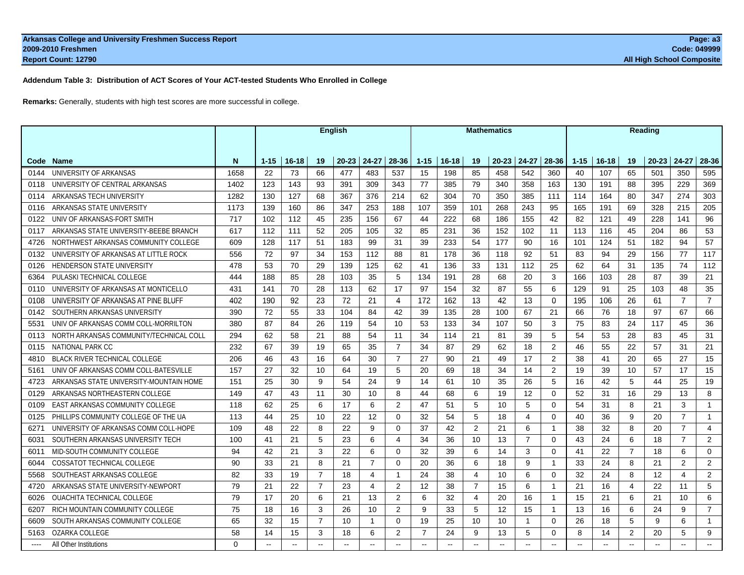**Arkansas College and University Freshmen Success Report**
**2009-2010 Freshmen**
**Report Count: 12790**

**Page: a3**
**Code: 049999**
**All High School Composite**

**Addendum Table 3: Distribution of ACT Scores of Your ACT-tested Students Who Enrolled in College**

**Remarks:** Generally, students with high test scores are more successful in college.

| | | | English | | | | | | Mathematics | | | | | | Reading | | | | | |
|---|---|---|---|---|---|---|---|---|---|---|---|---|---|---|---|---|---|---|---|---|
| Code | Name | N | 1-15 | 16-18 | 19 | 20-23 | 24-27 | 28-36 | 1-15 | 16-18 | 19 | 20-23 | 24-27 | 28-36 | 1-15 | 16-18 | 19 | 20-23 | 24-27 | 28-36 |
| 0144 | UNIVERSITY OF ARKANSAS | 1658 | 22 | 73 | 66 | 477 | 483 | 537 | 15 | 198 | 85 | 458 | 542 | 360 | 40 | 107 | 65 | 501 | 350 | 595 |
| 0118 | UNIVERSITY OF CENTRAL ARKANSAS | 1402 | 123 | 143 | 93 | 391 | 309 | 343 | 77 | 385 | 79 | 340 | 358 | 163 | 130 | 191 | 88 | 395 | 229 | 369 |
| 0114 | ARKANSAS TECH UNIVERSITY | 1282 | 130 | 127 | 68 | 367 | 376 | 214 | 62 | 304 | 70 | 350 | 385 | 111 | 114 | 164 | 80 | 347 | 274 | 303 |
| 0116 | ARKANSAS STATE UNIVERSITY | 1173 | 139 | 160 | 86 | 347 | 253 | 188 | 107 | 359 | 101 | 268 | 243 | 95 | 165 | 191 | 69 | 328 | 215 | 205 |
| 0122 | UNIV OF ARKANSAS-FORT SMITH | 717 | 102 | 112 | 45 | 235 | 156 | 67 | 44 | 222 | 68 | 186 | 155 | 42 | 82 | 121 | 49 | 228 | 141 | 96 |
| 0117 | ARKANSAS STATE UNIVERSITY-BEEBE BRANCH | 617 | 112 | 111 | 52 | 205 | 105 | 32 | 85 | 231 | 36 | 152 | 102 | 11 | 113 | 116 | 45 | 204 | 86 | 53 |
| 4726 | NORTHWEST ARKANSAS COMMUNITY COLLEGE | 609 | 128 | 117 | 51 | 183 | 99 | 31 | 39 | 233 | 54 | 177 | 90 | 16 | 101 | 124 | 51 | 182 | 94 | 57 |
| 0132 | UNIVERSITY OF ARKANSAS AT LITTLE ROCK | 556 | 72 | 97 | 34 | 153 | 112 | 88 | 81 | 178 | 36 | 118 | 92 | 51 | 83 | 94 | 29 | 156 | 77 | 117 |
| 0126 | HENDERSON STATE UNIVERSITY | 478 | 53 | 70 | 29 | 139 | 125 | 62 | 41 | 136 | 33 | 131 | 112 | 25 | 62 | 64 | 31 | 135 | 74 | 112 |
| 6364 | PULASKI TECHNICAL COLLEGE | 444 | 188 | 85 | 28 | 103 | 35 | 5 | 134 | 191 | 28 | 68 | 20 | 3 | 166 | 103 | 28 | 87 | 39 | 21 |
| 0110 | UNIVERSITY OF ARKANSAS AT MONTICELLO | 431 | 141 | 70 | 28 | 113 | 62 | 17 | 97 | 154 | 32 | 87 | 55 | 6 | 129 | 91 | 25 | 103 | 48 | 35 |
| 0108 | UNIVERSITY OF ARKANSAS AT PINE BLUFF | 402 | 190 | 92 | 23 | 72 | 21 | 4 | 172 | 162 | 13 | 42 | 13 | 0 | 195 | 106 | 26 | 61 | 7 | 7 |
| 0142 | SOUTHERN ARKANSAS UNIVERSITY | 390 | 72 | 55 | 33 | 104 | 84 | 42 | 39 | 135 | 28 | 100 | 67 | 21 | 66 | 76 | 18 | 97 | 67 | 66 |
| 5531 | UNIV OF ARKANSAS COMM COLL-MORRILTON | 380 | 87 | 84 | 26 | 119 | 54 | 10 | 53 | 133 | 34 | 107 | 50 | 3 | 75 | 83 | 24 | 117 | 45 | 36 |
| 0113 | NORTH ARKANSAS COMMUNITY/TECHNICAL COLL | 294 | 62 | 58 | 21 | 88 | 54 | 11 | 34 | 114 | 21 | 81 | 39 | 5 | 54 | 53 | 28 | 83 | 45 | 31 |
| 0115 | NATIONAL PARK CC | 232 | 67 | 39 | 19 | 65 | 35 | 7 | 34 | 87 | 29 | 62 | 18 | 2 | 46 | 55 | 22 | 57 | 31 | 21 |
| 4810 | BLACK RIVER TECHNICAL COLLEGE | 206 | 46 | 43 | 16 | 64 | 30 | 7 | 27 | 90 | 21 | 49 | 17 | 2 | 38 | 41 | 20 | 65 | 27 | 15 |
| 5161 | UNIV OF ARKANSAS COMM COLL-BATESVILLE | 157 | 27 | 32 | 10 | 64 | 19 | 5 | 20 | 69 | 18 | 34 | 14 | 2 | 19 | 39 | 10 | 57 | 17 | 15 |
| 4723 | ARKANSAS STATE UNIVERSITY-MOUNTAIN HOME | 151 | 25 | 30 | 9 | 54 | 24 | 9 | 14 | 61 | 10 | 35 | 26 | 5 | 16 | 42 | 5 | 44 | 25 | 19 |
| 0129 | ARKANSAS NORTHEASTERN COLLEGE | 149 | 47 | 43 | 11 | 30 | 10 | 8 | 44 | 68 | 6 | 19 | 12 | 0 | 52 | 31 | 16 | 29 | 13 | 8 |
| 0109 | EAST ARKANSAS COMMUNITY COLLEGE | 118 | 62 | 25 | 6 | 17 | 6 | 2 | 47 | 51 | 5 | 10 | 5 | 0 | 54 | 31 | 8 | 21 | 3 | 1 |
| 0125 | PHILLIPS COMMUNITY COLLEGE OF THE UA | 113 | 44 | 25 | 10 | 22 | 12 | 0 | 32 | 54 | 5 | 18 | 4 | 0 | 40 | 36 | 9 | 20 | 7 | 1 |
| 6271 | UNIVERSITY OF ARKANSAS COMM COLL-HOPE | 109 | 48 | 22 | 8 | 22 | 9 | 0 | 37 | 42 | 2 | 21 | 6 | 1 | 38 | 32 | 8 | 20 | 7 | 4 |
| 6031 | SOUTHERN ARKANSAS UNIVERSITY TECH | 100 | 41 | 21 | 5 | 23 | 6 | 4 | 34 | 36 | 10 | 13 | 7 | 0 | 43 | 24 | 6 | 18 | 7 | 2 |
| 6011 | MID-SOUTH COMMUNITY COLLEGE | 94 | 42 | 21 | 3 | 22 | 6 | 0 | 32 | 39 | 6 | 14 | 3 | 0 | 41 | 22 | 7 | 18 | 6 | 0 |
| 6044 | COSSATOT TECHNICAL COLLEGE | 90 | 33 | 21 | 8 | 21 | 7 | 0 | 20 | 36 | 6 | 18 | 9 | 1 | 33 | 24 | 8 | 21 | 2 | 2 |
| 5568 | SOUTHEAST ARKANSAS COLLEGE | 82 | 33 | 19 | 7 | 18 | 4 | 1 | 24 | 38 | 4 | 10 | 6 | 0 | 32 | 24 | 8 | 12 | 4 | 2 |
| 4720 | ARKANSAS STATE UNIVERSITY-NEWPORT | 79 | 21 | 22 | 7 | 23 | 4 | 2 | 12 | 38 | 7 | 15 | 6 | 1 | 21 | 16 | 4 | 22 | 11 | 5 |
| 6026 | OUACHITA TECHNICAL COLLEGE | 79 | 17 | 20 | 6 | 21 | 13 | 2 | 6 | 32 | 4 | 20 | 16 | 1 | 15 | 21 | 6 | 21 | 10 | 6 |
| 6207 | RICH MOUNTAIN COMMUNITY COLLEGE | 75 | 18 | 16 | 3 | 26 | 10 | 2 | 9 | 33 | 5 | 12 | 15 | 1 | 13 | 16 | 6 | 24 | 9 | 7 |
| 6609 | SOUTH ARKANSAS COMMUNITY COLLEGE | 65 | 32 | 15 | 7 | 10 | 1 | 0 | 19 | 25 | 10 | 10 | 1 | 0 | 26 | 18 | 5 | 9 | 6 | 1 |
| 5163 | OZARKA COLLEGE | 58 | 14 | 15 | 3 | 18 | 6 | 2 | 7 | 24 | 9 | 13 | 5 | 0 | 8 | 14 | 2 | 20 | 5 | 9 |
| ---- | All Other Institutions | 0 | -- | -- | -- | -- | -- | -- | -- | -- | -- | -- | -- | -- | -- | -- | -- | -- | -- | -- |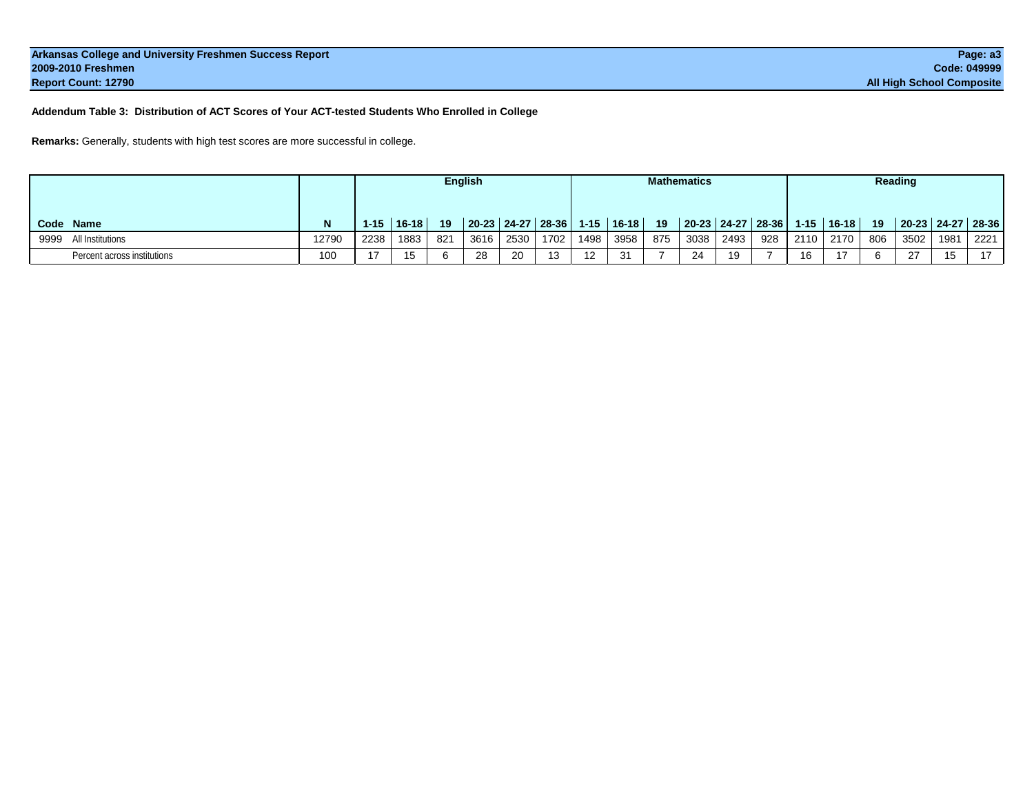Arkansas College and University Freshmen Success Report
2009-2010 Freshmen
Report Count: 12790

Page: a3
Code: 049999
All High School Composite

**Addendum Table 3: Distribution of ACT Scores of Your ACT-tested Students Who Enrolled in College**

**Remarks:** Generally, students with high test scores are more successful in college.

| | | | English | | | | | | Mathematics | | | | | | Reading | | | | | |
|---|---|---|---|---|---|---|---|---|---|---|---|---|---|---|---|---|---|---|---|---|
| **Code** | **Name** | **N** | **1-15** | **16-18** | **19** | **20-23** | **24-27** | **28-36** | **1-15** | **16-18** | **19** | **20-23** | **24-27** | **28-36** | **1-15** | **16-18** | **19** | **20-23** | **24-27** | **28-36** |
| 9999 | All Institutions | 12790 | 2238 | 1883 | 821 | 3616 | 2530 | 1702 | 1498 | 3958 | 875 | 3038 | 2493 | 928 | 2110 | 2170 | 806 | 3502 | 1981 | 2221 |
| | Percent across institutions | 100 | 17 | 15 | 6 | 28 | 20 | 13 | 12 | 31 | 7 | 24 | 19 | 7 | 16 | 17 | 6 | 27 | 15 | 17 |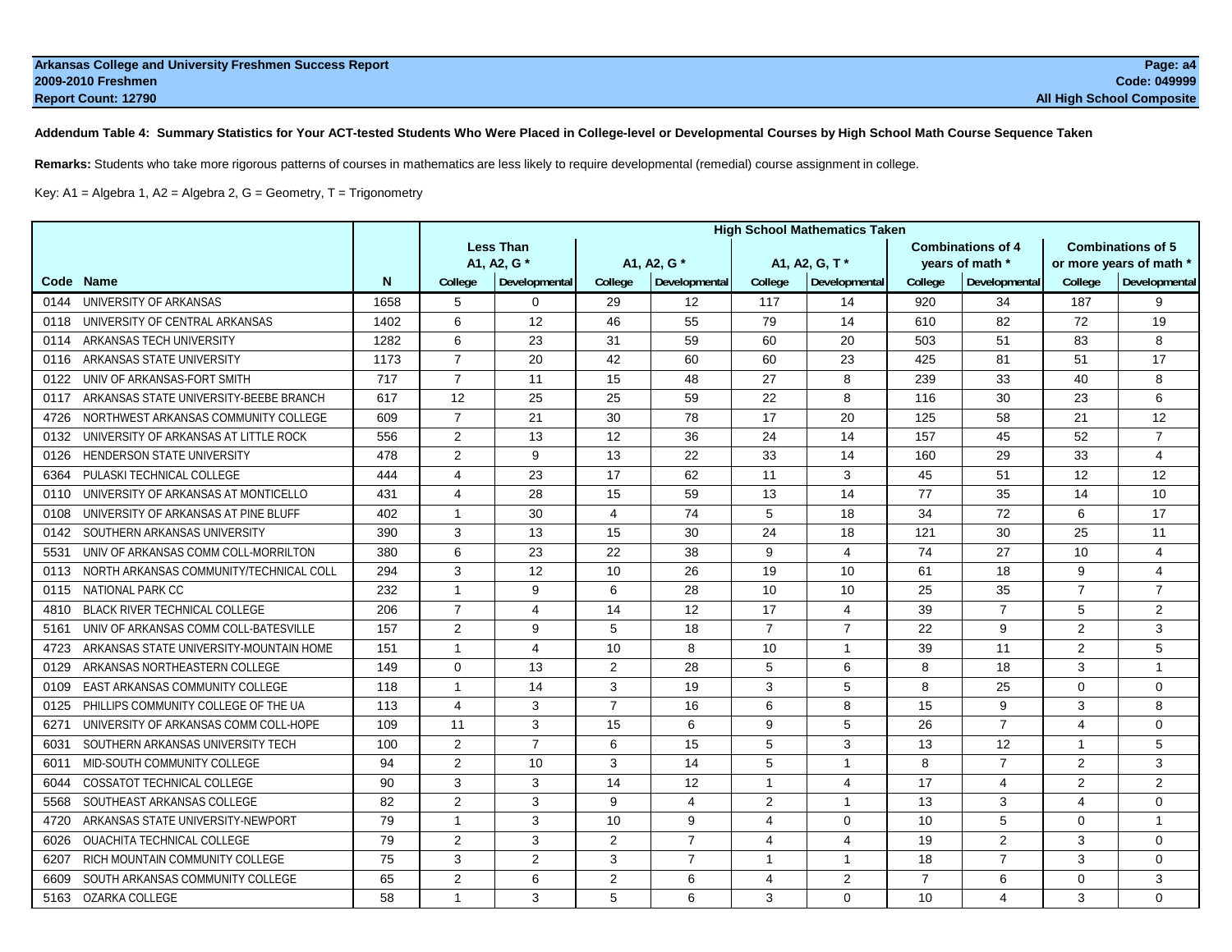**Arkansas College and University Freshmen Success Report**
**2009-2010 Freshmen**
**Report Count: 12790**

**Code: 049999**
**All High School Composite**

**Addendum Table 4: Summary Statistics for Your ACT-tested Students Who Were Placed in College-level or Developmental Courses by High School Math Course Sequence Taken**

**Remarks:** Students who take more rigorous patterns of courses in mathematics are less likely to require developmental (remedial) course assignment in college.

Key: A1 = Algebra 1, A2 = Algebra 2, G = Geometry, T = Trigonometry

| | | | High School Mathematics Taken | | | | | | | | | |
|---|---|---|---|---|---|---|---|---|---|---|---|---|
| | | | Less Than A1, A2, G * | | A1, A2, G * | | A1, A2, G, T * | | Combinations of 4 years of math * | | Combinations of 5 or more years of math * | |
| Code | Name | N | College | Developmental | College | Developmental | College | Developmental | College | Developmental | College | Developmental |
| 0144 | UNIVERSITY OF ARKANSAS | 1658 | 5 | 0 | 29 | 12 | 117 | 14 | 920 | 34 | 187 | 9 |
| 0118 | UNIVERSITY OF CENTRAL ARKANSAS | 1402 | 6 | 12 | 46 | 55 | 79 | 14 | 610 | 82 | 72 | 19 |
| 0114 | ARKANSAS TECH UNIVERSITY | 1282 | 6 | 23 | 31 | 59 | 60 | 20 | 503 | 51 | 83 | 8 |
| 0116 | ARKANSAS STATE UNIVERSITY | 1173 | 7 | 20 | 42 | 60 | 60 | 23 | 425 | 81 | 51 | 17 |
| 0122 | UNIV OF ARKANSAS-FORT SMITH | 717 | 7 | 11 | 15 | 48 | 27 | 8 | 239 | 33 | 40 | 8 |
| 0117 | ARKANSAS STATE UNIVERSITY-BEEBE BRANCH | 617 | 12 | 25 | 25 | 59 | 22 | 8 | 116 | 30 | 23 | 6 |
| 4726 | NORTHWEST ARKANSAS COMMUNITY COLLEGE | 609 | 7 | 21 | 30 | 78 | 17 | 20 | 125 | 58 | 21 | 12 |
| 0132 | UNIVERSITY OF ARKANSAS AT LITTLE ROCK | 556 | 2 | 13 | 12 | 36 | 24 | 14 | 157 | 45 | 52 | 7 |
| 0126 | HENDERSON STATE UNIVERSITY | 478 | 2 | 9 | 13 | 22 | 33 | 14 | 160 | 29 | 33 | 4 |
| 6364 | PULASKI TECHNICAL COLLEGE | 444 | 4 | 23 | 17 | 62 | 11 | 3 | 45 | 51 | 12 | 12 |
| 0110 | UNIVERSITY OF ARKANSAS AT MONTICELLO | 431 | 4 | 28 | 15 | 59 | 13 | 14 | 77 | 35 | 14 | 10 |
| 0108 | UNIVERSITY OF ARKANSAS AT PINE BLUFF | 402 | 1 | 30 | 4 | 74 | 5 | 18 | 34 | 72 | 6 | 17 |
| 0142 | SOUTHERN ARKANSAS UNIVERSITY | 390 | 3 | 13 | 15 | 30 | 24 | 18 | 121 | 30 | 25 | 11 |
| 5531 | UNIV OF ARKANSAS COMM COLL-MORRILTON | 380 | 6 | 23 | 22 | 38 | 9 | 4 | 74 | 27 | 10 | 4 |
| 0113 | NORTH ARKANSAS COMMUNITY/TECHNICAL COLL | 294 | 3 | 12 | 10 | 26 | 19 | 10 | 61 | 18 | 9 | 4 |
| 0115 | NATIONAL PARK CC | 232 | 1 | 9 | 6 | 28 | 10 | 10 | 25 | 35 | 7 | 7 |
| 4810 | BLACK RIVER TECHNICAL COLLEGE | 206 | 7 | 4 | 14 | 12 | 17 | 4 | 39 | 7 | 5 | 2 |
| 5161 | UNIV OF ARKANSAS COMM COLL-BATESVILLE | 157 | 2 | 9 | 5 | 18 | 7 | 7 | 22 | 9 | 2 | 3 |
| 4723 | ARKANSAS STATE UNIVERSITY-MOUNTAIN HOME | 151 | 1 | 4 | 10 | 8 | 10 | 1 | 39 | 11 | 2 | 5 |
| 0129 | ARKANSAS NORTHEASTERN COLLEGE | 149 | 0 | 13 | 2 | 28 | 5 | 6 | 8 | 18 | 3 | 1 |
| 0109 | EAST ARKANSAS COMMUNITY COLLEGE | 118 | 1 | 14 | 3 | 19 | 3 | 5 | 8 | 25 | 0 | 0 |
| 0125 | PHILLIPS COMMUNITY COLLEGE OF THE UA | 113 | 4 | 3 | 7 | 16 | 6 | 8 | 15 | 9 | 3 | 8 |
| 6271 | UNIVERSITY OF ARKANSAS COMM COLL-HOPE | 109 | 11 | 3 | 15 | 6 | 9 | 5 | 26 | 7 | 4 | 0 |
| 6031 | SOUTHERN ARKANSAS UNIVERSITY TECH | 100 | 2 | 7 | 6 | 15 | 5 | 3 | 13 | 12 | 1 | 5 |
| 6011 | MID-SOUTH COMMUNITY COLLEGE | 94 | 2 | 10 | 3 | 14 | 5 | 1 | 8 | 7 | 2 | 3 |
| 6044 | COSSATOT TECHNICAL COLLEGE | 90 | 3 | 3 | 14 | 12 | 1 | 4 | 17 | 4 | 2 | 2 |
| 5568 | SOUTHEAST ARKANSAS COLLEGE | 82 | 2 | 3 | 9 | 4 | 2 | 1 | 13 | 3 | 4 | 0 |
| 4720 | ARKANSAS STATE UNIVERSITY-NEWPORT | 79 | 1 | 3 | 10 | 9 | 4 | 0 | 10 | 5 | 0 | 1 |
| 6026 | OUACHITA TECHNICAL COLLEGE | 79 | 2 | 3 | 2 | 7 | 4 | 4 | 19 | 2 | 3 | 0 |
| 6207 | RICH MOUNTAIN COMMUNITY COLLEGE | 75 | 3 | 2 | 3 | 7 | 1 | 1 | 18 | 7 | 3 | 0 |
| 6609 | SOUTH ARKANSAS COMMUNITY COLLEGE | 65 | 2 | 6 | 2 | 6 | 4 | 2 | 7 | 6 | 0 | 3 |
| 5163 | OZARKA COLLEGE | 58 | 1 | 3 | 5 | 6 | 3 | 0 | 10 | 4 | 3 | 0 |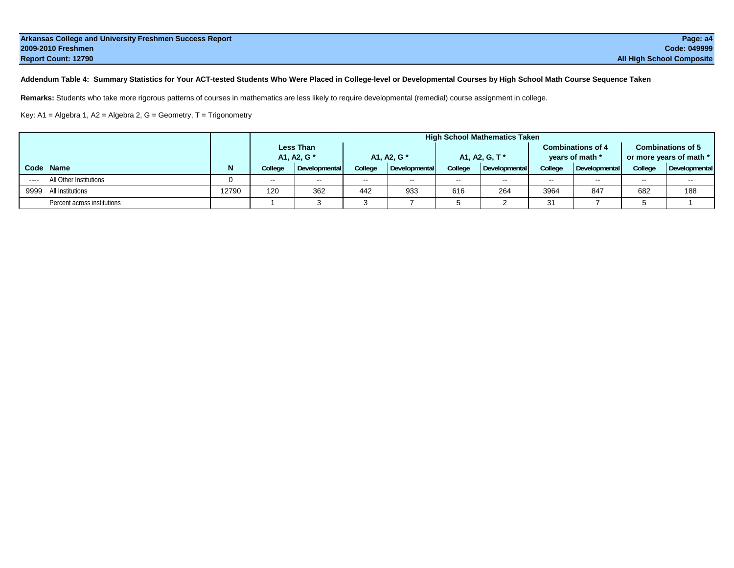**Arkansas College and University Freshmen Success Report**
**2009-2010 Freshmen**
**Report Count: 12790**

**Page: a4**
**Code: 049999**
**All High School Composite**

**Addendum Table 4: Summary Statistics for Your ACT-tested Students Who Were Placed in College-level or Developmental Courses by High School Math Course Sequence Taken**

**Remarks:** Students who take more rigorous patterns of courses in mathematics are less likely to require developmental (remedial) course assignment in college.

Key: A1 = Algebra 1, A2 = Algebra 2, G = Geometry, T = Trigonometry

| | | | High School Mathematics Taken | | | | | | | | | |
|---|---|---|---|---|---|---|---|---|---|---|---|---|
| | | | Less Than A1, A2, G * | | A1, A2, G * | | A1, A2, G, T * | | Combinations of 4 years of math * | | Combinations of 5 or more years of math * | |
| **Code** | **Name** | **N** | College | Developmental | College | Developmental | College | Developmental | College | Developmental | College | Developmental |
| ---- | All Other Institutions | 0 | -- | -- | -- | -- | -- | -- | -- | -- | -- | -- |
| 9999 | All Institutions | 12790 | 120 | 362 | 442 | 933 | 616 | 264 | 3964 | 847 | 682 | 188 |
| | Percent across institutions | | 1 | 3 | 3 | 7 | 5 | 2 | 31 | 7 | 5 | 1 |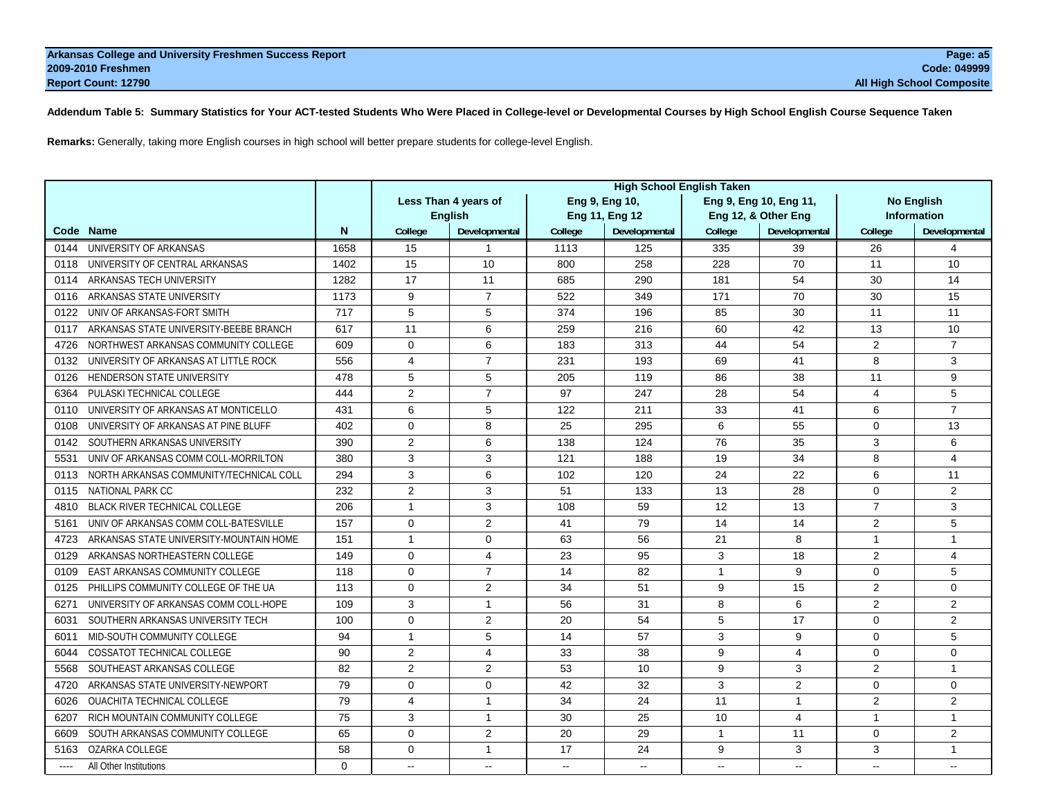**Arkansas College and University Freshmen Success Report**
**2009-2010 Freshmen**
**Report Count: 12790**

**Page: a5**
**Code: 049999**
**All High School Composite**

**Addendum Table 5: Summary Statistics for Your ACT-tested Students Who Were Placed in College-level or Developmental Courses by High School English Course Sequence Taken**

**Remarks:** Generally, taking more English courses in high school will better prepare students for college-level English.

| | | | High School English Taken | | | | | | | |
|---|---|---|---|---|---|---|---|---|---|---|
| | | | Less Than 4 years of English | | Eng 9, Eng 10, Eng 11, Eng 12 | | Eng 9, Eng 10, Eng 11, Eng 12, & Other Eng | | No English Information | |
| **Code** | **Name** | **N** | College | Developmental | College | Developmental | College | Developmental | College | Developmental |
| 0144 | UNIVERSITY OF ARKANSAS | 1658 | 15 | 1 | 1113 | 125 | 335 | 39 | 26 | 4 |
| 0118 | UNIVERSITY OF CENTRAL ARKANSAS | 1402 | 15 | 10 | 800 | 258 | 228 | 70 | 11 | 10 |
| 0114 | ARKANSAS TECH UNIVERSITY | 1282 | 17 | 11 | 685 | 290 | 181 | 54 | 30 | 14 |
| 0116 | ARKANSAS STATE UNIVERSITY | 1173 | 9 | 7 | 522 | 349 | 171 | 70 | 30 | 15 |
| 0122 | UNIV OF ARKANSAS-FORT SMITH | 717 | 5 | 5 | 374 | 196 | 85 | 30 | 11 | 11 |
| 0117 | ARKANSAS STATE UNIVERSITY-BEEBE BRANCH | 617 | 11 | 6 | 259 | 216 | 60 | 42 | 13 | 10 |
| 4726 | NORTHWEST ARKANSAS COMMUNITY COLLEGE | 609 | 0 | 6 | 183 | 313 | 44 | 54 | 2 | 7 |
| 0132 | UNIVERSITY OF ARKANSAS AT LITTLE ROCK | 556 | 4 | 7 | 231 | 193 | 69 | 41 | 8 | 3 |
| 0126 | HENDERSON STATE UNIVERSITY | 478 | 5 | 5 | 205 | 119 | 86 | 38 | 11 | 9 |
| 6364 | PULASKI TECHNICAL COLLEGE | 444 | 2 | 7 | 97 | 247 | 28 | 54 | 4 | 5 |
| 0110 | UNIVERSITY OF ARKANSAS AT MONTICELLO | 431 | 6 | 5 | 122 | 211 | 33 | 41 | 6 | 7 |
| 0108 | UNIVERSITY OF ARKANSAS AT PINE BLUFF | 402 | 0 | 8 | 25 | 295 | 6 | 55 | 0 | 13 |
| 0142 | SOUTHERN ARKANSAS UNIVERSITY | 390 | 2 | 6 | 138 | 124 | 76 | 35 | 3 | 6 |
| 5531 | UNIV OF ARKANSAS COMM COLL-MORRILTON | 380 | 3 | 3 | 121 | 188 | 19 | 34 | 8 | 4 |
| 0113 | NORTH ARKANSAS COMMUNITY/TECHNICAL COLL | 294 | 3 | 6 | 102 | 120 | 24 | 22 | 6 | 11 |
| 0115 | NATIONAL PARK CC | 232 | 2 | 3 | 51 | 133 | 13 | 28 | 0 | 2 |
| 4810 | BLACK RIVER TECHNICAL COLLEGE | 206 | 1 | 3 | 108 | 59 | 12 | 13 | 7 | 3 |
| 5161 | UNIV OF ARKANSAS COMM COLL-BATESVILLE | 157 | 0 | 2 | 41 | 79 | 14 | 14 | 2 | 5 |
| 4723 | ARKANSAS STATE UNIVERSITY-MOUNTAIN HOME | 151 | 1 | 0 | 63 | 56 | 21 | 8 | 1 | 1 |
| 0129 | ARKANSAS NORTHEASTERN COLLEGE | 149 | 0 | 4 | 23 | 95 | 3 | 18 | 2 | 4 |
| 0109 | EAST ARKANSAS COMMUNITY COLLEGE | 118 | 0 | 7 | 14 | 82 | 1 | 9 | 0 | 5 |
| 0125 | PHILLIPS COMMUNITY COLLEGE OF THE UA | 113 | 0 | 2 | 34 | 51 | 9 | 15 | 2 | 0 |
| 6271 | UNIVERSITY OF ARKANSAS COMM COLL-HOPE | 109 | 3 | 1 | 56 | 31 | 8 | 6 | 2 | 2 |
| 6031 | SOUTHERN ARKANSAS UNIVERSITY TECH | 100 | 0 | 2 | 20 | 54 | 5 | 17 | 0 | 2 |
| 6011 | MID-SOUTH COMMUNITY COLLEGE | 94 | 1 | 5 | 14 | 57 | 3 | 9 | 0 | 5 |
| 6044 | COSSATOT TECHNICAL COLLEGE | 90 | 2 | 4 | 33 | 38 | 9 | 4 | 0 | 0 |
| 5568 | SOUTHEAST ARKANSAS COLLEGE | 82 | 2 | 2 | 53 | 10 | 9 | 3 | 2 | 1 |
| 4720 | ARKANSAS STATE UNIVERSITY-NEWPORT | 79 | 0 | 0 | 42 | 32 | 3 | 2 | 0 | 0 |
| 6026 | OUACHITA TECHNICAL COLLEGE | 79 | 4 | 1 | 34 | 24 | 11 | 1 | 2 | 2 |
| 6207 | RICH MOUNTAIN COMMUNITY COLLEGE | 75 | 3 | 1 | 30 | 25 | 10 | 4 | 1 | 1 |
| 6609 | SOUTH ARKANSAS COMMUNITY COLLEGE | 65 | 0 | 2 | 20 | 29 | 1 | 11 | 0 | 2 |
| 5163 | OZARKA COLLEGE | 58 | 0 | 1 | 17 | 24 | 9 | 3 | 3 | 1 |
| ---- | All Other Institutions | 0 | -- | -- | -- | -- | -- | -- | -- | -- |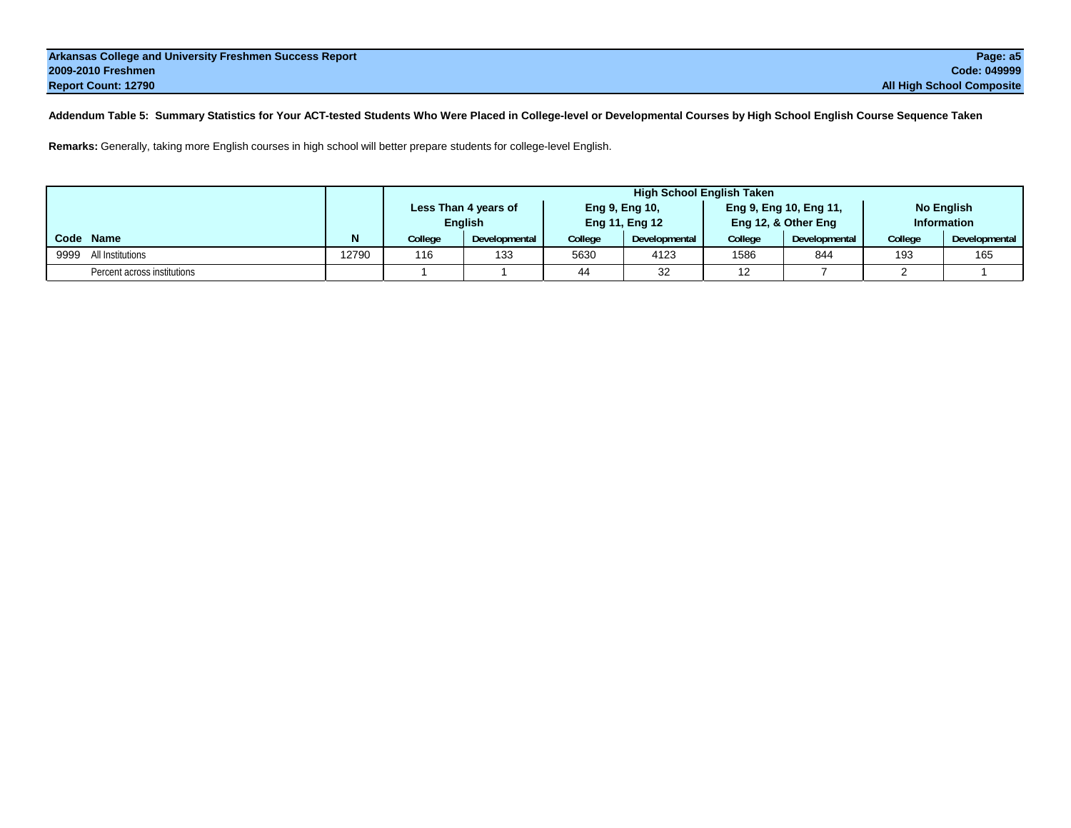**Arkansas College and University Freshmen Success Report**
**2009-2010 Freshmen**
**Report Count: 12790**

**Code: 049999**
**All High School Composite**

**Addendum Table 5: Summary Statistics for Your ACT-tested Students Who Were Placed in College-level or Developmental Courses by High School English Course Sequence Taken**

**Remarks:** Generally, taking more English courses in high school will better prepare students for college-level English.

| | | | High School English Taken | | | | | | | |
|---|---|---|---|---|---|---|---|---|---|---|
| | | | Less Than 4 years of English | | Eng 9, Eng 10, Eng 11, Eng 12 | | Eng 9, Eng 10, Eng 11, Eng 12, & Other Eng | | No English Information | |
| **Code** | **Name** | **N** | College | Developmental | College | Developmental | College | Developmental | College | Developmental |
| 9999 | All Institutions | 12790 | 116 | 133 | 5630 | 4123 | 1586 | 844 | 193 | 165 |
| | Percent across institutions | | 1 | 1 | 44 | 32 | 12 | 7 | 2 | 1 |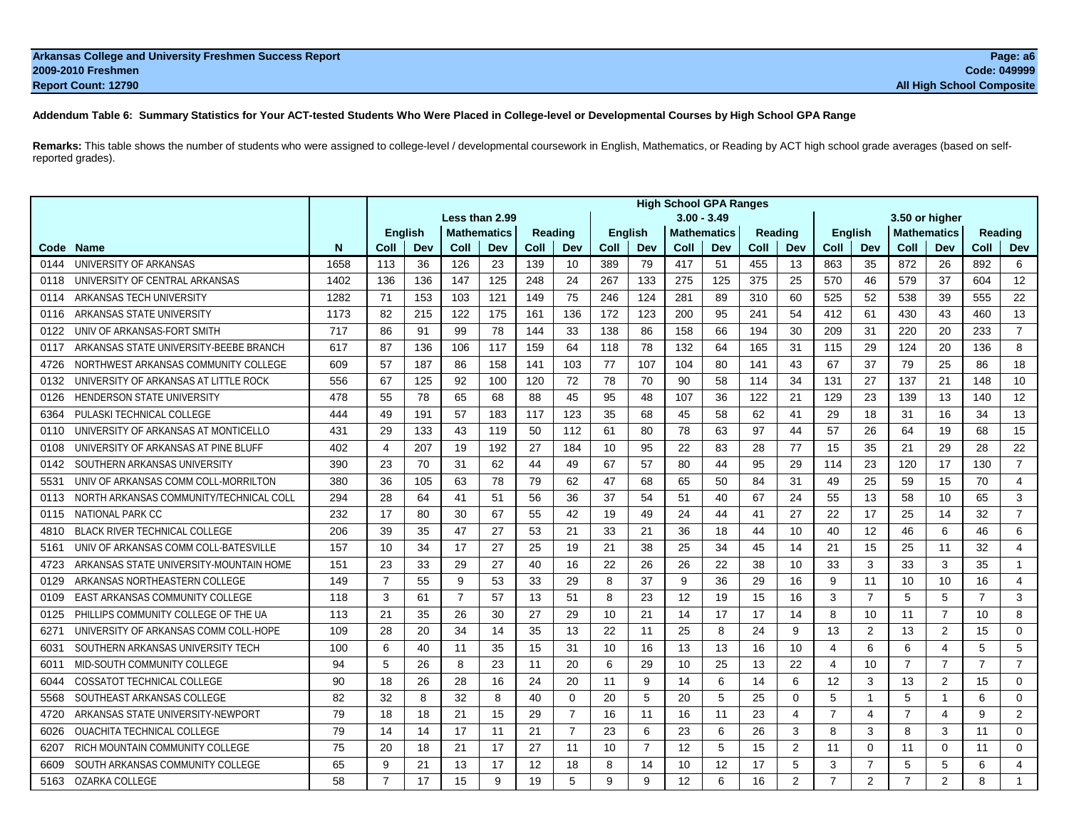**Arkansas College and University Freshmen Success Report**
**2009-2010 Freshmen**
**Report Count: 12790**

**Page: a6**
**Code: 049999**
**All High School Composite**

**Addendum Table 6: Summary Statistics for Your ACT-tested Students Who Were Placed in College-level or Developmental Courses by High School GPA Range**

**Remarks:** This table shows the number of students who were assigned to college-level / developmental coursework in English, Mathematics, or Reading by ACT high school grade averages (based on self-reported grades).

| | | | High School GPA Ranges | | | | | | | | | | | | | | | | | |
|---|---|---|---|---|---|---|---|---|---|---|---|---|---|---|---|---|---|---|---|---|
| | | | Less than 2.99 | | | | | | 3.00 - 3.49 | | | | | | 3.50 or higher | | | | | |
| | | | English | | Mathematics | | Reading | | English | | Mathematics | | Reading | | English | | Mathematics | | Reading | |
| **Code** | **Name** | **N** | **Coll** | **Dev** | **Coll** | **Dev** | **Coll** | **Dev** | **Coll** | **Dev** | **Coll** | **Dev** | **Coll** | **Dev** | **Coll** | **Dev** | **Coll** | **Dev** | **Coll** | **Dev** |
| 0144 | UNIVERSITY OF ARKANSAS | 1658 | 113 | 36 | 126 | 23 | 139 | 10 | 389 | 79 | 417 | 51 | 455 | 13 | 863 | 35 | 872 | 26 | 892 | 6 |
| 0118 | UNIVERSITY OF CENTRAL ARKANSAS | 1402 | 136 | 136 | 147 | 125 | 248 | 24 | 267 | 133 | 275 | 125 | 375 | 25 | 570 | 46 | 579 | 37 | 604 | 12 |
| 0114 | ARKANSAS TECH UNIVERSITY | 1282 | 71 | 153 | 103 | 121 | 149 | 75 | 246 | 124 | 281 | 89 | 310 | 60 | 525 | 52 | 538 | 39 | 555 | 22 |
| 0116 | ARKANSAS STATE UNIVERSITY | 1173 | 82 | 215 | 122 | 175 | 161 | 136 | 172 | 123 | 200 | 95 | 241 | 54 | 412 | 61 | 430 | 43 | 460 | 13 |
| 0122 | UNIV OF ARKANSAS-FORT SMITH | 717 | 86 | 91 | 99 | 78 | 144 | 33 | 138 | 86 | 158 | 66 | 194 | 30 | 209 | 31 | 220 | 20 | 233 | 7 |
| 0117 | ARKANSAS STATE UNIVERSITY-BEEBE BRANCH | 617 | 87 | 136 | 106 | 117 | 159 | 64 | 118 | 78 | 132 | 64 | 165 | 31 | 115 | 29 | 124 | 20 | 136 | 8 |
| 4726 | NORTHWEST ARKANSAS COMMUNITY COLLEGE | 609 | 57 | 187 | 86 | 158 | 141 | 103 | 77 | 107 | 104 | 80 | 141 | 43 | 67 | 37 | 79 | 25 | 86 | 18 |
| 0132 | UNIVERSITY OF ARKANSAS AT LITTLE ROCK | 556 | 67 | 125 | 92 | 100 | 120 | 72 | 78 | 70 | 90 | 58 | 114 | 34 | 131 | 27 | 137 | 21 | 148 | 10 |
| 0126 | HENDERSON STATE UNIVERSITY | 478 | 55 | 78 | 65 | 68 | 88 | 45 | 95 | 48 | 107 | 36 | 122 | 21 | 129 | 23 | 139 | 13 | 140 | 12 |
| 6364 | PULASKI TECHNICAL COLLEGE | 444 | 49 | 191 | 57 | 183 | 117 | 123 | 35 | 68 | 45 | 58 | 62 | 41 | 29 | 18 | 31 | 16 | 34 | 13 |
| 0110 | UNIVERSITY OF ARKANSAS AT MONTICELLO | 431 | 29 | 133 | 43 | 119 | 50 | 112 | 61 | 80 | 78 | 63 | 97 | 44 | 57 | 26 | 64 | 19 | 68 | 15 |
| 0108 | UNIVERSITY OF ARKANSAS AT PINE BLUFF | 402 | 4 | 207 | 19 | 192 | 27 | 184 | 10 | 95 | 22 | 83 | 28 | 77 | 15 | 35 | 21 | 29 | 28 | 22 |
| 0142 | SOUTHERN ARKANSAS UNIVERSITY | 390 | 23 | 70 | 31 | 62 | 44 | 49 | 67 | 57 | 80 | 44 | 95 | 29 | 114 | 23 | 120 | 17 | 130 | 7 |
| 5531 | UNIV OF ARKANSAS COMM COLL-MORRILTON | 380 | 36 | 105 | 63 | 78 | 79 | 62 | 47 | 68 | 65 | 50 | 84 | 31 | 49 | 25 | 59 | 15 | 70 | 4 |
| 0113 | NORTH ARKANSAS COMMUNITY/TECHNICAL COLL | 294 | 28 | 64 | 41 | 51 | 56 | 36 | 37 | 54 | 51 | 40 | 67 | 24 | 55 | 13 | 58 | 10 | 65 | 3 |
| 0115 | NATIONAL PARK CC | 232 | 17 | 80 | 30 | 67 | 55 | 42 | 19 | 49 | 24 | 44 | 41 | 27 | 22 | 17 | 25 | 14 | 32 | 7 |
| 4810 | BLACK RIVER TECHNICAL COLLEGE | 206 | 39 | 35 | 47 | 27 | 53 | 21 | 33 | 21 | 36 | 18 | 44 | 10 | 40 | 12 | 46 | 6 | 46 | 6 |
| 5161 | UNIV OF ARKANSAS COMM COLL-BATESVILLE | 157 | 10 | 34 | 17 | 27 | 25 | 19 | 21 | 38 | 25 | 34 | 45 | 14 | 21 | 15 | 25 | 11 | 32 | 4 |
| 4723 | ARKANSAS STATE UNIVERSITY-MOUNTAIN HOME | 151 | 23 | 33 | 29 | 27 | 40 | 16 | 22 | 26 | 26 | 22 | 38 | 10 | 33 | 3 | 33 | 3 | 35 | 1 |
| 0129 | ARKANSAS NORTHEASTERN COLLEGE | 149 | 7 | 55 | 9 | 53 | 33 | 29 | 8 | 37 | 9 | 36 | 29 | 16 | 9 | 11 | 10 | 10 | 16 | 4 |
| 0109 | EAST ARKANSAS COMMUNITY COLLEGE | 118 | 3 | 61 | 7 | 57 | 13 | 51 | 8 | 23 | 12 | 19 | 15 | 16 | 3 | 7 | 5 | 5 | 7 | 3 |
| 0125 | PHILLIPS COMMUNITY COLLEGE OF THE UA | 113 | 21 | 35 | 26 | 30 | 27 | 29 | 10 | 21 | 14 | 17 | 17 | 14 | 8 | 10 | 11 | 7 | 10 | 8 |
| 6271 | UNIVERSITY OF ARKANSAS COMM COLL-HOPE | 109 | 28 | 20 | 34 | 14 | 35 | 13 | 22 | 11 | 25 | 8 | 24 | 9 | 13 | 2 | 13 | 2 | 15 | 0 |
| 6031 | SOUTHERN ARKANSAS UNIVERSITY TECH | 100 | 6 | 40 | 11 | 35 | 15 | 31 | 10 | 16 | 13 | 13 | 16 | 10 | 4 | 6 | 6 | 4 | 5 | 5 |
| 6011 | MID-SOUTH COMMUNITY COLLEGE | 94 | 5 | 26 | 8 | 23 | 11 | 20 | 6 | 29 | 10 | 25 | 13 | 22 | 4 | 10 | 7 | 7 | 7 | 7 |
| 6044 | COSSATOT TECHNICAL COLLEGE | 90 | 18 | 26 | 28 | 16 | 24 | 20 | 11 | 9 | 14 | 6 | 14 | 6 | 12 | 3 | 13 | 2 | 15 | 0 |
| 5568 | SOUTHEAST ARKANSAS COLLEGE | 82 | 32 | 8 | 32 | 8 | 40 | 0 | 20 | 5 | 20 | 5 | 25 | 0 | 5 | 1 | 5 | 1 | 6 | 0 |
| 4720 | ARKANSAS STATE UNIVERSITY-NEWPORT | 79 | 18 | 18 | 21 | 15 | 29 | 7 | 16 | 11 | 16 | 11 | 23 | 4 | 7 | 4 | 7 | 4 | 9 | 2 |
| 6026 | OUACHITA TECHNICAL COLLEGE | 79 | 14 | 14 | 17 | 11 | 21 | 7 | 23 | 6 | 23 | 6 | 26 | 3 | 8 | 3 | 8 | 3 | 11 | 0 |
| 6207 | RICH MOUNTAIN COMMUNITY COLLEGE | 75 | 20 | 18 | 21 | 17 | 27 | 11 | 10 | 7 | 12 | 5 | 15 | 2 | 11 | 0 | 11 | 0 | 11 | 0 |
| 6609 | SOUTH ARKANSAS COMMUNITY COLLEGE | 65 | 9 | 21 | 13 | 17 | 12 | 18 | 8 | 14 | 10 | 12 | 17 | 5 | 3 | 7 | 5 | 5 | 6 | 4 |
| 5163 | OZARKA COLLEGE | 58 | 7 | 17 | 15 | 9 | 19 | 5 | 9 | 9 | 12 | 6 | 16 | 2 | 7 | 2 | 7 | 2 | 8 | 1 |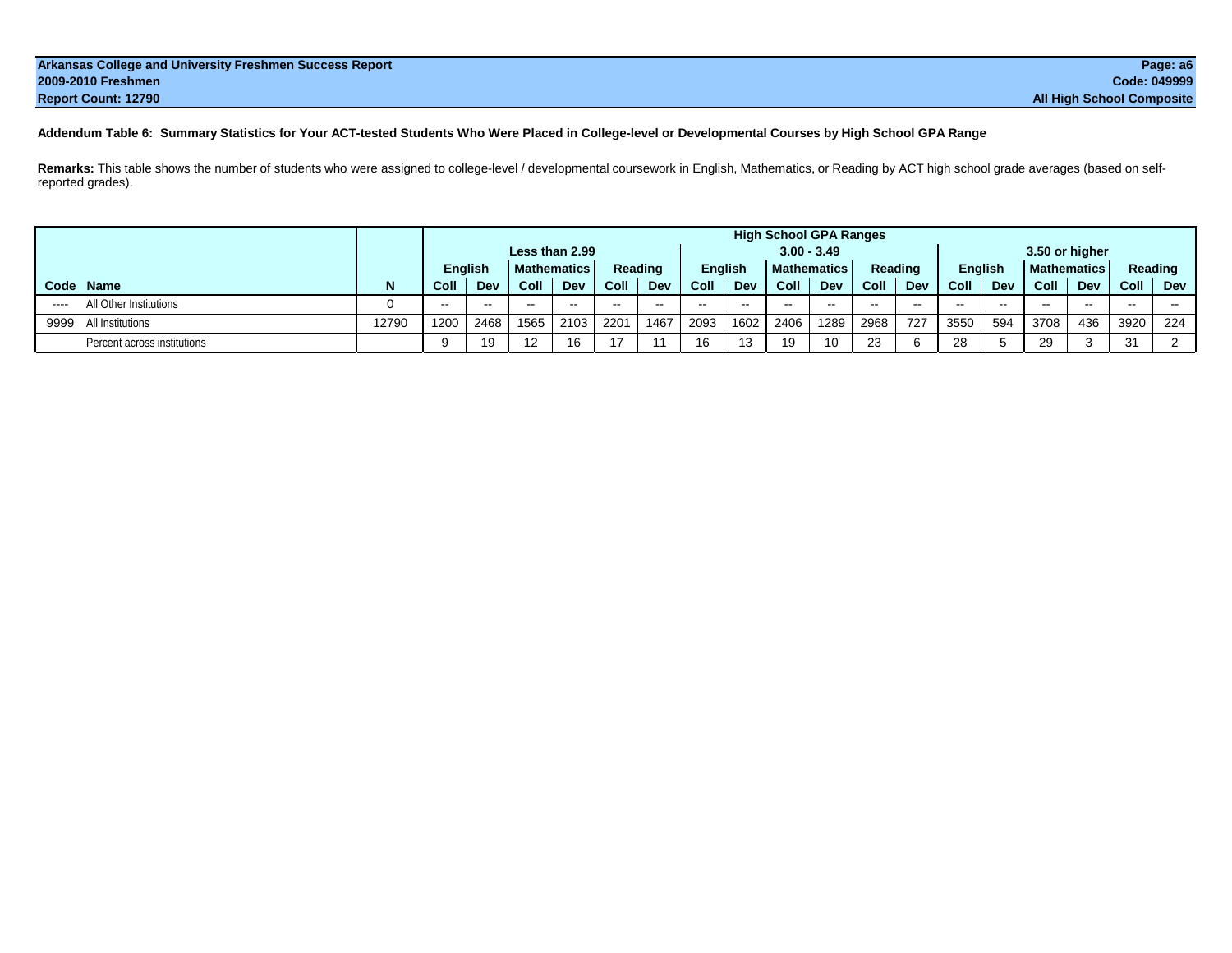**Arkansas College and University Freshmen Success Report**
**2009-2010 Freshmen**
**Report Count: 12790**

**Page: a6**
**Code: 049999**
**All High School Composite**

**Addendum Table 6: Summary Statistics for Your ACT-tested Students Who Were Placed in College-level or Developmental Courses by High School GPA Range**

**Remarks:** This table shows the number of students who were assigned to college-level / developmental coursework in English, Mathematics, or Reading by ACT high school grade averages (based on self-reported grades).

| | | | High School GPA Ranges | | | | | | | | | | | | | | | | | |
|---|---|---|---|---|---|---|---|---|---|---|---|---|---|---|---|---|---|---|---|---|
| | | | Less than 2.99 | | | | | | 3.00 - 3.49 | | | | | | 3.50 or higher | | | | | |
| | | | English | | Mathematics | | Reading | | English | | Mathematics | | Reading | | English | | Mathematics | | Reading | |
| **Code** | **Name** | **N** | **Coll** | **Dev** | **Coll** | **Dev** | **Coll** | **Dev** | **Coll** | **Dev** | **Coll** | **Dev** | **Coll** | **Dev** | **Coll** | **Dev** | **Coll** | **Dev** | **Coll** | **Dev** |
| ---- | All Other Institutions | 0 | -- | -- | -- | -- | -- | -- | -- | -- | -- | -- | -- | -- | -- | -- | -- | -- | -- | -- |
| 9999 | All Institutions | 12790 | 1200 | 2468 | 1565 | 2103 | 2201 | 1467 | 2093 | 1602 | 2406 | 1289 | 2968 | 727 | 3550 | 594 | 3708 | 436 | 3920 | 224 |
| | Percent across institutions | | 9 | 19 | 12 | 16 | 17 | 11 | 16 | 13 | 19 | 10 | 23 | 6 | 28 | 5 | 29 | 3 | 31 | 2 |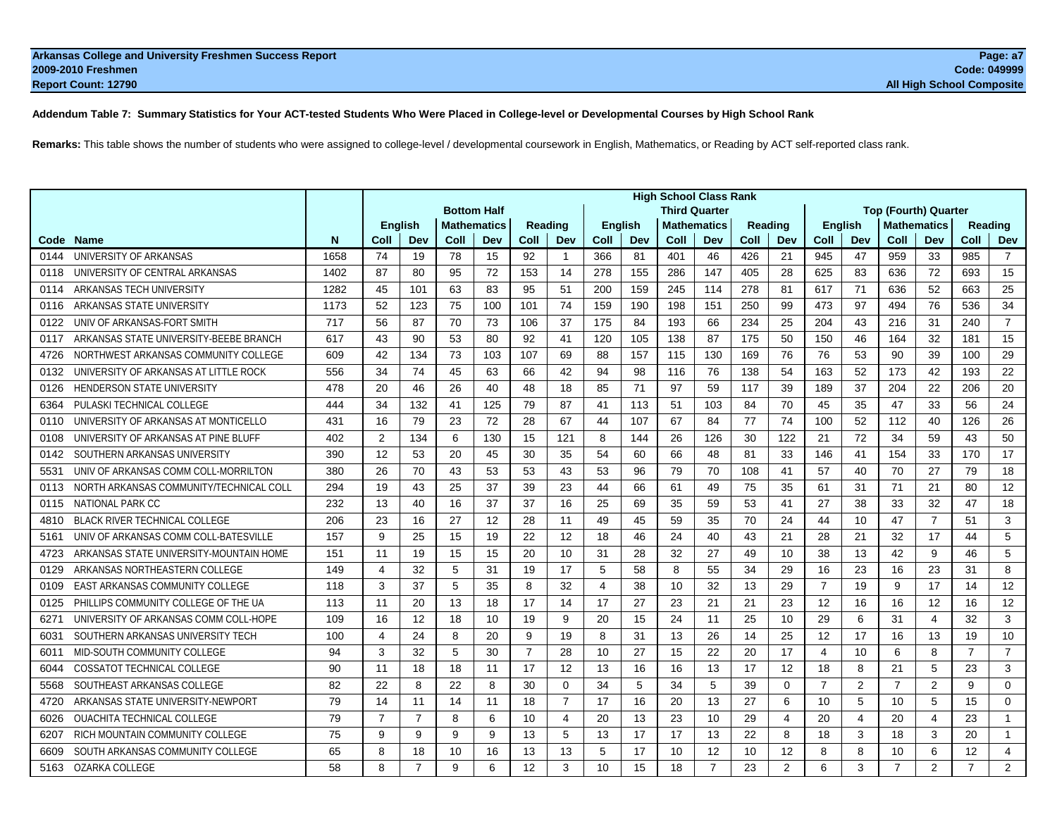Addendum Table 7: Summary Statistics for Your ACT-tested Students Who Were Placed in College-level or Developmental Courses by High School Rank

**Remarks:** This table shows the number of students who were assigned to college-level / developmental coursework in English, Mathematics, or Reading by ACT self-reported class rank.

| | | | High School Class Rank | | | | | | | | | | | | | | | | | |
|---|---|---|---|---|---|---|---|---|---|---|---|---|---|---|---|---|---|---|---|---|
| | | | Bottom Half | | | | | | Third Quarter | | | | | | Top (Fourth) Quarter | | | | | |
| | | | English | | Mathematics | | Reading | | English | | Mathematics | | Reading | | English | | Mathematics | | Reading | |
| Code | Name | N | Coll | Dev | Coll | Dev | Coll | Dev | Coll | Dev | Coll | Dev | Coll | Dev | Coll | Dev | Coll | Dev | Coll | Dev |
| 0144 | UNIVERSITY OF ARKANSAS | 1658 | 74 | 19 | 78 | 15 | 92 | 1 | 366 | 81 | 401 | 46 | 426 | 21 | 945 | 47 | 959 | 33 | 985 | 7 |
| 0118 | UNIVERSITY OF CENTRAL ARKANSAS | 1402 | 87 | 80 | 95 | 72 | 153 | 14 | 278 | 155 | 286 | 147 | 405 | 28 | 625 | 83 | 636 | 72 | 693 | 15 |
| 0114 | ARKANSAS TECH UNIVERSITY | 1282 | 45 | 101 | 63 | 83 | 95 | 51 | 200 | 159 | 245 | 114 | 278 | 81 | 617 | 71 | 636 | 52 | 663 | 25 |
| 0116 | ARKANSAS STATE UNIVERSITY | 1173 | 52 | 123 | 75 | 100 | 101 | 74 | 159 | 190 | 198 | 151 | 250 | 99 | 473 | 97 | 494 | 76 | 536 | 34 |
| 0122 | UNIV OF ARKANSAS-FORT SMITH | 717 | 56 | 87 | 70 | 73 | 106 | 37 | 175 | 84 | 193 | 66 | 234 | 25 | 204 | 43 | 216 | 31 | 240 | 7 |
| 0117 | ARKANSAS STATE UNIVERSITY-BEEBE BRANCH | 617 | 43 | 90 | 53 | 80 | 92 | 41 | 120 | 105 | 138 | 87 | 175 | 50 | 150 | 46 | 164 | 32 | 181 | 15 |
| 4726 | NORTHWEST ARKANSAS COMMUNITY COLLEGE | 609 | 42 | 134 | 73 | 103 | 107 | 69 | 88 | 157 | 115 | 130 | 169 | 76 | 76 | 53 | 90 | 39 | 100 | 29 |
| 0132 | UNIVERSITY OF ARKANSAS AT LITTLE ROCK | 556 | 34 | 74 | 45 | 63 | 66 | 42 | 94 | 98 | 116 | 76 | 138 | 54 | 163 | 52 | 173 | 42 | 193 | 22 |
| 0126 | HENDERSON STATE UNIVERSITY | 478 | 20 | 46 | 26 | 40 | 48 | 18 | 85 | 71 | 97 | 59 | 117 | 39 | 189 | 37 | 204 | 22 | 206 | 20 |
| 6364 | PULASKI TECHNICAL COLLEGE | 444 | 34 | 132 | 41 | 125 | 79 | 87 | 41 | 113 | 51 | 103 | 84 | 70 | 45 | 35 | 47 | 33 | 56 | 24 |
| 0110 | UNIVERSITY OF ARKANSAS AT MONTICELLO | 431 | 16 | 79 | 23 | 72 | 28 | 67 | 44 | 107 | 67 | 84 | 77 | 74 | 100 | 52 | 112 | 40 | 126 | 26 |
| 0108 | UNIVERSITY OF ARKANSAS AT PINE BLUFF | 402 | 2 | 134 | 6 | 130 | 15 | 121 | 8 | 144 | 26 | 126 | 30 | 122 | 21 | 72 | 34 | 59 | 43 | 50 |
| 0142 | SOUTHERN ARKANSAS UNIVERSITY | 390 | 12 | 53 | 20 | 45 | 30 | 35 | 54 | 60 | 66 | 48 | 81 | 33 | 146 | 41 | 154 | 33 | 170 | 17 |
| 5531 | UNIV OF ARKANSAS COMM COLL-MORRILTON | 380 | 26 | 70 | 43 | 53 | 53 | 43 | 53 | 96 | 79 | 70 | 108 | 41 | 57 | 40 | 70 | 27 | 79 | 18 |
| 0113 | NORTH ARKANSAS COMMUNITY/TECHNICAL COLL | 294 | 19 | 43 | 25 | 37 | 39 | 23 | 44 | 66 | 61 | 49 | 75 | 35 | 61 | 31 | 71 | 21 | 80 | 12 |
| 0115 | NATIONAL PARK CC | 232 | 13 | 40 | 16 | 37 | 37 | 16 | 25 | 69 | 35 | 59 | 53 | 41 | 27 | 38 | 33 | 32 | 47 | 18 |
| 4810 | BLACK RIVER TECHNICAL COLLEGE | 206 | 23 | 16 | 27 | 12 | 28 | 11 | 49 | 45 | 59 | 35 | 70 | 24 | 44 | 10 | 47 | 7 | 51 | 3 |
| 5161 | UNIV OF ARKANSAS COMM COLL-BATESVILLE | 157 | 9 | 25 | 15 | 19 | 22 | 12 | 18 | 46 | 24 | 40 | 43 | 21 | 28 | 21 | 32 | 17 | 44 | 5 |
| 4723 | ARKANSAS STATE UNIVERSITY-MOUNTAIN HOME | 151 | 11 | 19 | 15 | 15 | 20 | 10 | 31 | 28 | 32 | 27 | 49 | 10 | 38 | 13 | 42 | 9 | 46 | 5 |
| 0129 | ARKANSAS NORTHEASTERN COLLEGE | 149 | 4 | 32 | 5 | 31 | 19 | 17 | 5 | 58 | 8 | 55 | 34 | 29 | 16 | 23 | 16 | 23 | 31 | 8 |
| 0109 | EAST ARKANSAS COMMUNITY COLLEGE | 118 | 3 | 37 | 5 | 35 | 8 | 32 | 4 | 38 | 10 | 32 | 13 | 29 | 7 | 19 | 9 | 17 | 14 | 12 |
| 0125 | PHILLIPS COMMUNITY COLLEGE OF THE UA | 113 | 11 | 20 | 13 | 18 | 17 | 14 | 17 | 27 | 23 | 21 | 21 | 23 | 12 | 16 | 16 | 12 | 16 | 12 |
| 6271 | UNIVERSITY OF ARKANSAS COMM COLL-HOPE | 109 | 16 | 12 | 18 | 10 | 19 | 9 | 20 | 15 | 24 | 11 | 25 | 10 | 29 | 6 | 31 | 4 | 32 | 3 |
| 6031 | SOUTHERN ARKANSAS UNIVERSITY TECH | 100 | 4 | 24 | 8 | 20 | 9 | 19 | 8 | 31 | 13 | 26 | 14 | 25 | 12 | 17 | 16 | 13 | 19 | 10 |
| 6011 | MID-SOUTH COMMUNITY COLLEGE | 94 | 3 | 32 | 5 | 30 | 7 | 28 | 10 | 27 | 15 | 22 | 20 | 17 | 4 | 10 | 6 | 8 | 7 | 7 |
| 6044 | COSSATOT TECHNICAL COLLEGE | 90 | 11 | 18 | 18 | 11 | 17 | 12 | 13 | 16 | 16 | 13 | 17 | 12 | 18 | 8 | 21 | 5 | 23 | 3 |
| 5568 | SOUTHEAST ARKANSAS COLLEGE | 82 | 22 | 8 | 22 | 8 | 30 | 0 | 34 | 5 | 34 | 5 | 39 | 0 | 7 | 2 | 7 | 2 | 9 | 0 |
| 4720 | ARKANSAS STATE UNIVERSITY-NEWPORT | 79 | 14 | 11 | 14 | 11 | 18 | 7 | 17 | 16 | 20 | 13 | 27 | 6 | 10 | 5 | 10 | 5 | 15 | 0 |
| 6026 | OUACHITA TECHNICAL COLLEGE | 79 | 7 | 7 | 8 | 6 | 10 | 4 | 20 | 13 | 23 | 10 | 29 | 4 | 20 | 4 | 20 | 4 | 23 | 1 |
| 6207 | RICH MOUNTAIN COMMUNITY COLLEGE | 75 | 9 | 9 | 9 | 9 | 13 | 5 | 13 | 17 | 17 | 13 | 22 | 8 | 18 | 3 | 18 | 3 | 20 | 1 |
| 6609 | SOUTH ARKANSAS COMMUNITY COLLEGE | 65 | 8 | 18 | 10 | 16 | 13 | 13 | 5 | 17 | 10 | 12 | 10 | 12 | 8 | 8 | 10 | 6 | 12 | 4 |
| 5163 | OZARKA COLLEGE | 58 | 8 | 7 | 9 | 6 | 12 | 3 | 10 | 15 | 18 | 7 | 23 | 2 | 6 | 3 | 7 | 2 | 7 | 2 |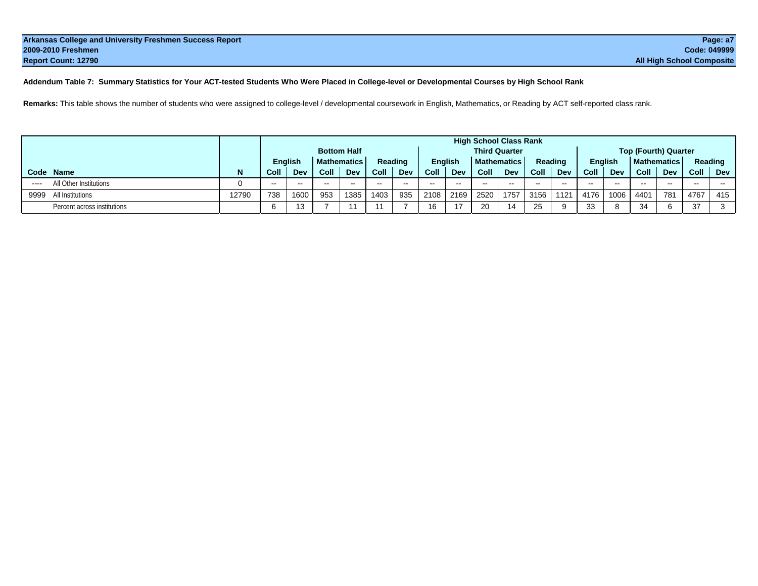Arkansas College and University Freshmen Success Report
2009-2010 Freshmen
Report Count: 12790

Page: a7
Code: 049999
All High School Composite

**Addendum Table 7: Summary Statistics for Your ACT-tested Students Who Were Placed in College-level or Developmental Courses by High School Rank**

**Remarks:** This table shows the number of students who were assigned to college-level / developmental coursework in English, Mathematics, or Reading by ACT self-reported class rank.

| | | | High School Class Rank | | | | | | | | | | | | | | | | | |
|---|---|---|---|---|---|---|---|---|---|---|---|---|---|---|---|---|---|---|---|---|
| | | | Bottom Half | | | | | | Third Quarter | | | | | | Top (Fourth) Quarter | | | | | |
| | | | English | | Mathematics | | Reading | | English | | Mathematics | | Reading | | English | | Mathematics | | Reading | |
| Code | Name | N | Coll | Dev | Coll | Dev | Coll | Dev | Coll | Dev | Coll | Dev | Coll | Dev | Coll | Dev | Coll | Dev | Coll | Dev |
| ---- | All Other Institutions | 0 | -- | -- | -- | -- | -- | -- | -- | -- | -- | -- | -- | -- | -- | -- | -- | -- | -- | -- |
| 9999 | All Institutions | 12790 | 738 | 1600 | 953 | 1385 | 1403 | 935 | 2108 | 2169 | 2520 | 1757 | 3156 | 1121 | 4176 | 1006 | 4401 | 781 | 4767 | 415 |
| | Percent across institutions | | 6 | 13 | 7 | 11 | 11 | 7 | 16 | 17 | 20 | 14 | 25 | 9 | 33 | 8 | 34 | 6 | 37 | 3 |